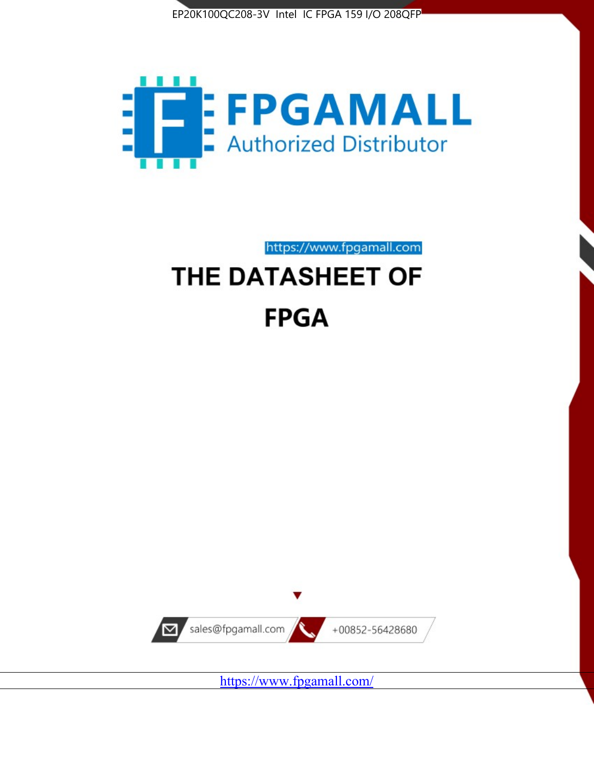EP20K100QC208-3V Intel IC FPGA 159 I/O 208QFP

FPGAMALL

Authorized Distributor

https://www.fpgamall.com

# THE DATASHEET OF

# FPGA

sales@fpgamall.com

+00852-56428680

https://www.fpgamall.com/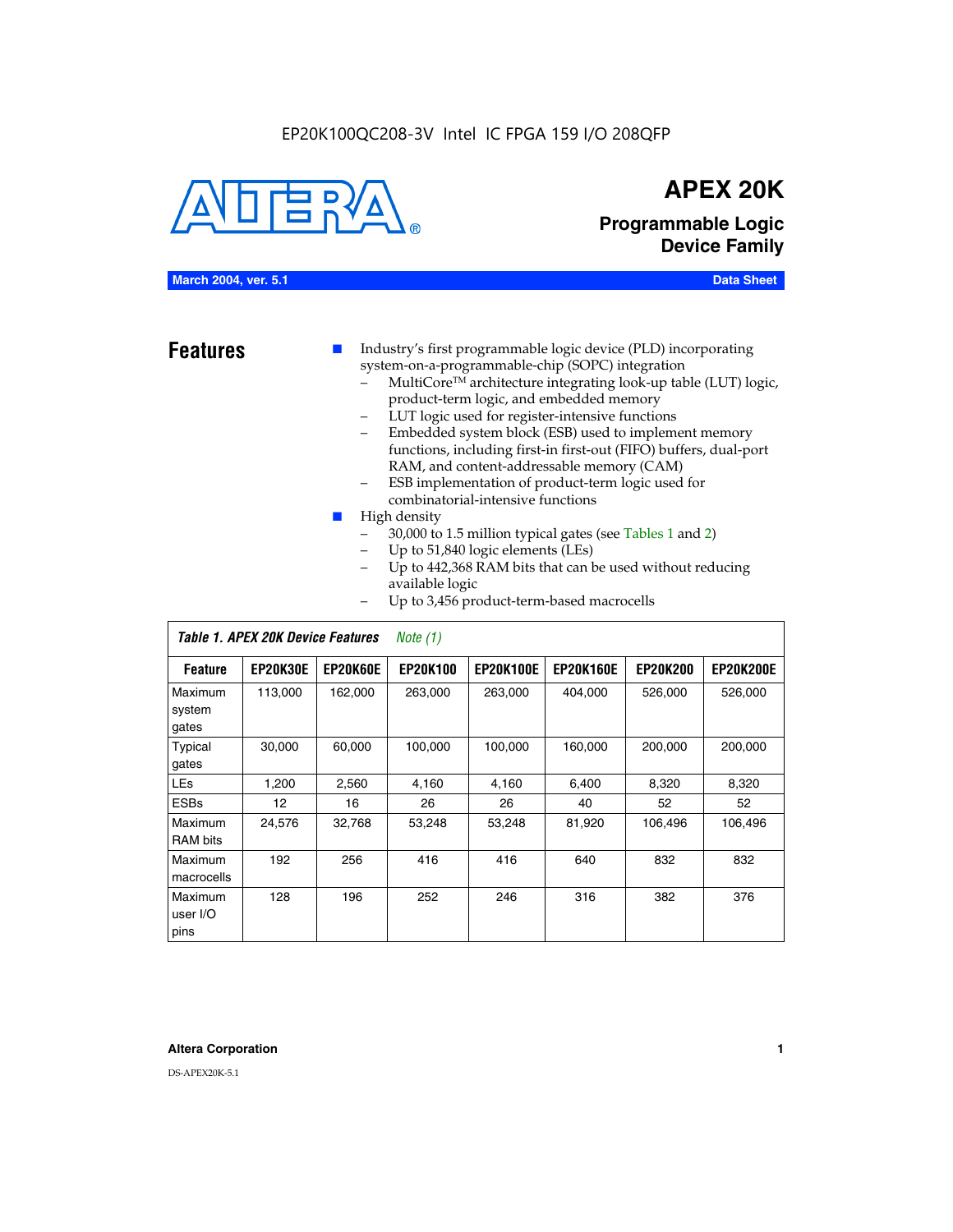EP20K100QC208-3V Intel IC FPGA 159 I/O 208QFP

# APEX 20K

## Programmable Logic Device Family

**March 2004, ver. 5.1** **Data Sheet**

## Features

- Industry's first programmable logic device (PLD) incorporating system-on-a-programmable-chip (SOPC) integration
  - MultiCore™ architecture integrating look-up table (LUT) logic, product-term logic, and embedded memory
  - LUT logic used for register-intensive functions
  - Embedded system block (ESB) used to implement memory functions, including first-in first-out (FIFO) buffers, dual-port RAM, and content-addressable memory (CAM)
  - ESB implementation of product-term logic used for combinatorial-intensive functions
- High density
  - 30,000 to 1.5 million typical gates (see Tables 1 and 2)
  - Up to 51,840 logic elements (LEs)
  - Up to 442,368 RAM bits that can be used without reducing available logic
  - Up to 3,456 product-term-based macrocells

*Table 1. APEX 20K Device Features* *Note (1)*

| Feature | EP20K30E | EP20K60E | EP20K100 | EP20K100E | EP20K160E | EP20K200 | EP20K200E |
|---|---|---|---|---|---|---|---|
| Maximum system gates | 113,000 | 162,000 | 263,000 | 263,000 | 404,000 | 526,000 | 526,000 |
| Typical gates | 30,000 | 60,000 | 100,000 | 100,000 | 160,000 | 200,000 | 200,000 |
| LEs | 1,200 | 2,560 | 4,160 | 4,160 | 6,400 | 8,320 | 8,320 |
| ESBs | 12 | 16 | 26 | 26 | 40 | 52 | 52 |
| Maximum RAM bits | 24,576 | 32,768 | 53,248 | 53,248 | 81,920 | 106,496 | 106,496 |
| Maximum macrocells | 192 | 256 | 416 | 416 | 640 | 832 | 832 |
| Maximum user I/O pins | 128 | 196 | 252 | 246 | 316 | 382 | 376 |

**Altera Corporation**

DS-APEX20K-5.1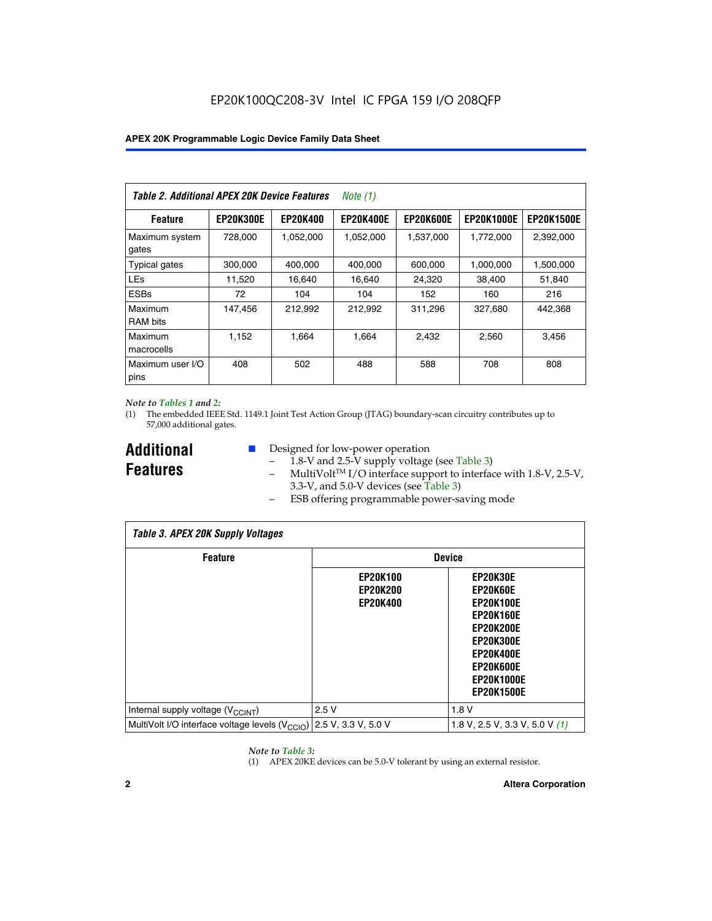**Table 2. Additional APEX 20K Device Features** *Note (1)*

| Feature | EP20K300E | EP20K400 | EP20K400E | EP20K600E | EP20K1000E | EP20K1500E |
|---|---|---|---|---|---|---|
| Maximum system gates | 728,000 | 1,052,000 | 1,052,000 | 1,537,000 | 1,772,000 | 2,392,000 |
| Typical gates | 300,000 | 400,000 | 400,000 | 600,000 | 1,000,000 | 1,500,000 |
| LEs | 11,520 | 16,640 | 16,640 | 24,320 | 38,400 | 51,840 |
| ESBs | 72 | 104 | 104 | 152 | 160 | 216 |
| Maximum RAM bits | 147,456 | 212,992 | 212,992 | 311,296 | 327,680 | 442,368 |
| Maximum macrocells | 1,152 | 1,664 | 1,664 | 2,432 | 2,560 | 3,456 |
| Maximum user I/O pins | 408 | 502 | 488 | 588 | 708 | 808 |

*Note to Tables 1 and 2:*

(1) The embedded IEEE Std. 1149.1 Joint Test Action Group (JTAG) boundary-scan circuitry contributes up to 57,000 additional gates.

## Additional Features

- Designed for low-power operation
  - 1.8-V and 2.5-V supply voltage (see Table 3)
  - MultiVolt™ I/O interface support to interface with 1.8-V, 2.5-V, 3.3-V, and 5.0-V devices (see Table 3)
  - ESB offering programmable power-saving mode

**Table 3. APEX 20K Supply Voltages**

| Feature | Device | |
|---|---|---|
| | EP20K100<br>EP20K200<br>EP20K400 | EP20K30E<br>EP20K60E<br>EP20K100E<br>EP20K160E<br>EP20K200E<br>EP20K300E<br>EP20K400E<br>EP20K600E<br>EP20K1000E<br>EP20K1500E |
| Internal supply voltage ($V_{CCINT}$) | 2.5 V | 1.8 V |
| MultiVolt I/O interface voltage levels ($V_{CCIO}$) | 2.5 V, 3.3 V, 5.0 V | 1.8 V, 2.5 V, 3.3 V, 5.0 V *(1)* |

*Note to Table 3:*

(1) APEX 20KE devices can be 5.0-V tolerant by using an external resistor.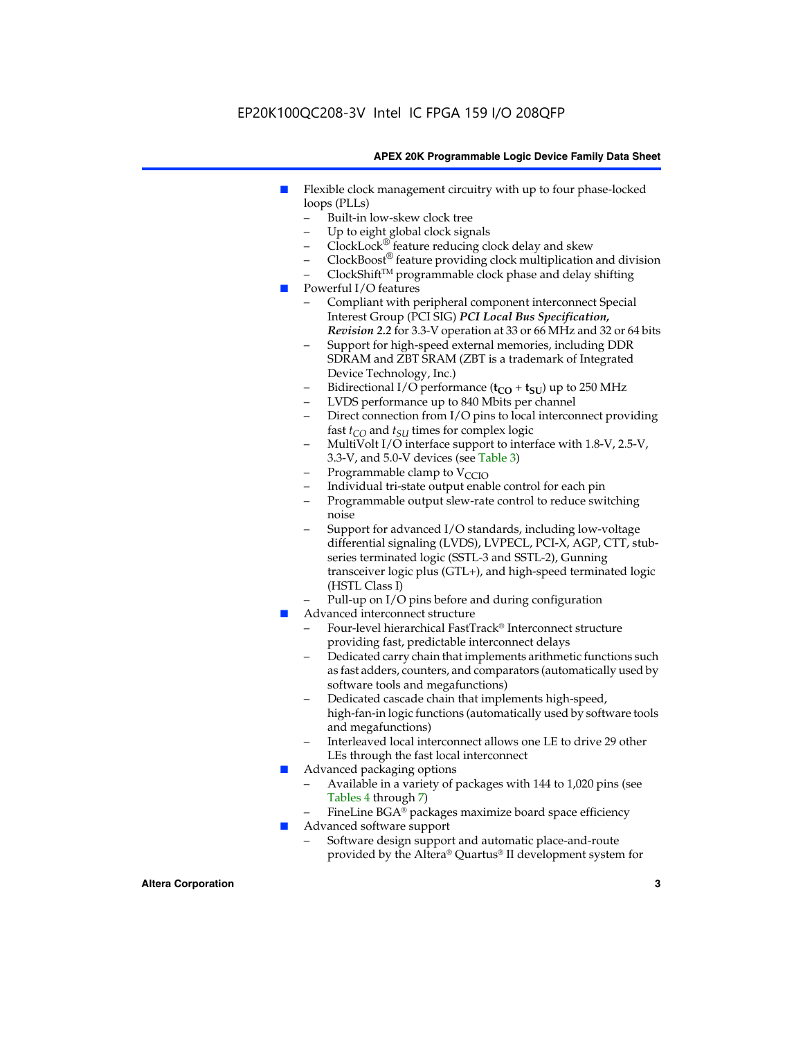- Flexible clock management circuitry with up to four phase-locked loops (PLLs)
  - Built-in low-skew clock tree
  - Up to eight global clock signals
  - ClockLock® feature reducing clock delay and skew
  - ClockBoost® feature providing clock multiplication and division
  - ClockShift™ programmable clock phase and delay shifting
- Powerful I/O features
  - Compliant with peripheral component interconnect Special Interest Group (PCI SIG) ***PCI Local Bus Specification, Revision 2.2*** for 3.3-V operation at 33 or 66 MHz and 32 or 64 bits
  - Support for high-speed external memories, including DDR SDRAM and ZBT SRAM (ZBT is a trademark of Integrated Device Technology, Inc.)
  - Bidirectional I/O performance ($\mathbf{t_{CO}}$ + $\mathbf{t_{SU}}$) up to 250 MHz
  - LVDS performance up to 840 Mbits per channel
  - Direct connection from I/O pins to local interconnect providing fast $t_{CO}$ and $t_{SU}$ times for complex logic
  - MultiVolt I/O interface support to interface with 1.8-V, 2.5-V, 3.3-V, and 5.0-V devices (see Table 3)
  - Programmable clamp to $V_{CCIO}$
  - Individual tri-state output enable control for each pin
  - Programmable output slew-rate control to reduce switching noise
  - Support for advanced I/O standards, including low-voltage differential signaling (LVDS), LVPECL, PCI-X, AGP, CTT, stub-series terminated logic (SSTL-3 and SSTL-2), Gunning transceiver logic plus (GTL+), and high-speed terminated logic (HSTL Class I)
  - Pull-up on I/O pins before and during configuration
- Advanced interconnect structure
  - Four-level hierarchical FastTrack® Interconnect structure providing fast, predictable interconnect delays
  - Dedicated carry chain that implements arithmetic functions such as fast adders, counters, and comparators (automatically used by software tools and megafunctions)
  - Dedicated cascade chain that implements high-speed, high-fan-in logic functions (automatically used by software tools and megafunctions)
  - Interleaved local interconnect allows one LE to drive 29 other LEs through the fast local interconnect
- Advanced packaging options
  - Available in a variety of packages with 144 to 1,020 pins (see Tables 4 through 7)
  - FineLine BGA® packages maximize board space efficiency
- Advanced software support
  - Software design support and automatic place-and-route provided by the Altera® Quartus® II development system for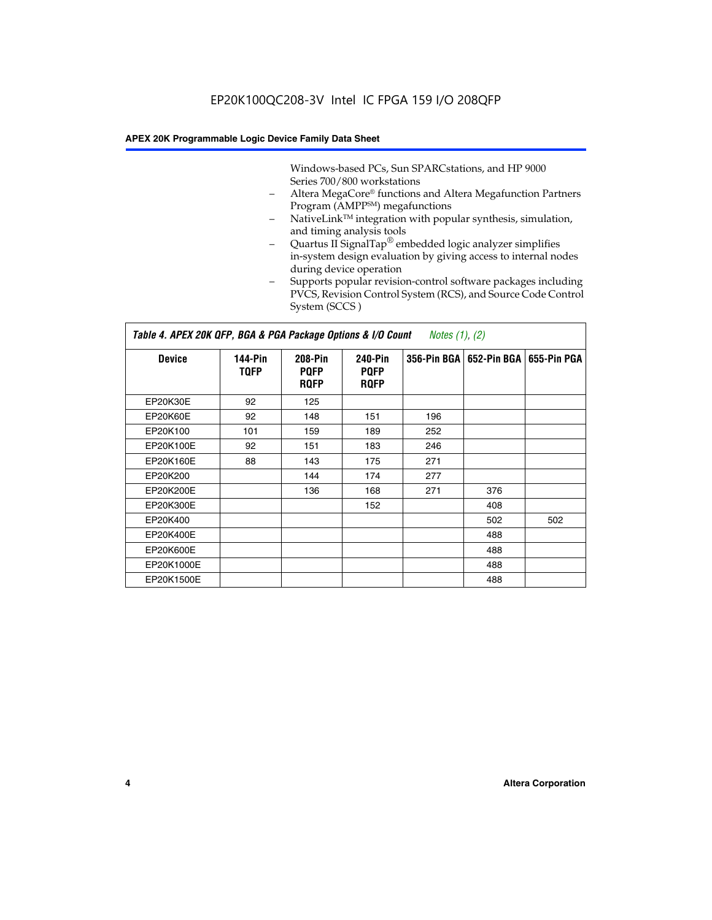Windows-based PCs, Sun SPARCstations, and HP 9000 Series 700/800 workstations
- Altera MegaCore® functions and Altera Megafunction Partners Program (AMPP℠) megafunctions
- NativeLink™ integration with popular synthesis, simulation, and timing analysis tools
- Quartus II SignalTap® embedded logic analyzer simplifies in-system design evaluation by giving access to internal nodes during device operation
- Supports popular revision-control software packages including PVCS, Revision Control System (RCS), and Source Code Control System (SCCS )

**Table 4. APEX 20K QFP, BGA & PGA Package Options & I/O Count** *Notes (1), (2)*

| Device | 144-Pin TQFP | 208-Pin PQFP RQFP | 240-Pin PQFP RQFP | 356-Pin BGA | 652-Pin BGA | 655-Pin PGA |
|---|---|---|---|---|---|---|
| EP20K30E | 92 | 125 | | | | |
| EP20K60E | 92 | 148 | 151 | 196 | | |
| EP20K100 | 101 | 159 | 189 | 252 | | |
| EP20K100E | 92 | 151 | 183 | 246 | | |
| EP20K160E | 88 | 143 | 175 | 271 | | |
| EP20K200 | | 144 | 174 | 277 | | |
| EP20K200E | | 136 | 168 | 271 | 376 | |
| EP20K300E | | | 152 | | 408 | |
| EP20K400 | | | | | 502 | 502 |
| EP20K400E | | | | | 488 | |
| EP20K600E | | | | | 488 | |
| EP20K1000E | | | | | 488 | |
| EP20K1500E | | | | | 488 | |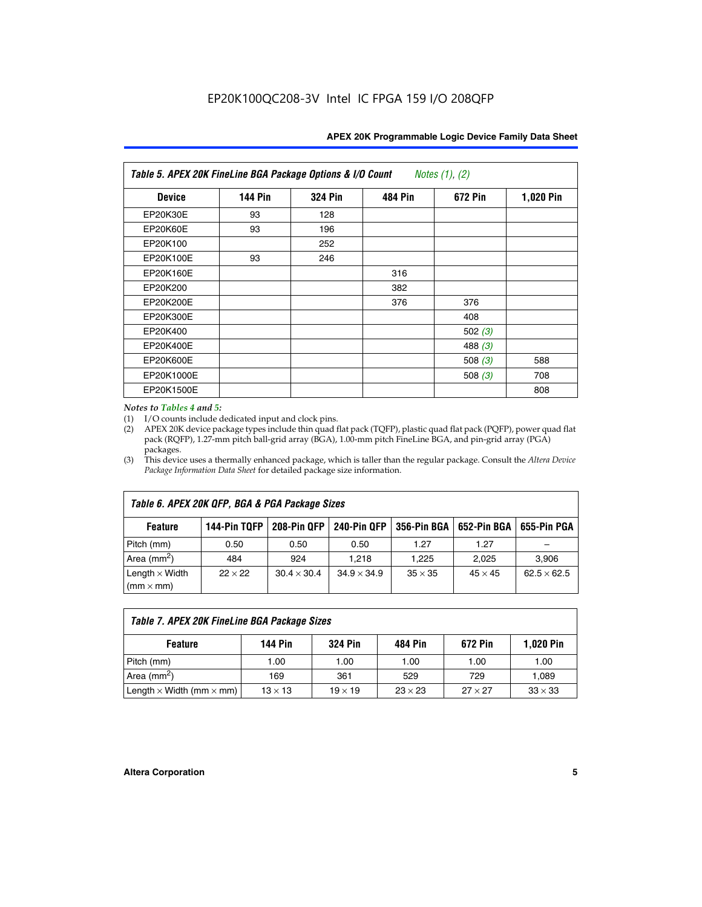EP20K100QC208-3V Intel IC FPGA 159 I/O 208QFP

**Table 5. APEX 20K FineLine BGA Package Options & I/O Count** *Notes (1), (2)*

| Device | 144 Pin | 324 Pin | 484 Pin | 672 Pin | 1,020 Pin |
|---|---|---|---|---|---|
| EP20K30E | 93 | 128 | | | |
| EP20K60E | 93 | 196 | | | |
| EP20K100 | | 252 | | | |
| EP20K100E | 93 | 246 | | | |
| EP20K160E | | | 316 | | |
| EP20K200 | | | 382 | | |
| EP20K200E | | | 376 | 376 | |
| EP20K300E | | | | 408 | |
| EP20K400 | | | | 502 *(3)* | |
| EP20K400E | | | | 488 *(3)* | |
| EP20K600E | | | | 508 *(3)* | 588 |
| EP20K1000E | | | | 508 *(3)* | 708 |
| EP20K1500E | | | | | 808 |

*Notes to Tables 4 and 5:*

(1) I/O counts include dedicated input and clock pins.

(2) APEX 20K device package types include thin quad flat pack (TQFP), plastic quad flat pack (PQFP), power quad flat pack (RQFP), 1.27-mm pitch ball-grid array (BGA), 1.00-mm pitch FineLine BGA, and pin-grid array (PGA) packages.

(3) This device uses a thermally enhanced package, which is taller than the regular package. Consult the *Altera Device Package Information Data Sheet* for detailed package size information.

**Table 6. APEX 20K QFP, BGA & PGA Package Sizes**

| Feature | 144-Pin TQFP | 208-Pin QFP | 240-Pin QFP | 356-Pin BGA | 652-Pin BGA | 655-Pin PGA |
|---|---|---|---|---|---|---|
| Pitch (mm) | 0.50 | 0.50 | 0.50 | 1.27 | 1.27 | – |
| Area ($mm^2$) | 484 | 924 | 1,218 | 1,225 | 2,025 | 3,906 |
| Length × Width (mm × mm) | 22 × 22 | 30.4 × 30.4 | 34.9 × 34.9 | 35 × 35 | 45 × 45 | 62.5 × 62.5 |

**Table 7. APEX 20K FineLine BGA Package Sizes**

| Feature | 144 Pin | 324 Pin | 484 Pin | 672 Pin | 1,020 Pin |
|---|---|---|---|---|---|
| Pitch (mm) | 1.00 | 1.00 | 1.00 | 1.00 | 1.00 |
| Area ($mm^2$) | 169 | 361 | 529 | 729 | 1,089 |
| Length × Width (mm × mm) | 13 × 13 | 19 × 19 | 23 × 23 | 27 × 27 | 33 × 33 |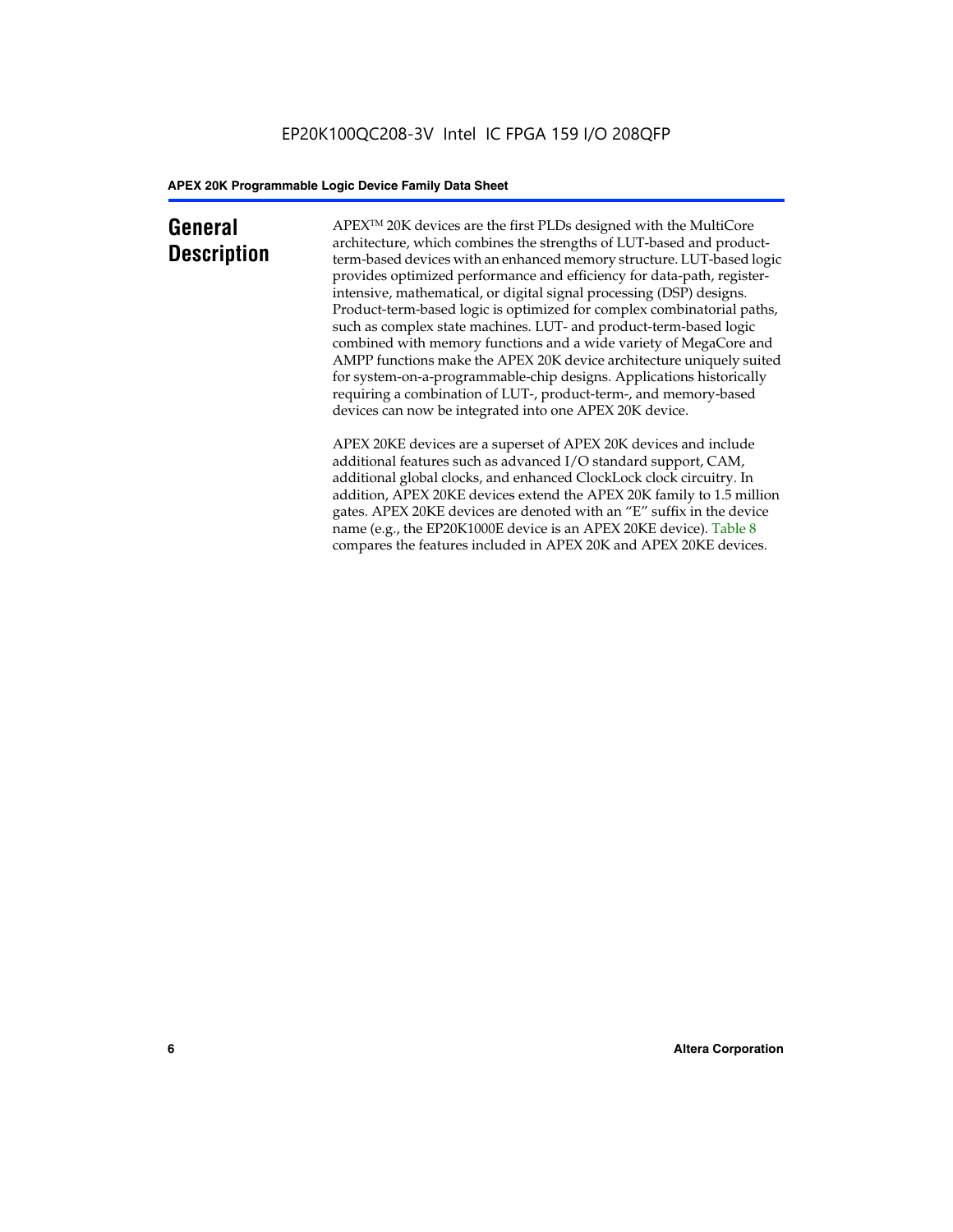## General Description

APEX™ 20K devices are the first PLDs designed with the MultiCore architecture, which combines the strengths of LUT-based and product-term-based devices with an enhanced memory structure. LUT-based logic provides optimized performance and efficiency for data-path, register-intensive, mathematical, or digital signal processing (DSP) designs. Product-term-based logic is optimized for complex combinatorial paths, such as complex state machines. LUT- and product-term-based logic combined with memory functions and a wide variety of MegaCore and AMPP functions make the APEX 20K device architecture uniquely suited for system-on-a-programmable-chip designs. Applications historically requiring a combination of LUT-, product-term-, and memory-based devices can now be integrated into one APEX 20K device.

APEX 20KE devices are a superset of APEX 20K devices and include additional features such as advanced I/O standard support, CAM, additional global clocks, and enhanced ClockLock clock circuitry. In addition, APEX 20KE devices extend the APEX 20K family to 1.5 million gates. APEX 20KE devices are denoted with an "E" suffix in the device name (e.g., the EP20K1000E device is an APEX 20KE device). Table 8 compares the features included in APEX 20K and APEX 20KE devices.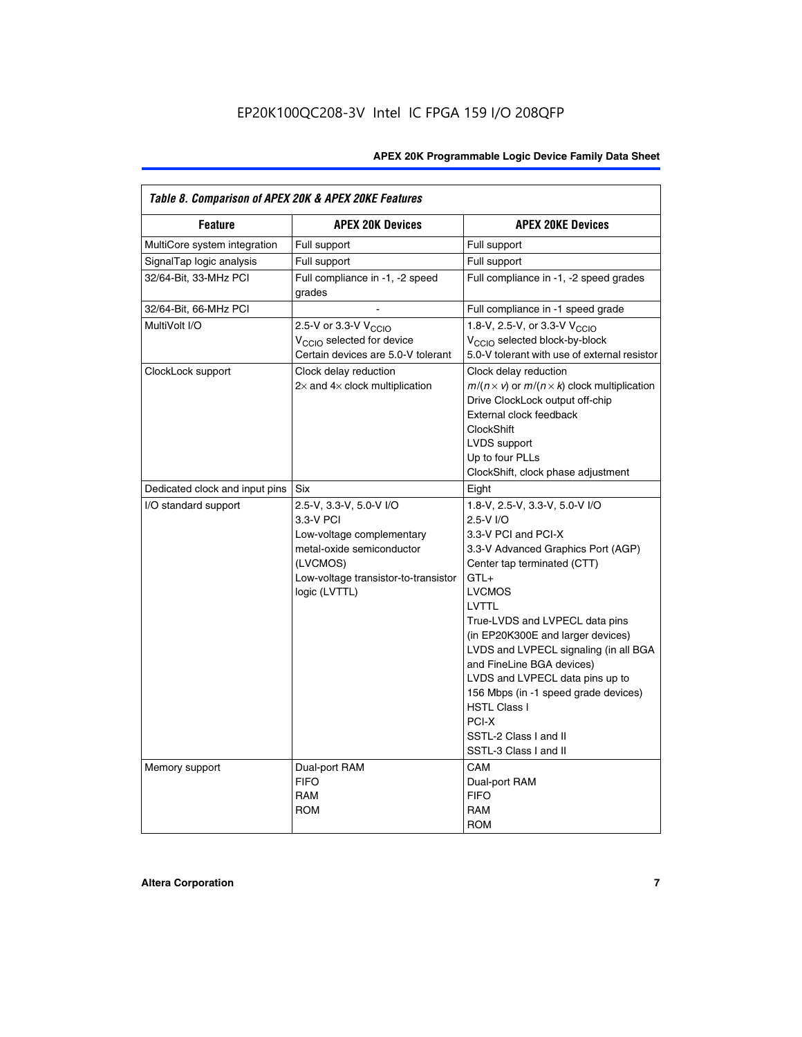| *Table 8. Comparison of APEX 20K & APEX 20KE Features* | | |
|---|---|---|
| **Feature** | **APEX 20K Devices** | **APEX 20KE Devices** |
| MultiCore system integration | Full support | Full support |
| SignalTap logic analysis | Full support | Full support |
| 32/64-Bit, 33-MHz PCI | Full compliance in -1, -2 speed grades | Full compliance in -1, -2 speed grades |
| 32/64-Bit, 66-MHz PCI | - | Full compliance in -1 speed grade |
| MultiVolt I/O | 2.5-V or 3.3-V $V_{CCIO}$<br>$V_{CCIO}$ selected for device<br>Certain devices are 5.0-V tolerant | 1.8-V, 2.5-V, or 3.3-V $V_{CCIO}$<br>$V_{CCIO}$ selected block-by-block<br>5.0-V tolerant with use of external resistor |
| ClockLock support | Clock delay reduction<br>2× and 4× clock multiplication | Clock delay reduction<br>$m/(n \times v)$ or $m/(n \times k)$ clock multiplication<br>Drive ClockLock output off-chip<br>External clock feedback<br>ClockShift<br>LVDS support<br>Up to four PLLs<br>ClockShift, clock phase adjustment |
| Dedicated clock and input pins | Six | Eight |
| I/O standard support | 2.5-V, 3.3-V, 5.0-V I/O<br>3.3-V PCI<br>Low-voltage complementary metal-oxide semiconductor (LVCMOS)<br>Low-voltage transistor-to-transistor logic (LVTTL) | 1.8-V, 2.5-V, 3.3-V, 5.0-V I/O<br>2.5-V I/O<br>3.3-V PCI and PCI-X<br>3.3-V Advanced Graphics Port (AGP)<br>Center tap terminated (CTT)<br>GTL+<br>LVCMOS<br>LVTTL<br>True-LVDS and LVPECL data pins (in EP20K300E and larger devices)<br>LVDS and LVPECL signaling (in all BGA and FineLine BGA devices)<br>LVDS and LVPECL data pins up to 156 Mbps (in -1 speed grade devices)<br>HSTL Class I<br>PCI-X<br>SSTL-2 Class I and II<br>SSTL-3 Class I and II |
| Memory support | Dual-port RAM<br>FIFO<br>RAM<br>ROM | CAM<br>Dual-port RAM<br>FIFO<br>RAM<br>ROM |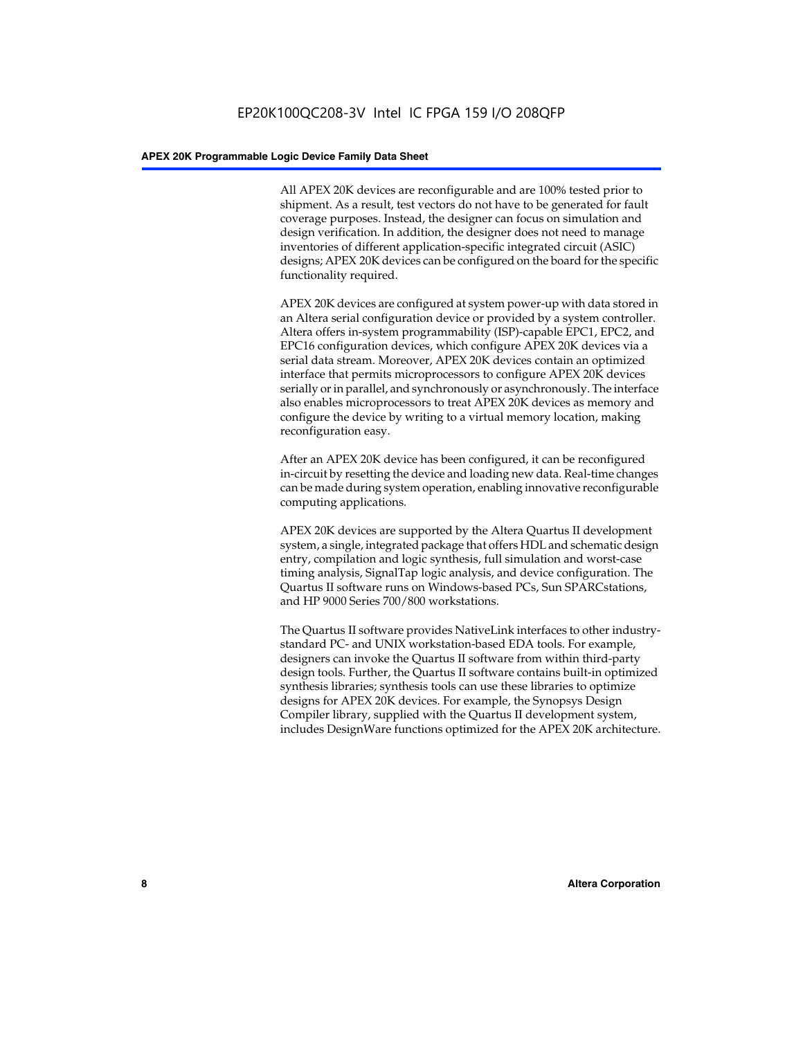All APEX 20K devices are reconfigurable and are 100% tested prior to shipment. As a result, test vectors do not have to be generated for fault coverage purposes. Instead, the designer can focus on simulation and design verification. In addition, the designer does not need to manage inventories of different application-specific integrated circuit (ASIC) designs; APEX 20K devices can be configured on the board for the specific functionality required.

APEX 20K devices are configured at system power-up with data stored in an Altera serial configuration device or provided by a system controller. Altera offers in-system programmability (ISP)-capable EPC1, EPC2, and EPC16 configuration devices, which configure APEX 20K devices via a serial data stream. Moreover, APEX 20K devices contain an optimized interface that permits microprocessors to configure APEX 20K devices serially or in parallel, and synchronously or asynchronously. The interface also enables microprocessors to treat APEX 20K devices as memory and configure the device by writing to a virtual memory location, making reconfiguration easy.

After an APEX 20K device has been configured, it can be reconfigured in-circuit by resetting the device and loading new data. Real-time changes can be made during system operation, enabling innovative reconfigurable computing applications.

APEX 20K devices are supported by the Altera Quartus II development system, a single, integrated package that offers HDL and schematic design entry, compilation and logic synthesis, full simulation and worst-case timing analysis, SignalTap logic analysis, and device configuration. The Quartus II software runs on Windows-based PCs, Sun SPARCstations, and HP 9000 Series 700/800 workstations.

The Quartus II software provides NativeLink interfaces to other industry-standard PC- and UNIX workstation-based EDA tools. For example, designers can invoke the Quartus II software from within third-party design tools. Further, the Quartus II software contains built-in optimized synthesis libraries; synthesis tools can use these libraries to optimize designs for APEX 20K devices. For example, the Synopsys Design Compiler library, supplied with the Quartus II development system, includes DesignWare functions optimized for the APEX 20K architecture.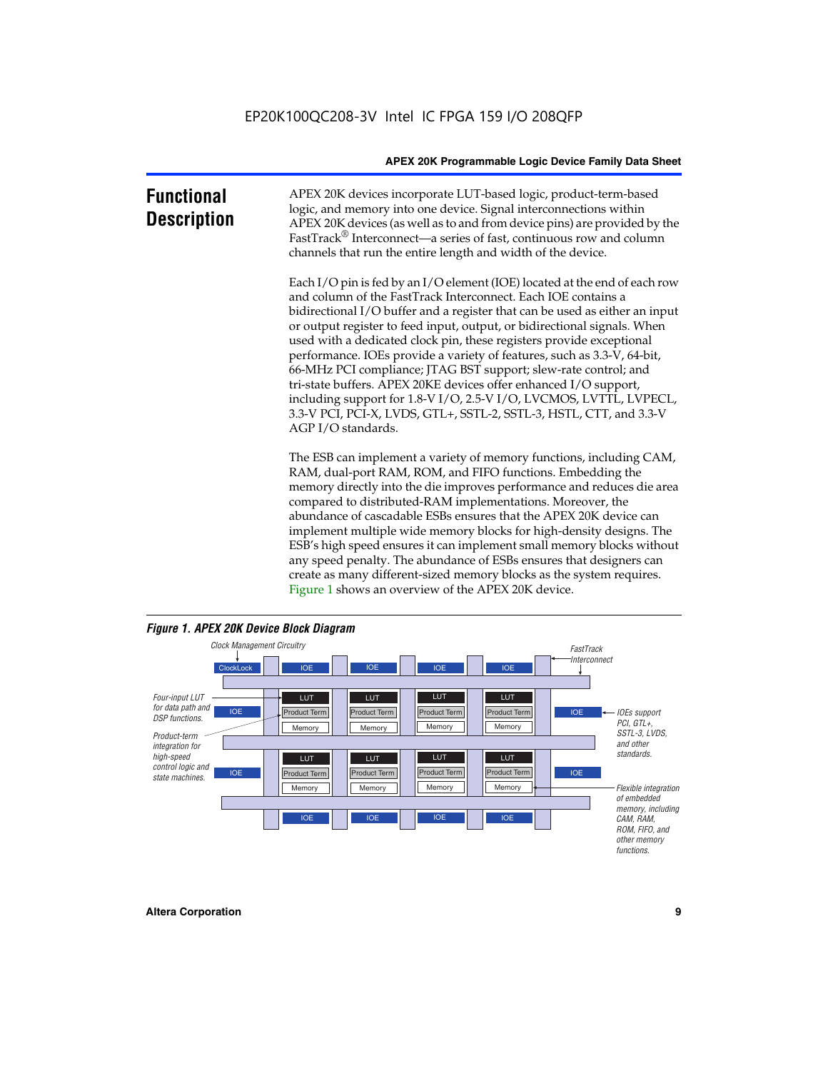# Functional Description

APEX 20K devices incorporate LUT-based logic, product-term-based logic, and memory into one device. Signal interconnections within APEX 20K devices (as well as to and from device pins) are provided by the FastTrack® Interconnect—a series of fast, continuous row and column channels that run the entire length and width of the device.

Each I/O pin is fed by an I/O element (IOE) located at the end of each row and column of the FastTrack Interconnect. Each IOE contains a bidirectional I/O buffer and a register that can be used as either an input or output register to feed input, output, or bidirectional signals. When used with a dedicated clock pin, these registers provide exceptional performance. IOEs provide a variety of features, such as 3.3-V, 64-bit, 66-MHz PCI compliance; JTAG BST support; slew-rate control; and tri-state buffers. APEX 20KE devices offer enhanced I/O support, including support for 1.8-V I/O, 2.5-V I/O, LVCMOS, LVTTL, LVPECL, 3.3-V PCI, PCI-X, LVDS, GTL+, SSTL-2, SSTL-3, HSTL, CTT, and 3.3-V AGP I/O standards.

The ESB can implement a variety of memory functions, including CAM, RAM, dual-port RAM, ROM, and FIFO functions. Embedding the memory directly into the die improves performance and reduces die area compared to distributed-RAM implementations. Moreover, the abundance of cascadable ESBs ensures that the APEX 20K device can implement multiple wide memory blocks for high-density designs. The ESB's high speed ensures it can implement small memory blocks without any speed penalty. The abundance of ESBs ensures that designers can create as many different-sized memory blocks as the system requires. Figure 1 shows an overview of the APEX 20K device.

*Figure 1. APEX 20K Device Block Diagram*

Clock Management Circuitry | ClockLock | IOE | LUT | Product Term | Memory | FastTrack Interconnect

Four-input LUT for data path and DSP functions.

Product-term integration for high-speed control logic and state machines.

IOEs support PCI, GTL+, SSTL-3, LVDS, and other standards.

Flexible integration of embedded memory, including CAM, RAM, ROM, FIFO, and other memory functions.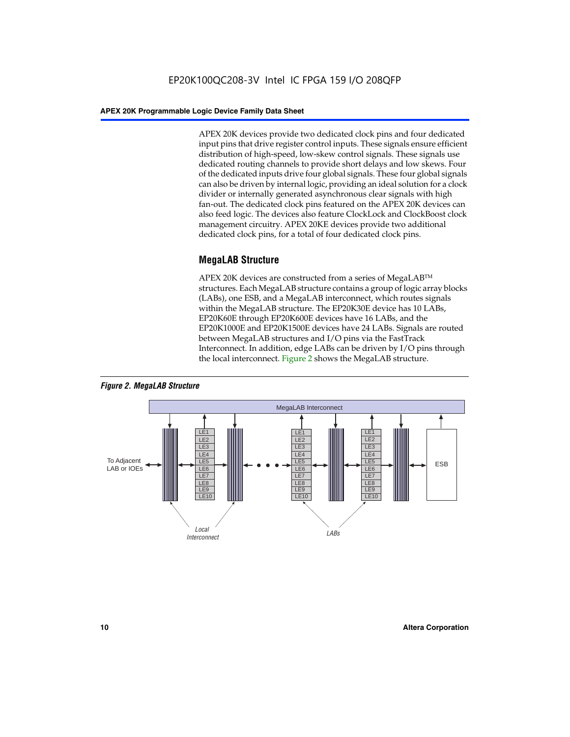APEX 20K devices provide two dedicated clock pins and four dedicated input pins that drive register control inputs. These signals ensure efficient distribution of high-speed, low-skew control signals. These signals use dedicated routing channels to provide short delays and low skews. Four of the dedicated inputs drive four global signals. These four global signals can also be driven by internal logic, providing an ideal solution for a clock divider or internally generated asynchronous clear signals with high fan-out. The dedicated clock pins featured on the APEX 20K devices can also feed logic. The devices also feature ClockLock and ClockBoost clock management circuitry. APEX 20KE devices provide two additional dedicated clock pins, for a total of four dedicated clock pins.

## MegaLAB Structure

APEX 20K devices are constructed from a series of MegaLAB™ structures. Each MegaLAB structure contains a group of logic array blocks (LABs), one ESB, and a MegaLAB interconnect, which routes signals within the MegaLAB structure. The EP20K30E device has 10 LABs, EP20K60E through EP20K600E devices have 16 LABs, and the EP20K1000E and EP20K1500E devices have 24 LABs. Signals are routed between MegaLAB structures and I/O pins via the FastTrack Interconnect. In addition, edge LABs can be driven by I/O pins through the local interconnect. Figure 2 shows the MegaLAB structure.

*Figure 2. MegaLAB Structure*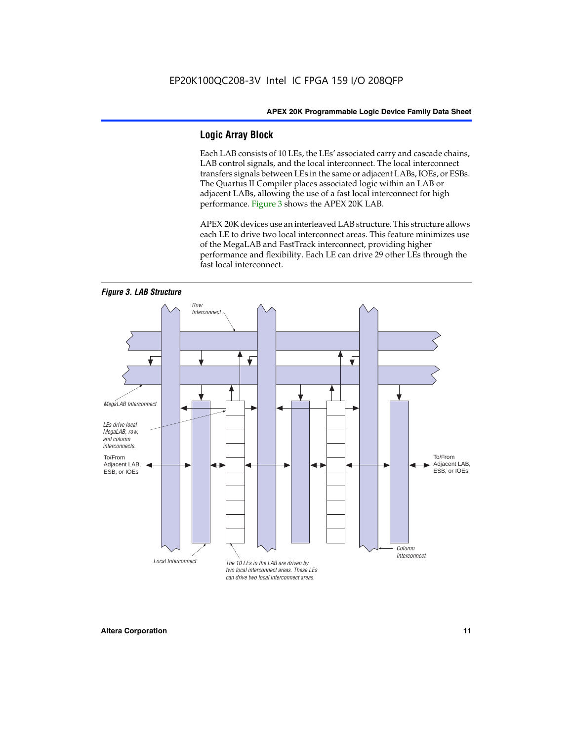## Logic Array Block

Each LAB consists of 10 LEs, the LEs' associated carry and cascade chains, LAB control signals, and the local interconnect. The local interconnect transfers signals between LEs in the same or adjacent LABs, IOEs, or ESBs. The Quartus II Compiler places associated logic within an LAB or adjacent LABs, allowing the use of a fast local interconnect for high performance. Figure 3 shows the APEX 20K LAB.

APEX 20K devices use an interleaved LAB structure. This structure allows each LE to drive two local interconnect areas. This feature minimizes use of the MegaLAB and FastTrack interconnect, providing higher performance and flexibility. Each LE can drive 29 other LEs through the fast local interconnect.

***Figure 3. LAB Structure***

Row Interconnect

MegaLAB Interconnect

*LEs drive local MegaLAB, row, and column interconnects.*

To/From Adjacent LAB, ESB, or IOEs

To/From Adjacent LAB, ESB, or IOEs

Column Interconnect

Local Interconnect

*The 10 LEs in the LAB are driven by two local interconnect areas. These LEs can drive two local interconnect areas.*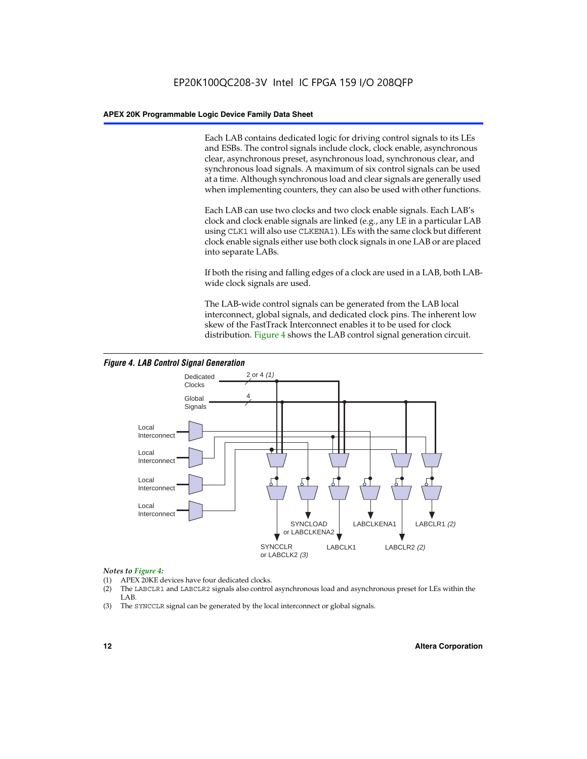Each LAB contains dedicated logic for driving control signals to its LEs and ESBs. The control signals include clock, clock enable, asynchronous clear, asynchronous preset, asynchronous load, synchronous clear, and synchronous load signals. A maximum of six control signals can be used at a time. Although synchronous load and clear signals are generally used when implementing counters, they can also be used with other functions.

Each LAB can use two clocks and two clock enable signals. Each LAB's clock and clock enable signals are linked (e.g., any LE in a particular LAB using CLK1 will also use CLKENA1). LEs with the same clock but different clock enable signals either use both clock signals in one LAB or are placed into separate LABs.

If both the rising and falling edges of a clock are used in a LAB, both LAB-wide clock signals are used.

The LAB-wide control signals can be generated from the LAB local interconnect, global signals, and dedicated clock pins. The inherent low skew of the FastTrack Interconnect enables it to be used for clock distribution. Figure 4 shows the LAB control signal generation circuit.

*Figure 4. LAB Control Signal Generation*

Dedicated Clocks — 2 or 4 *(1)*
Global Signals — 4
Local Interconnect
Local Interconnect
Local Interconnect
Local Interconnect

SYNCCLR or LABCLK2 *(3)*
SYNCLOAD or LABCLKENA2
LABCLK1
LABCLKENA1
LABCLR2 *(2)*
LABCLR1 *(2)*

*Notes to Figure 4:*

(1) APEX 20KE devices have four dedicated clocks.
(2) The LABCLR1 and LABCLR2 signals also control asynchronous load and asynchronous preset for LEs within the LAB.
(3) The SYNCCLR signal can be generated by the local interconnect or global signals.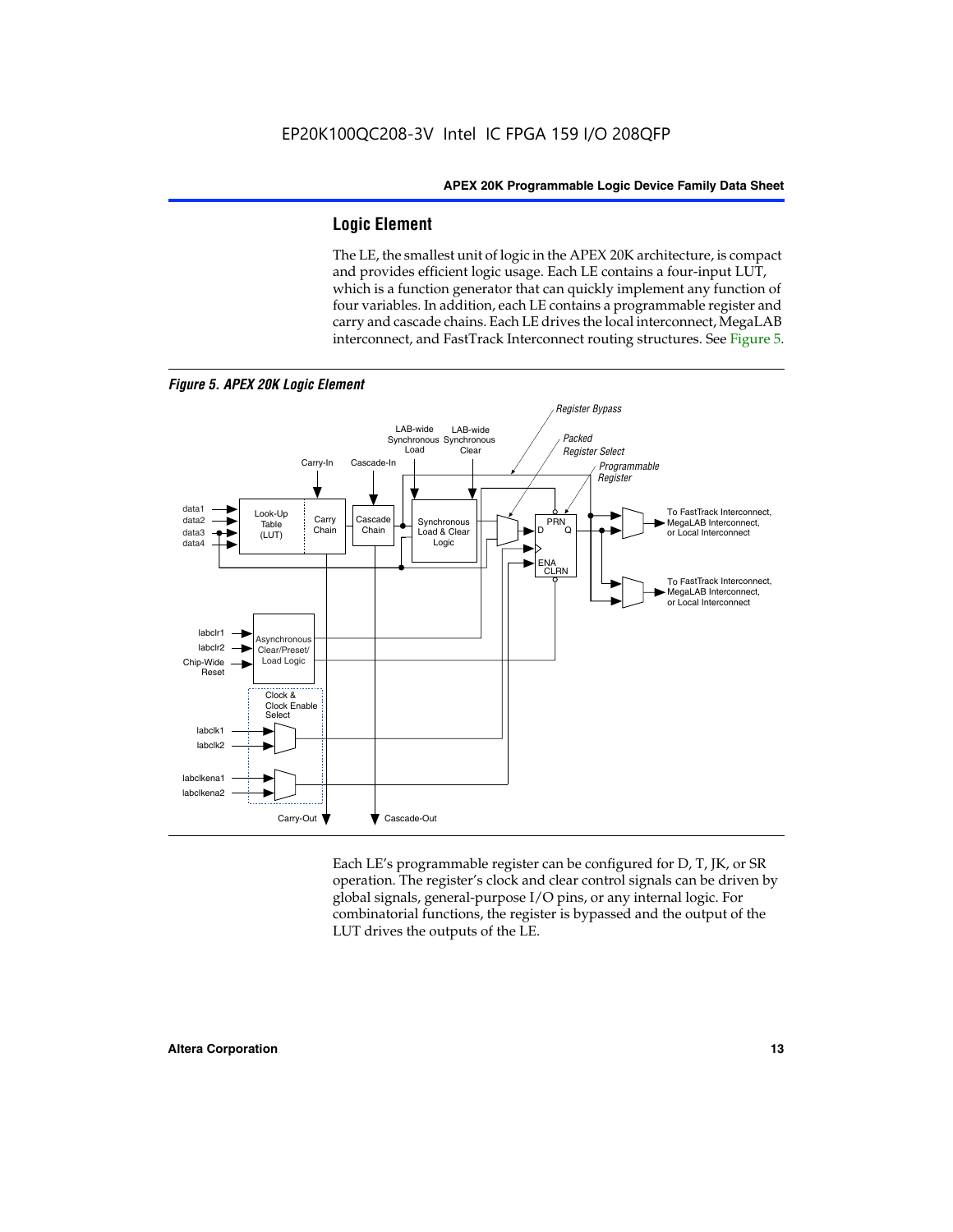## Logic Element

The LE, the smallest unit of logic in the APEX 20K architecture, is compact and provides efficient logic usage. Each LE contains a four-input LUT, which is a function generator that can quickly implement any function of four variables. In addition, each LE contains a programmable register and carry and cascade chains. Each LE drives the local interconnect, MegaLAB interconnect, and FastTrack Interconnect routing structures. See Figure 5.

*Figure 5. APEX 20K Logic Element*

Each LE's programmable register can be configured for D, T, JK, or SR operation. The register's clock and clear control signals can be driven by global signals, general-purpose I/O pins, or any internal logic. For combinatorial functions, the register is bypassed and the output of the LUT drives the outputs of the LE.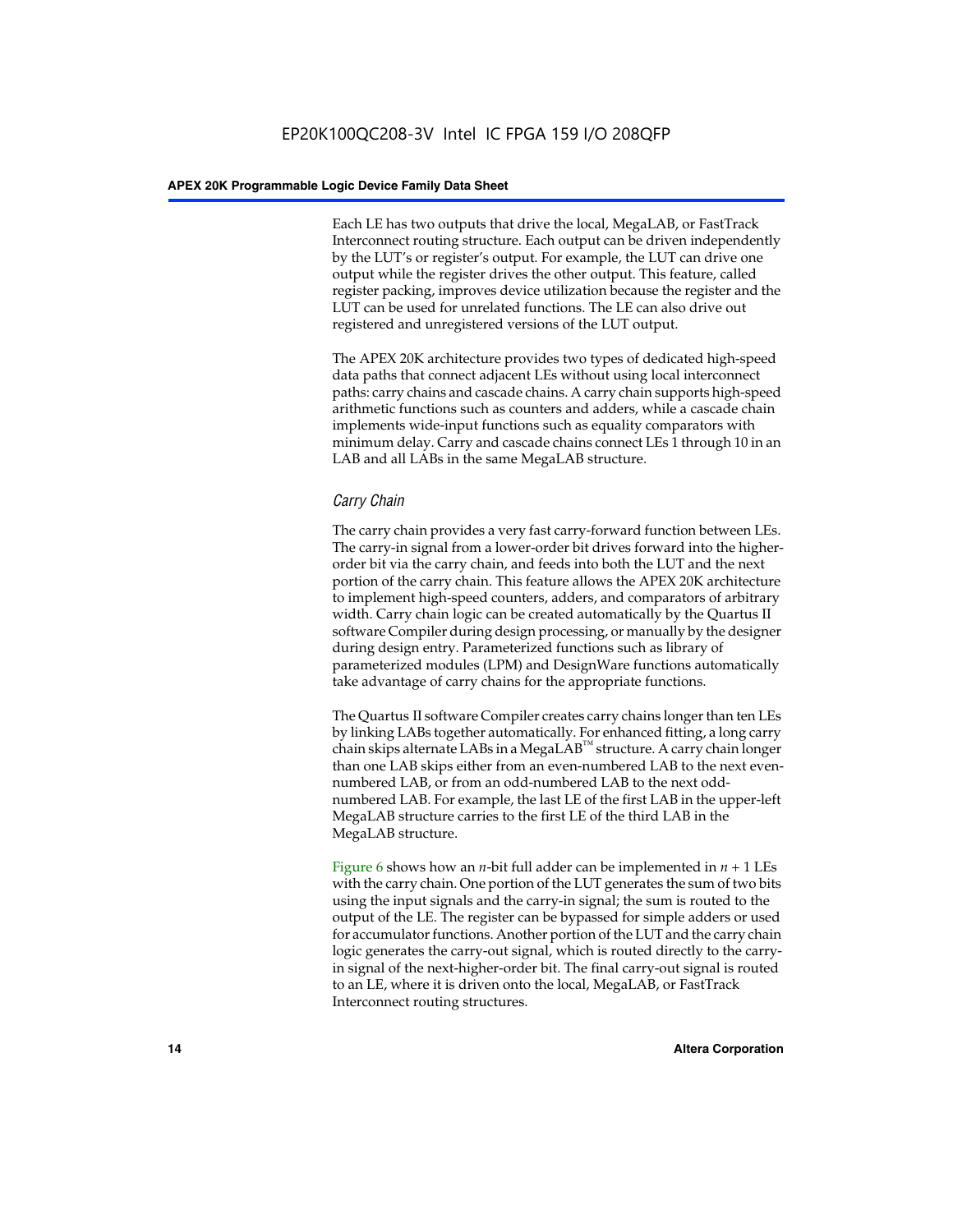Each LE has two outputs that drive the local, MegaLAB, or FastTrack Interconnect routing structure. Each output can be driven independently by the LUT's or register's output. For example, the LUT can drive one output while the register drives the other output. This feature, called register packing, improves device utilization because the register and the LUT can be used for unrelated functions. The LE can also drive out registered and unregistered versions of the LUT output.

The APEX 20K architecture provides two types of dedicated high-speed data paths that connect adjacent LEs without using local interconnect paths: carry chains and cascade chains. A carry chain supports high-speed arithmetic functions such as counters and adders, while a cascade chain implements wide-input functions such as equality comparators with minimum delay. Carry and cascade chains connect LEs 1 through 10 in an LAB and all LABs in the same MegaLAB structure.

### *Carry Chain*

The carry chain provides a very fast carry-forward function between LEs. The carry-in signal from a lower-order bit drives forward into the higher-order bit via the carry chain, and feeds into both the LUT and the next portion of the carry chain. This feature allows the APEX 20K architecture to implement high-speed counters, adders, and comparators of arbitrary width. Carry chain logic can be created automatically by the Quartus II software Compiler during design processing, or manually by the designer during design entry. Parameterized functions such as library of parameterized modules (LPM) and DesignWare functions automatically take advantage of carry chains for the appropriate functions.

The Quartus II software Compiler creates carry chains longer than ten LEs by linking LABs together automatically. For enhanced fitting, a long carry chain skips alternate LABs in a MegaLAB™ structure. A carry chain longer than one LAB skips either from an even-numbered LAB to the next even-numbered LAB, or from an odd-numbered LAB to the next odd-numbered LAB. For example, the last LE of the first LAB in the upper-left MegaLAB structure carries to the first LE of the third LAB in the MegaLAB structure.

Figure 6 shows how an $n$-bit full adder can be implemented in $n + 1$ LEs with the carry chain. One portion of the LUT generates the sum of two bits using the input signals and the carry-in signal; the sum is routed to the output of the LE. The register can be bypassed for simple adders or used for accumulator functions. Another portion of the LUT and the carry chain logic generates the carry-out signal, which is routed directly to the carry-in signal of the next-higher-order bit. The final carry-out signal is routed to an LE, where it is driven onto the local, MegaLAB, or FastTrack Interconnect routing structures.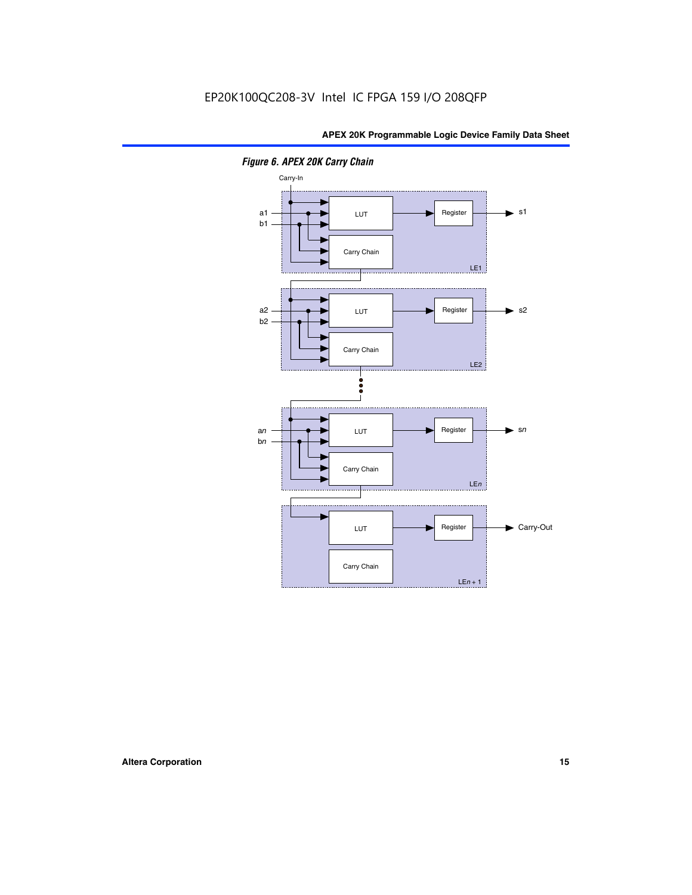*Figure 6. APEX 20K Carry Chain*

Carry-In

a1
b1

LUT

Register

s1

Carry Chain

LE1

a2
b2

LUT

Register

s2

Carry Chain

LE2

a*n*
b*n*

LUT

Register

s*n*

Carry Chain

LE*n*

LUT

Register

Carry-Out

Carry Chain

LE*n* + 1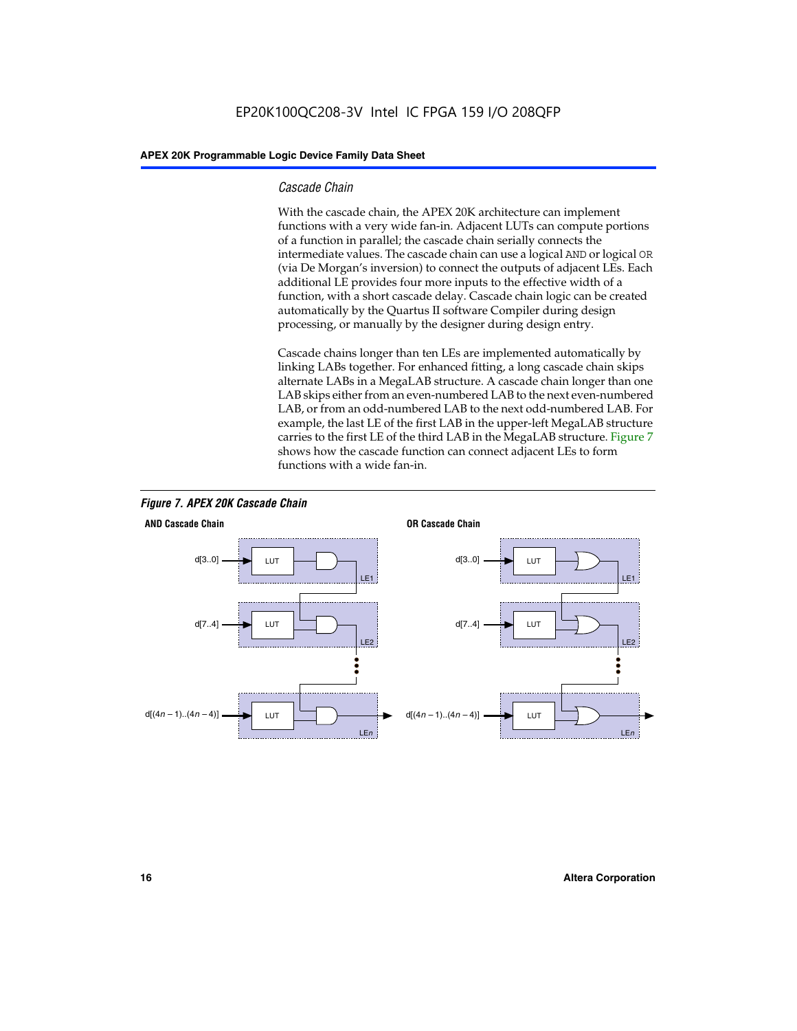### Cascade Chain

With the cascade chain, the APEX 20K architecture can implement functions with a very wide fan-in. Adjacent LUTs can compute portions of a function in parallel; the cascade chain serially connects the intermediate values. The cascade chain can use a logical AND or logical OR (via De Morgan's inversion) to connect the outputs of adjacent LEs. Each additional LE provides four more inputs to the effective width of a function, with a short cascade delay. Cascade chain logic can be created automatically by the Quartus II software Compiler during design processing, or manually by the designer during design entry.

Cascade chains longer than ten LEs are implemented automatically by linking LABs together. For enhanced fitting, a long cascade chain skips alternate LABs in a MegaLAB structure. A cascade chain longer than one LAB skips either from an even-numbered LAB to the next even-numbered LAB, or from an odd-numbered LAB to the next odd-numbered LAB. For example, the last LE of the first LAB in the upper-left MegaLAB structure carries to the first LE of the third LAB in the MegaLAB structure. Figure 7 shows how the cascade function can connect adjacent LEs to form functions with a wide fan-in.

*Figure 7. APEX 20K Cascade Chain*

**AND Cascade Chain**

d[3..0] → LUT → LE1
d[7..4] → LUT → LE2
d[(4n – 1)..(4n – 4)] → LUT → LEn

**OR Cascade Chain**

d[3..0] → LUT → LE1
d[7..4] → LUT → LE2
d[(4n – 1)..(4n – 4)] → LUT → LEn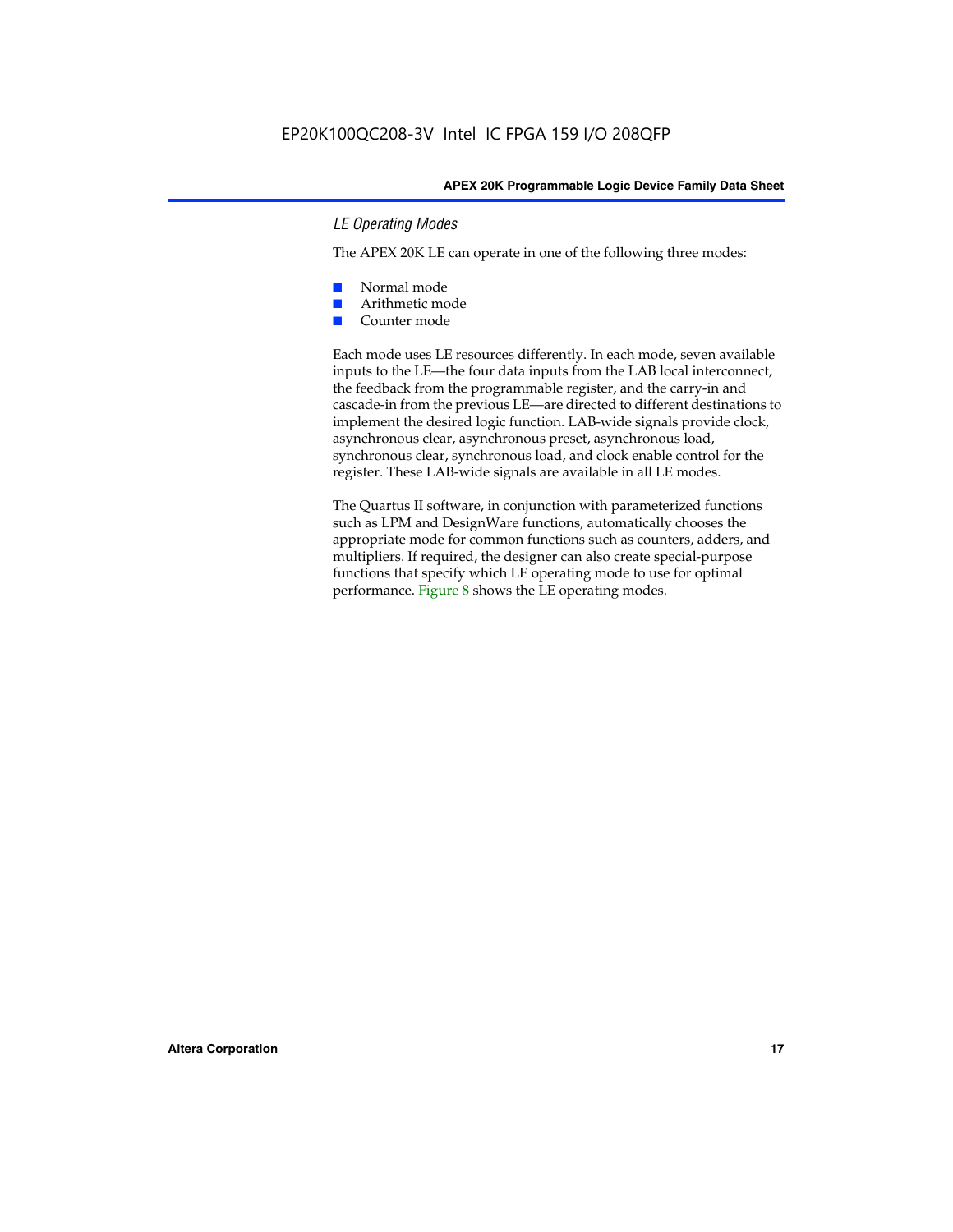### *LE Operating Modes*

The APEX 20K LE can operate in one of the following three modes:

- Normal mode
- Arithmetic mode
- Counter mode

Each mode uses LE resources differently. In each mode, seven available inputs to the LE—the four data inputs from the LAB local interconnect, the feedback from the programmable register, and the carry-in and cascade-in from the previous LE—are directed to different destinations to implement the desired logic function. LAB-wide signals provide clock, asynchronous clear, asynchronous preset, asynchronous load, synchronous clear, synchronous load, and clock enable control for the register. These LAB-wide signals are available in all LE modes.

The Quartus II software, in conjunction with parameterized functions such as LPM and DesignWare functions, automatically chooses the appropriate mode for common functions such as counters, adders, and multipliers. If required, the designer can also create special-purpose functions that specify which LE operating mode to use for optimal performance. Figure 8 shows the LE operating modes.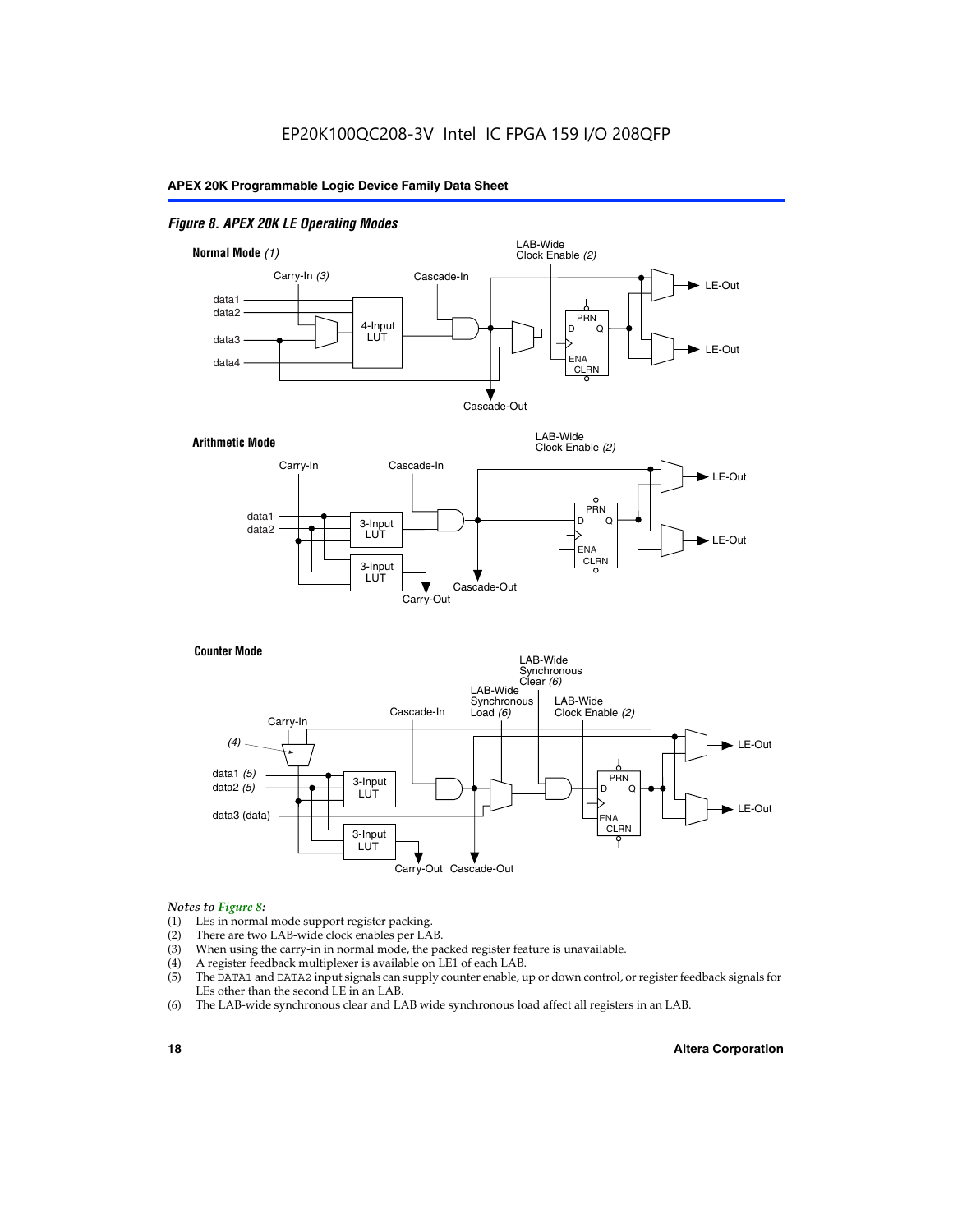*Figure 8. APEX 20K LE Operating Modes*

**Normal Mode** *(1)*

Carry-In *(3)* · Cascade-In · LAB-Wide Clock Enable *(2)* · data1 · data2 · data3 · data4 · 4-Input LUT · PRN · D · Q · ENA · CLRN · LE-Out · LE-Out · Cascade-Out

**Arithmetic Mode**

Carry-In · Cascade-In · LAB-Wide Clock Enable *(2)* · data1 · data2 · 3-Input LUT · 3-Input LUT · PRN · D · Q · ENA · CLRN · LE-Out · LE-Out · Cascade-Out · Carry-Out

**Counter Mode**

Carry-In · *(4)* · Cascade-In · LAB-Wide Synchronous Load *(6)* · LAB-Wide Synchronous Clear *(6)* · LAB-Wide Clock Enable *(2)* · data1 *(5)* · data2 *(5)* · data3 (data) · 3-Input LUT · 3-Input LUT · PRN · D · Q · ENA · CLRN · LE-Out · LE-Out · Carry-Out · Cascade-Out

*Notes to Figure 8:*

(1) LEs in normal mode support register packing.
(2) There are two LAB-wide clock enables per LAB.
(3) When using the carry-in in normal mode, the packed register feature is unavailable.
(4) A register feedback multiplexer is available on LE1 of each LAB.
(5) The DATA1 and DATA2 input signals can supply counter enable, up or down control, or register feedback signals for LEs other than the second LE in an LAB.
(6) The LAB-wide synchronous clear and LAB wide synchronous load affect all registers in an LAB.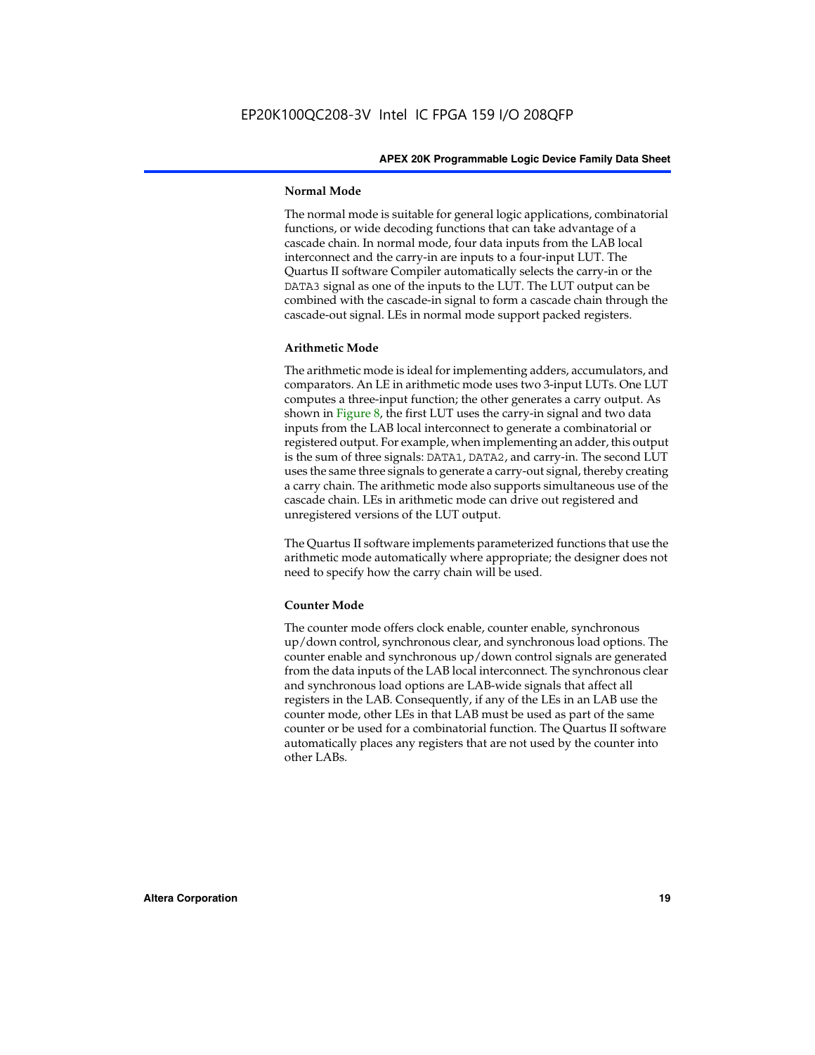### Normal Mode

The normal mode is suitable for general logic applications, combinatorial functions, or wide decoding functions that can take advantage of a cascade chain. In normal mode, four data inputs from the LAB local interconnect and the carry-in are inputs to a four-input LUT. The Quartus II software Compiler automatically selects the carry-in or the DATA3 signal as one of the inputs to the LUT. The LUT output can be combined with the cascade-in signal to form a cascade chain through the cascade-out signal. LEs in normal mode support packed registers.

### Arithmetic Mode

The arithmetic mode is ideal for implementing adders, accumulators, and comparators. An LE in arithmetic mode uses two 3-input LUTs. One LUT computes a three-input function; the other generates a carry output. As shown in Figure 8, the first LUT uses the carry-in signal and two data inputs from the LAB local interconnect to generate a combinatorial or registered output. For example, when implementing an adder, this output is the sum of three signals: DATA1, DATA2, and carry-in. The second LUT uses the same three signals to generate a carry-out signal, thereby creating a carry chain. The arithmetic mode also supports simultaneous use of the cascade chain. LEs in arithmetic mode can drive out registered and unregistered versions of the LUT output.

The Quartus II software implements parameterized functions that use the arithmetic mode automatically where appropriate; the designer does not need to specify how the carry chain will be used.

### Counter Mode

The counter mode offers clock enable, counter enable, synchronous up/down control, synchronous clear, and synchronous load options. The counter enable and synchronous up/down control signals are generated from the data inputs of the LAB local interconnect. The synchronous clear and synchronous load options are LAB-wide signals that affect all registers in the LAB. Consequently, if any of the LEs in an LAB use the counter mode, other LEs in that LAB must be used as part of the same counter or be used for a combinatorial function. The Quartus II software automatically places any registers that are not used by the counter into other LABs.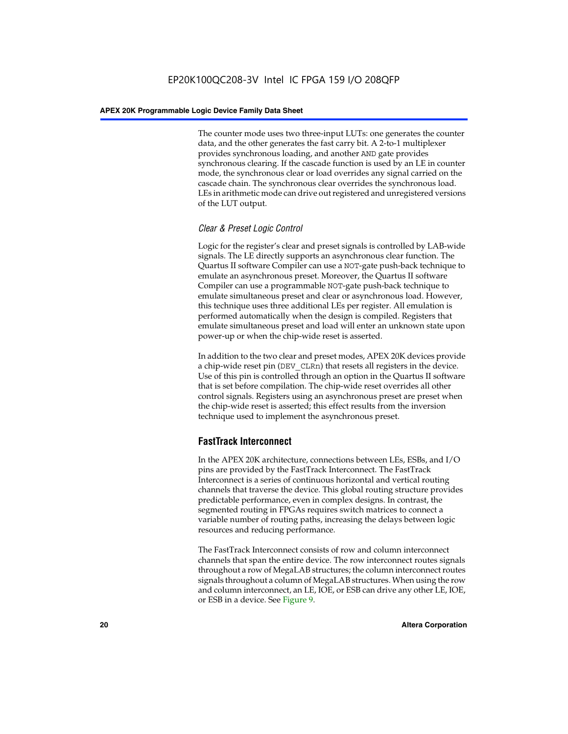The counter mode uses two three-input LUTs: one generates the counter data, and the other generates the fast carry bit. A 2-to-1 multiplexer provides synchronous loading, and another AND gate provides synchronous clearing. If the cascade function is used by an LE in counter mode, the synchronous clear or load overrides any signal carried on the cascade chain. The synchronous clear overrides the synchronous load. LEs in arithmetic mode can drive out registered and unregistered versions of the LUT output.

#### *Clear & Preset Logic Control*

Logic for the register's clear and preset signals is controlled by LAB-wide signals. The LE directly supports an asynchronous clear function. The Quartus II software Compiler can use a NOT-gate push-back technique to emulate an asynchronous preset. Moreover, the Quartus II software Compiler can use a programmable NOT-gate push-back technique to emulate simultaneous preset and clear or asynchronous load. However, this technique uses three additional LEs per register. All emulation is performed automatically when the design is compiled. Registers that emulate simultaneous preset and load will enter an unknown state upon power-up or when the chip-wide reset is asserted.

In addition to the two clear and preset modes, APEX 20K devices provide a chip-wide reset pin (DEV_CLRn) that resets all registers in the device. Use of this pin is controlled through an option in the Quartus II software that is set before compilation. The chip-wide reset overrides all other control signals. Registers using an asynchronous preset are preset when the chip-wide reset is asserted; this effect results from the inversion technique used to implement the asynchronous preset.

### FastTrack Interconnect

In the APEX 20K architecture, connections between LEs, ESBs, and I/O pins are provided by the FastTrack Interconnect. The FastTrack Interconnect is a series of continuous horizontal and vertical routing channels that traverse the device. This global routing structure provides predictable performance, even in complex designs. In contrast, the segmented routing in FPGAs requires switch matrices to connect a variable number of routing paths, increasing the delays between logic resources and reducing performance.

The FastTrack Interconnect consists of row and column interconnect channels that span the entire device. The row interconnect routes signals throughout a row of MegaLAB structures; the column interconnect routes signals throughout a column of MegaLAB structures. When using the row and column interconnect, an LE, IOE, or ESB can drive any other LE, IOE, or ESB in a device. See Figure 9.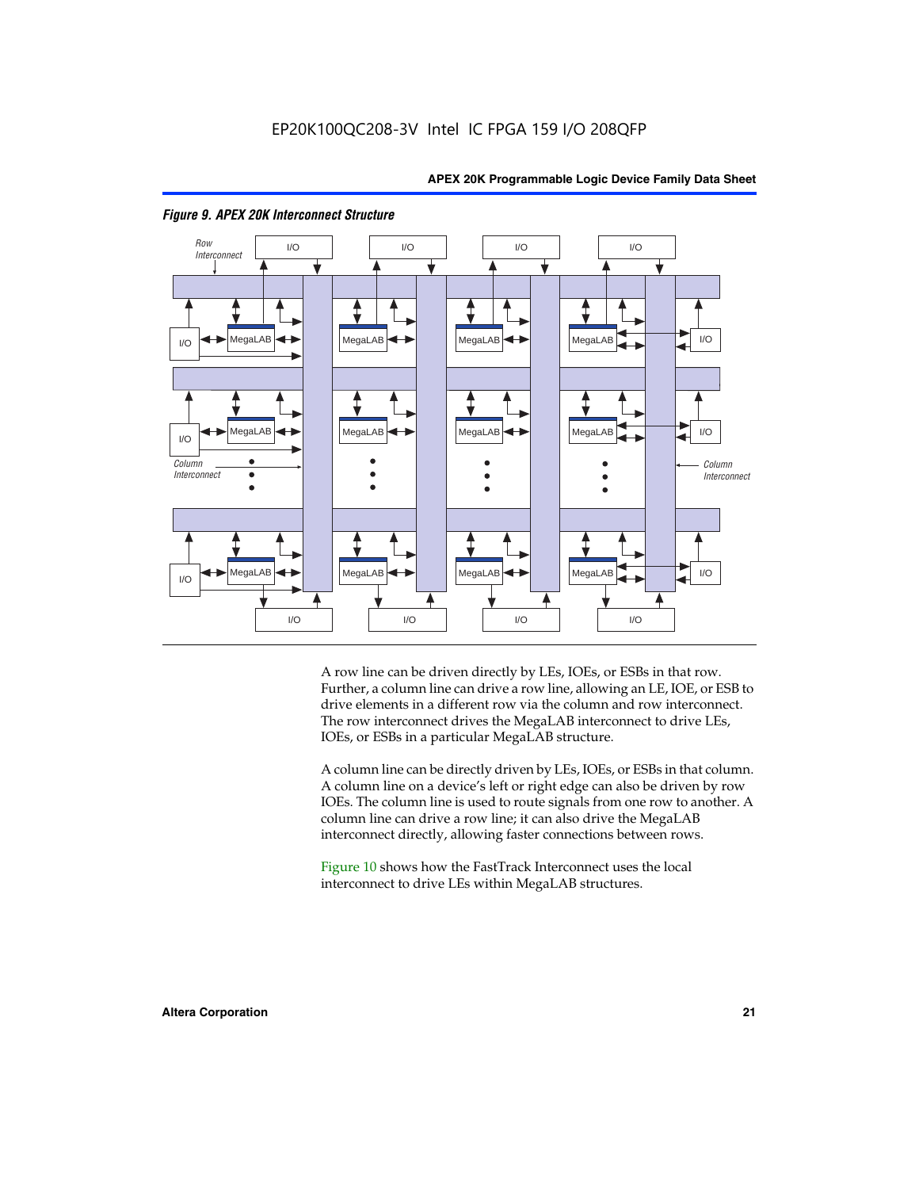EP20K100QC208-3V Intel IC FPGA 159 I/O 208QFP

*Figure 9. APEX 20K Interconnect Structure*

A row line can be driven directly by LEs, IOEs, or ESBs in that row. Further, a column line can drive a row line, allowing an LE, IOE, or ESB to drive elements in a different row via the column and row interconnect. The row interconnect drives the MegaLAB interconnect to drive LEs, IOEs, or ESBs in a particular MegaLAB structure.

A column line can be directly driven by LEs, IOEs, or ESBs in that column. A column line on a device's left or right edge can also be driven by row IOEs. The column line is used to route signals from one row to another. A column line can drive a row line; it can also drive the MegaLAB interconnect directly, allowing faster connections between rows.

Figure 10 shows how the FastTrack Interconnect uses the local interconnect to drive LEs within MegaLAB structures.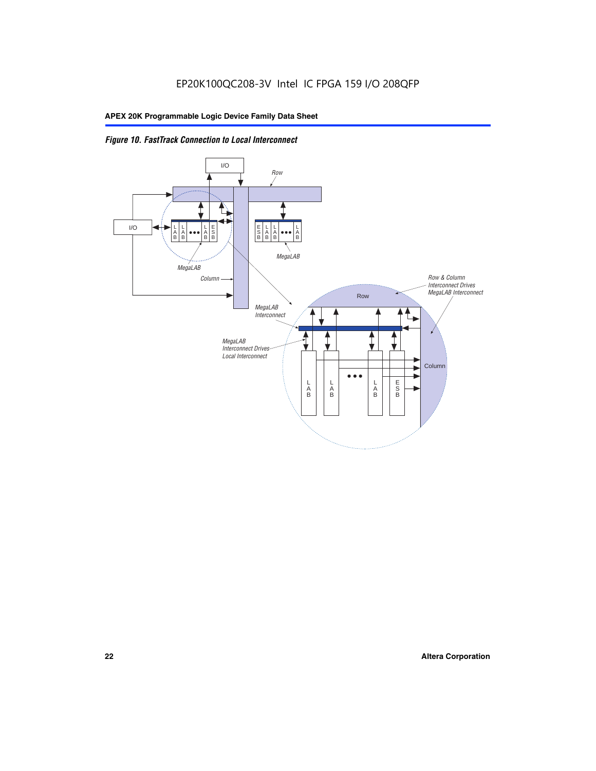*Figure 10. FastTrack Connection to Local Interconnect*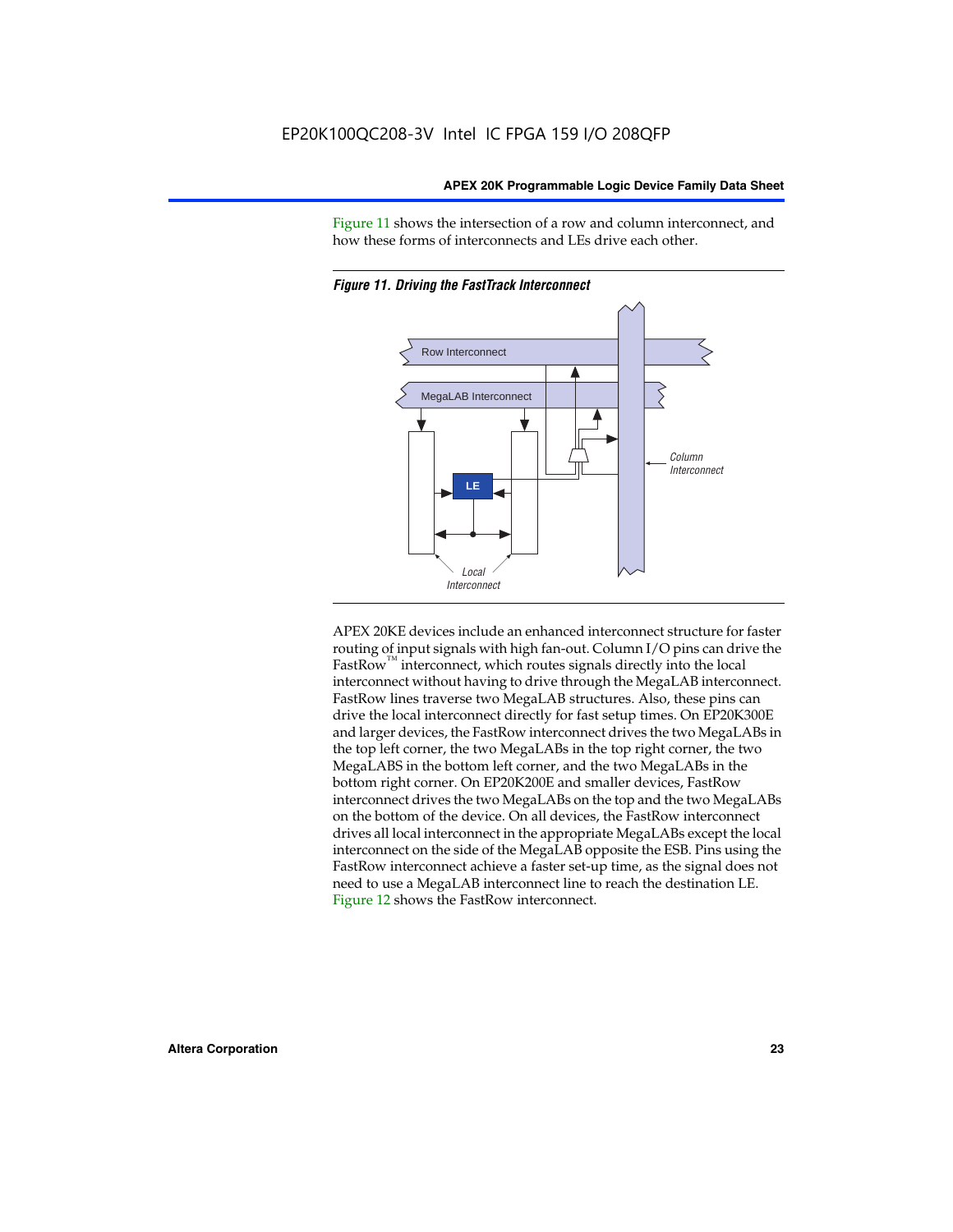Figure 11 shows the intersection of a row and column interconnect, and how these forms of interconnects and LEs drive each other.

*Figure 11. Driving the FastTrack Interconnect*

APEX 20KE devices include an enhanced interconnect structure for faster routing of input signals with high fan-out. Column I/O pins can drive the FastRow™ interconnect, which routes signals directly into the local interconnect without having to drive through the MegaLAB interconnect. FastRow lines traverse two MegaLAB structures. Also, these pins can drive the local interconnect directly for fast setup times. On EP20K300E and larger devices, the FastRow interconnect drives the two MegaLABs in the top left corner, the two MegaLABs in the top right corner, the two MegaLABS in the bottom left corner, and the two MegaLABs in the bottom right corner. On EP20K200E and smaller devices, FastRow interconnect drives the two MegaLABs on the top and the two MegaLABs on the bottom of the device. On all devices, the FastRow interconnect drives all local interconnect in the appropriate MegaLABs except the local interconnect on the side of the MegaLAB opposite the ESB. Pins using the FastRow interconnect achieve a faster set-up time, as the signal does not need to use a MegaLAB interconnect line to reach the destination LE. Figure 12 shows the FastRow interconnect.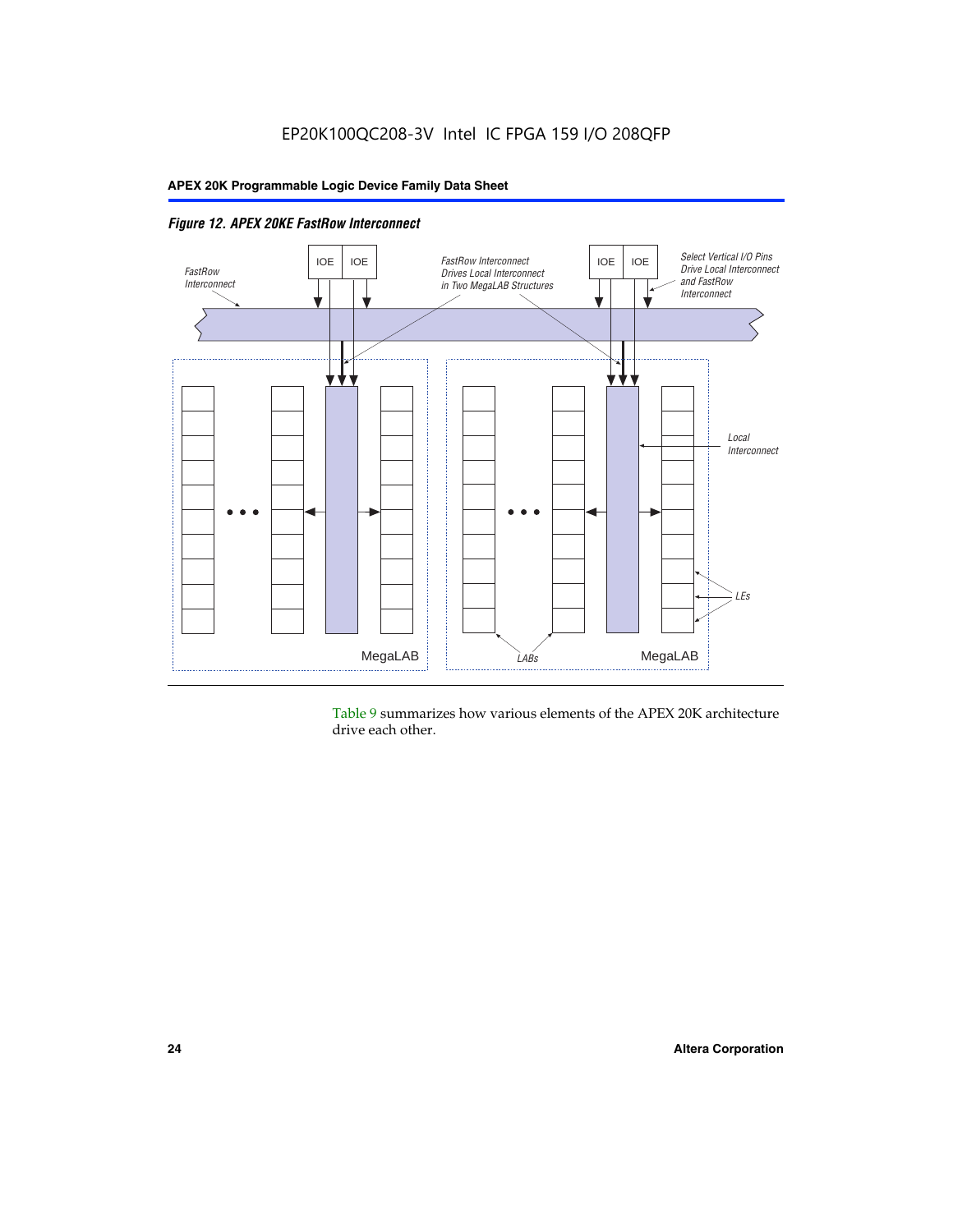*Figure 12. APEX 20KE FastRow Interconnect*

Table 9 summarizes how various elements of the APEX 20K architecture drive each other.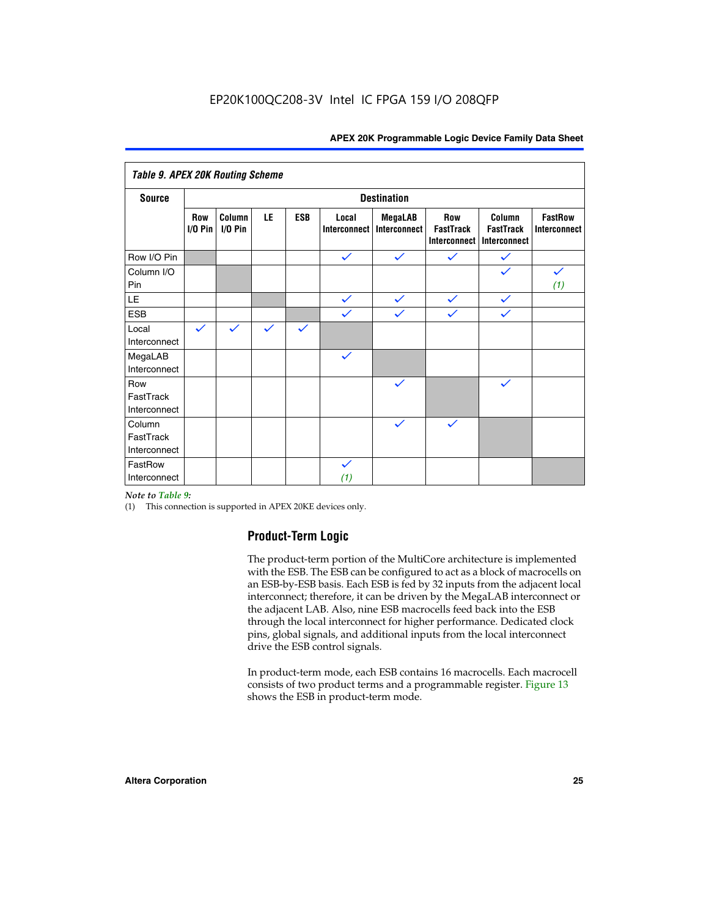**Table 9. APEX 20K Routing Scheme**

| Source | Destination | | | | | | | | |
|---|---|---|---|---|---|---|---|---|---|
| | Row I/O Pin | Column I/O Pin | LE | ESB | Local Interconnect | MegaLAB Interconnect | Row FastTrack Interconnect | Column FastTrack Interconnect | FastRow Interconnect |
| Row I/O Pin | | | | | ✓ | ✓ | ✓ | ✓ | |
| Column I/O Pin | | | | | | | | ✓ | ✓ *(1)* |
| LE | | | | | ✓ | ✓ | ✓ | ✓ | |
| ESB | | | | | ✓ | ✓ | ✓ | ✓ | |
| Local Interconnect | ✓ | ✓ | ✓ | ✓ | | | | | |
| MegaLAB Interconnect | | | | | ✓ | | | | |
| Row FastTrack Interconnect | | | | | | ✓ | | ✓ | |
| Column FastTrack Interconnect | | | | | | ✓ | ✓ | | |
| FastRow Interconnect | | | | | ✓ *(1)* | | | | |

*Note to Table 9:*

(1) This connection is supported in APEX 20KE devices only.

## Product-Term Logic

The product-term portion of the MultiCore architecture is implemented with the ESB. The ESB can be configured to act as a block of macrocells on an ESB-by-ESB basis. Each ESB is fed by 32 inputs from the adjacent local interconnect; therefore, it can be driven by the MegaLAB interconnect or the adjacent LAB. Also, nine ESB macrocells feed back into the ESB through the local interconnect for higher performance. Dedicated clock pins, global signals, and additional inputs from the local interconnect drive the ESB control signals.

In product-term mode, each ESB contains 16 macrocells. Each macrocell consists of two product terms and a programmable register. Figure 13 shows the ESB in product-term mode.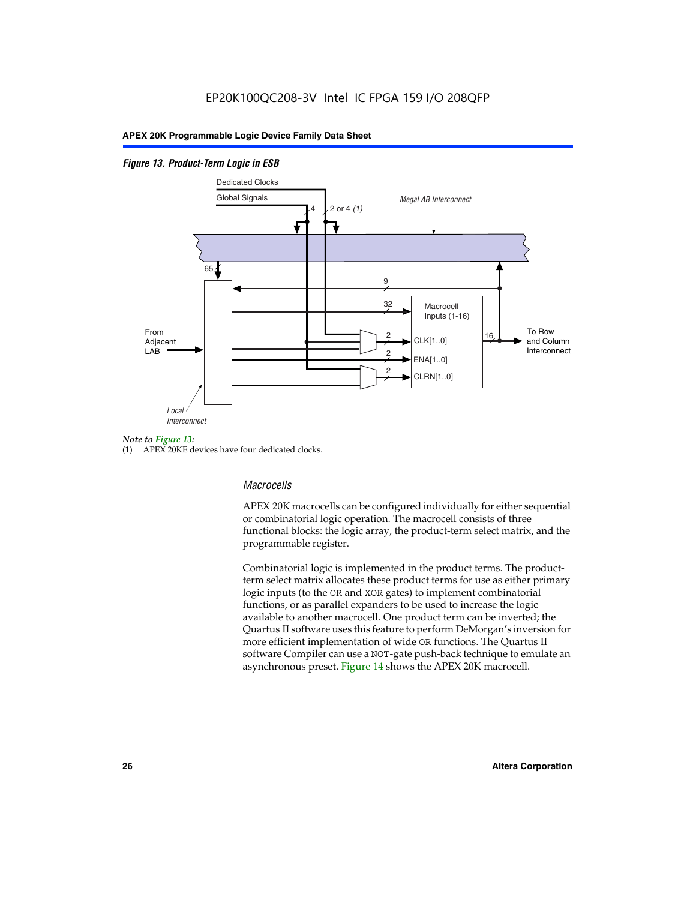*Figure 13. Product-Term Logic in ESB*

*Note to Figure 13:*
(1) APEX 20KE devices have four dedicated clocks.

### *Macrocells*

APEX 20K macrocells can be configured individually for either sequential or combinatorial logic operation. The macrocell consists of three functional blocks: the logic array, the product-term select matrix, and the programmable register.

Combinatorial logic is implemented in the product terms. The product-term select matrix allocates these product terms for use as either primary logic inputs (to the OR and XOR gates) to implement combinatorial functions, or as parallel expanders to be used to increase the logic available to another macrocell. One product term can be inverted; the Quartus II software uses this feature to perform DeMorgan's inversion for more efficient implementation of wide OR functions. The Quartus II software Compiler can use a NOT-gate push-back technique to emulate an asynchronous preset. Figure 14 shows the APEX 20K macrocell.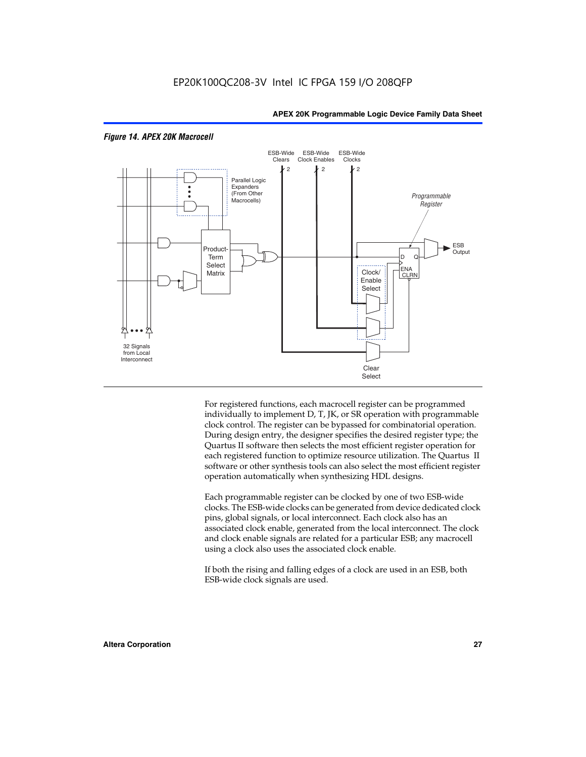*Figure 14. APEX 20K Macrocell*

For registered functions, each macrocell register can be programmed individually to implement D, T, JK, or SR operation with programmable clock control. The register can be bypassed for combinatorial operation. During design entry, the designer specifies the desired register type; the Quartus II software then selects the most efficient register operation for each registered function to optimize resource utilization. The Quartus II software or other synthesis tools can also select the most efficient register operation automatically when synthesizing HDL designs.

Each programmable register can be clocked by one of two ESB-wide clocks. The ESB-wide clocks can be generated from device dedicated clock pins, global signals, or local interconnect. Each clock also has an associated clock enable, generated from the local interconnect. The clock and clock enable signals are related for a particular ESB; any macrocell using a clock also uses the associated clock enable.

If both the rising and falling edges of a clock are used in an ESB, both ESB-wide clock signals are used.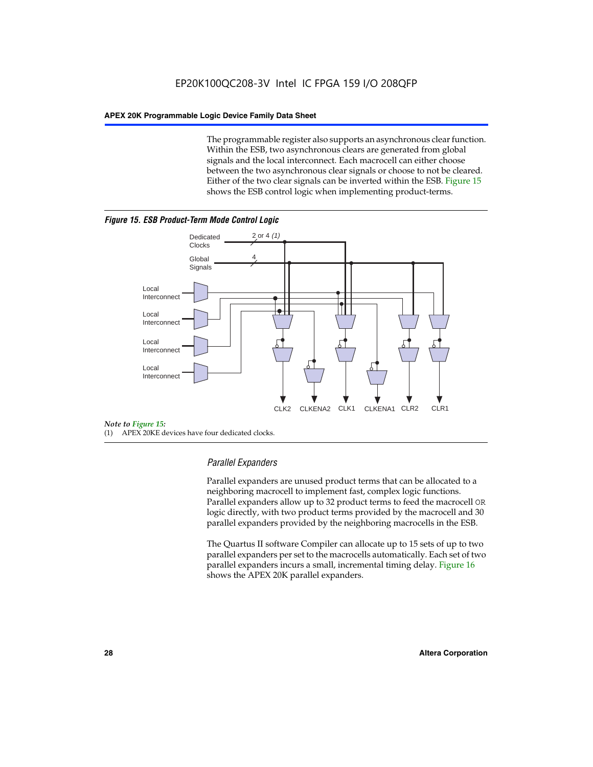The programmable register also supports an asynchronous clear function. Within the ESB, two asynchronous clears are generated from global signals and the local interconnect. Each macrocell can either choose between the two asynchronous clear signals or choose to not be cleared. Either of the two clear signals can be inverted within the ESB. Figure 15 shows the ESB control logic when implementing product-terms.

***Figure 15. ESB Product-Term Mode Control Logic***

Dedicated Clocks 2 or 4 *(1)*

Global Signals 4

Local Interconnect

Local Interconnect

Local Interconnect

Local Interconnect

CLK2 CLKENA2 CLK1 CLKENA1 CLR2 CLR1

*Note to Figure 15:*

(1) APEX 20KE devices have four dedicated clocks.

### *Parallel Expanders*

Parallel expanders are unused product terms that can be allocated to a neighboring macrocell to implement fast, complex logic functions. Parallel expanders allow up to 32 product terms to feed the macrocell OR logic directly, with two product terms provided by the macrocell and 30 parallel expanders provided by the neighboring macrocells in the ESB.

The Quartus II software Compiler can allocate up to 15 sets of up to two parallel expanders per set to the macrocells automatically. Each set of two parallel expanders incurs a small, incremental timing delay. Figure 16 shows the APEX 20K parallel expanders.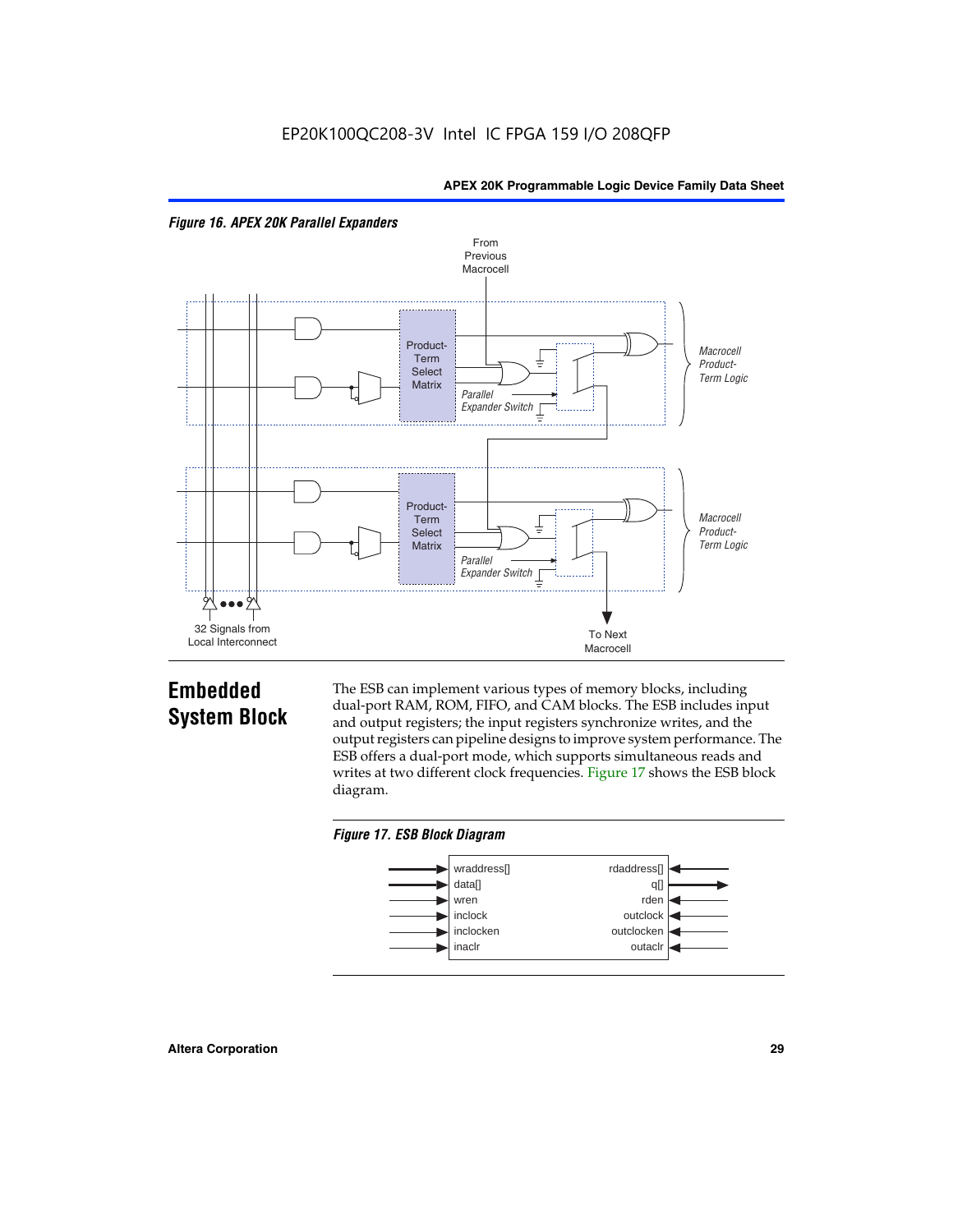*Figure 16. APEX 20K Parallel Expanders*

## Embedded System Block

The ESB can implement various types of memory blocks, including dual-port RAM, ROM, FIFO, and CAM blocks. The ESB includes input and output registers; the input registers synchronize writes, and the output registers can pipeline designs to improve system performance. The ESB offers a dual-port mode, which supports simultaneous reads and writes at two different clock frequencies. Figure 17 shows the ESB block diagram.

*Figure 17. ESB Block Diagram*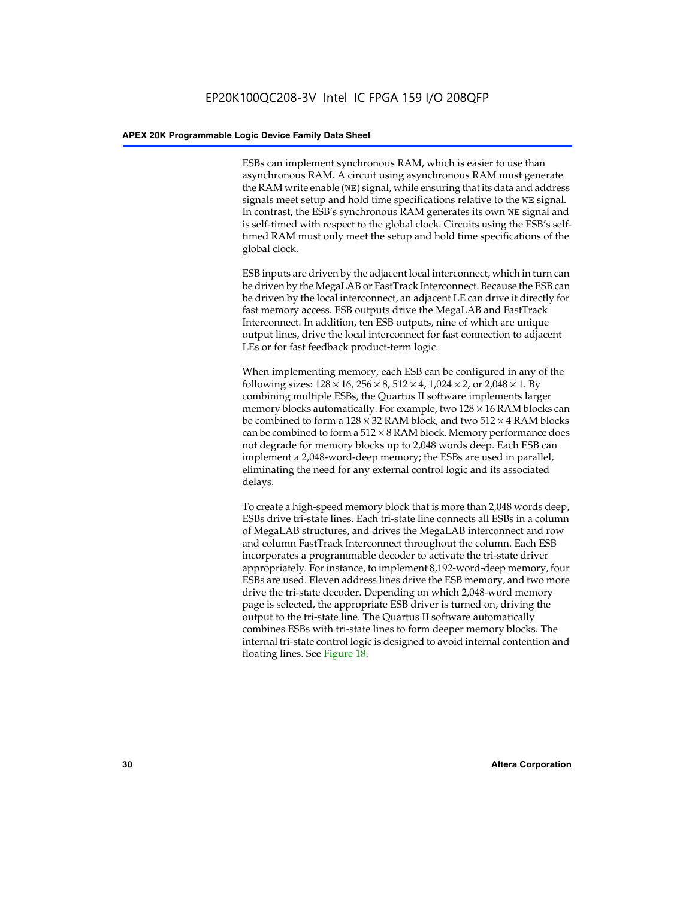ESBs can implement synchronous RAM, which is easier to use than asynchronous RAM. A circuit using asynchronous RAM must generate the RAM write enable (`WE`) signal, while ensuring that its data and address signals meet setup and hold time specifications relative to the `WE` signal. In contrast, the ESB's synchronous RAM generates its own `WE` signal and is self-timed with respect to the global clock. Circuits using the ESB's self-timed RAM must only meet the setup and hold time specifications of the global clock.

ESB inputs are driven by the adjacent local interconnect, which in turn can be driven by the MegaLAB or FastTrack Interconnect. Because the ESB can be driven by the local interconnect, an adjacent LE can drive it directly for fast memory access. ESB outputs drive the MegaLAB and FastTrack Interconnect. In addition, ten ESB outputs, nine of which are unique output lines, drive the local interconnect for fast connection to adjacent LEs or for fast feedback product-term logic.

When implementing memory, each ESB can be configured in any of the following sizes: $128 \times 16$, $256 \times 8$, $512 \times 4$, $1{,}024 \times 2$, or $2{,}048 \times 1$. By combining multiple ESBs, the Quartus II software implements larger memory blocks automatically. For example, two $128 \times 16$ RAM blocks can be combined to form a $128 \times 32$ RAM block, and two $512 \times 4$ RAM blocks can be combined to form a $512 \times 8$ RAM block. Memory performance does not degrade for memory blocks up to 2,048 words deep. Each ESB can implement a 2,048-word-deep memory; the ESBs are used in parallel, eliminating the need for any external control logic and its associated delays.

To create a high-speed memory block that is more than 2,048 words deep, ESBs drive tri-state lines. Each tri-state line connects all ESBs in a column of MegaLAB structures, and drives the MegaLAB interconnect and row and column FastTrack Interconnect throughout the column. Each ESB incorporates a programmable decoder to activate the tri-state driver appropriately. For instance, to implement 8,192-word-deep memory, four ESBs are used. Eleven address lines drive the ESB memory, and two more drive the tri-state decoder. Depending on which 2,048-word memory page is selected, the appropriate ESB driver is turned on, driving the output to the tri-state line. The Quartus II software automatically combines ESBs with tri-state lines to form deeper memory blocks. The internal tri-state control logic is designed to avoid internal contention and floating lines. See Figure 18.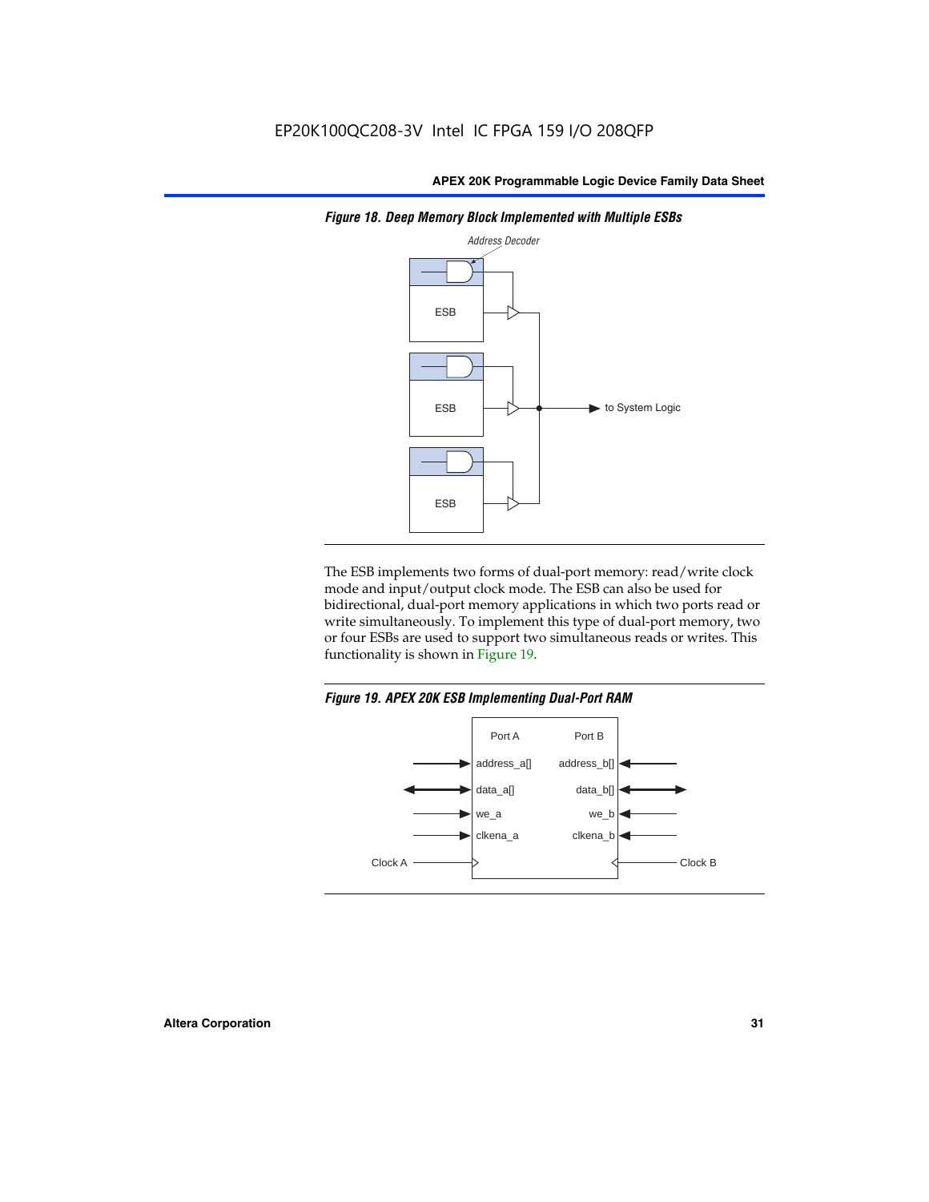*Figure 18. Deep Memory Block Implemented with Multiple ESBs*

The ESB implements two forms of dual-port memory: read/write clock mode and input/output clock mode. The ESB can also be used for bidirectional, dual-port memory applications in which two ports read or write simultaneously. To implement this type of dual-port memory, two or four ESBs are used to support two simultaneous reads or writes. This functionality is shown in Figure 19.

*Figure 19. APEX 20K ESB Implementing Dual-Port RAM*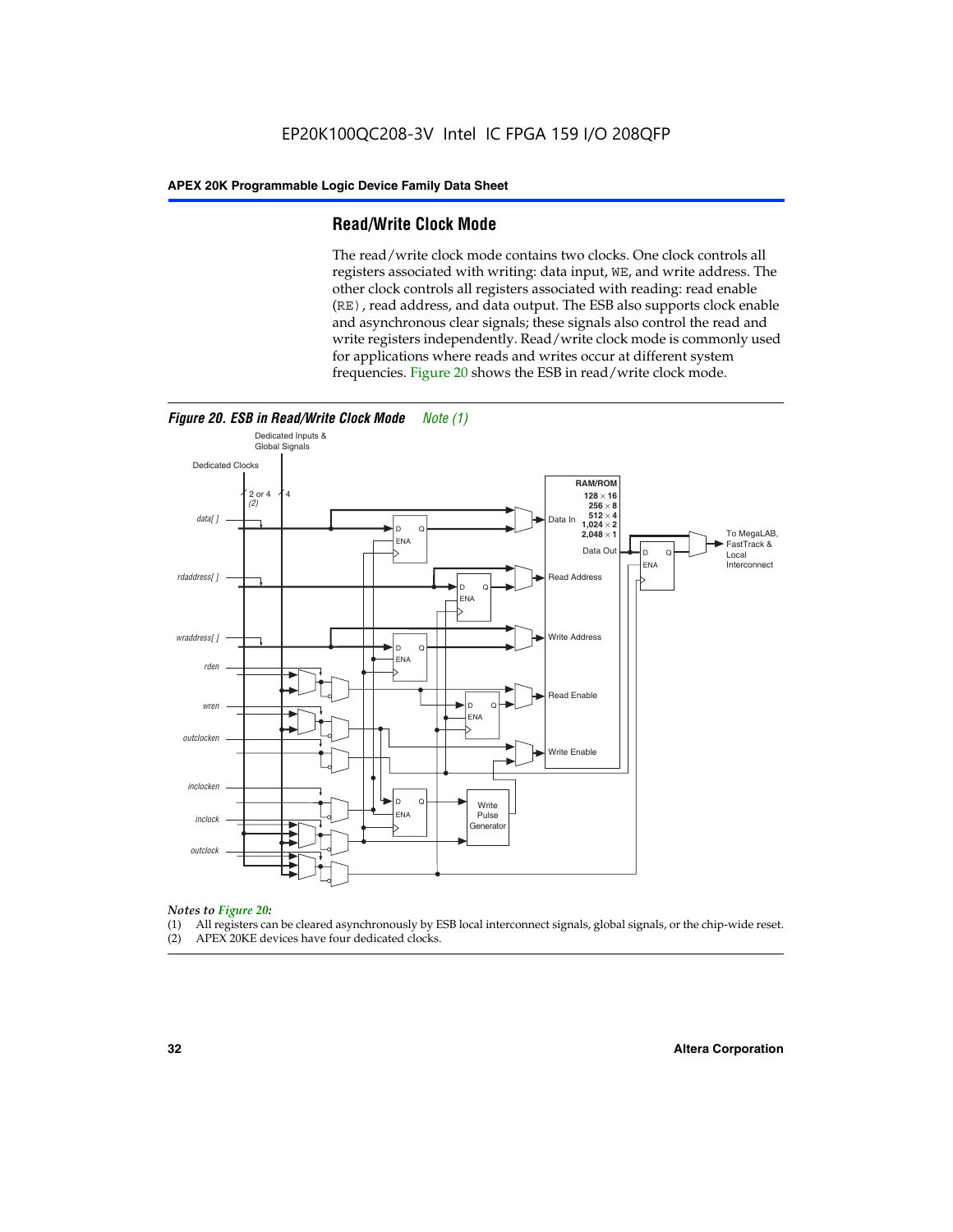## Read/Write Clock Mode

The read/write clock mode contains two clocks. One clock controls all registers associated with writing: data input, WE, and write address. The other clock controls all registers associated with reading: read enable (RE), read address, and data output. The ESB also supports clock enable and asynchronous clear signals; these signals also control the read and write registers independently. Read/write clock mode is commonly used for applications where reads and writes occur at different system frequencies. Figure 20 shows the ESB in read/write clock mode.

*Figure 20. ESB in Read/Write Clock Mode* *Note (1)*

*Notes to Figure 20:*

(1) All registers can be cleared asynchronously by ESB local interconnect signals, global signals, or the chip-wide reset.
(2) APEX 20KE devices have four dedicated clocks.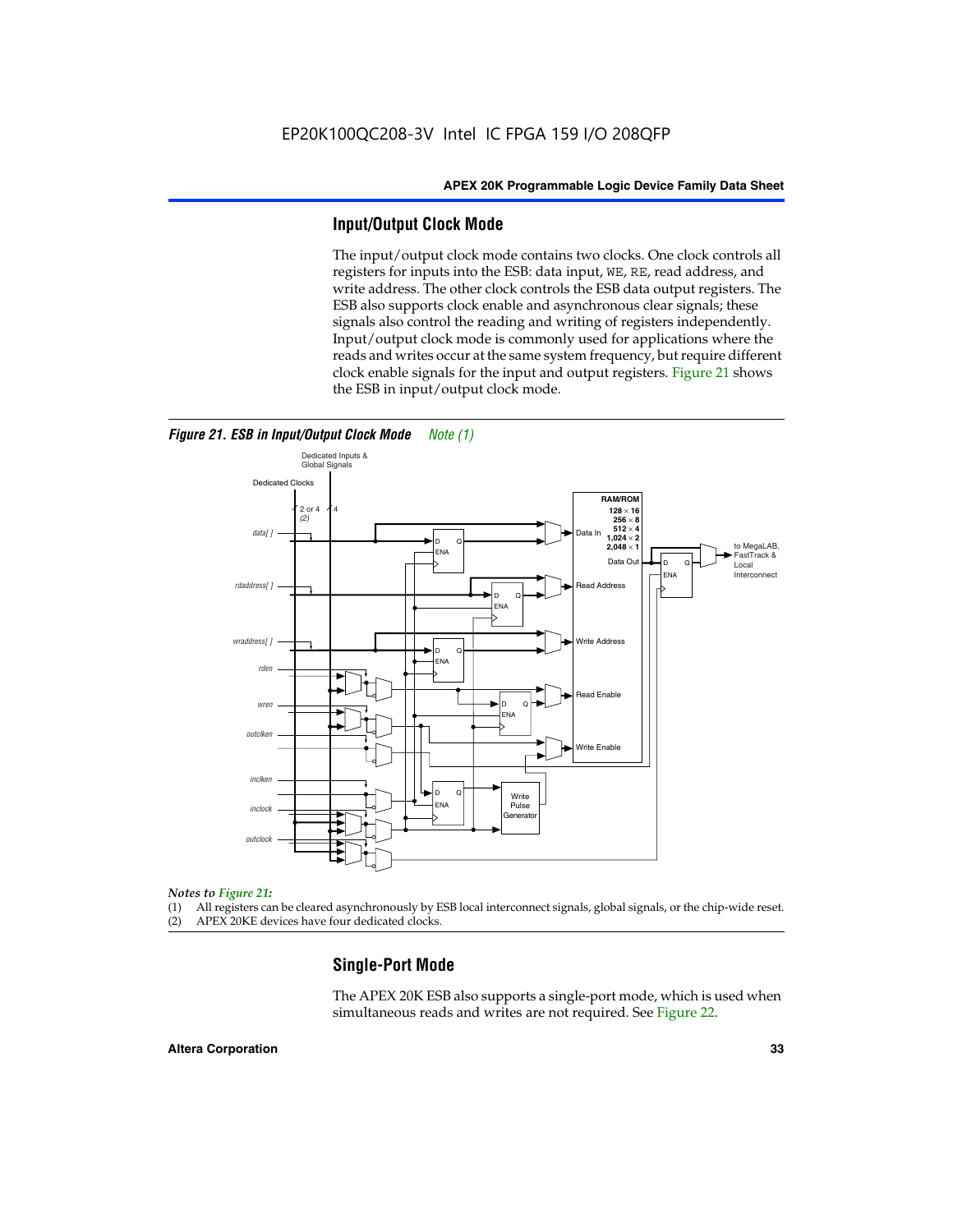## Input/Output Clock Mode

The input/output clock mode contains two clocks. One clock controls all registers for inputs into the ESB: data input, WE, RE, read address, and write address. The other clock controls the ESB data output registers. The ESB also supports clock enable and asynchronous clear signals; these signals also control the reading and writing of registers independently. Input/output clock mode is commonly used for applications where the reads and writes occur at the same system frequency, but require different clock enable signals for the input and output registers. Figure 21 shows the ESB in input/output clock mode.

***Figure 21. ESB in Input/Output Clock Mode*** *Note (1)*

*Notes to Figure 21:*

(1) All registers can be cleared asynchronously by ESB local interconnect signals, global signals, or the chip-wide reset.
(2) APEX 20KE devices have four dedicated clocks.

## Single-Port Mode

The APEX 20K ESB also supports a single-port mode, which is used when simultaneous reads and writes are not required. See Figure 22.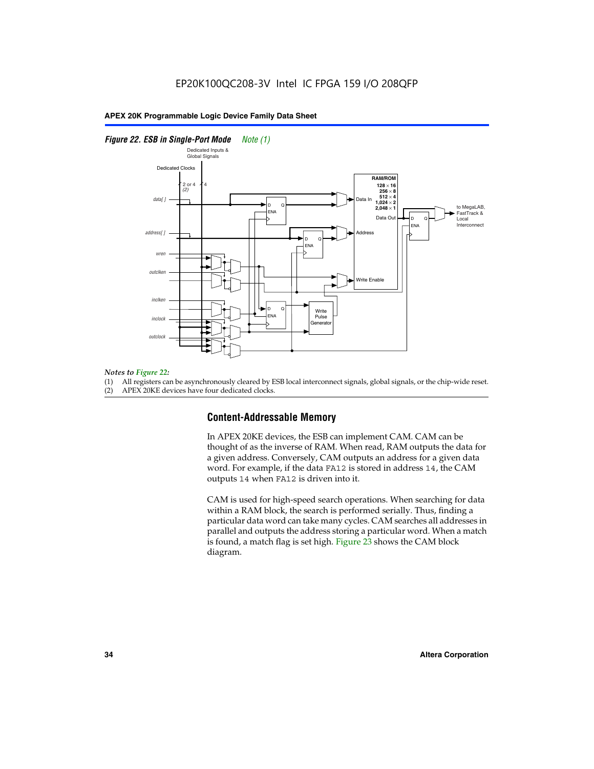*Figure 22. ESB in Single-Port Mode* *Note (1)*

*Notes to Figure 22:*

(1) All registers can be asynchronously cleared by ESB local interconnect signals, global signals, or the chip-wide reset.
(2) APEX 20KE devices have four dedicated clocks.

## Content-Addressable Memory

In APEX 20KE devices, the ESB can implement CAM. CAM can be thought of as the inverse of RAM. When read, RAM outputs the data for a given address. Conversely, CAM outputs an address for a given data word. For example, if the data `FA12` is stored in address `14`, the CAM outputs `14` when `FA12` is driven into it.

CAM is used for high-speed search operations. When searching for data within a RAM block, the search is performed serially. Thus, finding a particular data word can take many cycles. CAM searches all addresses in parallel and outputs the address storing a particular word. When a match is found, a match flag is set high. Figure 23 shows the CAM block diagram.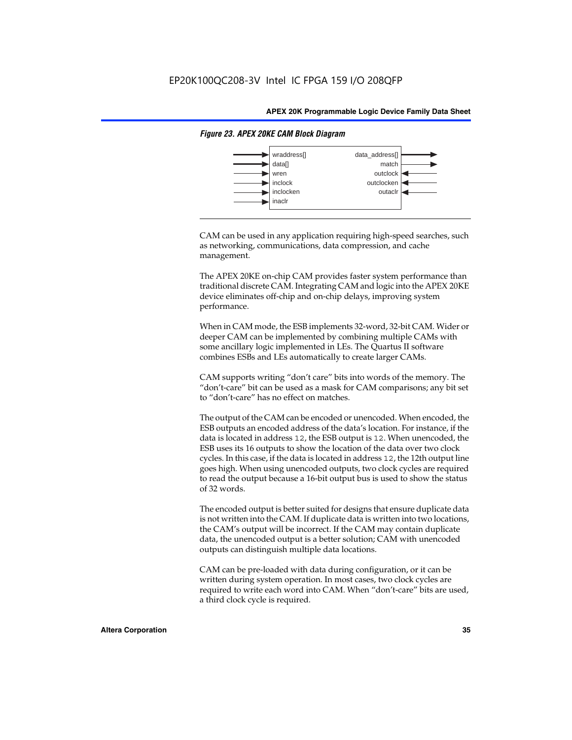*Figure 23. APEX 20KE CAM Block Diagram*

| Inputs | Outputs |
|---|---|
| wraddress[] | data_address[] |
| data[] | match |
| wren | outclock |
| inclock | outclocken |
| inclocken | outaclr |
| inaclr | |

CAM can be used in any application requiring high-speed searches, such as networking, communications, data compression, and cache management.

The APEX 20KE on-chip CAM provides faster system performance than traditional discrete CAM. Integrating CAM and logic into the APEX 20KE device eliminates off-chip and on-chip delays, improving system performance.

When in CAM mode, the ESB implements 32-word, 32-bit CAM. Wider or deeper CAM can be implemented by combining multiple CAMs with some ancillary logic implemented in LEs. The Quartus II software combines ESBs and LEs automatically to create larger CAMs.

CAM supports writing "don't care" bits into words of the memory. The "don't-care" bit can be used as a mask for CAM comparisons; any bit set to "don't-care" has no effect on matches.

The output of the CAM can be encoded or unencoded. When encoded, the ESB outputs an encoded address of the data's location. For instance, if the data is located in address `12`, the ESB output is `12`. When unencoded, the ESB uses its 16 outputs to show the location of the data over two clock cycles. In this case, if the data is located in address `12`, the 12th output line goes high. When using unencoded outputs, two clock cycles are required to read the output because a 16-bit output bus is used to show the status of 32 words.

The encoded output is better suited for designs that ensure duplicate data is not written into the CAM. If duplicate data is written into two locations, the CAM's output will be incorrect. If the CAM may contain duplicate data, the unencoded output is a better solution; CAM with unencoded outputs can distinguish multiple data locations.

CAM can be pre-loaded with data during configuration, or it can be written during system operation. In most cases, two clock cycles are required to write each word into CAM. When "don't-care" bits are used, a third clock cycle is required.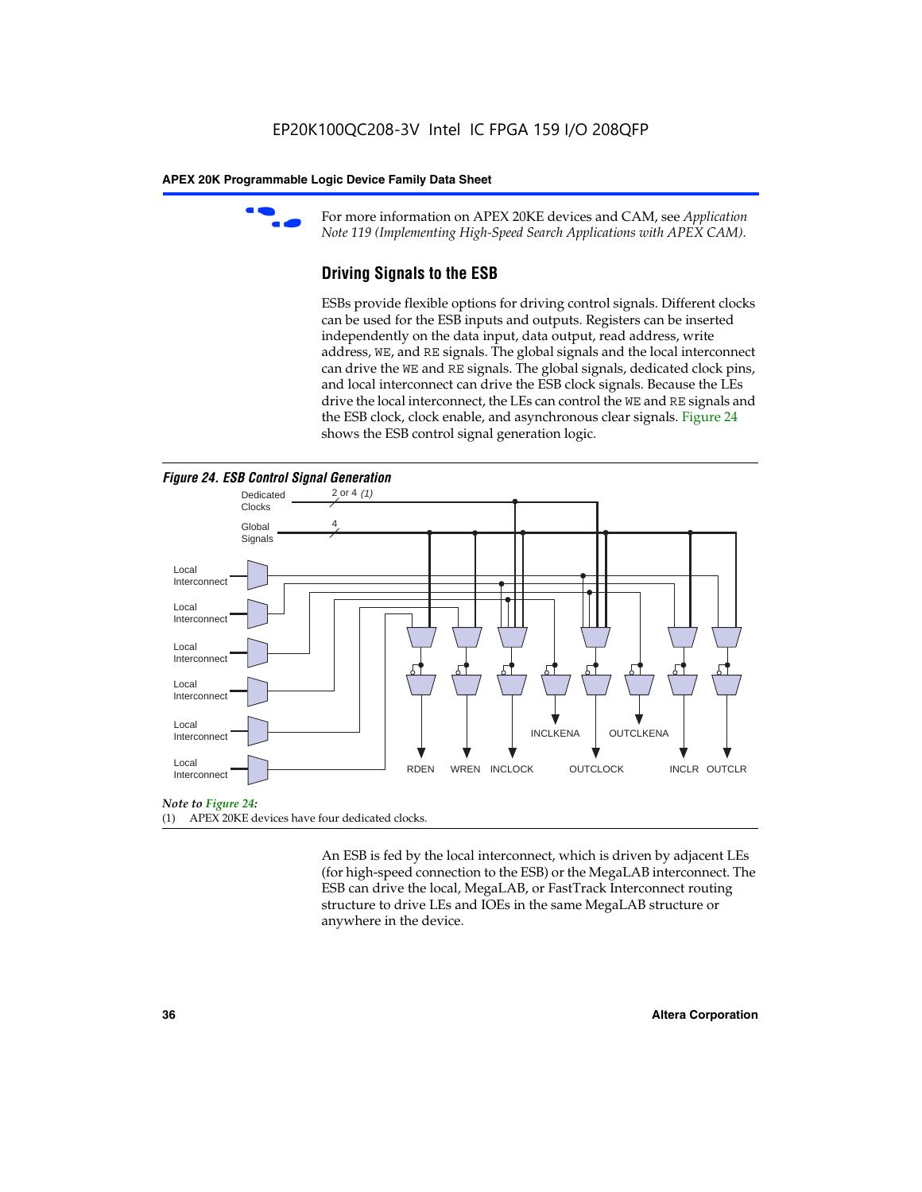For more information on APEX 20KE devices and CAM, see *Application Note 119 (Implementing High-Speed Search Applications with APEX CAM).*

### Driving Signals to the ESB

ESBs provide flexible options for driving control signals. Different clocks can be used for the ESB inputs and outputs. Registers can be inserted independently on the data input, data output, read address, write address, WE, and RE signals. The global signals and the local interconnect can drive the WE and RE signals. The global signals, dedicated clock pins, and local interconnect can drive the ESB clock signals. Because the LEs drive the local interconnect, the LEs can control the WE and RE signals and the ESB clock, clock enable, and asynchronous clear signals. Figure 24 shows the ESB control signal generation logic.

**Figure 24. ESB Control Signal Generation**

*Note to Figure 24:*

(1) APEX 20KE devices have four dedicated clocks.

An ESB is fed by the local interconnect, which is driven by adjacent LEs (for high-speed connection to the ESB) or the MegaLAB interconnect. The ESB can drive the local, MegaLAB, or FastTrack Interconnect routing structure to drive LEs and IOEs in the same MegaLAB structure or anywhere in the device.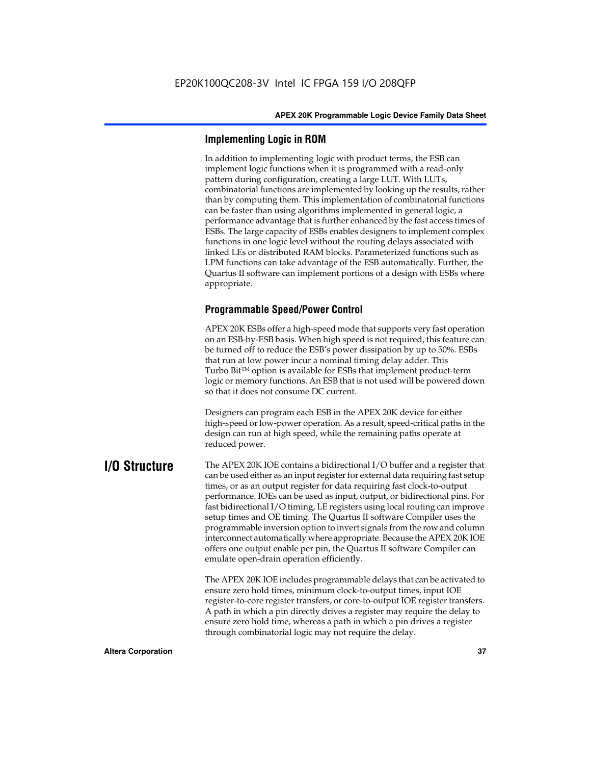### Implementing Logic in ROM

In addition to implementing logic with product terms, the ESB can implement logic functions when it is programmed with a read-only pattern during configuration, creating a large LUT. With LUTs, combinatorial functions are implemented by looking up the results, rather than by computing them. This implementation of combinatorial functions can be faster than using algorithms implemented in general logic, a performance advantage that is further enhanced by the fast access times of ESBs. The large capacity of ESBs enables designers to implement complex functions in one logic level without the routing delays associated with linked LEs or distributed RAM blocks. Parameterized functions such as LPM functions can take advantage of the ESB automatically. Further, the Quartus II software can implement portions of a design with ESBs where appropriate.

### Programmable Speed/Power Control

APEX 20K ESBs offer a high-speed mode that supports very fast operation on an ESB-by-ESB basis. When high speed is not required, this feature can be turned off to reduce the ESB's power dissipation by up to 50%. ESBs that run at low power incur a nominal timing delay adder. This Turbo Bit™ option is available for ESBs that implement product-term logic or memory functions. An ESB that is not used will be powered down so that it does not consume DC current.

Designers can program each ESB in the APEX 20K device for either high-speed or low-power operation. As a result, speed-critical paths in the design can run at high speed, while the remaining paths operate at reduced power.

## I/O Structure

The APEX 20K IOE contains a bidirectional I/O buffer and a register that can be used either as an input register for external data requiring fast setup times, or as an output register for data requiring fast clock-to-output performance. IOEs can be used as input, output, or bidirectional pins. For fast bidirectional I/O timing, LE registers using local routing can improve setup times and OE timing. The Quartus II software Compiler uses the programmable inversion option to invert signals from the row and column interconnect automatically where appropriate. Because the APEX 20K IOE offers one output enable per pin, the Quartus II software Compiler can emulate open-drain operation efficiently.

The APEX 20K IOE includes programmable delays that can be activated to ensure zero hold times, minimum clock-to-output times, input IOE register-to-core register transfers, or core-to-output IOE register transfers. A path in which a pin directly drives a register may require the delay to ensure zero hold time, whereas a path in which a pin drives a register through combinatorial logic may not require the delay.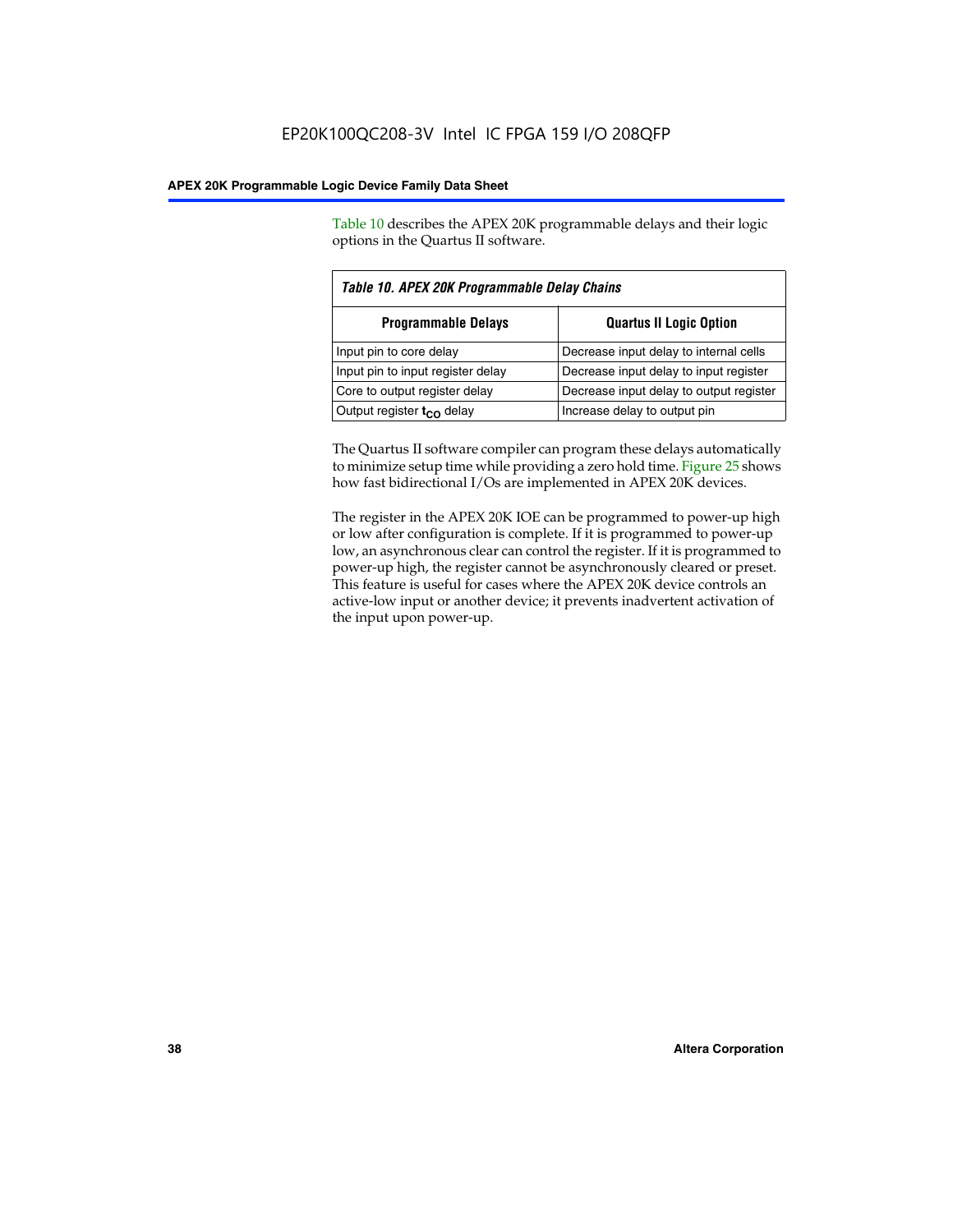Table 10 describes the APEX 20K programmable delays and their logic options in the Quartus II software.

*Table 10. APEX 20K Programmable Delay Chains*

| Programmable Delays | Quartus II Logic Option |
|---|---|
| Input pin to core delay | Decrease input delay to internal cells |
| Input pin to input register delay | Decrease input delay to input register |
| Core to output register delay | Decrease input delay to output register |
| Output register $t_{CO}$ delay | Increase delay to output pin |

The Quartus II software compiler can program these delays automatically to minimize setup time while providing a zero hold time. Figure 25 shows how fast bidirectional I/Os are implemented in APEX 20K devices.

The register in the APEX 20K IOE can be programmed to power-up high or low after configuration is complete. If it is programmed to power-up low, an asynchronous clear can control the register. If it is programmed to power-up high, the register cannot be asynchronously cleared or preset. This feature is useful for cases where the APEX 20K device controls an active-low input or another device; it prevents inadvertent activation of the input upon power-up.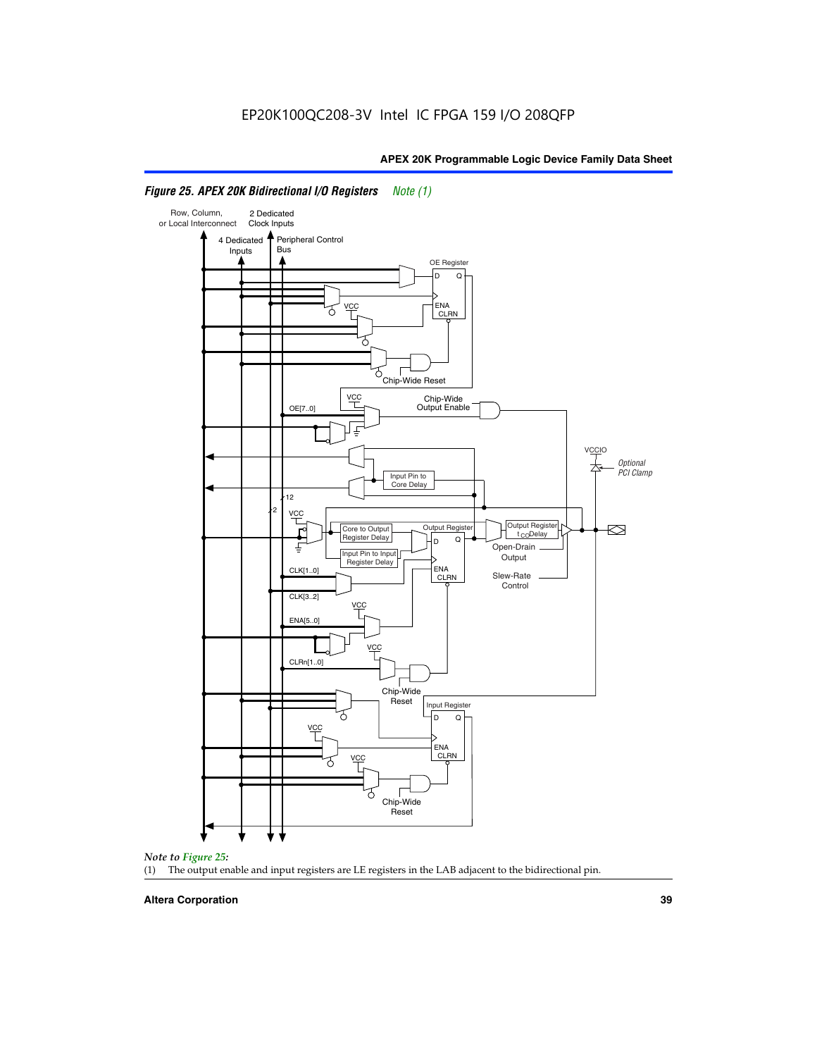EP20K100QC208-3V Intel IC FPGA 159 I/O 208QFP

**Figure 25. APEX 20K Bidirectional I/O Registers** *Note (1)*

**Note to Figure 25:**

(1) The output enable and input registers are LE registers in the LAB adjacent to the bidirectional pin.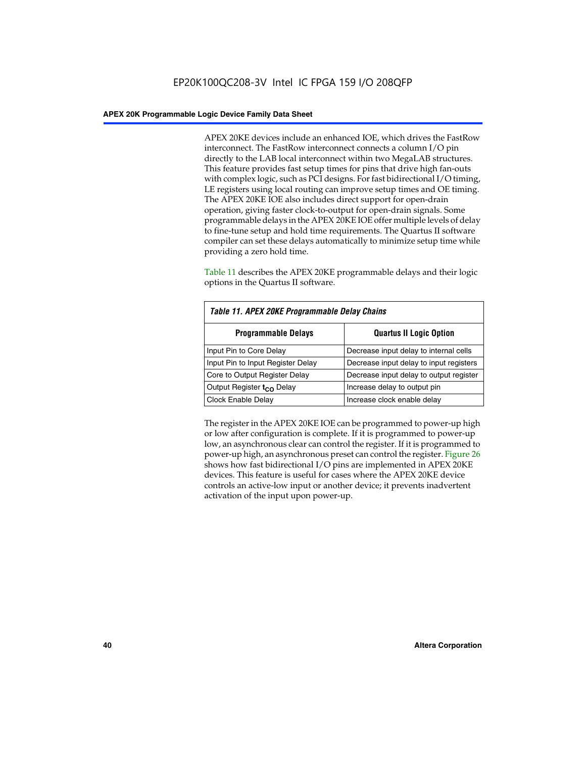APEX 20KE devices include an enhanced IOE, which drives the FastRow interconnect. The FastRow interconnect connects a column I/O pin directly to the LAB local interconnect within two MegaLAB structures. This feature provides fast setup times for pins that drive high fan-outs with complex logic, such as PCI designs. For fast bidirectional I/O timing, LE registers using local routing can improve setup times and OE timing. The APEX 20KE IOE also includes direct support for open-drain operation, giving faster clock-to-output for open-drain signals. Some programmable delays in the APEX 20KE IOE offer multiple levels of delay to fine-tune setup and hold time requirements. The Quartus II software compiler can set these delays automatically to minimize setup time while providing a zero hold time.

Table 11 describes the APEX 20KE programmable delays and their logic options in the Quartus II software.

*Table 11. APEX 20KE Programmable Delay Chains*

| Programmable Delays | Quartus II Logic Option |
| --- | --- |
| Input Pin to Core Delay | Decrease input delay to internal cells |
| Input Pin to Input Register Delay | Decrease input delay to input registers |
| Core to Output Register Delay | Decrease input delay to output register |
| Output Register $t_{CO}$ Delay | Increase delay to output pin |
| Clock Enable Delay | Increase clock enable delay |

The register in the APEX 20KE IOE can be programmed to power-up high or low after configuration is complete. If it is programmed to power-up low, an asynchronous clear can control the register. If it is programmed to power-up high, an asynchronous preset can control the register. Figure 26 shows how fast bidirectional I/O pins are implemented in APEX 20KE devices. This feature is useful for cases where the APEX 20KE device controls an active-low input or another device; it prevents inadvertent activation of the input upon power-up.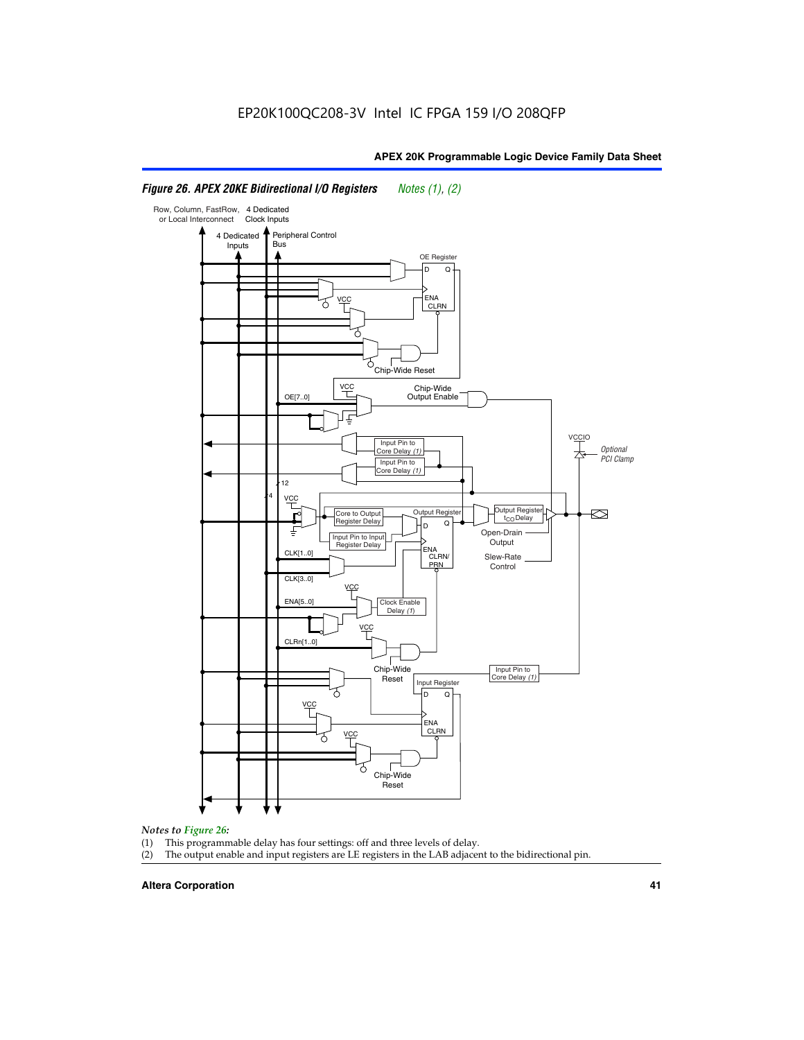*Figure 26. APEX 20KE Bidirectional I/O Registers* *Notes (1), (2)*

Row, Column, FastRow, or Local Interconnect

4 Dedicated Clock Inputs

4 Dedicated Inputs

Peripheral Control Bus

OE Register

D Q

ENA CLRN

VCC

Chip-Wide Reset

VCC

Chip-Wide Output Enable

OE[7..0]

Input Pin to Core Delay (1)

Input Pin to Core Delay (1)

VCCIO

Optional PCI Clamp

12

4

VCC

Core to Output Register Delay

Input Pin to Input Register Delay

Output Register

D Q

ENA CLRN/ PRN

Output Register $t_{CO}$ Delay

Open-Drain Output

Slew-Rate Control

CLK[1..0]

CLK[3..0]

VCC

ENA[5..0]

Clock Enable Delay (1)

VCC

CLRn[1..0]

Chip-Wide Reset

Input Pin to Core Delay (1)

Input Register

D Q

VCC

ENA CLRN

VCC

Chip-Wide Reset

*Notes to Figure 26:*

(1) This programmable delay has four settings: off and three levels of delay.

(2) The output enable and input registers are LE registers in the LAB adjacent to the bidirectional pin.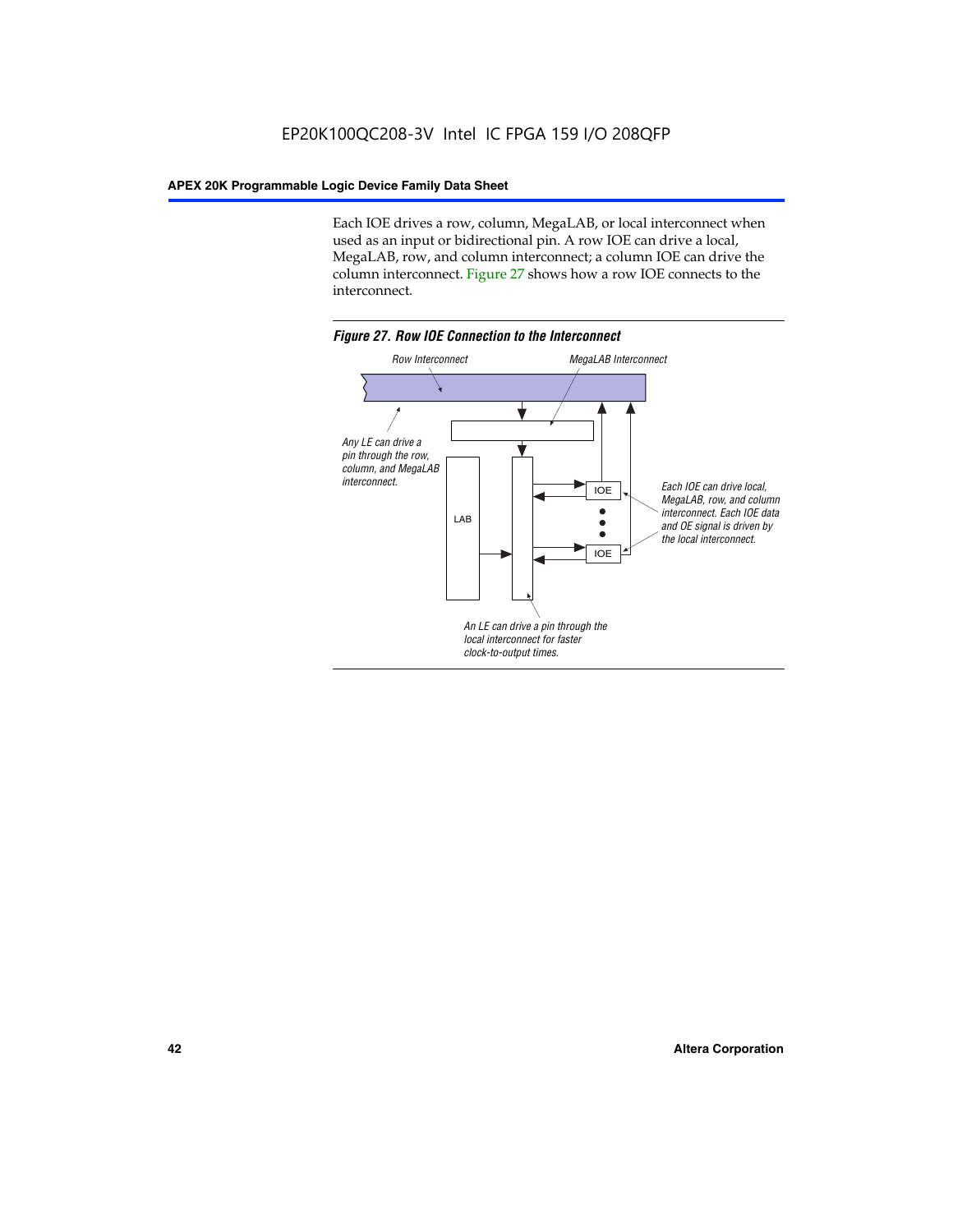Each IOE drives a row, column, MegaLAB, or local interconnect when used as an input or bidirectional pin. A row IOE can drive a local, MegaLAB, row, and column interconnect; a column IOE can drive the column interconnect. Figure 27 shows how a row IOE connects to the interconnect.

*Figure 27. Row IOE Connection to the Interconnect*

Row Interconnect

MegaLAB Interconnect

Any LE can drive a pin through the row, column, and MegaLAB interconnect.

LAB

IOE

IOE

Each IOE can drive local, MegaLAB, row, and column interconnect. Each IOE data and OE signal is driven by the local interconnect.

An LE can drive a pin through the local interconnect for faster clock-to-output times.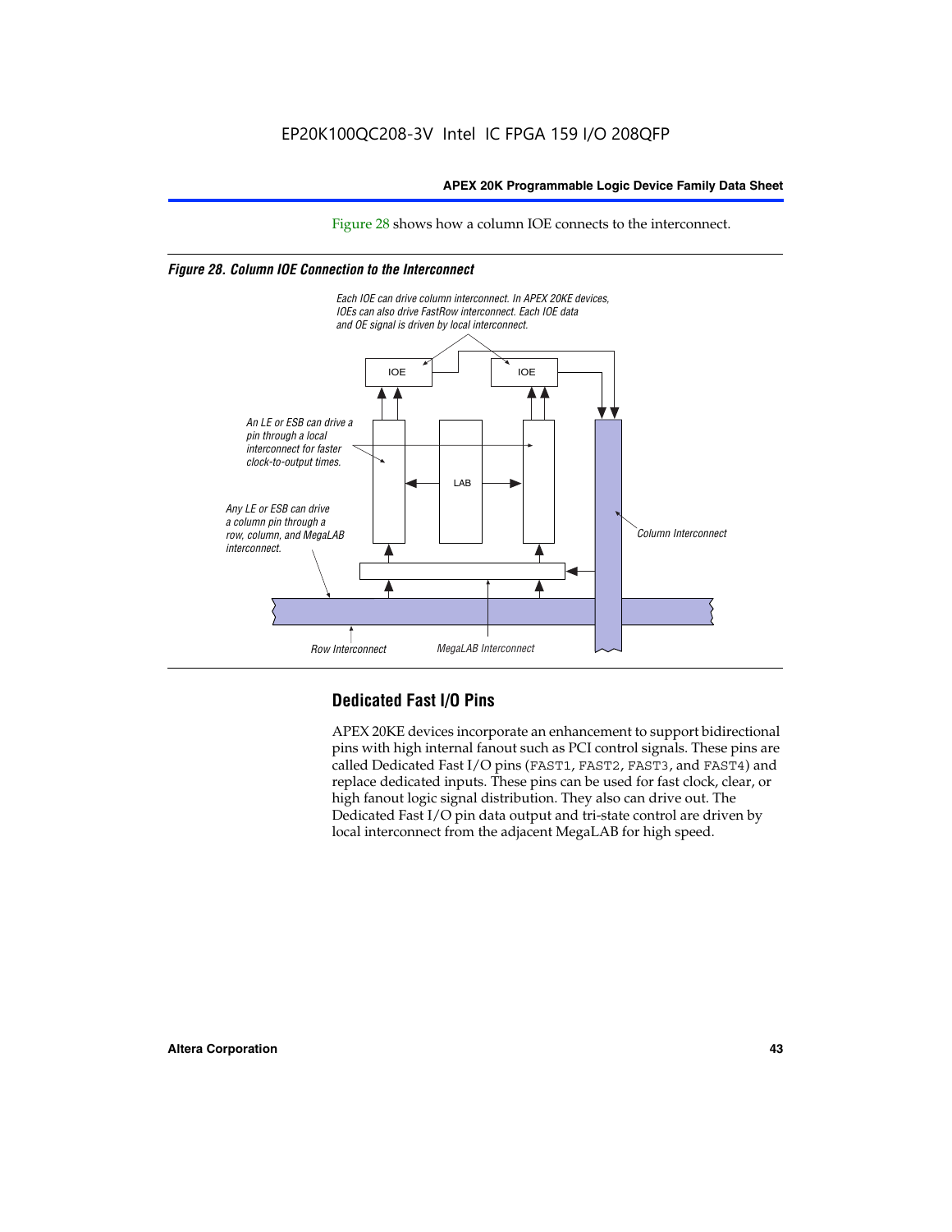Figure 28 shows how a column IOE connects to the interconnect.

*Figure 28. Column IOE Connection to the Interconnect*

Each IOE can drive column interconnect. In APEX 20KE devices, IOEs can also drive FastRow interconnect. Each IOE data and OE signal is driven by local interconnect.

An LE or ESB can drive a pin through a local interconnect for faster clock-to-output times.

Any LE or ESB can drive a column pin through a row, column, and MegaLAB interconnect.

Column Interconnect

Row Interconnect

MegaLAB Interconnect

## Dedicated Fast I/O Pins

APEX 20KE devices incorporate an enhancement to support bidirectional pins with high internal fanout such as PCI control signals. These pins are called Dedicated Fast I/O pins (FAST1, FAST2, FAST3, and FAST4) and replace dedicated inputs. These pins can be used for fast clock, clear, or high fanout logic signal distribution. They also can drive out. The Dedicated Fast I/O pin data output and tri-state control are driven by local interconnect from the adjacent MegaLAB for high speed.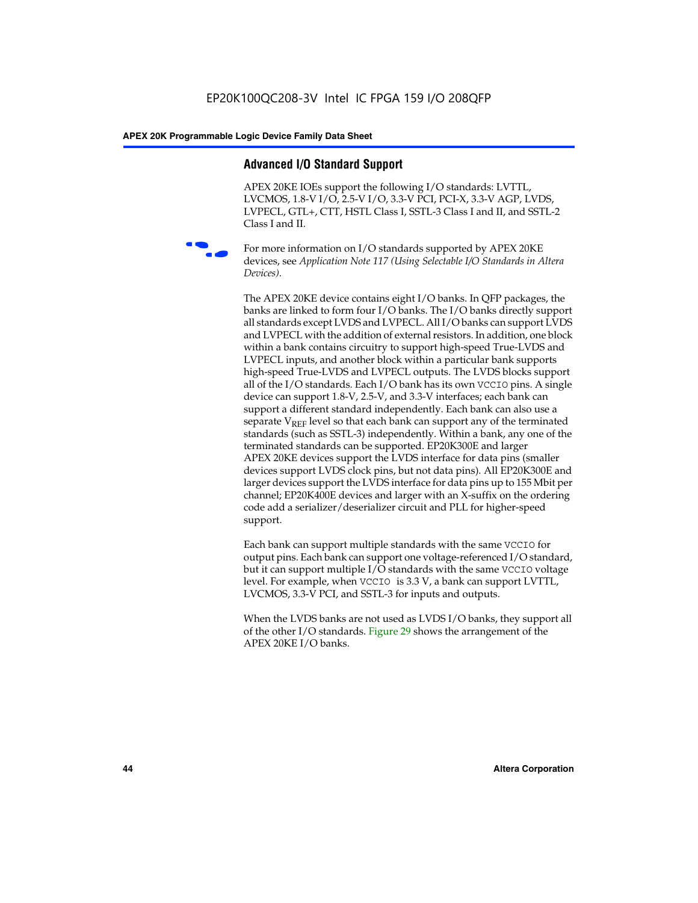## Advanced I/O Standard Support

APEX 20KE IOEs support the following I/O standards: LVTTL, LVCMOS, 1.8-V I/O, 2.5-V I/O, 3.3-V PCI, PCI-X, 3.3-V AGP, LVDS, LVPECL, GTL+, CTT, HSTL Class I, SSTL-3 Class I and II, and SSTL-2 Class I and II.

For more information on I/O standards supported by APEX 20KE devices, see *Application Note 117 (Using Selectable I/O Standards in Altera Devices)*.

The APEX 20KE device contains eight I/O banks. In QFP packages, the banks are linked to form four I/O banks. The I/O banks directly support all standards except LVDS and LVPECL. All I/O banks can support LVDS and LVPECL with the addition of external resistors. In addition, one block within a bank contains circuitry to support high-speed True-LVDS and LVPECL inputs, and another block within a particular bank supports high-speed True-LVDS and LVPECL outputs. The LVDS blocks support all of the I/O standards. Each I/O bank has its own VCCIO pins. A single device can support 1.8-V, 2.5-V, and 3.3-V interfaces; each bank can support a different standard independently. Each bank can also use a separate $V_{REF}$ level so that each bank can support any of the terminated standards (such as SSTL-3) independently. Within a bank, any one of the terminated standards can be supported. EP20K300E and larger APEX 20KE devices support the LVDS interface for data pins (smaller devices support LVDS clock pins, but not data pins). All EP20K300E and larger devices support the LVDS interface for data pins up to 155 Mbit per channel; EP20K400E devices and larger with an X-suffix on the ordering code add a serializer/deserializer circuit and PLL for higher-speed support.

Each bank can support multiple standards with the same VCCIO for output pins. Each bank can support one voltage-referenced I/O standard, but it can support multiple I/O standards with the same VCCIO voltage level. For example, when VCCIO is 3.3 V, a bank can support LVTTL, LVCMOS, 3.3-V PCI, and SSTL-3 for inputs and outputs.

When the LVDS banks are not used as LVDS I/O banks, they support all of the other I/O standards. Figure 29 shows the arrangement of the APEX 20KE I/O banks.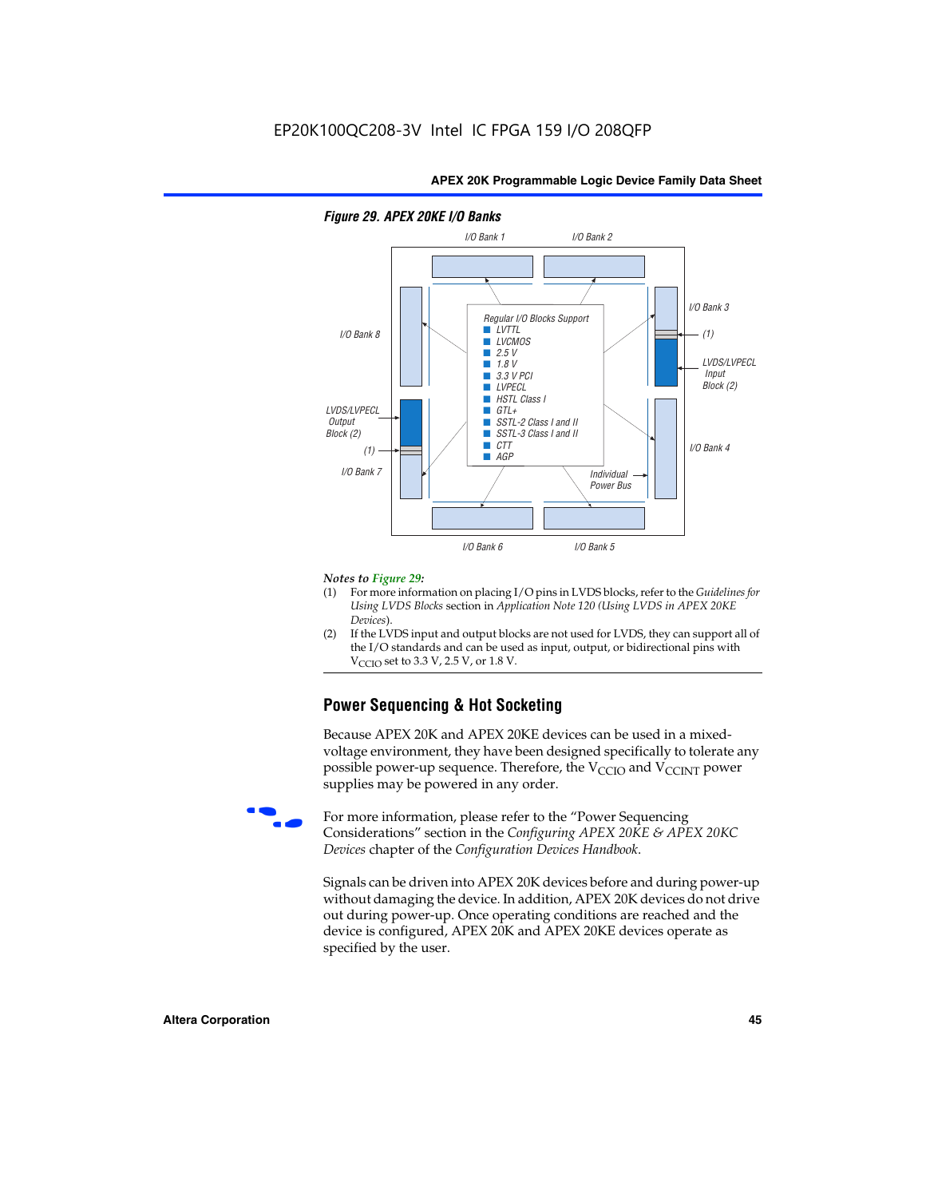*Figure 29. APEX 20KE I/O Banks*

I/O Bank 1 | I/O Bank 2 | I/O Bank 3 | I/O Bank 4 | I/O Bank 5 | I/O Bank 6 | I/O Bank 7 | I/O Bank 8

Regular I/O Blocks Support
- LVTTL
- LVCMOS
- 2.5 V
- 1.8 V
- 3.3 V PCI
- LVPECL
- HSTL Class I
- GTL+
- SSTL-2 Class I and II
- SSTL-3 Class I and II
- CTT
- AGP

LVDS/LVPECL Input Block (2)

LVDS/LVPECL Output Block (2)

(1)

Individual Power Bus

*Notes to Figure 29:*

(1) For more information on placing I/O pins in LVDS blocks, refer to the *Guidelines for Using LVDS Blocks* section in *Application Note 120 (Using LVDS in APEX 20KE Devices)*.

(2) If the LVDS input and output blocks are not used for LVDS, they can support all of the I/O standards and can be used as input, output, or bidirectional pins with $V_{CCIO}$ set to 3.3 V, 2.5 V, or 1.8 V.

## Power Sequencing & Hot Socketing

Because APEX 20K and APEX 20KE devices can be used in a mixed-voltage environment, they have been designed specifically to tolerate any possible power-up sequence. Therefore, the $V_{CCIO}$ and $V_{CCINT}$ power supplies may be powered in any order.

For more information, please refer to the "Power Sequencing Considerations" section in the *Configuring APEX 20KE & APEX 20KC Devices* chapter of the *Configuration Devices Handbook*.

Signals can be driven into APEX 20K devices before and during power-up without damaging the device. In addition, APEX 20K devices do not drive out during power-up. Once operating conditions are reached and the device is configured, APEX 20K and APEX 20KE devices operate as specified by the user.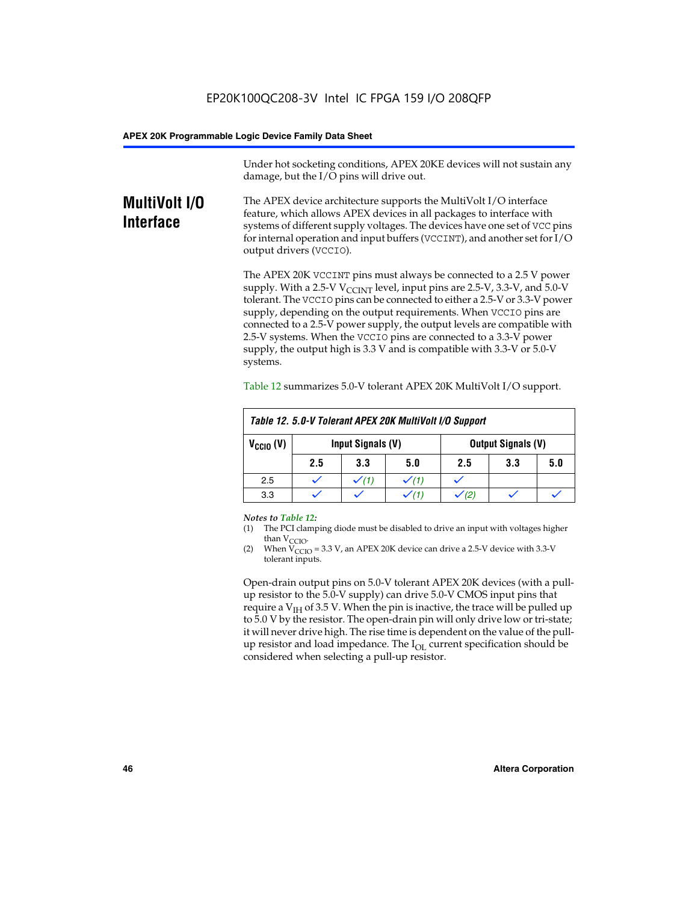Under hot socketing conditions, APEX 20KE devices will not sustain any damage, but the I/O pins will drive out.

## MultiVolt I/O Interface

The APEX device architecture supports the MultiVolt I/O interface feature, which allows APEX devices in all packages to interface with systems of different supply voltages. The devices have one set of VCC pins for internal operation and input buffers (VCCINT), and another set for I/O output drivers (VCCIO).

The APEX 20K VCCINT pins must always be connected to a 2.5 V power supply. With a 2.5-V $V_{CCINT}$ level, input pins are 2.5-V, 3.3-V, and 5.0-V tolerant. The VCCIO pins can be connected to either a 2.5-V or 3.3-V power supply, depending on the output requirements. When VCCIO pins are connected to a 2.5-V power supply, the output levels are compatible with 2.5-V systems. When the VCCIO pins are connected to a 3.3-V power supply, the output high is 3.3 V and is compatible with 3.3-V or 5.0-V systems.

Table 12 summarizes 5.0-V tolerant APEX 20K MultiVolt I/O support.

*Table 12. 5.0-V Tolerant APEX 20K MultiVolt I/O Support*

| $V_{CCIO}$ (V) | Input Signals (V) | | | Output Signals (V) | | |
|---|---|---|---|---|---|---|
| | 2.5 | 3.3 | 5.0 | 2.5 | 3.3 | 5.0 |
| 2.5 | ✓ | ✓ (1) | ✓ (1) | ✓ | | |
| 3.3 | ✓ | ✓ | ✓ (1) | ✓ (2) | ✓ | ✓ |

*Notes to Table 12:*

(1) The PCI clamping diode must be disabled to drive an input with voltages higher than $V_{CCIO}$.

(2) When $V_{CCIO}$ = 3.3 V, an APEX 20K device can drive a 2.5-V device with 3.3-V tolerant inputs.

Open-drain output pins on 5.0-V tolerant APEX 20K devices (with a pull-up resistor to the 5.0-V supply) can drive 5.0-V CMOS input pins that require a $V_{IH}$ of 3.5 V. When the pin is inactive, the trace will be pulled up to 5.0 V by the resistor. The open-drain pin will only drive low or tri-state; it will never drive high. The rise time is dependent on the value of the pull-up resistor and load impedance. The $I_{OL}$ current specification should be considered when selecting a pull-up resistor.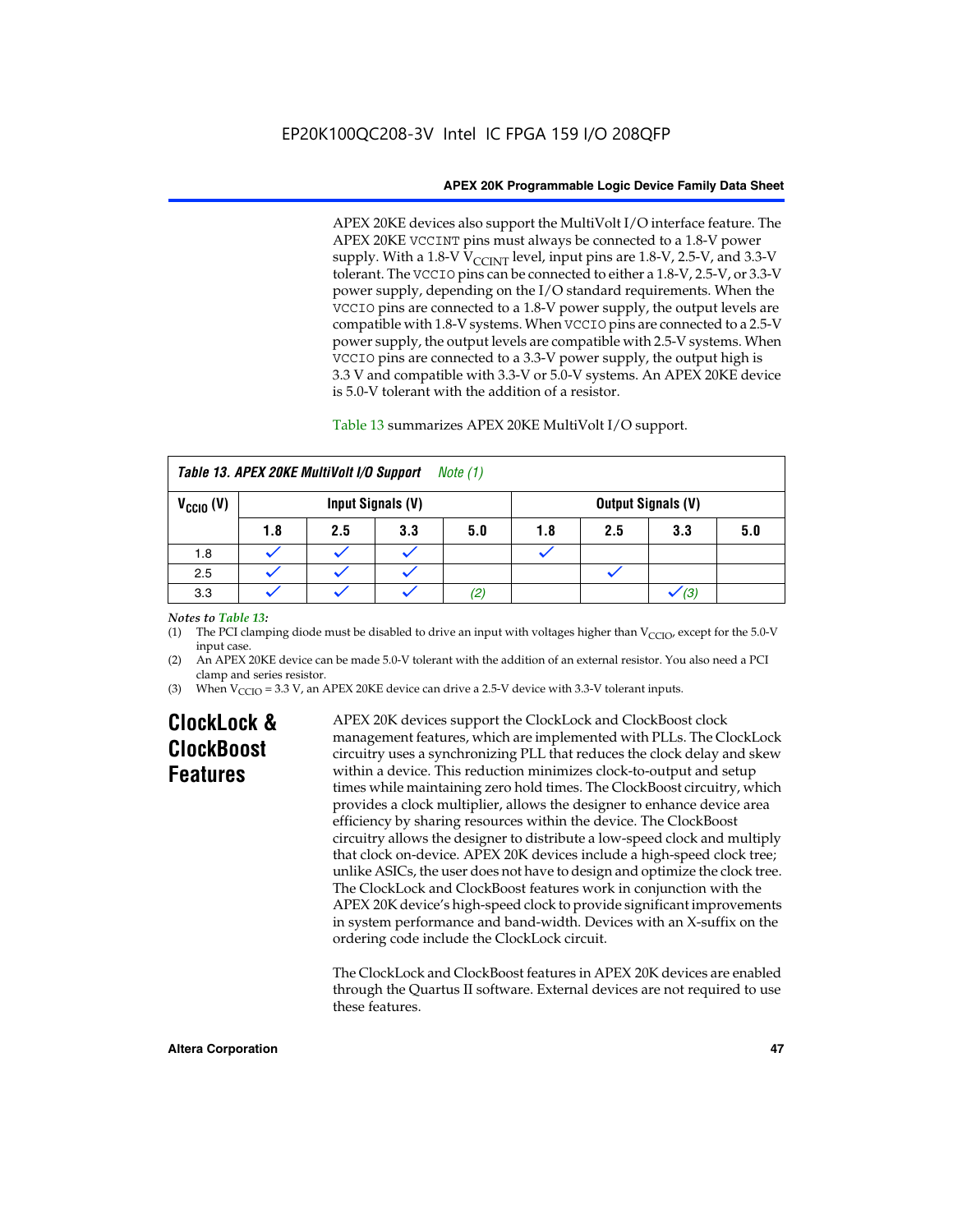APEX 20KE devices also support the MultiVolt I/O interface feature. The APEX 20KE VCCINT pins must always be connected to a 1.8-V power supply. With a 1.8-V $V_{CCINT}$ level, input pins are 1.8-V, 2.5-V, and 3.3-V tolerant. The VCCIO pins can be connected to either a 1.8-V, 2.5-V, or 3.3-V power supply, depending on the I/O standard requirements. When the VCCIO pins are connected to a 1.8-V power supply, the output levels are compatible with 1.8-V systems. When VCCIO pins are connected to a 2.5-V power supply, the output levels are compatible with 2.5-V systems. When VCCIO pins are connected to a 3.3-V power supply, the output high is 3.3 V and compatible with 3.3-V or 5.0-V systems. An APEX 20KE device is 5.0-V tolerant with the addition of a resistor.

Table 13 summarizes APEX 20KE MultiVolt I/O support.

**Table 13. APEX 20KE MultiVolt I/O Support** *Note (1)*

| $V_{CCIO}$ (V) | Input Signals (V) | | | | Output Signals (V) | | | |
|---|---|---|---|---|---|---|---|---|
| | 1.8 | 2.5 | 3.3 | 5.0 | 1.8 | 2.5 | 3.3 | 5.0 |
| 1.8 | ✓ | ✓ | ✓ | | ✓ | | | |
| 2.5 | ✓ | ✓ | ✓ | | | ✓ | | |
| 3.3 | ✓ | ✓ | ✓ | (2) | | | ✓ (3) | |

*Notes to Table 13:*

(1) The PCI clamping diode must be disabled to drive an input with voltages higher than $V_{CCIO}$, except for the 5.0-V input case.

(2) An APEX 20KE device can be made 5.0-V tolerant with the addition of an external resistor. You also need a PCI clamp and series resistor.

(3) When $V_{CCIO}$ = 3.3 V, an APEX 20KE device can drive a 2.5-V device with 3.3-V tolerant inputs.

## ClockLock & ClockBoost Features

APEX 20K devices support the ClockLock and ClockBoost clock management features, which are implemented with PLLs. The ClockLock circuitry uses a synchronizing PLL that reduces the clock delay and skew within a device. This reduction minimizes clock-to-output and setup times while maintaining zero hold times. The ClockBoost circuitry, which provides a clock multiplier, allows the designer to enhance device area efficiency by sharing resources within the device. The ClockBoost circuitry allows the designer to distribute a low-speed clock and multiply that clock on-device. APEX 20K devices include a high-speed clock tree; unlike ASICs, the user does not have to design and optimize the clock tree. The ClockLock and ClockBoost features work in conjunction with the APEX 20K device's high-speed clock to provide significant improvements in system performance and band-width. Devices with an X-suffix on the ordering code include the ClockLock circuit.

The ClockLock and ClockBoost features in APEX 20K devices are enabled through the Quartus II software. External devices are not required to use these features.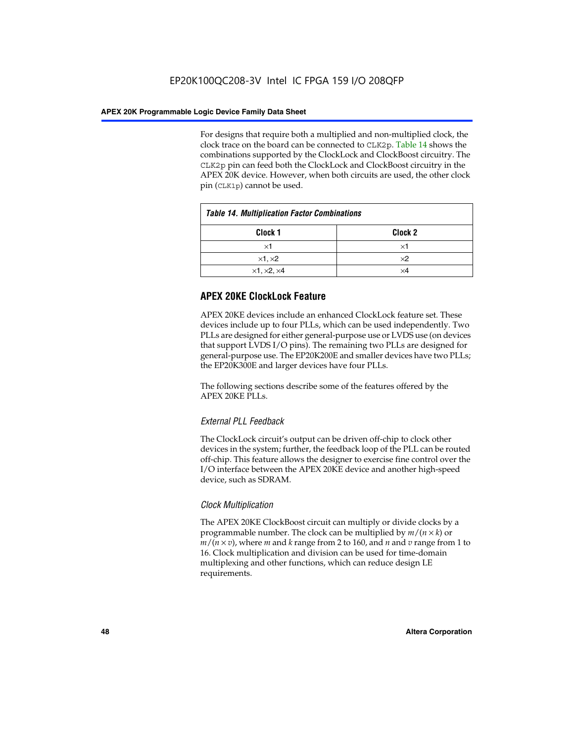For designs that require both a multiplied and non-multiplied clock, the clock trace on the board can be connected to CLK2p. Table 14 shows the combinations supported by the ClockLock and ClockBoost circuitry. The CLK2p pin can feed both the ClockLock and ClockBoost circuitry in the APEX 20K device. However, when both circuits are used, the other clock pin (CLK1p) cannot be used.

*Table 14. Multiplication Factor Combinations*

| Clock 1 | Clock 2 |
|---|---|
| ×1 | ×1 |
| ×1, ×2 | ×2 |
| ×1, ×2, ×4 | ×4 |

## APEX 20KE ClockLock Feature

APEX 20KE devices include an enhanced ClockLock feature set. These devices include up to four PLLs, which can be used independently. Two PLLs are designed for either general-purpose use or LVDS use (on devices that support LVDS I/O pins). The remaining two PLLs are designed for general-purpose use. The EP20K200E and smaller devices have two PLLs; the EP20K300E and larger devices have four PLLs.

The following sections describe some of the features offered by the APEX 20KE PLLs.

### *External PLL Feedback*

The ClockLock circuit's output can be driven off-chip to clock other devices in the system; further, the feedback loop of the PLL can be routed off-chip. This feature allows the designer to exercise fine control over the I/O interface between the APEX 20KE device and another high-speed device, such as SDRAM.

### *Clock Multiplication*

The APEX 20KE ClockBoost circuit can multiply or divide clocks by a programmable number. The clock can be multiplied by $m/(n \times k)$ or $m/(n \times v)$, where $m$ and $k$ range from 2 to 160, and $n$ and $v$ range from 1 to 16. Clock multiplication and division can be used for time-domain multiplexing and other functions, which can reduce design LE requirements.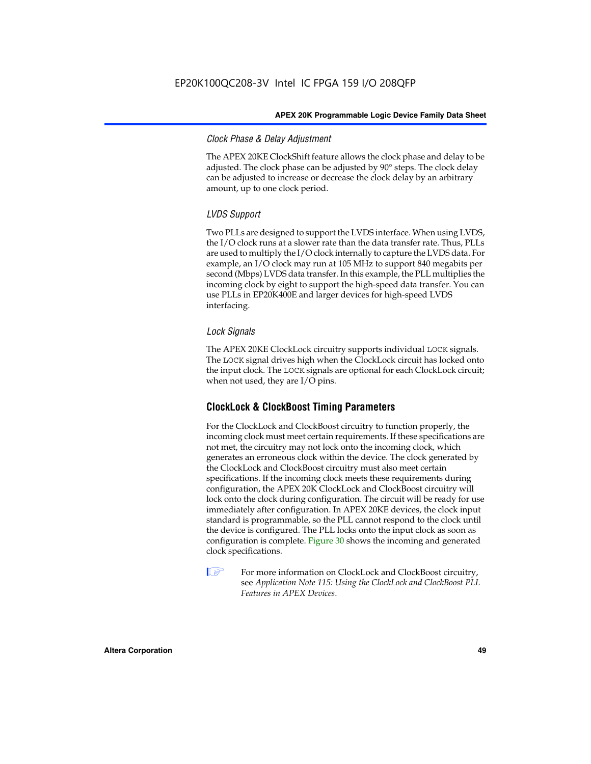### *Clock Phase & Delay Adjustment*

The APEX 20KE ClockShift feature allows the clock phase and delay to be adjusted. The clock phase can be adjusted by 90° steps. The clock delay can be adjusted to increase or decrease the clock delay by an arbitrary amount, up to one clock period.

### *LVDS Support*

Two PLLs are designed to support the LVDS interface. When using LVDS, the I/O clock runs at a slower rate than the data transfer rate. Thus, PLLs are used to multiply the I/O clock internally to capture the LVDS data. For example, an I/O clock may run at 105 MHz to support 840 megabits per second (Mbps) LVDS data transfer. In this example, the PLL multiplies the incoming clock by eight to support the high-speed data transfer. You can use PLLs in EP20K400E and larger devices for high-speed LVDS interfacing.

### *Lock Signals*

The APEX 20KE ClockLock circuitry supports individual `LOCK` signals. The `LOCK` signal drives high when the ClockLock circuit has locked onto the input clock. The `LOCK` signals are optional for each ClockLock circuit; when not used, they are I/O pins.

## ClockLock & ClockBoost Timing Parameters

For the ClockLock and ClockBoost circuitry to function properly, the incoming clock must meet certain requirements. If these specifications are not met, the circuitry may not lock onto the incoming clock, which generates an erroneous clock within the device. The clock generated by the ClockLock and ClockBoost circuitry must also meet certain specifications. If the incoming clock meets these requirements during configuration, the APEX 20K ClockLock and ClockBoost circuitry will lock onto the clock during configuration. The circuit will be ready for use immediately after configuration. In APEX 20KE devices, the clock input standard is programmable, so the PLL cannot respond to the clock until the device is configured. The PLL locks onto the input clock as soon as configuration is complete. Figure 30 shows the incoming and generated clock specifications.

For more information on ClockLock and ClockBoost circuitry, see *Application Note 115: Using the ClockLock and ClockBoost PLL Features in APEX Devices*.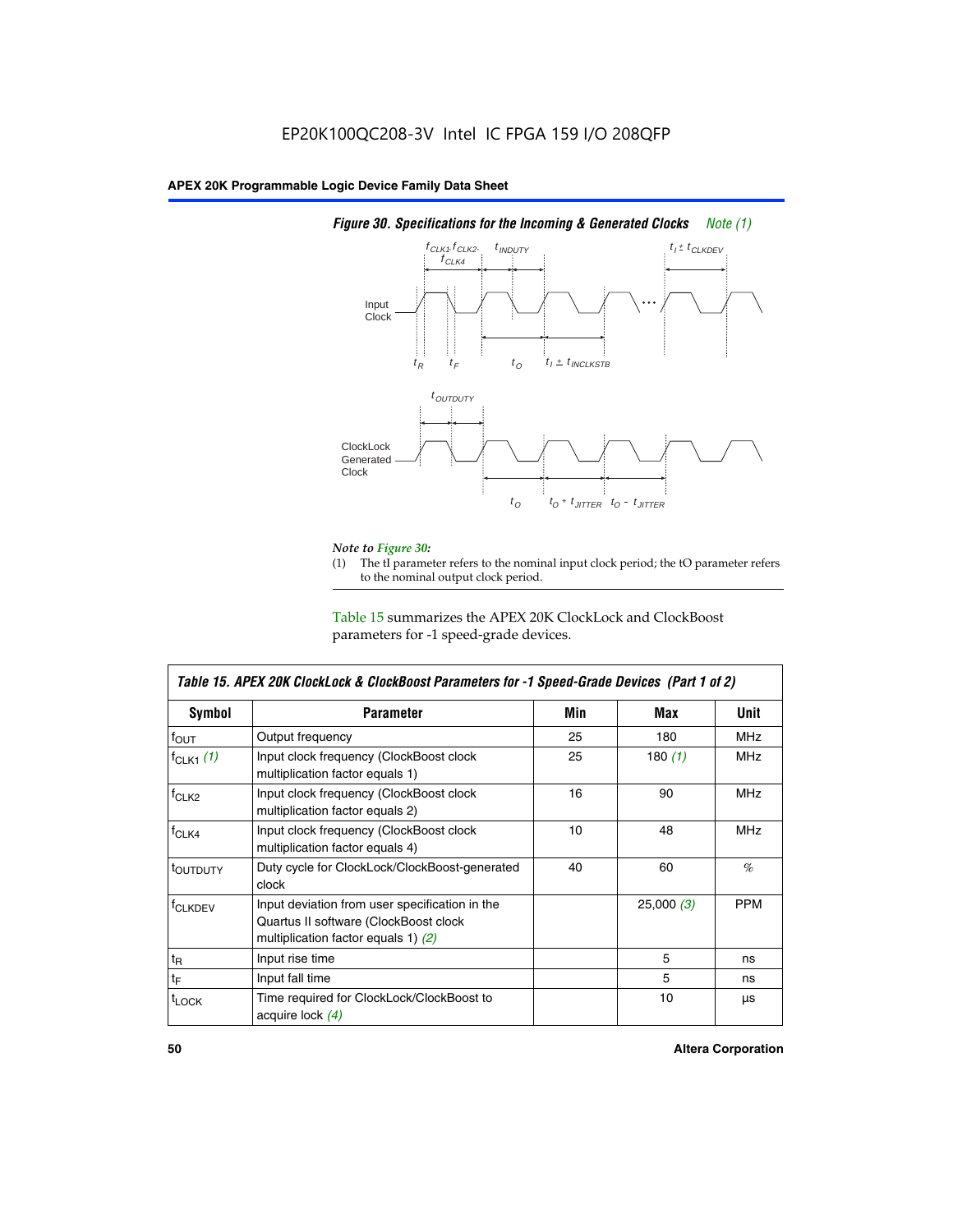EP20K100QC208-3V Intel IC FPGA 159 I/O 208QFP

**APEX 20K Programmable Logic Device Family Data Sheet**

***Figure 30. Specifications for the Incoming & Generated Clocks*** *Note (1)*

*Note to Figure 30:*

(1) The tI parameter refers to the nominal input clock period; the tO parameter refers to the nominal output clock period.

Table 15 summarizes the APEX 20K ClockLock and ClockBoost parameters for -1 speed-grade devices.

| *Table 15. APEX 20K ClockLock & ClockBoost Parameters for -1 Speed-Grade Devices (Part 1 of 2)* | | | | |
|---|---|---|---|---|
| **Symbol** | **Parameter** | **Min** | **Max** | **Unit** |
| $f_{OUT}$ | Output frequency | 25 | 180 | MHz |
| $f_{CLK1}$ *(1)* | Input clock frequency (ClockBoost clock multiplication factor equals 1) | 25 | 180 *(1)* | MHz |
| $f_{CLK2}$ | Input clock frequency (ClockBoost clock multiplication factor equals 2) | 16 | 90 | MHz |
| $f_{CLK4}$ | Input clock frequency (ClockBoost clock multiplication factor equals 4) | 10 | 48 | MHz |
| $t_{OUTDUTY}$ | Duty cycle for ClockLock/ClockBoost-generated clock | 40 | 60 | % |
| $f_{CLKDEV}$ | Input deviation from user specification in the Quartus II software (ClockBoost clock multiplication factor equals 1) *(2)* | | 25,000 *(3)* | PPM |
| $t_R$ | Input rise time | | 5 | ns |
| $t_F$ | Input fall time | | 5 | ns |
| $t_{LOCK}$ | Time required for ClockLock/ClockBoost to acquire lock *(4)* | | 10 | µs |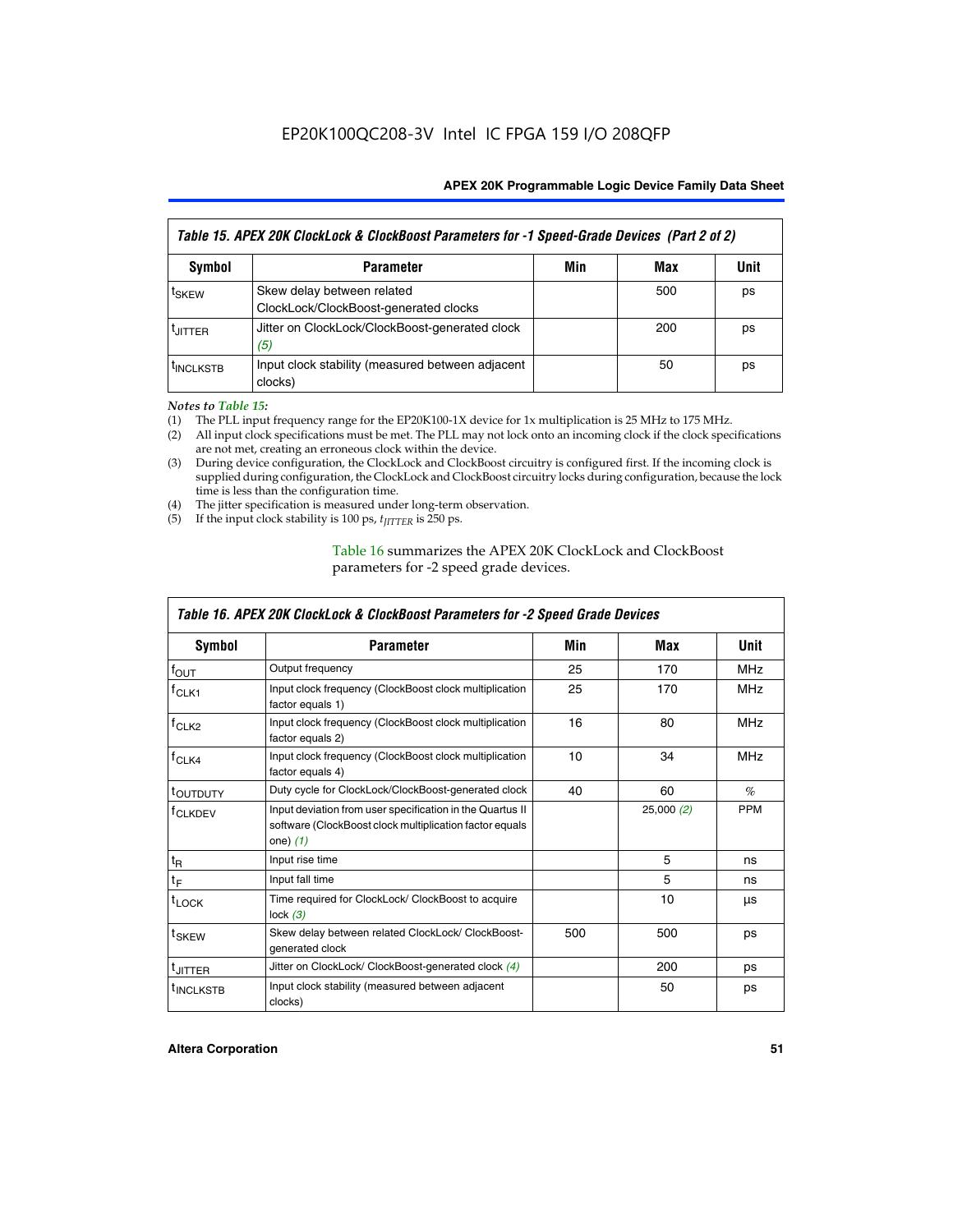| Table 15. APEX 20K ClockLock & ClockBoost Parameters for -1 Speed-Grade Devices (Part 2 of 2) | | | | |
|---|---|---|---|---|
| **Symbol** | **Parameter** | **Min** | **Max** | **Unit** |
| $t_{SKEW}$ | Skew delay between related ClockLock/ClockBoost-generated clocks | | 500 | ps |
| $t_{JITTER}$ | Jitter on ClockLock/ClockBoost-generated clock *(5)* | | 200 | ps |
| $t_{INCLKSTB}$ | Input clock stability (measured between adjacent clocks) | | 50 | ps |

*Notes to Table 15:*

(1) The PLL input frequency range for the EP20K100-1X device for 1x multiplication is 25 MHz to 175 MHz.

(2) All input clock specifications must be met. The PLL may not lock onto an incoming clock if the clock specifications are not met, creating an erroneous clock within the device.

(3) During device configuration, the ClockLock and ClockBoost circuitry is configured first. If the incoming clock is supplied during configuration, the ClockLock and ClockBoost circuitry locks during configuration, because the lock time is less than the configuration time.

(4) The jitter specification is measured under long-term observation.

(5) If the input clock stability is 100 ps, $t_{JITTER}$ is 250 ps.

Table 16 summarizes the APEX 20K ClockLock and ClockBoost parameters for -2 speed grade devices.

| Table 16. APEX 20K ClockLock & ClockBoost Parameters for -2 Speed Grade Devices | | | | |
|---|---|---|---|---|
| **Symbol** | **Parameter** | **Min** | **Max** | **Unit** |
| $f_{OUT}$ | Output frequency | 25 | 170 | MHz |
| $f_{CLK1}$ | Input clock frequency (ClockBoost clock multiplication factor equals 1) | 25 | 170 | MHz |
| $f_{CLK2}$ | Input clock frequency (ClockBoost clock multiplication factor equals 2) | 16 | 80 | MHz |
| $f_{CLK4}$ | Input clock frequency (ClockBoost clock multiplication factor equals 4) | 10 | 34 | MHz |
| $t_{OUTDUTY}$ | Duty cycle for ClockLock/ClockBoost-generated clock | 40 | 60 | % |
| $f_{CLKDEV}$ | Input deviation from user specification in the Quartus II software (ClockBoost clock multiplication factor equals one) *(1)* | | 25,000 *(2)* | PPM |
| $t_R$ | Input rise time | | 5 | ns |
| $t_F$ | Input fall time | | 5 | ns |
| $t_{LOCK}$ | Time required for ClockLock/ ClockBoost to acquire lock *(3)* | | 10 | µs |
| $t_{SKEW}$ | Skew delay between related ClockLock/ ClockBoost-generated clock | 500 | 500 | ps |
| $t_{JITTER}$ | Jitter on ClockLock/ ClockBoost-generated clock *(4)* | | 200 | ps |
| $t_{INCLKSTB}$ | Input clock stability (measured between adjacent clocks) | | 50 | ps |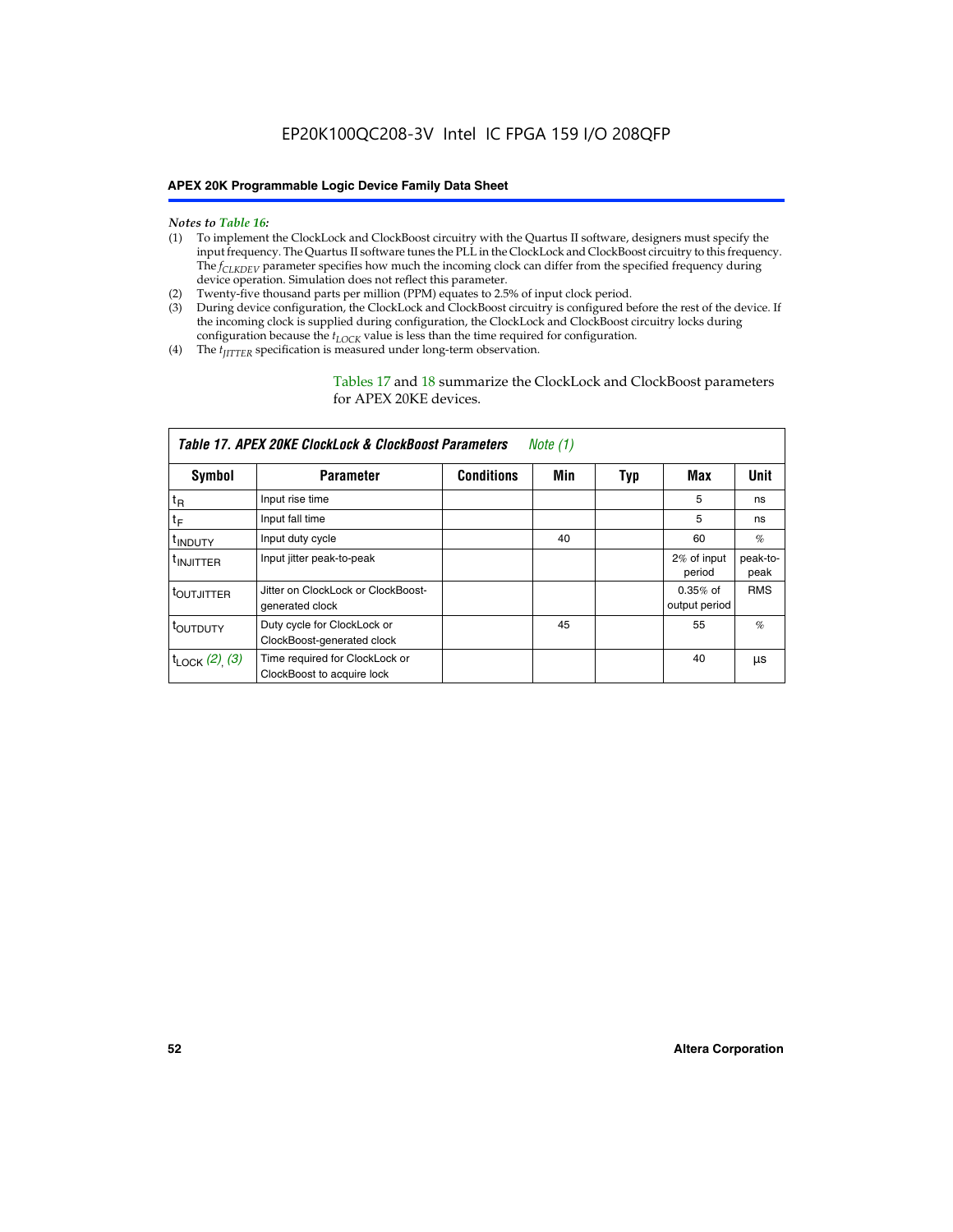*Notes to Table 16:*

(1) To implement the ClockLock and ClockBoost circuitry with the Quartus II software, designers must specify the input frequency. The Quartus II software tunes the PLL in the ClockLock and ClockBoost circuitry to this frequency. The $f_{CLKDEV}$ parameter specifies how much the incoming clock can differ from the specified frequency during device operation. Simulation does not reflect this parameter.

(2) Twenty-five thousand parts per million (PPM) equates to 2.5% of input clock period.

(3) During device configuration, the ClockLock and ClockBoost circuitry is configured before the rest of the device. If the incoming clock is supplied during configuration, the ClockLock and ClockBoost circuitry locks during configuration because the $t_{LOCK}$ value is less than the time required for configuration.

(4) The $t_{JITTER}$ specification is measured under long-term observation.

Tables 17 and 18 summarize the ClockLock and ClockBoost parameters for APEX 20KE devices.

**Table 17. APEX 20KE ClockLock & ClockBoost Parameters** *Note (1)*

| Symbol | Parameter | Conditions | Min | Typ | Max | Unit |
|---|---|---|---|---|---|---|
| $t_R$ | Input rise time | | | | 5 | ns |
| $t_F$ | Input fall time | | | | 5 | ns |
| $t_{INDUTY}$ | Input duty cycle | | 40 | | 60 | % |
| $t_{INJITTER}$ | Input jitter peak-to-peak | | | | 2% of input period | peak-to-peak |
| $t_{OUTJITTER}$ | Jitter on ClockLock or ClockBoost-generated clock | | | | 0.35% of output period | RMS |
| $t_{OUTDUTY}$ | Duty cycle for ClockLock or ClockBoost-generated clock | | 45 | | 55 | % |
| $t_{LOCK}$ *(2), (3)* | Time required for ClockLock or ClockBoost to acquire lock | | | | 40 | µs |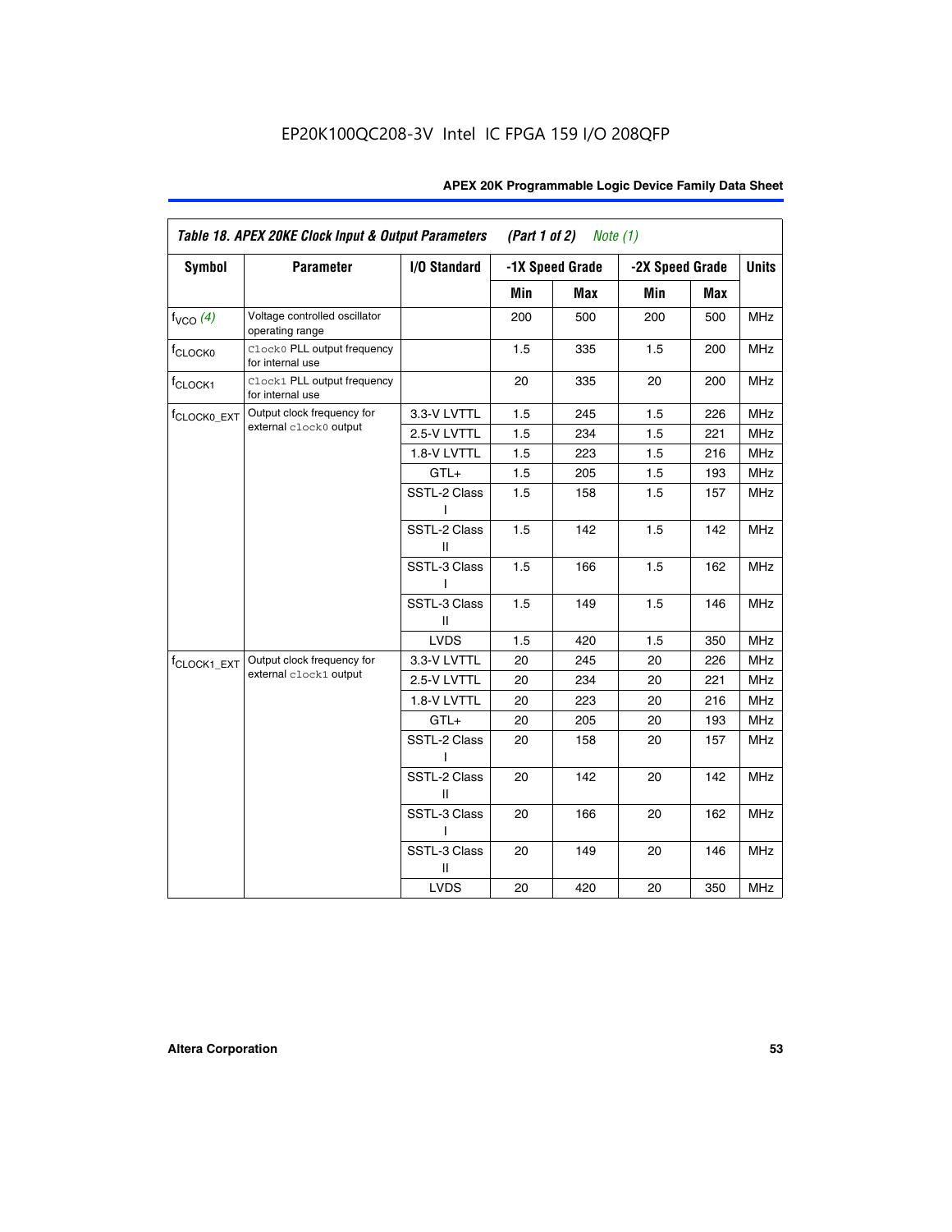EP20K100QC208-3V Intel IC FPGA 159 I/O 208QFP

| Table 18. APEX 20KE Clock Input & Output Parameters (Part 1 of 2) Note (1) | | | | | | | |
|---|---|---|---|---|---|---|---|
| Symbol | Parameter | I/O Standard | -1X Speed Grade | | -2X Speed Grade | | Units |
| | | | Min | Max | Min | Max | |
| $f_{VCO}$ (4) | Voltage controlled oscillator operating range | | 200 | 500 | 200 | 500 | MHz |
| $f_{CLOCK0}$ | Clock0 PLL output frequency for internal use | | 1.5 | 335 | 1.5 | 200 | MHz |
| $f_{CLOCK1}$ | Clock1 PLL output frequency for internal use | | 20 | 335 | 20 | 200 | MHz |
| $f_{CLOCK0\_EXT}$ | Output clock frequency for external clock0 output | 3.3-V LVTTL | 1.5 | 245 | 1.5 | 226 | MHz |
| | | 2.5-V LVTTL | 1.5 | 234 | 1.5 | 221 | MHz |
| | | 1.8-V LVTTL | 1.5 | 223 | 1.5 | 216 | MHz |
| | | GTL+ | 1.5 | 205 | 1.5 | 193 | MHz |
| | | SSTL-2 Class I | 1.5 | 158 | 1.5 | 157 | MHz |
| | | SSTL-2 Class II | 1.5 | 142 | 1.5 | 142 | MHz |
| | | SSTL-3 Class I | 1.5 | 166 | 1.5 | 162 | MHz |
| | | SSTL-3 Class II | 1.5 | 149 | 1.5 | 146 | MHz |
| | | LVDS | 1.5 | 420 | 1.5 | 350 | MHz |
| $f_{CLOCK1\_EXT}$ | Output clock frequency for external clock1 output | 3.3-V LVTTL | 20 | 245 | 20 | 226 | MHz |
| | | 2.5-V LVTTL | 20 | 234 | 20 | 221 | MHz |
| | | 1.8-V LVTTL | 20 | 223 | 20 | 216 | MHz |
| | | GTL+ | 20 | 205 | 20 | 193 | MHz |
| | | SSTL-2 Class I | 20 | 158 | 20 | 157 | MHz |
| | | SSTL-2 Class II | 20 | 142 | 20 | 142 | MHz |
| | | SSTL-3 Class I | 20 | 166 | 20 | 162 | MHz |
| | | SSTL-3 Class II | 20 | 149 | 20 | 146 | MHz |
| | | LVDS | 20 | 420 | 20 | 350 | MHz |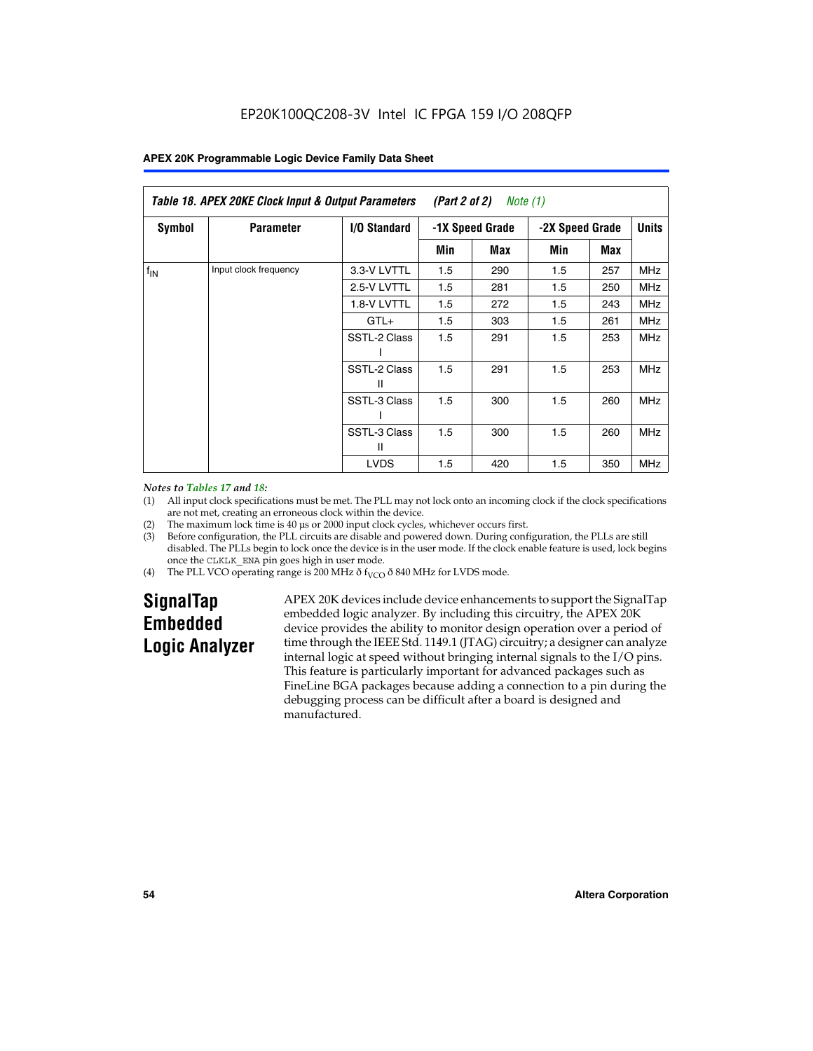**Table 18. APEX 20KE Clock Input & Output Parameters (Part 2 of 2) Note (1)**

| Symbol | Parameter | I/O Standard | -1X Speed Grade | | -2X Speed Grade | | Units |
|---|---|---|---|---|---|---|---|
| | | | Min | Max | Min | Max | |
| $f_{IN}$ | Input clock frequency | 3.3-V LVTTL | 1.5 | 290 | 1.5 | 257 | MHz |
| | | 2.5-V LVTTL | 1.5 | 281 | 1.5 | 250 | MHz |
| | | 1.8-V LVTTL | 1.5 | 272 | 1.5 | 243 | MHz |
| | | GTL+ | 1.5 | 303 | 1.5 | 261 | MHz |
| | | SSTL-2 Class I | 1.5 | 291 | 1.5 | 253 | MHz |
| | | SSTL-2 Class II | 1.5 | 291 | 1.5 | 253 | MHz |
| | | SSTL-3 Class I | 1.5 | 300 | 1.5 | 260 | MHz |
| | | SSTL-3 Class II | 1.5 | 300 | 1.5 | 260 | MHz |
| | | LVDS | 1.5 | 420 | 1.5 | 350 | MHz |

*Notes to Tables 17 and 18:*

(1) All input clock specifications must be met. The PLL may not lock onto an incoming clock if the clock specifications are not met, creating an erroneous clock within the device.

(2) The maximum lock time is 40 µs or 2000 input clock cycles, whichever occurs first.

(3) Before configuration, the PLL circuits are disable and powered down. During configuration, the PLLs are still disabled. The PLLs begin to lock once the device is in the user mode. If the clock enable feature is used, lock begins once the CLKLK_ENA pin goes high in user mode.

(4) The PLL VCO operating range is 200 MHz ð $f_{VCO}$ ð 840 MHz for LVDS mode.

## SignalTap Embedded Logic Analyzer

APEX 20K devices include device enhancements to support the SignalTap embedded logic analyzer. By including this circuitry, the APEX 20K device provides the ability to monitor design operation over a period of time through the IEEE Std. 1149.1 (JTAG) circuitry; a designer can analyze internal logic at speed without bringing internal signals to the I/O pins. This feature is particularly important for advanced packages such as FineLine BGA packages because adding a connection to a pin during the debugging process can be difficult after a board is designed and manufactured.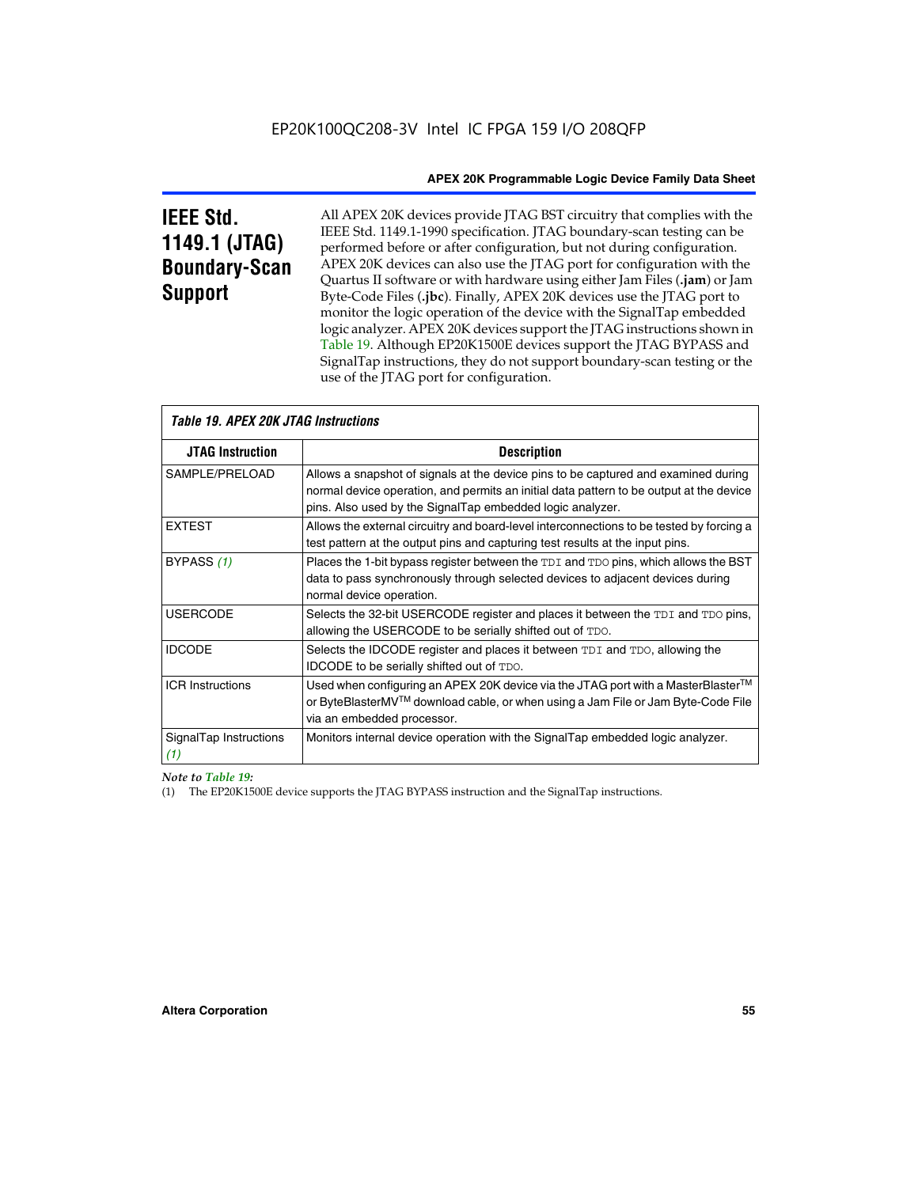## IEEE Std. 1149.1 (JTAG) Boundary-Scan Support

All APEX 20K devices provide JTAG BST circuitry that complies with the IEEE Std. 1149.1-1990 specification. JTAG boundary-scan testing can be performed before or after configuration, but not during configuration. APEX 20K devices can also use the JTAG port for configuration with the Quartus II software or with hardware using either Jam Files (**.jam**) or Jam Byte-Code Files (**.jbc**). Finally, APEX 20K devices use the JTAG port to monitor the logic operation of the device with the SignalTap embedded logic analyzer. APEX 20K devices support the JTAG instructions shown in Table 19. Although EP20K1500E devices support the JTAG BYPASS and SignalTap instructions, they do not support boundary-scan testing or the use of the JTAG port for configuration.

*Table 19. APEX 20K JTAG Instructions*

| JTAG Instruction | Description |
|---|---|
| SAMPLE/PRELOAD | Allows a snapshot of signals at the device pins to be captured and examined during normal device operation, and permits an initial data pattern to be output at the device pins. Also used by the SignalTap embedded logic analyzer. |
| EXTEST | Allows the external circuitry and board-level interconnections to be tested by forcing a test pattern at the output pins and capturing test results at the input pins. |
| BYPASS *(1)* | Places the 1-bit bypass register between the `TDI` and `TDO` pins, which allows the BST data to pass synchronously through selected devices to adjacent devices during normal device operation. |
| USERCODE | Selects the 32-bit USERCODE register and places it between the `TDI` and `TDO` pins, allowing the USERCODE to be serially shifted out of `TDO`. |
| IDCODE | Selects the IDCODE register and places it between `TDI` and `TDO`, allowing the IDCODE to be serially shifted out of `TDO`. |
| ICR Instructions | Used when configuring an APEX 20K device via the JTAG port with a MasterBlaster™ or ByteBlasterMV™ download cable, or when using a Jam File or Jam Byte-Code File via an embedded processor. |
| SignalTap Instructions *(1)* | Monitors internal device operation with the SignalTap embedded logic analyzer. |

*Note to Table 19:*

(1) The EP20K1500E device supports the JTAG BYPASS instruction and the SignalTap instructions.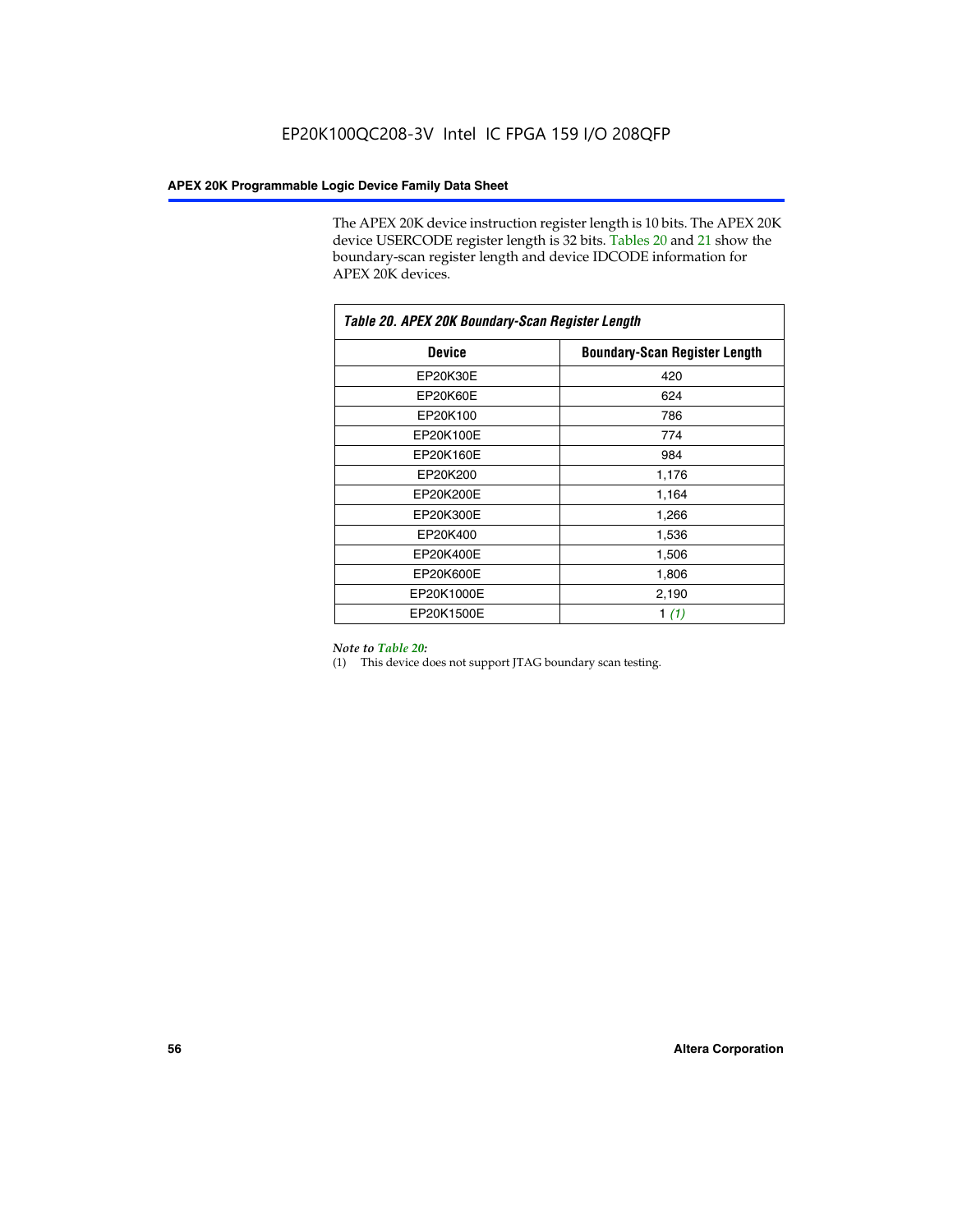The APEX 20K device instruction register length is 10 bits. The APEX 20K device USERCODE register length is 32 bits. Tables 20 and 21 show the boundary-scan register length and device IDCODE information for APEX 20K devices.

*Table 20. APEX 20K Boundary-Scan Register Length*

| Device | Boundary-Scan Register Length |
|---|---|
| EP20K30E | 420 |
| EP20K60E | 624 |
| EP20K100 | 786 |
| EP20K100E | 774 |
| EP20K160E | 984 |
| EP20K200 | 1,176 |
| EP20K200E | 1,164 |
| EP20K300E | 1,266 |
| EP20K400 | 1,536 |
| EP20K400E | 1,506 |
| EP20K600E | 1,806 |
| EP20K1000E | 2,190 |
| EP20K1500E | 1 *(1)* |

*Note to Table 20:*

(1) This device does not support JTAG boundary scan testing.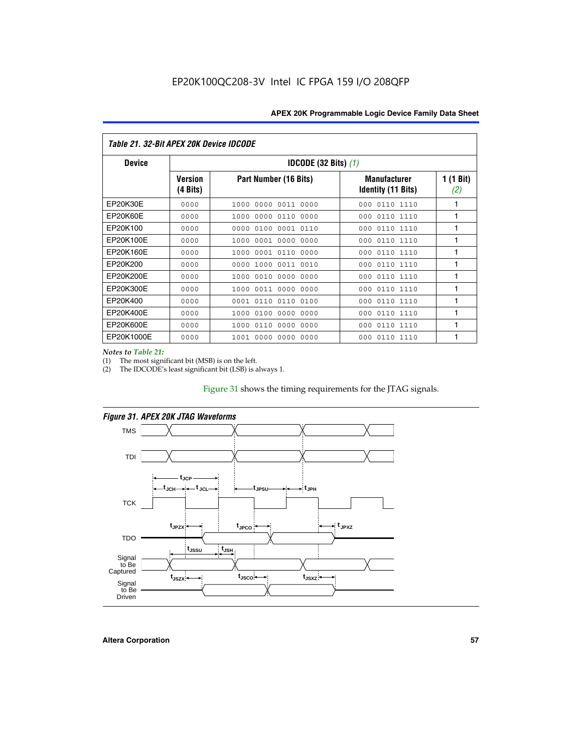### Table 21. 32-Bit APEX 20K Device IDCODE

| Device | IDCODE (32 Bits) *(1)* | | | |
|---|---|---|---|---|
| | Version (4 Bits) | Part Number (16 Bits) | Manufacturer Identity (11 Bits) | 1 (1 Bit) *(2)* |
| EP20K30E | 0000 | 1000 0000 0011 0000 | 000 0110 1110 | 1 |
| EP20K60E | 0000 | 1000 0000 0110 0000 | 000 0110 1110 | 1 |
| EP20K100 | 0000 | 0000 0100 0001 0110 | 000 0110 1110 | 1 |
| EP20K100E | 0000 | 1000 0001 0000 0000 | 000 0110 1110 | 1 |
| EP20K160E | 0000 | 1000 0001 0110 0000 | 000 0110 1110 | 1 |
| EP20K200 | 0000 | 0000 1000 0011 0010 | 000 0110 1110 | 1 |
| EP20K200E | 0000 | 1000 0010 0000 0000 | 000 0110 1110 | 1 |
| EP20K300E | 0000 | 1000 0011 0000 0000 | 000 0110 1110 | 1 |
| EP20K400 | 0000 | 0001 0110 0110 0100 | 000 0110 1110 | 1 |
| EP20K400E | 0000 | 1000 0100 0000 0000 | 000 0110 1110 | 1 |
| EP20K600E | 0000 | 1000 0110 0000 0000 | 000 0110 1110 | 1 |
| EP20K1000E | 0000 | 1001 0000 0000 0000 | 000 0110 1110 | 1 |

*Notes to Table 21:*

(1) The most significant bit (MSB) is on the left.
(2) The IDCODE's least significant bit (LSB) is always 1.

Figure 31 shows the timing requirements for the JTAG signals.

*Figure 31. APEX 20K JTAG Waveforms*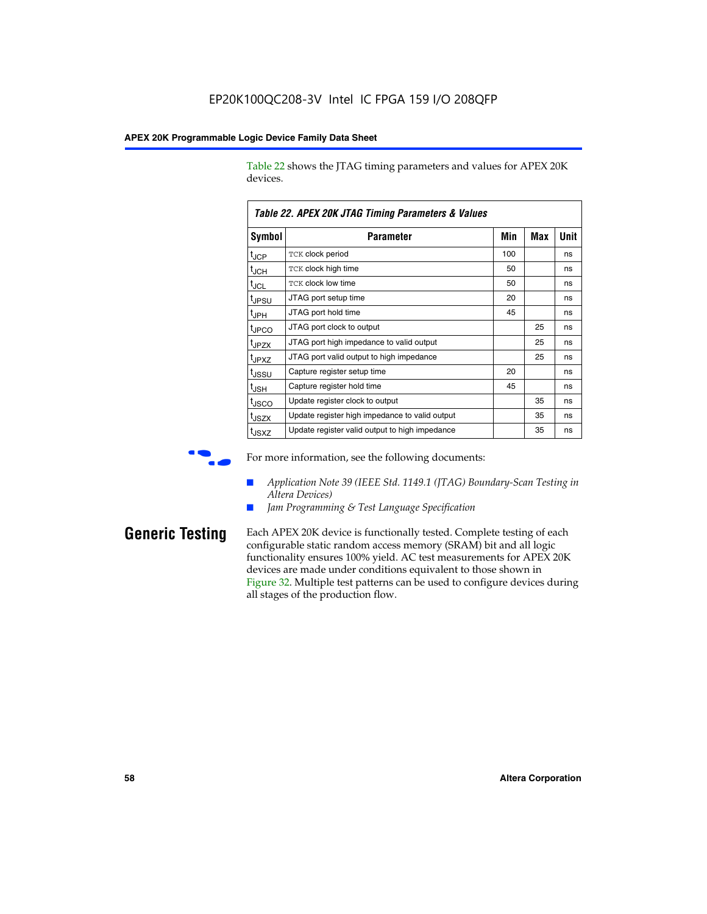Table 22 shows the JTAG timing parameters and values for APEX 20K devices.

**Table 22. APEX 20K JTAG Timing Parameters & Values**

| Symbol | Parameter | Min | Max | Unit |
|---|---|---|---|---|
| $t_{JCP}$ | TCK clock period | 100 | | ns |
| $t_{JCH}$ | TCK clock high time | 50 | | ns |
| $t_{JCL}$ | TCK clock low time | 50 | | ns |
| $t_{JPSU}$ | JTAG port setup time | 20 | | ns |
| $t_{JPH}$ | JTAG port hold time | 45 | | ns |
| $t_{JPCO}$ | JTAG port clock to output | | 25 | ns |
| $t_{JPZX}$ | JTAG port high impedance to valid output | | 25 | ns |
| $t_{JPXZ}$ | JTAG port valid output to high impedance | | 25 | ns |
| $t_{JSSU}$ | Capture register setup time | 20 | | ns |
| $t_{JSH}$ | Capture register hold time | 45 | | ns |
| $t_{JSCO}$ | Update register clock to output | | 35 | ns |
| $t_{JSZX}$ | Update register high impedance to valid output | | 35 | ns |
| $t_{JSXZ}$ | Update register valid output to high impedance | | 35 | ns |

For more information, see the following documents:

- *Application Note 39 (IEEE Std. 1149.1 (JTAG) Boundary-Scan Testing in Altera Devices)*
- *Jam Programming & Test Language Specification*

## Generic Testing

Each APEX 20K device is functionally tested. Complete testing of each configurable static random access memory (SRAM) bit and all logic functionality ensures 100% yield. AC test measurements for APEX 20K devices are made under conditions equivalent to those shown in Figure 32. Multiple test patterns can be used to configure devices during all stages of the production flow.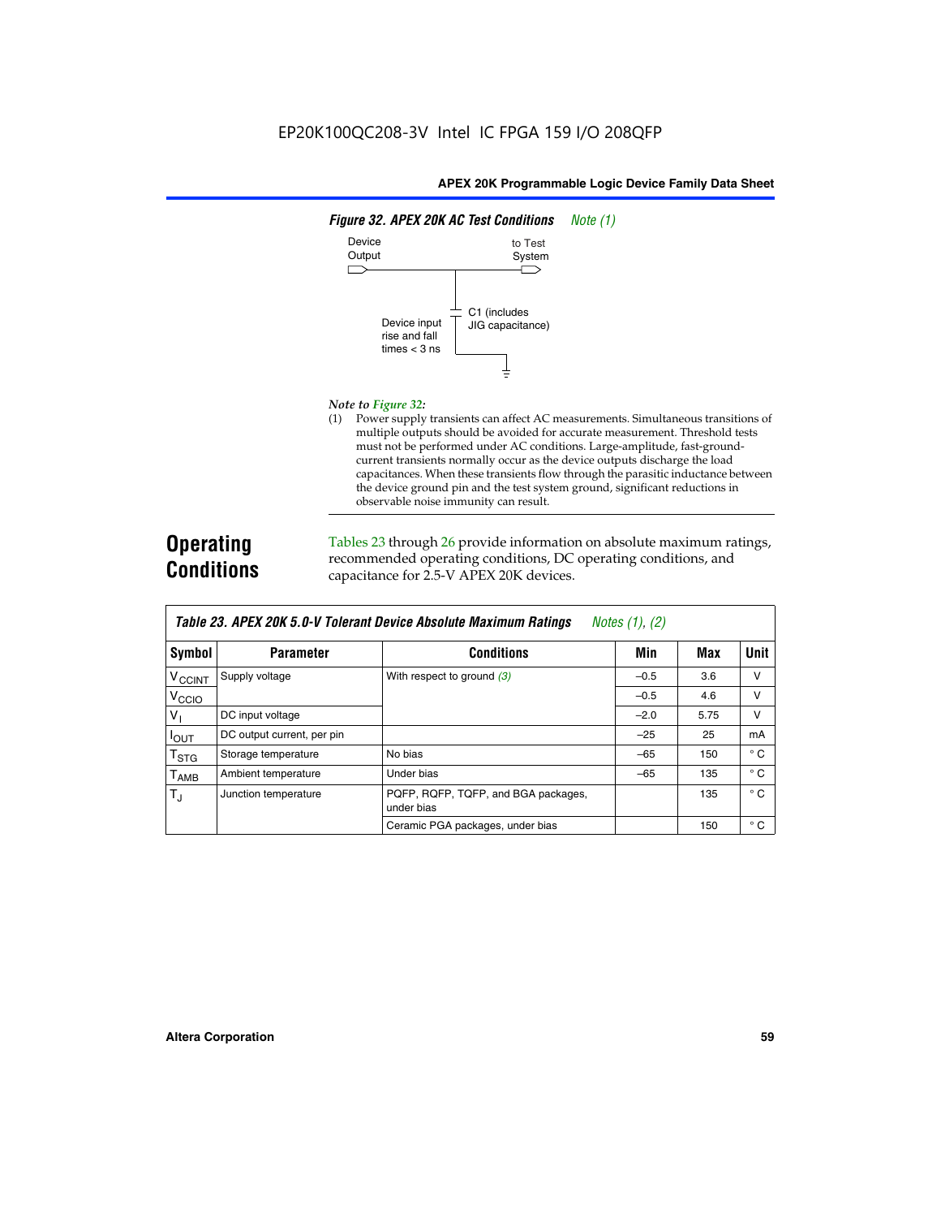**Figure 32. APEX 20K AC Test Conditions** *Note (1)*

Device Output

to Test System

C1 (includes JIG capacitance)

Device input rise and fall times < 3 ns

*Note to Figure 32:*

(1) Power supply transients can affect AC measurements. Simultaneous transitions of multiple outputs should be avoided for accurate measurement. Threshold tests must not be performed under AC conditions. Large-amplitude, fast-ground-current transients normally occur as the device outputs discharge the load capacitances. When these transients flow through the parasitic inductance between the device ground pin and the test system ground, significant reductions in observable noise immunity can result.

## Operating Conditions

Tables 23 through 26 provide information on absolute maximum ratings, recommended operating conditions, DC operating conditions, and capacitance for 2.5-V APEX 20K devices.

**Table 23. APEX 20K 5.0-V Tolerant Device Absolute Maximum Ratings** *Notes (1), (2)*

| Symbol | Parameter | Conditions | Min | Max | Unit |
|---|---|---|---|---|---|
| $V_{CCINT}$ | Supply voltage | With respect to ground *(3)* | –0.5 | 3.6 | V |
| $V_{CCIO}$ | | | –0.5 | 4.6 | V |
| $V_I$ | DC input voltage | | –2.0 | 5.75 | V |
| $I_{OUT}$ | DC output current, per pin | | –25 | 25 | mA |
| $T_{STG}$ | Storage temperature | No bias | –65 | 150 | ° C |
| $T_{AMB}$ | Ambient temperature | Under bias | –65 | 135 | ° C |
| $T_J$ | Junction temperature | PQFP, RQFP, TQFP, and BGA packages, under bias | | 135 | ° C |
| | | Ceramic PGA packages, under bias | | 150 | ° C |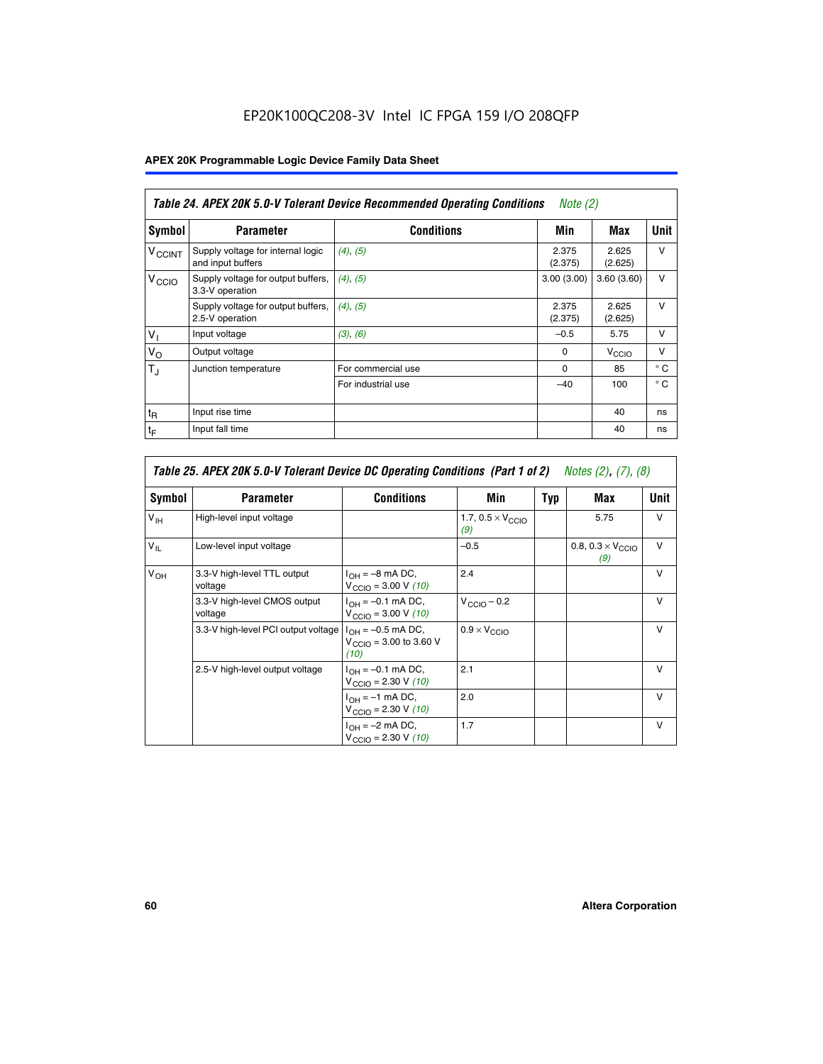EP20K100QC208-3V Intel IC FPGA 159 I/O 208QFP

| *Table 24. APEX 20K 5.0-V Tolerant Device Recommended Operating Conditions* *Note (2)* | | | | | |
|---|---|---|---|---|---|
| **Symbol** | **Parameter** | **Conditions** | **Min** | **Max** | **Unit** |
| $V_{CCINT}$ | Supply voltage for internal logic and input buffers | *(4)*, *(5)* | 2.375 (2.375) | 2.625 (2.625) | V |
| $V_{CCIO}$ | Supply voltage for output buffers, 3.3-V operation | *(4)*, *(5)* | 3.00 (3.00) | 3.60 (3.60) | V |
| | Supply voltage for output buffers, 2.5-V operation | *(4)*, *(5)* | 2.375 (2.375) | 2.625 (2.625) | V |
| $V_I$ | Input voltage | *(3)*, *(6)* | –0.5 | 5.75 | V |
| $V_O$ | Output voltage | | 0 | $V_{CCIO}$ | V |
| $T_J$ | Junction temperature | For commercial use | 0 | 85 | ° C |
| | | For industrial use | –40 | 100 | ° C |
| $t_R$ | Input rise time | | | 40 | ns |
| $t_F$ | Input fall time | | | 40 | ns |

| *Table 25. APEX 20K 5.0-V Tolerant Device DC Operating Conditions (Part 1 of 2)* *Notes (2), (7), (8)* | | | | | | |
|---|---|---|---|---|---|---|
| **Symbol** | **Parameter** | **Conditions** | **Min** | **Typ** | **Max** | **Unit** |
| $V_{IH}$ | High-level input voltage | | 1.7, 0.5 × $V_{CCIO}$ *(9)* | | 5.75 | V |
| $V_{IL}$ | Low-level input voltage | | –0.5 | | 0.8, 0.3 × $V_{CCIO}$ *(9)* | V |
| $V_{OH}$ | 3.3-V high-level TTL output voltage | $I_{OH}$ = –8 mA DC, $V_{CCIO}$ = 3.00 V *(10)* | 2.4 | | | V |
| | 3.3-V high-level CMOS output voltage | $I_{OH}$ = –0.1 mA DC, $V_{CCIO}$ = 3.00 V *(10)* | $V_{CCIO}$ – 0.2 | | | V |
| | 3.3-V high-level PCI output voltage | $I_{OH}$ = –0.5 mA DC, $V_{CCIO}$ = 3.00 to 3.60 V *(10)* | 0.9 × $V_{CCIO}$ | | | V |
| | 2.5-V high-level output voltage | $I_{OH}$ = –0.1 mA DC, $V_{CCIO}$ = 2.30 V *(10)* | 2.1 | | | V |
| | | $I_{OH}$ = –1 mA DC, $V_{CCIO}$ = 2.30 V *(10)* | 2.0 | | | V |
| | | $I_{OH}$ = –2 mA DC, $V_{CCIO}$ = 2.30 V *(10)* | 1.7 | | | V |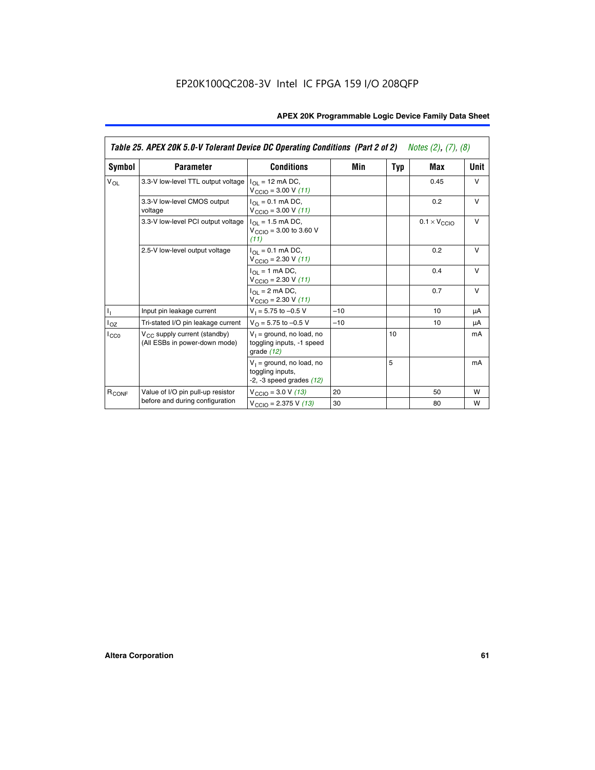EP20K100QC208-3V Intel IC FPGA 159 I/O 208QFP

**Table 25. APEX 20K 5.0-V Tolerant Device DC Operating Conditions (Part 2 of 2)** *Notes (2), (7), (8)*

| Symbol | Parameter | Conditions | Min | Typ | Max | Unit |
|---|---|---|---|---|---|---|
| $V_{OL}$ | 3.3-V low-level TTL output voltage | $I_{OL}$ = 12 mA DC, $V_{CCIO}$ = 3.00 V *(11)* | | | 0.45 | V |
| | 3.3-V low-level CMOS output voltage | $I_{OL}$ = 0.1 mA DC, $V_{CCIO}$ = 3.00 V *(11)* | | | 0.2 | V |
| | 3.3-V low-level PCI output voltage | $I_{OL}$ = 1.5 mA DC, $V_{CCIO}$ = 3.00 to 3.60 V *(11)* | | | $0.1 \times V_{CCIO}$ | V |
| | 2.5-V low-level output voltage | $I_{OL}$ = 0.1 mA DC, $V_{CCIO}$ = 2.30 V *(11)* | | | 0.2 | V |
| | | $I_{OL}$ = 1 mA DC, $V_{CCIO}$ = 2.30 V *(11)* | | | 0.4 | V |
| | | $I_{OL}$ = 2 mA DC, $V_{CCIO}$ = 2.30 V *(11)* | | | 0.7 | V |
| $I_I$ | Input pin leakage current | $V_I$ = 5.75 to –0.5 V | –10 | | 10 | μA |
| $I_{OZ}$ | Tri-stated I/O pin leakage current | $V_O$ = 5.75 to –0.5 V | –10 | | 10 | μA |
| $I_{CC0}$ | $V_{CC}$ supply current (standby) (All ESBs in power-down mode) | $V_I$ = ground, no load, no toggling inputs, -1 speed grade *(12)* | | 10 | | mA |
| | | $V_I$ = ground, no load, no toggling inputs, -2, -3 speed grades *(12)* | | 5 | | mA |
| $R_{CONF}$ | Value of I/O pin pull-up resistor before and during configuration | $V_{CCIO}$ = 3.0 V *(13)* | 20 | | 50 | W |
| | | $V_{CCIO}$ = 2.375 V *(13)* | 30 | | 80 | W |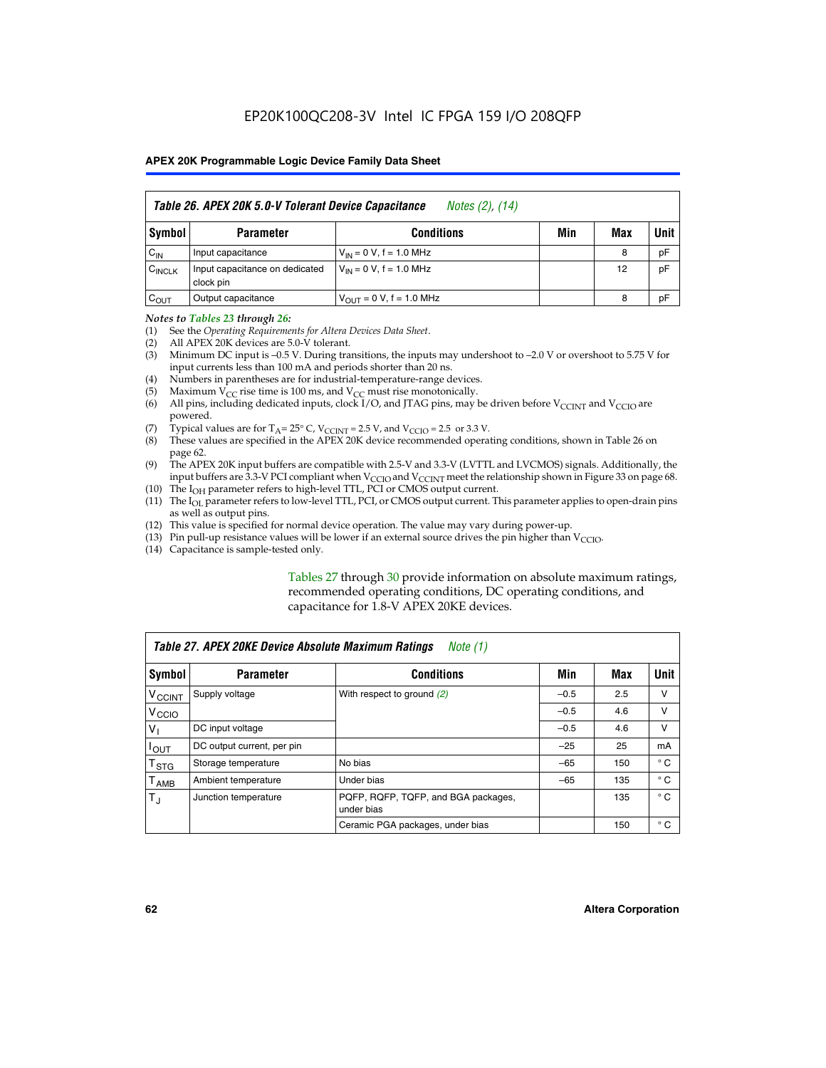EP20K100QC208-3V Intel IC FPGA 159 I/O 208QFP

| Table 26. APEX 20K 5.0-V Tolerant Device Capacitance *Notes (2), (14)* | | | | | |
|---|---|---|---|---|---|
| **Symbol** | **Parameter** | **Conditions** | **Min** | **Max** | **Unit** |
| $C_{IN}$ | Input capacitance | $V_{IN}$ = 0 V, f = 1.0 MHz | | 8 | pF |
| $C_{INCLK}$ | Input capacitance on dedicated clock pin | $V_{IN}$ = 0 V, f = 1.0 MHz | | 12 | pF |
| $C_{OUT}$ | Output capacitance | $V_{OUT}$ = 0 V, f = 1.0 MHz | | 8 | pF |

*Notes to Tables 23 through 26:*

(1) See the *Operating Requirements for Altera Devices Data Sheet*.
(2) All APEX 20K devices are 5.0-V tolerant.
(3) Minimum DC input is –0.5 V. During transitions, the inputs may undershoot to –2.0 V or overshoot to 5.75 V for input currents less than 100 mA and periods shorter than 20 ns.
(4) Numbers in parentheses are for industrial-temperature-range devices.
(5) Maximum $V_{CC}$ rise time is 100 ms, and $V_{CC}$ must rise monotonically.
(6) All pins, including dedicated inputs, clock I/O, and JTAG pins, may be driven before $V_{CCINT}$ and $V_{CCIO}$ are powered.
(7) Typical values are for $T_A$ = 25° C, $V_{CCINT}$ = 2.5 V, and $V_{CCIO}$ = 2.5 or 3.3 V.
(8) These values are specified in the APEX 20K device recommended operating conditions, shown in Table 26 on page 62.
(9) The APEX 20K input buffers are compatible with 2.5-V and 3.3-V (LVTTL and LVCMOS) signals. Additionally, the input buffers are 3.3-V PCI compliant when $V_{CCIO}$ and $V_{CCINT}$ meet the relationship shown in Figure 33 on page 68.
(10) The $I_{OH}$ parameter refers to high-level TTL, PCI or CMOS output current.
(11) The $I_{OL}$ parameter refers to low-level TTL, PCI, or CMOS output current. This parameter applies to open-drain pins as well as output pins.
(12) This value is specified for normal device operation. The value may vary during power-up.
(13) Pin pull-up resistance values will be lower if an external source drives the pin higher than $V_{CCIO}$.
(14) Capacitance is sample-tested only.

Tables 27 through 30 provide information on absolute maximum ratings, recommended operating conditions, DC operating conditions, and capacitance for 1.8-V APEX 20KE devices.

| Table 27. APEX 20KE Device Absolute Maximum Ratings *Note (1)* | | | | | |
|---|---|---|---|---|---|
| **Symbol** | **Parameter** | **Conditions** | **Min** | **Max** | **Unit** |
| $V_{CCINT}$ | Supply voltage | With respect to ground *(2)* | –0.5 | 2.5 | V |
| $V_{CCIO}$ | | | –0.5 | 4.6 | V |
| $V_I$ | DC input voltage | | –0.5 | 4.6 | V |
| $I_{OUT}$ | DC output current, per pin | | –25 | 25 | mA |
| $T_{STG}$ | Storage temperature | No bias | –65 | 150 | ° C |
| $T_{AMB}$ | Ambient temperature | Under bias | –65 | 135 | ° C |
| $T_J$ | Junction temperature | PQFP, RQFP, TQFP, and BGA packages, under bias | | 135 | ° C |
| | | Ceramic PGA packages, under bias | | 150 | ° C |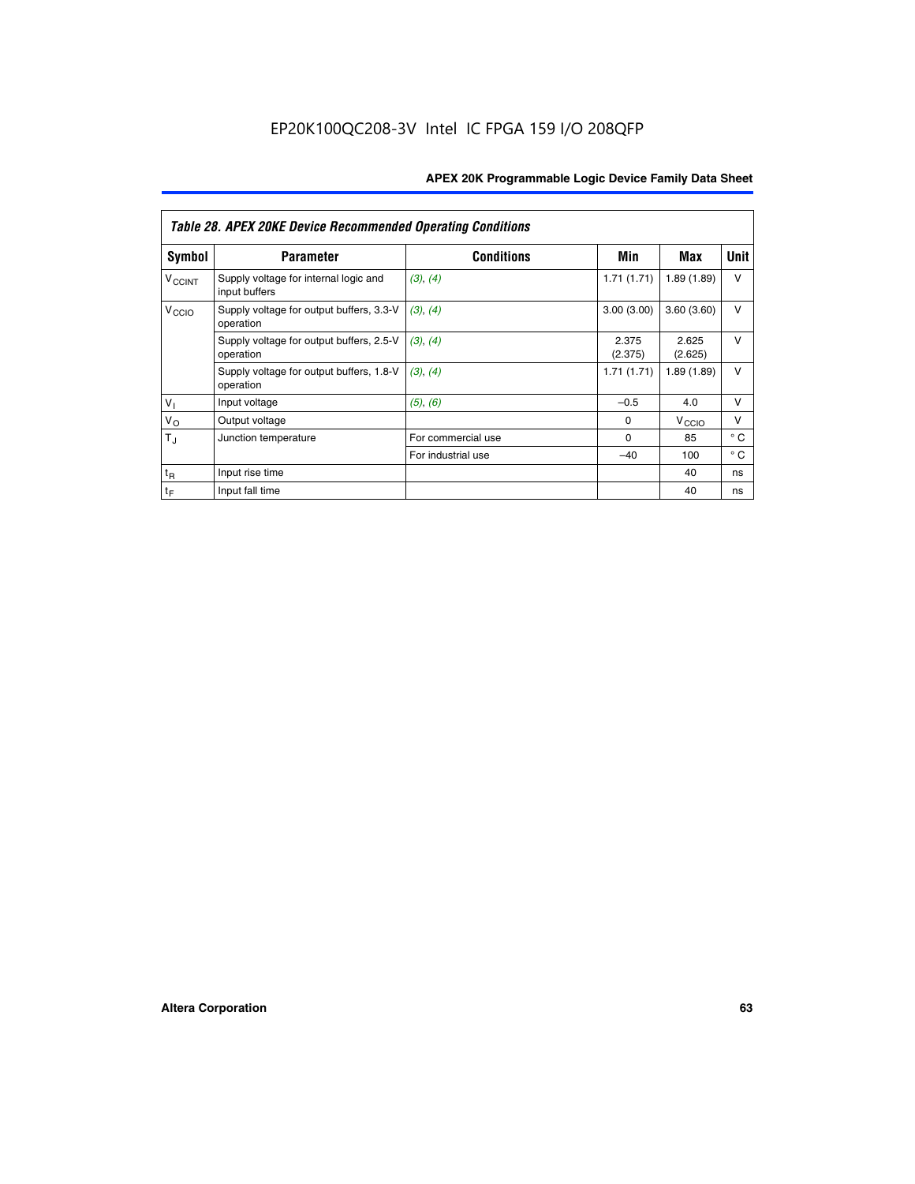*Table 28. APEX 20KE Device Recommended Operating Conditions*

| Symbol | Parameter | Conditions | Min | Max | Unit |
|---|---|---|---|---|---|
| $V_{CCINT}$ | Supply voltage for internal logic and input buffers | (3), (4) | 1.71 (1.71) | 1.89 (1.89) | V |
| $V_{CCIO}$ | Supply voltage for output buffers, 3.3-V operation | (3), (4) | 3.00 (3.00) | 3.60 (3.60) | V |
| | Supply voltage for output buffers, 2.5-V operation | (3), (4) | 2.375 (2.375) | 2.625 (2.625) | V |
| | Supply voltage for output buffers, 1.8-V operation | (3), (4) | 1.71 (1.71) | 1.89 (1.89) | V |
| $V_I$ | Input voltage | (5), (6) | –0.5 | 4.0 | V |
| $V_O$ | Output voltage | | 0 | $V_{CCIO}$ | V |
| $T_J$ | Junction temperature | For commercial use | 0 | 85 | ° C |
| | | For industrial use | –40 | 100 | ° C |
| $t_R$ | Input rise time | | | 40 | ns |
| $t_F$ | Input fall time | | | 40 | ns |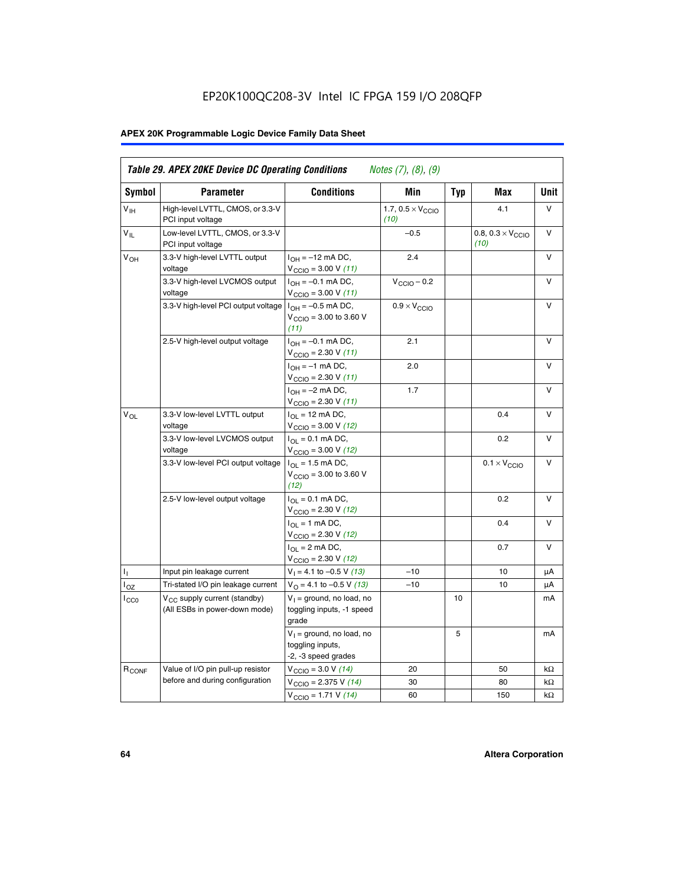EP20K100QC208-3V Intel IC FPGA 159 I/O 208QFP

**Table 29. APEX 20KE Device DC Operating Conditions** *Notes (7), (8), (9)*

| Symbol | Parameter | Conditions | Min | Typ | Max | Unit |
|---|---|---|---|---|---|---|
| $V_{IH}$ | High-level LVTTL, CMOS, or 3.3-V PCI input voltage | | 1.7, $0.5 \times V_{CCIO}$ *(10)* | | 4.1 | V |
| $V_{IL}$ | Low-level LVTTL, CMOS, or 3.3-V PCI input voltage | | –0.5 | | 0.8, $0.3 \times V_{CCIO}$ *(10)* | V |
| $V_{OH}$ | 3.3-V high-level LVTTL output voltage | $I_{OH}$ = –12 mA DC, $V_{CCIO}$ = 3.00 V *(11)* | 2.4 | | | V |
| | 3.3-V high-level LVCMOS output voltage | $I_{OH}$ = –0.1 mA DC, $V_{CCIO}$ = 3.00 V *(11)* | $V_{CCIO}$ – 0.2 | | | V |
| | 3.3-V high-level PCI output voltage | $I_{OH}$ = –0.5 mA DC, $V_{CCIO}$ = 3.00 to 3.60 V *(11)* | $0.9 \times V_{CCIO}$ | | | V |
| | 2.5-V high-level output voltage | $I_{OH}$ = –0.1 mA DC, $V_{CCIO}$ = 2.30 V *(11)* | 2.1 | | | V |
| | | $I_{OH}$ = –1 mA DC, $V_{CCIO}$ = 2.30 V *(11)* | 2.0 | | | V |
| | | $I_{OH}$ = –2 mA DC, $V_{CCIO}$ = 2.30 V *(11)* | 1.7 | | | V |
| $V_{OL}$ | 3.3-V low-level LVTTL output voltage | $I_{OL}$ = 12 mA DC, $V_{CCIO}$ = 3.00 V *(12)* | | | 0.4 | V |
| | 3.3-V low-level LVCMOS output voltage | $I_{OL}$ = 0.1 mA DC, $V_{CCIO}$ = 3.00 V *(12)* | | | 0.2 | V |
| | 3.3-V low-level PCI output voltage | $I_{OL}$ = 1.5 mA DC, $V_{CCIO}$ = 3.00 to 3.60 V *(12)* | | | $0.1 \times V_{CCIO}$ | V |
| | 2.5-V low-level output voltage | $I_{OL}$ = 0.1 mA DC, $V_{CCIO}$ = 2.30 V *(12)* | | | 0.2 | V |
| | | $I_{OL}$ = 1 mA DC, $V_{CCIO}$ = 2.30 V *(12)* | | | 0.4 | V |
| | | $I_{OL}$ = 2 mA DC, $V_{CCIO}$ = 2.30 V *(12)* | | | 0.7 | V |
| $I_I$ | Input pin leakage current | $V_I$ = 4.1 to –0.5 V *(13)* | –10 | | 10 | µA |
| $I_{OZ}$ | Tri-stated I/O pin leakage current | $V_O$ = 4.1 to –0.5 V *(13)* | –10 | | 10 | µA |
| $I_{CC0}$ | $V_{CC}$ supply current (standby) (All ESBs in power-down mode) | $V_I$ = ground, no load, no toggling inputs, -1 speed grade | | 10 | | mA |
| | | $V_I$ = ground, no load, no toggling inputs, -2, -3 speed grades | | 5 | | mA |
| $R_{CONF}$ | Value of I/O pin pull-up resistor before and during configuration | $V_{CCIO}$ = 3.0 V *(14)* | 20 | | 50 | kΩ |
| | | $V_{CCIO}$ = 2.375 V *(14)* | 30 | | 80 | kΩ |
| | | $V_{CCIO}$ = 1.71 V *(14)* | 60 | | 150 | kΩ |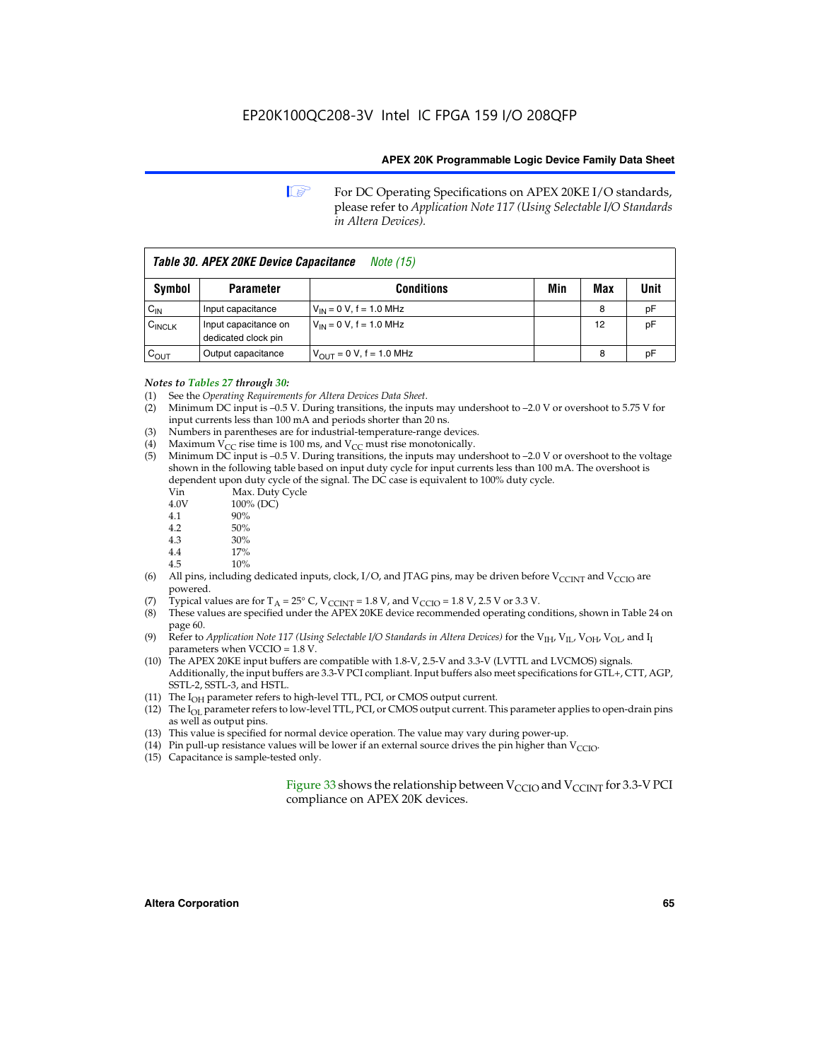For DC Operating Specifications on APEX 20KE I/O standards, please refer to *Application Note 117 (Using Selectable I/O Standards in Altera Devices).*

**Table 30. APEX 20KE Device Capacitance** *Note (15)*

| Symbol | Parameter | Conditions | Min | Max | Unit |
|---|---|---|---|---|---|
| $C_{IN}$ | Input capacitance | $V_{IN}$ = 0 V, f = 1.0 MHz | | 8 | pF |
| $C_{INCLK}$ | Input capacitance on dedicated clock pin | $V_{IN}$ = 0 V, f = 1.0 MHz | | 12 | pF |
| $C_{OUT}$ | Output capacitance | $V_{OUT}$ = 0 V, f = 1.0 MHz | | 8 | pF |

*Notes to Tables 27 through 30:*

(1) See the *Operating Requirements for Altera Devices Data Sheet*.
(2) Minimum DC input is –0.5 V. During transitions, the inputs may undershoot to –2.0 V or overshoot to 5.75 V for input currents less than 100 mA and periods shorter than 20 ns.
(3) Numbers in parentheses are for industrial-temperature-range devices.
(4) Maximum $V_{CC}$ rise time is 100 ms, and $V_{CC}$ must rise monotonically.
(5) Minimum DC input is –0.5 V. During transitions, the inputs may undershoot to –2.0 V or overshoot to the voltage shown in the following table based on input duty cycle for input currents less than 100 mA. The overshoot is dependent upon duty cycle of the signal. The DC case is equivalent to 100% duty cycle.

| Vin | Max. Duty Cycle |
|---|---|
| 4.0V | 100% (DC) |
| 4.1 | 90% |
| 4.2 | 50% |
| 4.3 | 30% |
| 4.4 | 17% |
| 4.5 | 10% |

(6) All pins, including dedicated inputs, clock, I/O, and JTAG pins, may be driven before $V_{CCINT}$ and $V_{CCIO}$ are powered.
(7) Typical values are for $T_A$ = 25° C, $V_{CCINT}$ = 1.8 V, and $V_{CCIO}$ = 1.8 V, 2.5 V or 3.3 V.
(8) These values are specified under the APEX 20KE device recommended operating conditions, shown in Table 24 on page 60.
(9) Refer to *Application Note 117 (Using Selectable I/O Standards in Altera Devices)* for the $V_{IH}$, $V_{IL}$, $V_{OH}$, $V_{OL}$, and $I_I$ parameters when VCCIO = 1.8 V.
(10) The APEX 20KE input buffers are compatible with 1.8-V, 2.5-V and 3.3-V (LVTTL and LVCMOS) signals. Additionally, the input buffers are 3.3-V PCI compliant. Input buffers also meet specifications for GTL+, CTT, AGP, SSTL-2, SSTL-3, and HSTL.
(11) The $I_{OH}$ parameter refers to high-level TTL, PCI, or CMOS output current.
(12) The $I_{OL}$ parameter refers to low-level TTL, PCI, or CMOS output current. This parameter applies to open-drain pins as well as output pins.
(13) This value is specified for normal device operation. The value may vary during power-up.
(14) Pin pull-up resistance values will be lower if an external source drives the pin higher than $V_{CCIO}$.
(15) Capacitance is sample-tested only.

Figure 33 shows the relationship between $V_{CCIO}$ and $V_{CCINT}$ for 3.3-V PCI compliance on APEX 20K devices.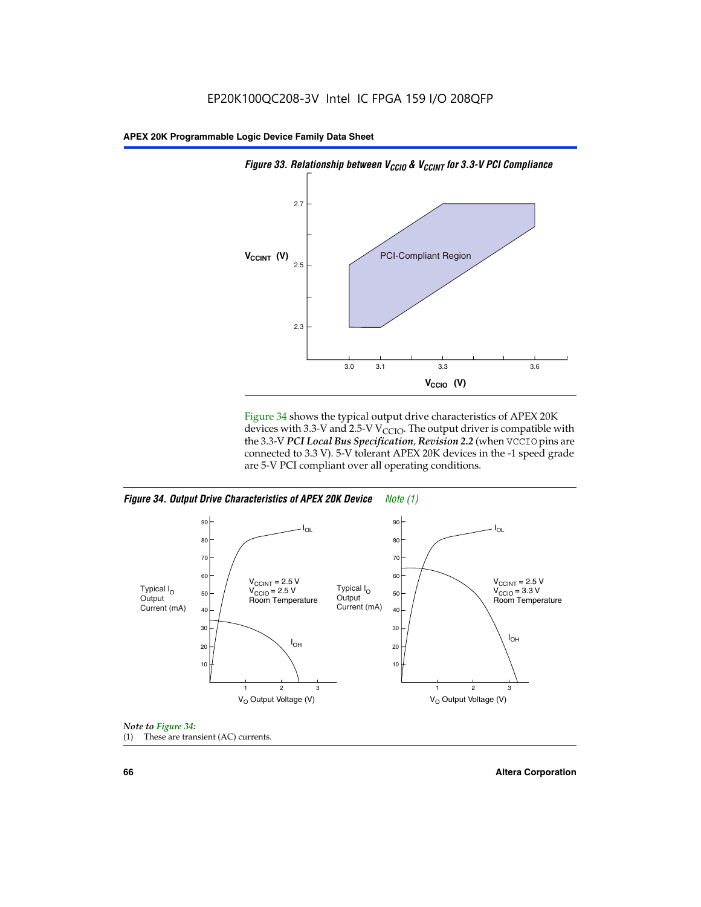EP20K100QC208-3V Intel IC FPGA 159 I/O 208QFP

**Figure 33. Relationship between $V_{CCIO}$ & $V_{CCINT}$ for 3.3-V PCI Compliance**

Figure 34 shows the typical output drive characteristics of APEX 20K devices with 3.3-V and 2.5-V $V_{CCIO}$. The output driver is compatible with the 3.3-V ***PCI Local Bus Specification, Revision 2.2*** (when VCCIO pins are connected to 3.3 V). 5-V tolerant APEX 20K devices in the -1 speed grade are 5-V PCI compliant over all operating conditions.

**Figure 34. Output Drive Characteristics of APEX 20K Device** *Note (1)*

*Note to Figure 34:*

(1) These are transient (AC) currents.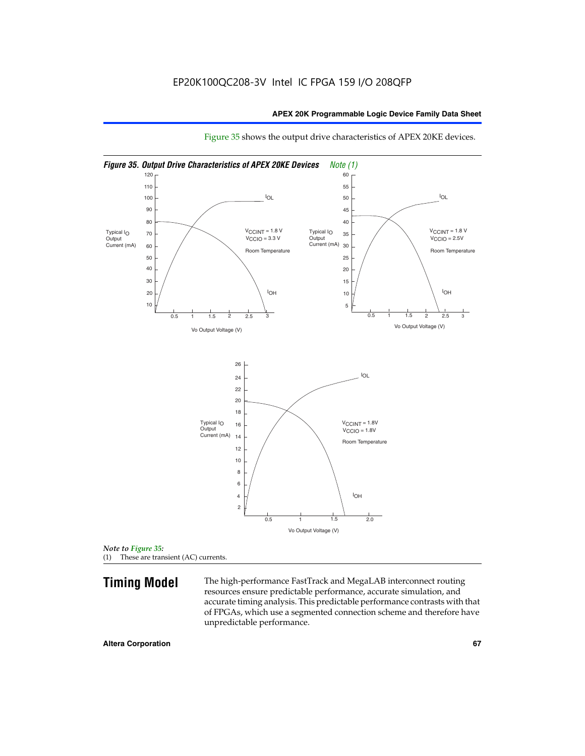Figure 35 shows the output drive characteristics of APEX 20KE devices.

*Figure 35. Output Drive Characteristics of APEX 20KE Devices* *Note (1)*

*Note to Figure 35:*
(1) These are transient (AC) currents.

## Timing Model

The high-performance FastTrack and MegaLAB interconnect routing resources ensure predictable performance, accurate simulation, and accurate timing analysis. This predictable performance contrasts with that of FPGAs, which use a segmented connection scheme and therefore have unpredictable performance.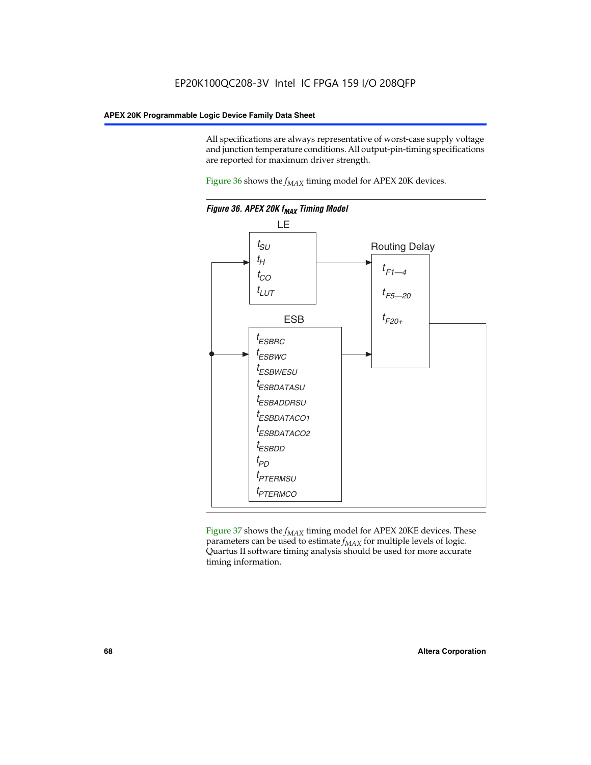All specifications are always representative of worst-case supply voltage and junction temperature conditions. All output-pin-timing specifications are reported for maximum driver strength.

Figure 36 shows the $f_{MAX}$ timing model for APEX 20K devices.

*Figure 36. APEX 20K $f_{MAX}$ Timing Model*

LE

$t_{SU}$
$t_{H}$
$t_{CO}$
$t_{LUT}$

Routing Delay

$t_{F1-4}$
$t_{F5-20}$
$t_{F20+}$

ESB

$t_{ESBRC}$
$t_{ESBWC}$
$t_{ESBWESU}$
$t_{ESBDATASU}$
$t_{ESBADDRSU}$
$t_{ESBDATACO1}$
$t_{ESBDATACO2}$
$t_{ESBDD}$
$t_{PD}$
$t_{PTERMSU}$
$t_{PTERMCO}$

Figure 37 shows the $f_{MAX}$ timing model for APEX 20KE devices. These parameters can be used to estimate $f_{MAX}$ for multiple levels of logic. Quartus II software timing analysis should be used for more accurate timing information.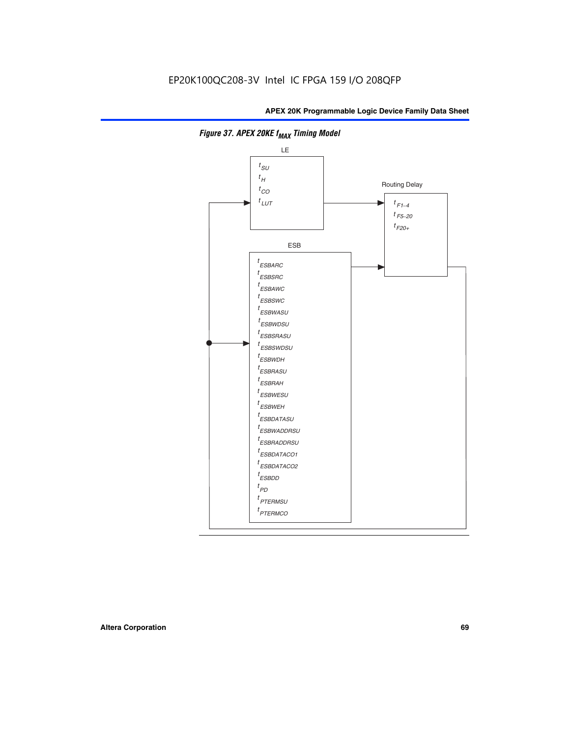*Figure 37. APEX 20KE $f_{MAX}$ Timing Model*

LE

$t_{SU}$
$t_{H}$
$t_{CO}$
$t_{LUT}$

Routing Delay

$t_{F1-4}$
$t_{F5-20}$
$t_{F20+}$

ESB

$t_{ESBARC}$
$t_{ESBSRC}$
$t_{ESBAWC}$
$t_{ESBSWC}$
$t_{ESBWASU}$
$t_{ESBWDSU}$
$t_{ESBSRASU}$
$t_{ESBSWDSU}$
$t_{ESBWDH}$
$t_{ESBRASU}$
$t_{ESBRAH}$
$t_{ESBWESU}$
$t_{ESBWEH}$
$t_{ESBDATASU}$
$t_{ESBWADDRSU}$
$t_{ESBRADDRSU}$
$t_{ESBDATACO1}$
$t_{ESBDATACO2}$
$t_{ESBDD}$
$t_{PD}$
$t_{PTERMSU}$
$t_{PTERMCO}$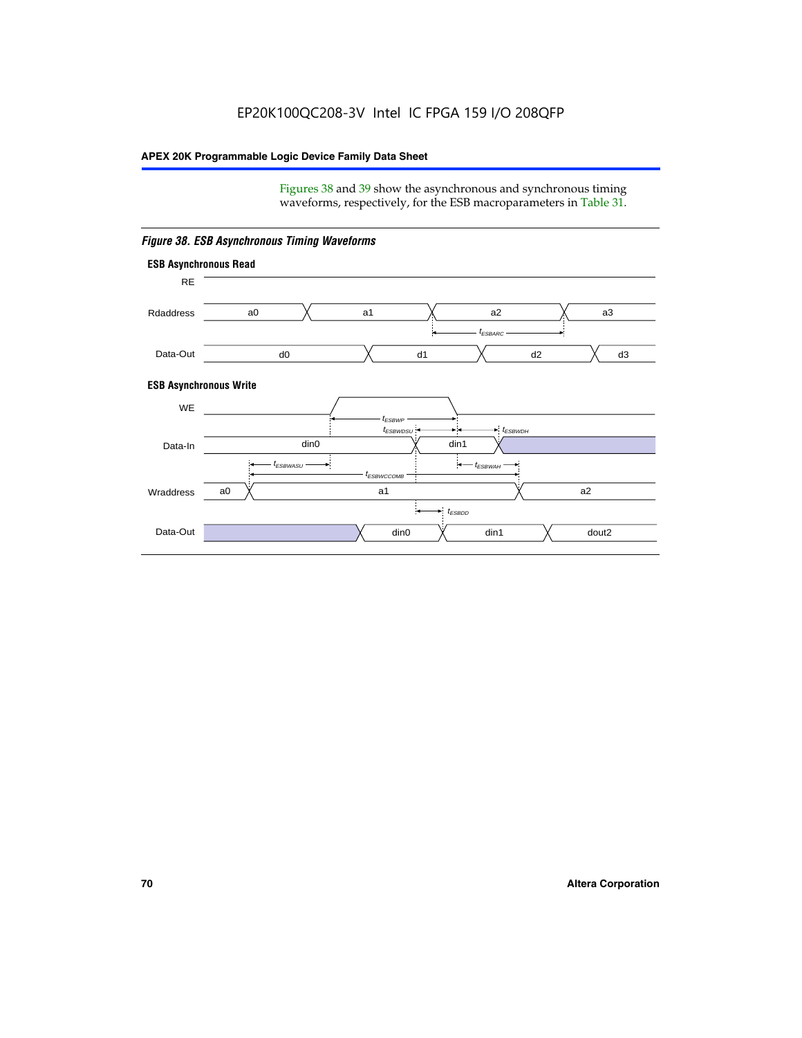Figures 38 and 39 show the asynchronous and synchronous timing waveforms, respectively, for the ESB macroparameters in Table 31.

*Figure 38. ESB Asynchronous Timing Waveforms*

**ESB Asynchronous Read**

RE

Rdaddress: a0, a1, a2, a3

$t_{ESBARC}$

Data-Out: d0, d1, d2, d3

**ESB Asynchronous Write**

WE

$t_{ESBWP}$

$t_{ESBWDSU}$ $t_{ESBWDH}$

Data-In: din0, din1

$t_{ESBWASU}$ $t_{ESBWAH}$

$t_{ESBWCCOMB}$

Wraddress: a0, a1, a2

$t_{ESBDD}$

Data-Out: din0, din1, dout2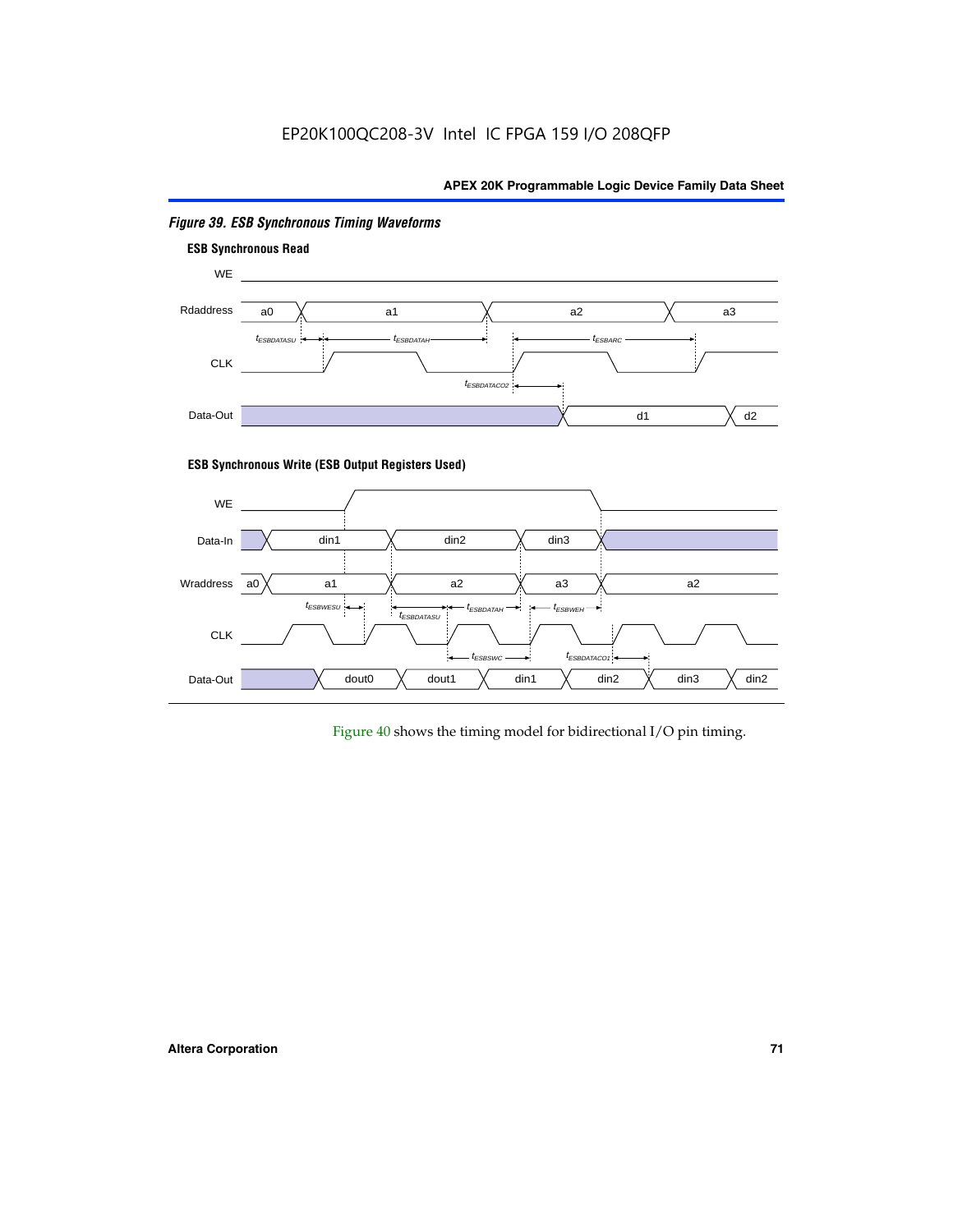*Figure 39. ESB Synchronous Timing Waveforms*

**ESB Synchronous Read**

WE

Rdaddress a0 a1 a2 a3

$t_{ESBDATASU}$ $t_{ESBDATAH}$ $t_{ESBARC}$

CLK

$t_{ESBDATACO2}$

Data-Out d1 d2

**ESB Synchronous Write (ESB Output Registers Used)**

WE

Data-In din1 din2 din3

Wraddress a0 a1 a2 a3 a2

$t_{ESBWESU}$ $t_{ESBDATASU}$ $t_{ESBDATAH}$ $t_{ESBWEH}$

CLK

$t_{ESBSWC}$ $t_{ESBDATACO1}$

Data-Out dout0 dout1 din1 din2 din3 din2

Figure 40 shows the timing model for bidirectional I/O pin timing.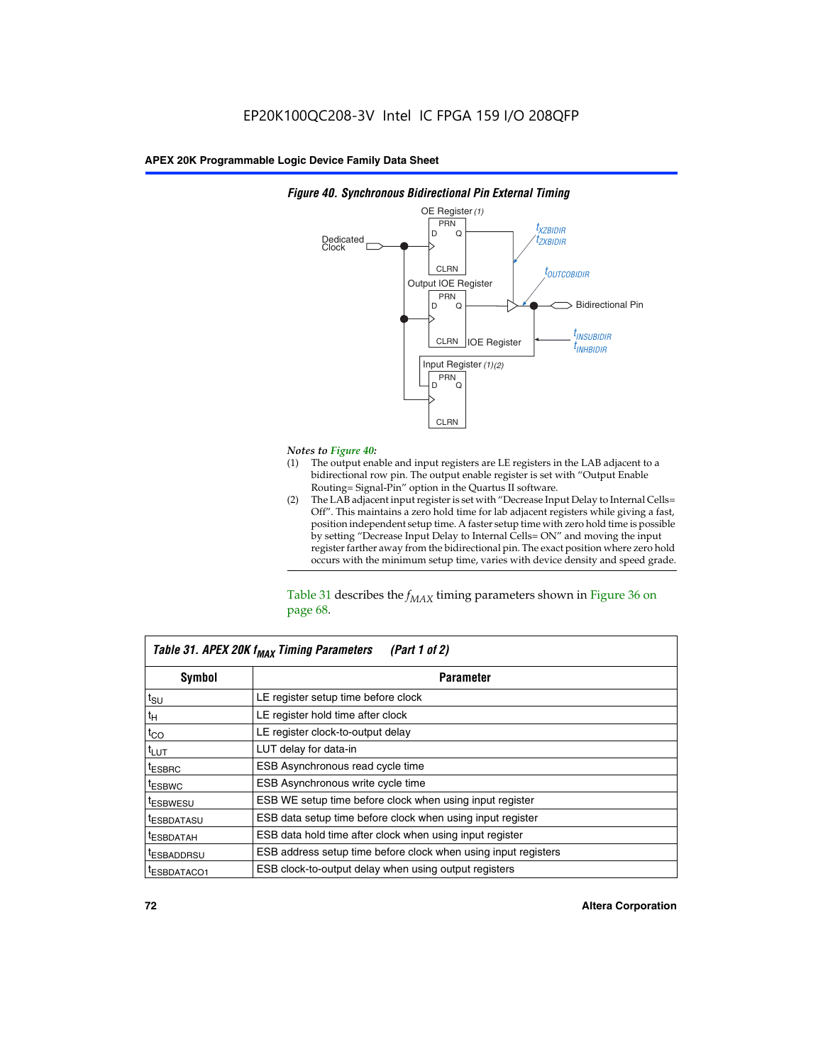**Figure 40. Synchronous Bidirectional Pin External Timing**

*Notes to Figure 40:*

(1) The output enable and input registers are LE registers in the LAB adjacent to a bidirectional row pin. The output enable register is set with "Output Enable Routing= Signal-Pin" option in the Quartus II software.

(2) The LAB adjacent input register is set with "Decrease Input Delay to Internal Cells= Off". This maintains a zero hold time for lab adjacent registers while giving a fast, position independent setup time. A faster setup time with zero hold time is possible by setting "Decrease Input Delay to Internal Cells= ON" and moving the input register farther away from the bidirectional pin. The exact position where zero hold occurs with the minimum setup time, varies with device density and speed grade.

Table 31 describes the $f_{MAX}$ timing parameters shown in Figure 36 on page 68.

**Table 31. APEX 20K $f_{MAX}$ Timing Parameters (Part 1 of 2)**

| Symbol | Parameter |
|---|---|
| $t_{SU}$ | LE register setup time before clock |
| $t_{H}$ | LE register hold time after clock |
| $t_{CO}$ | LE register clock-to-output delay |
| $t_{LUT}$ | LUT delay for data-in |
| $t_{ESBRC}$ | ESB Asynchronous read cycle time |
| $t_{ESBWC}$ | ESB Asynchronous write cycle time |
| $t_{ESBWESU}$ | ESB WE setup time before clock when using input register |
| $t_{ESBDATASU}$ | ESB data setup time before clock when using input register |
| $t_{ESBDATAH}$ | ESB data hold time after clock when using input register |
| $t_{ESBADDRSU}$ | ESB address setup time before clock when using input registers |
| $t_{ESBDATACO1}$ | ESB clock-to-output delay when using output registers |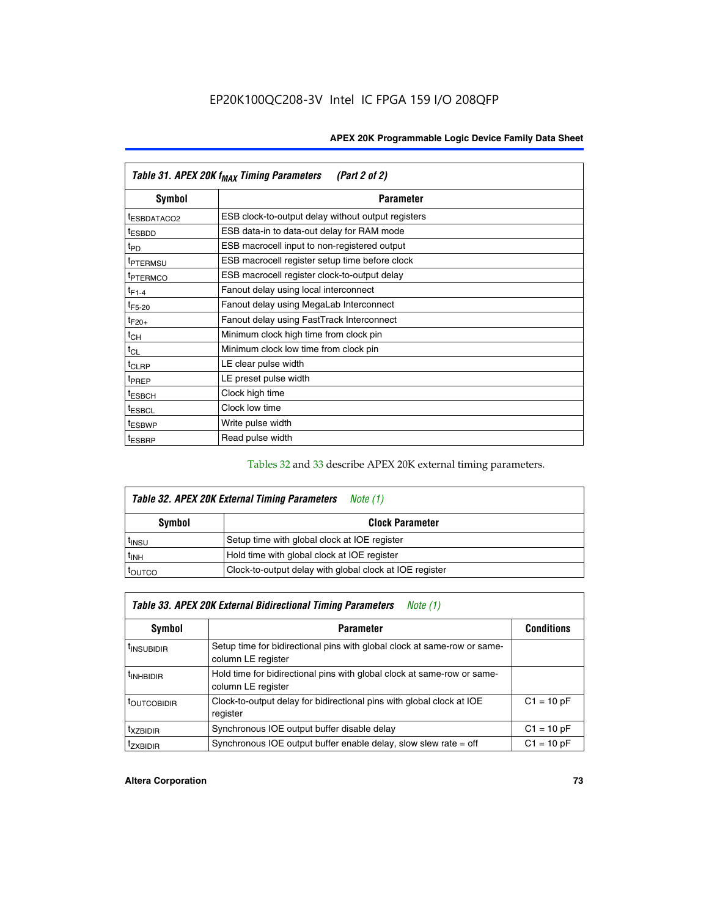EP20K100QC208-3V Intel IC FPGA 159 I/O 208QFP

| Table 31. APEX 20K $f_{MAX}$ Timing Parameters (Part 2 of 2) | |
|---|---|
| **Symbol** | **Parameter** |
| $t_{ESBDATACO2}$ | ESB clock-to-output delay without output registers |
| $t_{ESBDD}$ | ESB data-in to data-out delay for RAM mode |
| $t_{PD}$ | ESB macrocell input to non-registered output |
| $t_{PTERMSU}$ | ESB macrocell register setup time before clock |
| $t_{PTERMCO}$ | ESB macrocell register clock-to-output delay |
| $t_{F1-4}$ | Fanout delay using local interconnect |
| $t_{F5-20}$ | Fanout delay using MegaLab Interconnect |
| $t_{F20+}$ | Fanout delay using FastTrack Interconnect |
| $t_{CH}$ | Minimum clock high time from clock pin |
| $t_{CL}$ | Minimum clock low time from clock pin |
| $t_{CLRP}$ | LE clear pulse width |
| $t_{PREP}$ | LE preset pulse width |
| $t_{ESBCH}$ | Clock high time |
| $t_{ESBCL}$ | Clock low time |
| $t_{ESBWP}$ | Write pulse width |
| $t_{ESBRP}$ | Read pulse width |

Tables 32 and 33 describe APEX 20K external timing parameters.

| Table 32. APEX 20K External Timing Parameters *Note (1)* | |
|---|---|
| **Symbol** | **Clock Parameter** |
| $t_{INSU}$ | Setup time with global clock at IOE register |
| $t_{INH}$ | Hold time with global clock at IOE register |
| $t_{OUTCO}$ | Clock-to-output delay with global clock at IOE register |

| Table 33. APEX 20K External Bidirectional Timing Parameters *Note (1)* | | |
|---|---|---|
| **Symbol** | **Parameter** | **Conditions** |
| $t_{INSUBIDIR}$ | Setup time for bidirectional pins with global clock at same-row or same-column LE register | |
| $t_{INHBIDIR}$ | Hold time for bidirectional pins with global clock at same-row or same-column LE register | |
| $t_{OUTCOBIDIR}$ | Clock-to-output delay for bidirectional pins with global clock at IOE register | C1 = 10 pF |
| $t_{XZBIDIR}$ | Synchronous IOE output buffer disable delay | C1 = 10 pF |
| $t_{ZXBIDIR}$ | Synchronous IOE output buffer enable delay, slow slew rate = off | C1 = 10 pF |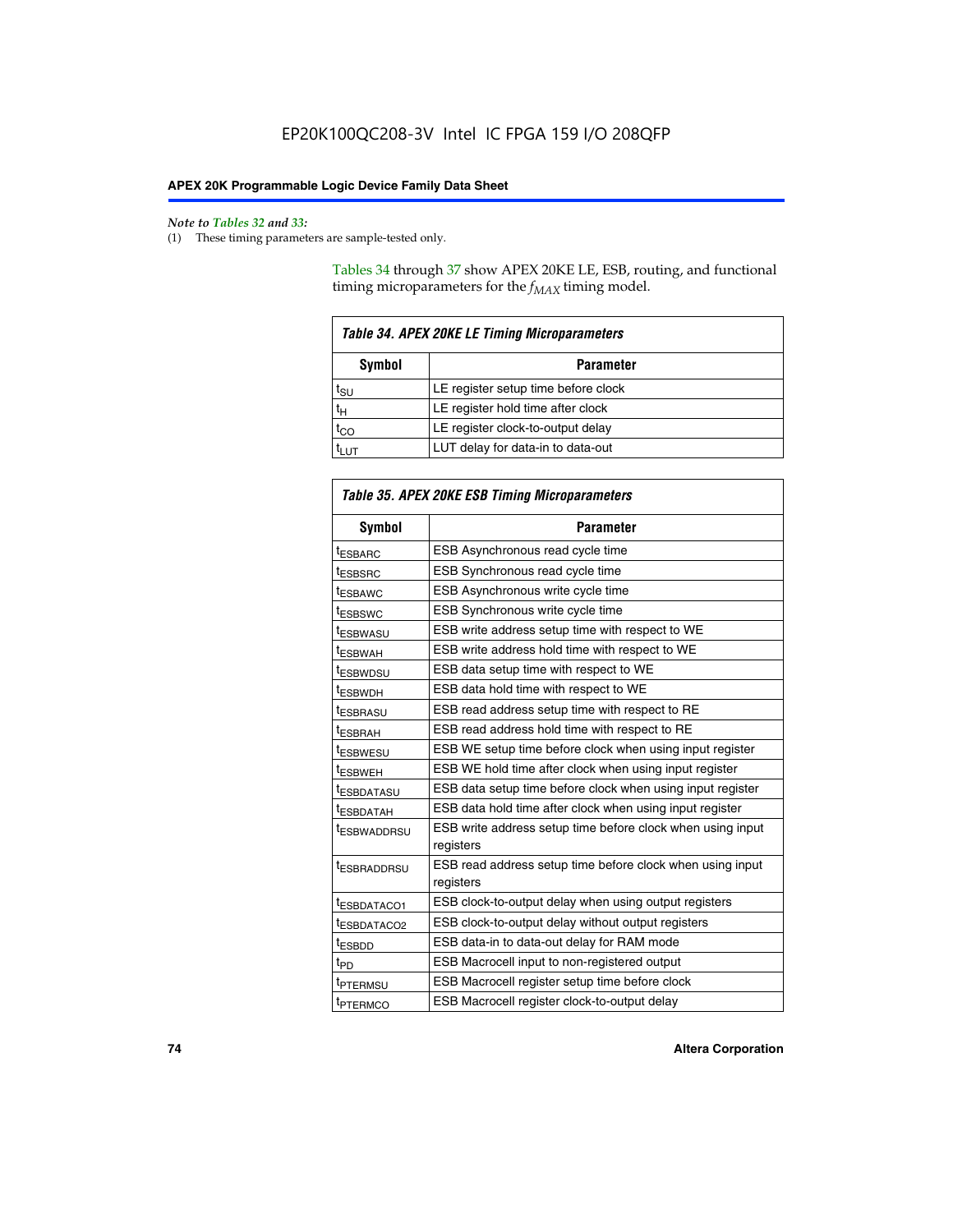*Note to Tables 32 and 33:*

(1) These timing parameters are sample-tested only.

Tables 34 through 37 show APEX 20KE LE, ESB, routing, and functional timing microparameters for the $f_{MAX}$ timing model.

**Table 34. APEX 20KE LE Timing Microparameters**

| Symbol | Parameter |
|---|---|
| $t_{SU}$ | LE register setup time before clock |
| $t_{H}$ | LE register hold time after clock |
| $t_{CO}$ | LE register clock-to-output delay |
| $t_{LUT}$ | LUT delay for data-in to data-out |

**Table 35. APEX 20KE ESB Timing Microparameters**

| Symbol | Parameter |
|---|---|
| $t_{ESBARC}$ | ESB Asynchronous read cycle time |
| $t_{ESBSRC}$ | ESB Synchronous read cycle time |
| $t_{ESBAWC}$ | ESB Asynchronous write cycle time |
| $t_{ESBSWC}$ | ESB Synchronous write cycle time |
| $t_{ESBWASU}$ | ESB write address setup time with respect to WE |
| $t_{ESBWAH}$ | ESB write address hold time with respect to WE |
| $t_{ESBWDSU}$ | ESB data setup time with respect to WE |
| $t_{ESBWDH}$ | ESB data hold time with respect to WE |
| $t_{ESBRASU}$ | ESB read address setup time with respect to RE |
| $t_{ESBRAH}$ | ESB read address hold time with respect to RE |
| $t_{ESBWESU}$ | ESB WE setup time before clock when using input register |
| $t_{ESBWEH}$ | ESB WE hold time after clock when using input register |
| $t_{ESBDATASU}$ | ESB data setup time before clock when using input register |
| $t_{ESBDATAH}$ | ESB data hold time after clock when using input register |
| $t_{ESBWADDRSU}$ | ESB write address setup time before clock when using input registers |
| $t_{ESBRADDRSU}$ | ESB read address setup time before clock when using input registers |
| $t_{ESBDATACO1}$ | ESB clock-to-output delay when using output registers |
| $t_{ESBDATACO2}$ | ESB clock-to-output delay without output registers |
| $t_{ESBDD}$ | ESB data-in to data-out delay for RAM mode |
| $t_{PD}$ | ESB Macrocell input to non-registered output |
| $t_{PTERMSU}$ | ESB Macrocell register setup time before clock |
| $t_{PTERMCO}$ | ESB Macrocell register clock-to-output delay |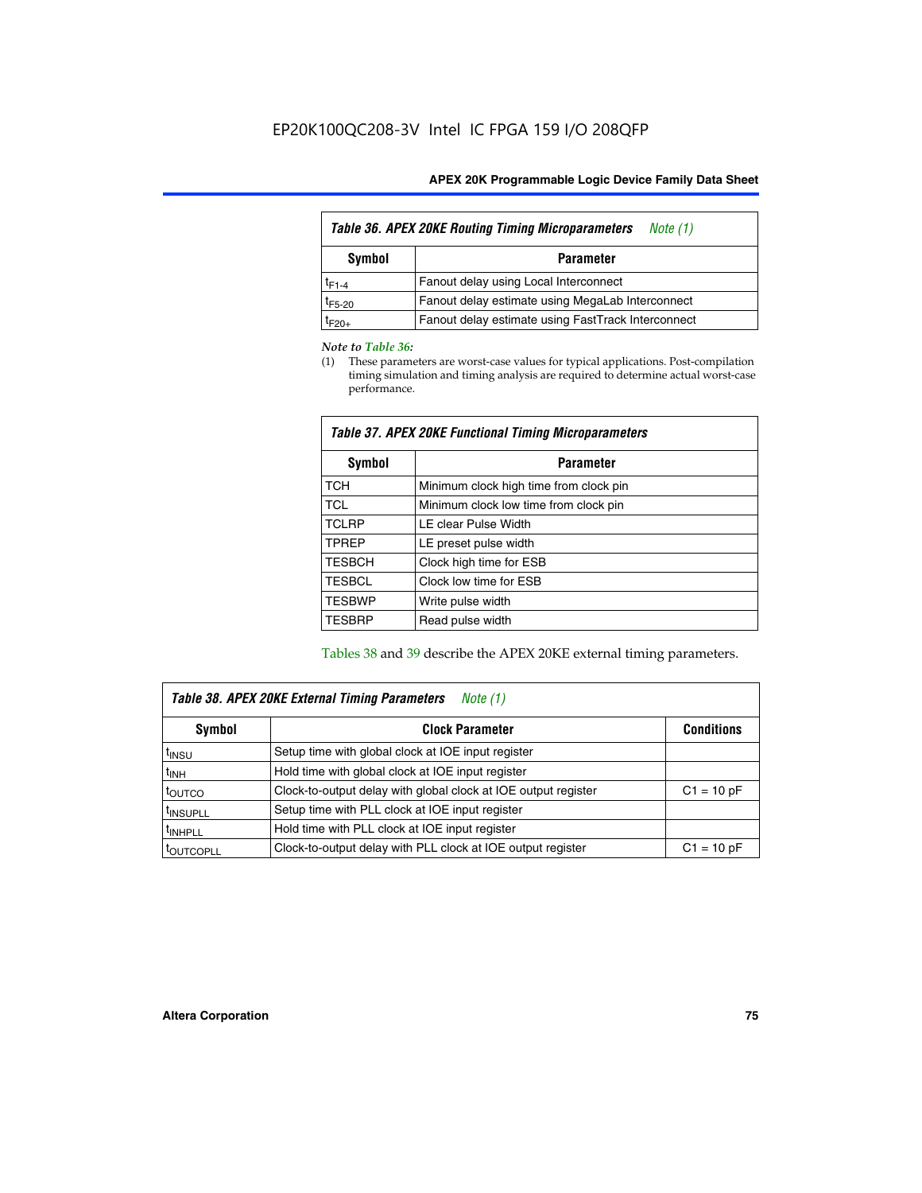**Table 36. APEX 20KE Routing Timing Microparameters** *Note (1)*

| Symbol | Parameter |
|---|---|
| $t_{F1-4}$ | Fanout delay using Local Interconnect |
| $t_{F5-20}$ | Fanout delay estimate using MegaLab Interconnect |
| $t_{F20+}$ | Fanout delay estimate using FastTrack Interconnect |

*Note to Table 36:*

(1) These parameters are worst-case values for typical applications. Post-compilation timing simulation and timing analysis are required to determine actual worst-case performance.

**Table 37. APEX 20KE Functional Timing Microparameters**

| Symbol | Parameter |
|---|---|
| TCH | Minimum clock high time from clock pin |
| TCL | Minimum clock low time from clock pin |
| TCLRP | LE clear Pulse Width |
| TPREP | LE preset pulse width |
| TESBCH | Clock high time for ESB |
| TESBCL | Clock low time for ESB |
| TESBWP | Write pulse width |
| TESBRP | Read pulse width |

Tables 38 and 39 describe the APEX 20KE external timing parameters.

**Table 38. APEX 20KE External Timing Parameters** *Note (1)*

| Symbol | Clock Parameter | Conditions |
|---|---|---|
| $t_{INSU}$ | Setup time with global clock at IOE input register | |
| $t_{INH}$ | Hold time with global clock at IOE input register | |
| $t_{OUTCO}$ | Clock-to-output delay with global clock at IOE output register | C1 = 10 pF |
| $t_{INSUPLL}$ | Setup time with PLL clock at IOE input register | |
| $t_{INHPLL}$ | Hold time with PLL clock at IOE input register | |
| $t_{OUTCOPLL}$ | Clock-to-output delay with PLL clock at IOE output register | C1 = 10 pF |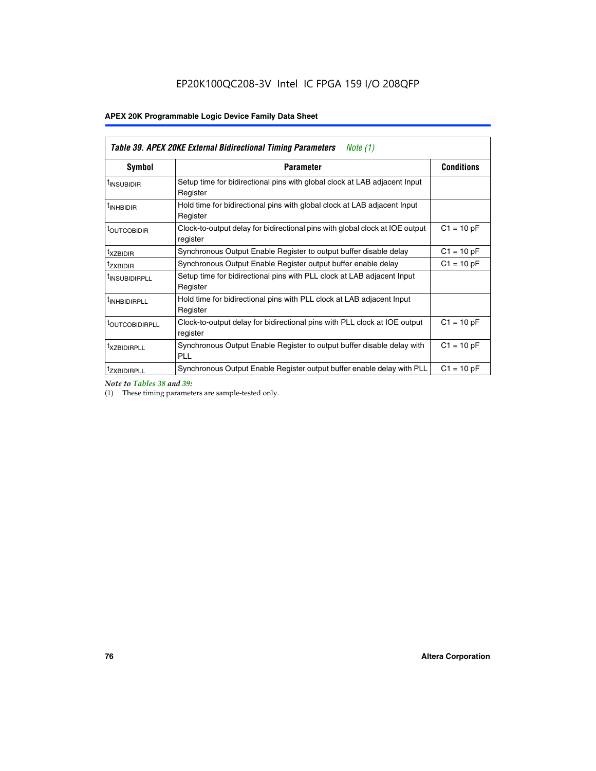**Table 39. APEX 20KE External Bidirectional Timing Parameters** *Note (1)*

| Symbol | Parameter | Conditions |
|---|---|---|
| $t_{INSUBIDIR}$ | Setup time for bidirectional pins with global clock at LAB adjacent Input Register | |
| $t_{INHBIDIR}$ | Hold time for bidirectional pins with global clock at LAB adjacent Input Register | |
| $t_{OUTCOBIDIR}$ | Clock-to-output delay for bidirectional pins with global clock at IOE output register | C1 = 10 pF |
| $t_{XZBIDIR}$ | Synchronous Output Enable Register to output buffer disable delay | C1 = 10 pF |
| $t_{ZXBIDIR}$ | Synchronous Output Enable Register output buffer enable delay | C1 = 10 pF |
| $t_{INSUBIDIRPLL}$ | Setup time for bidirectional pins with PLL clock at LAB adjacent Input Register | |
| $t_{INHBIDIRPLL}$ | Hold time for bidirectional pins with PLL clock at LAB adjacent Input Register | |
| $t_{OUTCOBIDIRPLL}$ | Clock-to-output delay for bidirectional pins with PLL clock at IOE output register | C1 = 10 pF |
| $t_{XZBIDIRPLL}$ | Synchronous Output Enable Register to output buffer disable delay with PLL | C1 = 10 pF |
| $t_{ZXBIDIRPLL}$ | Synchronous Output Enable Register output buffer enable delay with PLL | C1 = 10 pF |

*Note to Tables 38 and 39:*

(1) These timing parameters are sample-tested only.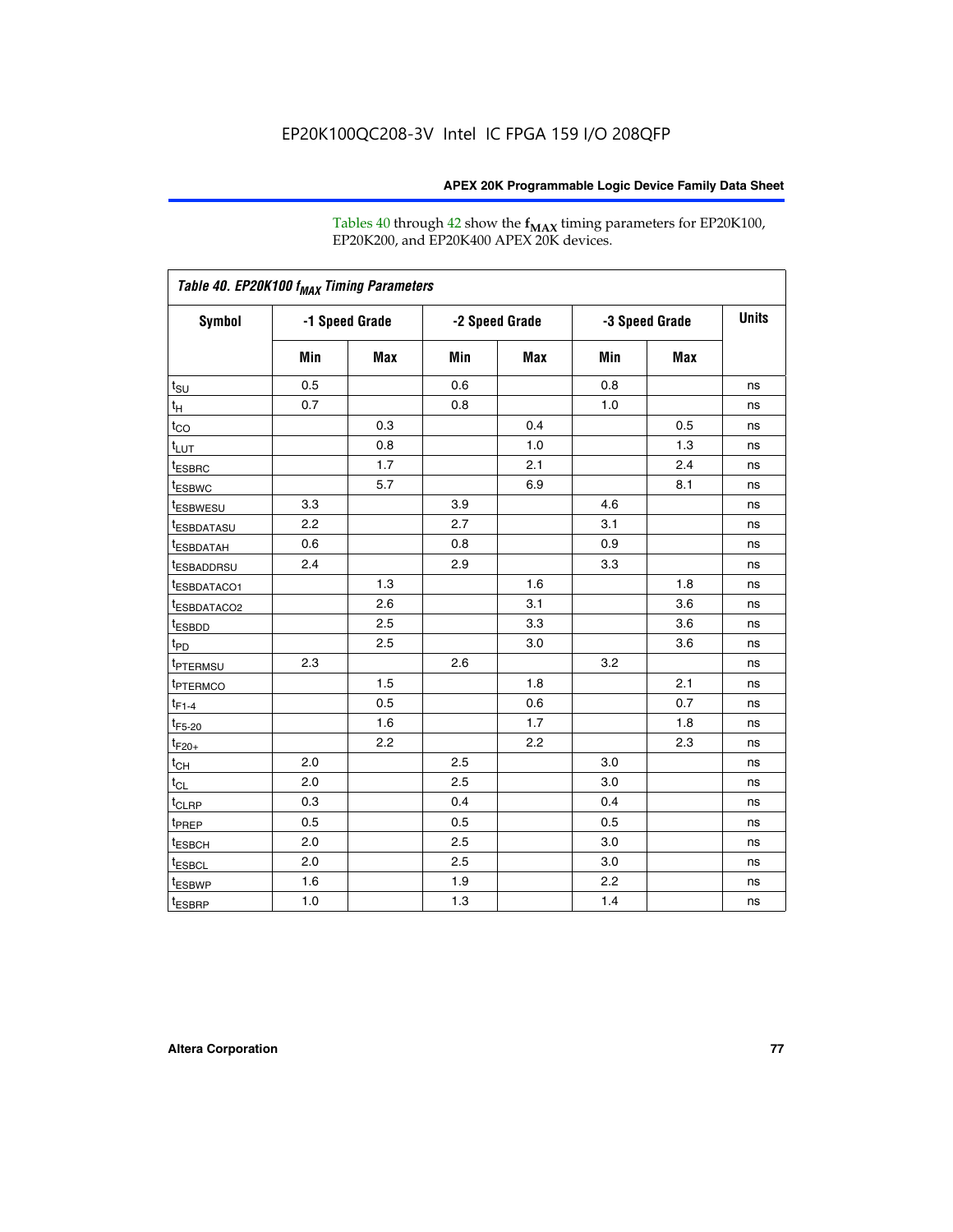EP20K100QC208-3V Intel IC FPGA 159 I/O 208QFP

Tables 40 through 42 show the $f_{MAX}$ timing parameters for EP20K100, EP20K200, and EP20K400 APEX 20K devices.

| Table 40. EP20K100 $f_{MAX}$ Timing Parameters | | | | | | | |
|---|---|---|---|---|---|---|---|
| Symbol | -1 Speed Grade | | -2 Speed Grade | | -3 Speed Grade | | Units |
| | Min | Max | Min | Max | Min | Max | |
| $t_{SU}$ | 0.5 | | 0.6 | | 0.8 | | ns |
| $t_H$ | 0.7 | | 0.8 | | 1.0 | | ns |
| $t_{CO}$ | | 0.3 | | 0.4 | | 0.5 | ns |
| $t_{LUT}$ | | 0.8 | | 1.0 | | 1.3 | ns |
| $t_{ESBRC}$ | | 1.7 | | 2.1 | | 2.4 | ns |
| $t_{ESBWC}$ | | 5.7 | | 6.9 | | 8.1 | ns |
| $t_{ESBWESU}$ | 3.3 | | 3.9 | | 4.6 | | ns |
| $t_{ESBDATASU}$ | 2.2 | | 2.7 | | 3.1 | | ns |
| $t_{ESBDATAH}$ | 0.6 | | 0.8 | | 0.9 | | ns |
| $t_{ESBADDRSU}$ | 2.4 | | 2.9 | | 3.3 | | ns |
| $t_{ESBDATACO1}$ | | 1.3 | | 1.6 | | 1.8 | ns |
| $t_{ESBDATACO2}$ | | 2.6 | | 3.1 | | 3.6 | ns |
| $t_{ESBDD}$ | | 2.5 | | 3.3 | | 3.6 | ns |
| $t_{PD}$ | | 2.5 | | 3.0 | | 3.6 | ns |
| $t_{PTERMSU}$ | 2.3 | | 2.6 | | 3.2 | | ns |
| $t_{PTERMCO}$ | | 1.5 | | 1.8 | | 2.1 | ns |
| $t_{F1-4}$ | | 0.5 | | 0.6 | | 0.7 | ns |
| $t_{F5-20}$ | | 1.6 | | 1.7 | | 1.8 | ns |
| $t_{F20+}$ | | 2.2 | | 2.2 | | 2.3 | ns |
| $t_{CH}$ | 2.0 | | 2.5 | | 3.0 | | ns |
| $t_{CL}$ | 2.0 | | 2.5 | | 3.0 | | ns |
| $t_{CLRP}$ | 0.3 | | 0.4 | | 0.4 | | ns |
| $t_{PREP}$ | 0.5 | | 0.5 | | 0.5 | | ns |
| $t_{ESBCH}$ | 2.0 | | 2.5 | | 3.0 | | ns |
| $t_{ESBCL}$ | 2.0 | | 2.5 | | 3.0 | | ns |
| $t_{ESBWP}$ | 1.6 | | 1.9 | | 2.2 | | ns |
| $t_{ESBRP}$ | 1.0 | | 1.3 | | 1.4 | | ns |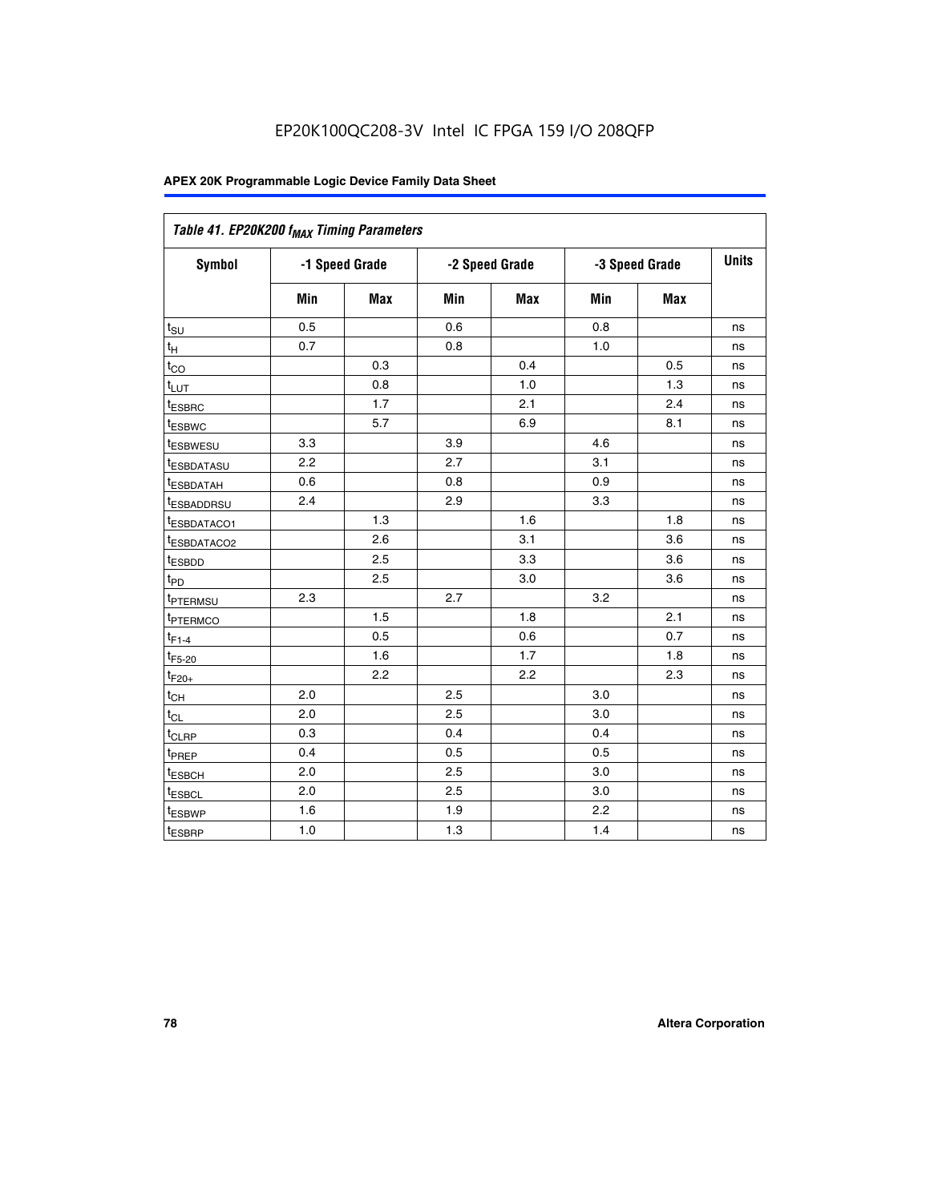EP20K100QC208-3V Intel IC FPGA 159 I/O 208QFP

**APEX 20K Programmable Logic Device Family Data Sheet**

| *Table 41. EP20K200 $f_{MAX}$ Timing Parameters* | | | | | | | |
|---|---|---|---|---|---|---|---|
| **Symbol** | **-1 Speed Grade** | | **-2 Speed Grade** | | **-3 Speed Grade** | | **Units** |
| | **Min** | **Max** | **Min** | **Max** | **Min** | **Max** | |
| $t_{SU}$ | 0.5 | | 0.6 | | 0.8 | | ns |
| $t_{H}$ | 0.7 | | 0.8 | | 1.0 | | ns |
| $t_{CO}$ | | 0.3 | | 0.4 | | 0.5 | ns |
| $t_{LUT}$ | | 0.8 | | 1.0 | | 1.3 | ns |
| $t_{ESBRC}$ | | 1.7 | | 2.1 | | 2.4 | ns |
| $t_{ESBWC}$ | | 5.7 | | 6.9 | | 8.1 | ns |
| $t_{ESBWESU}$ | 3.3 | | 3.9 | | 4.6 | | ns |
| $t_{ESBDATASU}$ | 2.2 | | 2.7 | | 3.1 | | ns |
| $t_{ESBDATAH}$ | 0.6 | | 0.8 | | 0.9 | | ns |
| $t_{ESBADDRSU}$ | 2.4 | | 2.9 | | 3.3 | | ns |
| $t_{ESBDATACO1}$ | | 1.3 | | 1.6 | | 1.8 | ns |
| $t_{ESBDATACO2}$ | | 2.6 | | 3.1 | | 3.6 | ns |
| $t_{ESBDD}$ | | 2.5 | | 3.3 | | 3.6 | ns |
| $t_{PD}$ | | 2.5 | | 3.0 | | 3.6 | ns |
| $t_{PTERMSU}$ | 2.3 | | 2.7 | | 3.2 | | ns |
| $t_{PTERMCO}$ | | 1.5 | | 1.8 | | 2.1 | ns |
| $t_{F1-4}$ | | 0.5 | | 0.6 | | 0.7 | ns |
| $t_{F5-20}$ | | 1.6 | | 1.7 | | 1.8 | ns |
| $t_{F20+}$ | | 2.2 | | 2.2 | | 2.3 | ns |
| $t_{CH}$ | 2.0 | | 2.5 | | 3.0 | | ns |
| $t_{CL}$ | 2.0 | | 2.5 | | 3.0 | | ns |
| $t_{CLRP}$ | 0.3 | | 0.4 | | 0.4 | | ns |
| $t_{PREP}$ | 0.4 | | 0.5 | | 0.5 | | ns |
| $t_{ESBCH}$ | 2.0 | | 2.5 | | 3.0 | | ns |
| $t_{ESBCL}$ | 2.0 | | 2.5 | | 3.0 | | ns |
| $t_{ESBWP}$ | 1.6 | | 1.9 | | 2.2 | | ns |
| $t_{ESBRP}$ | 1.0 | | 1.3 | | 1.4 | | ns |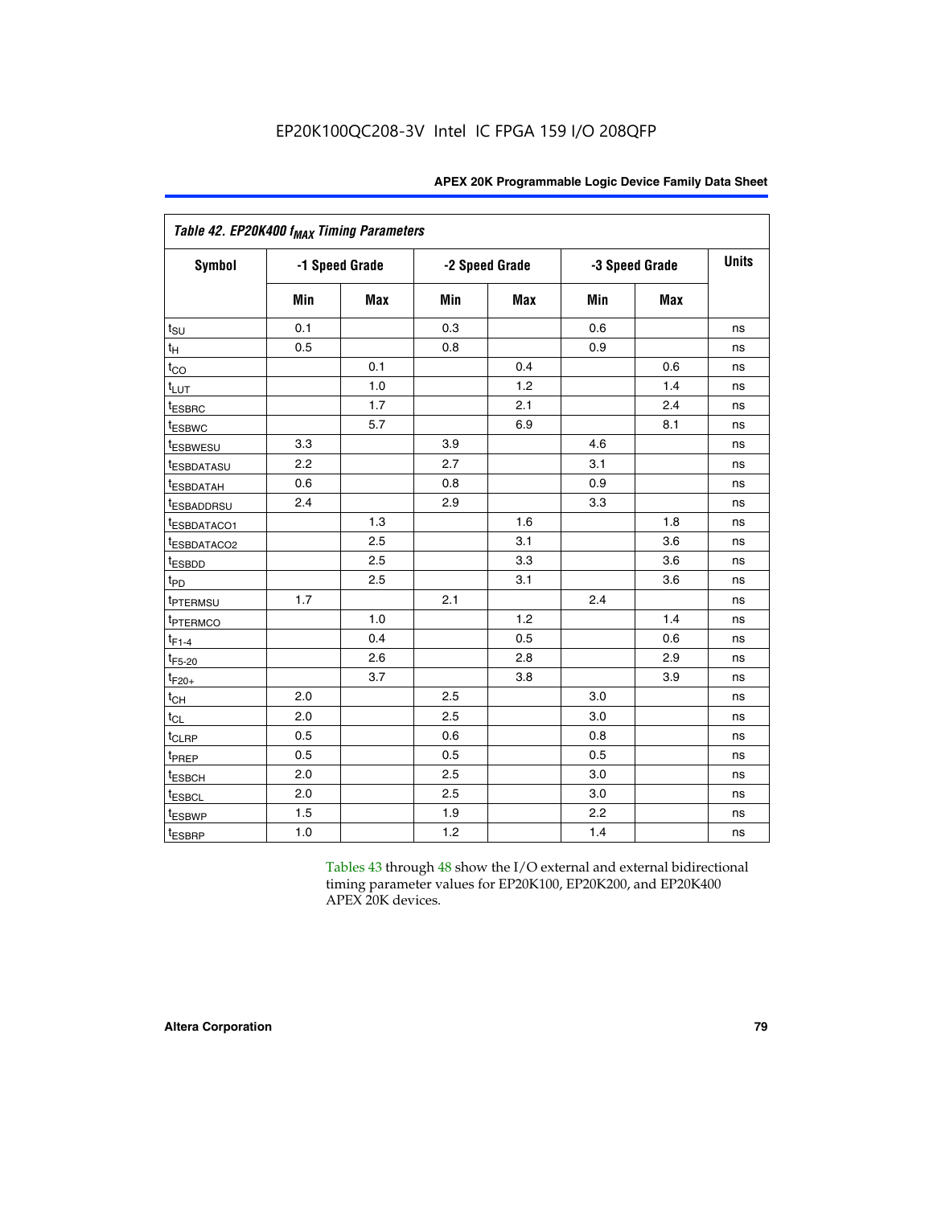| Table 42. EP20K400 $f_{MAX}$ Timing Parameters | | | | | | | |
|---|---|---|---|---|---|---|---|
| Symbol | -1 Speed Grade | | -2 Speed Grade | | -3 Speed Grade | | Units |
| | Min | Max | Min | Max | Min | Max | |
| $t_{SU}$ | 0.1 | | 0.3 | | 0.6 | | ns |
| $t_{H}$ | 0.5 | | 0.8 | | 0.9 | | ns |
| $t_{CO}$ | | 0.1 | | 0.4 | | 0.6 | ns |
| $t_{LUT}$ | | 1.0 | | 1.2 | | 1.4 | ns |
| $t_{ESBRC}$ | | 1.7 | | 2.1 | | 2.4 | ns |
| $t_{ESBWC}$ | | 5.7 | | 6.9 | | 8.1 | ns |
| $t_{ESBWESU}$ | 3.3 | | 3.9 | | 4.6 | | ns |
| $t_{ESBDATASU}$ | 2.2 | | 2.7 | | 3.1 | | ns |
| $t_{ESBDATAH}$ | 0.6 | | 0.8 | | 0.9 | | ns |
| $t_{ESBADDRSU}$ | 2.4 | | 2.9 | | 3.3 | | ns |
| $t_{ESBDATACO1}$ | | 1.3 | | 1.6 | | 1.8 | ns |
| $t_{ESBDATACO2}$ | | 2.5 | | 3.1 | | 3.6 | ns |
| $t_{ESBDD}$ | | 2.5 | | 3.3 | | 3.6 | ns |
| $t_{PD}$ | | 2.5 | | 3.1 | | 3.6 | ns |
| $t_{PTERMSU}$ | 1.7 | | 2.1 | | 2.4 | | ns |
| $t_{PTERMCO}$ | | 1.0 | | 1.2 | | 1.4 | ns |
| $t_{F1-4}$ | | 0.4 | | 0.5 | | 0.6 | ns |
| $t_{F5-20}$ | | 2.6 | | 2.8 | | 2.9 | ns |
| $t_{F20+}$ | | 3.7 | | 3.8 | | 3.9 | ns |
| $t_{CH}$ | 2.0 | | 2.5 | | 3.0 | | ns |
| $t_{CL}$ | 2.0 | | 2.5 | | 3.0 | | ns |
| $t_{CLRP}$ | 0.5 | | 0.6 | | 0.8 | | ns |
| $t_{PREP}$ | 0.5 | | 0.5 | | 0.5 | | ns |
| $t_{ESBCH}$ | 2.0 | | 2.5 | | 3.0 | | ns |
| $t_{ESBCL}$ | 2.0 | | 2.5 | | 3.0 | | ns |
| $t_{ESBWP}$ | 1.5 | | 1.9 | | 2.2 | | ns |
| $t_{ESBRP}$ | 1.0 | | 1.2 | | 1.4 | | ns |

Tables 43 through 48 show the I/O external and external bidirectional timing parameter values for EP20K100, EP20K200, and EP20K400 APEX 20K devices.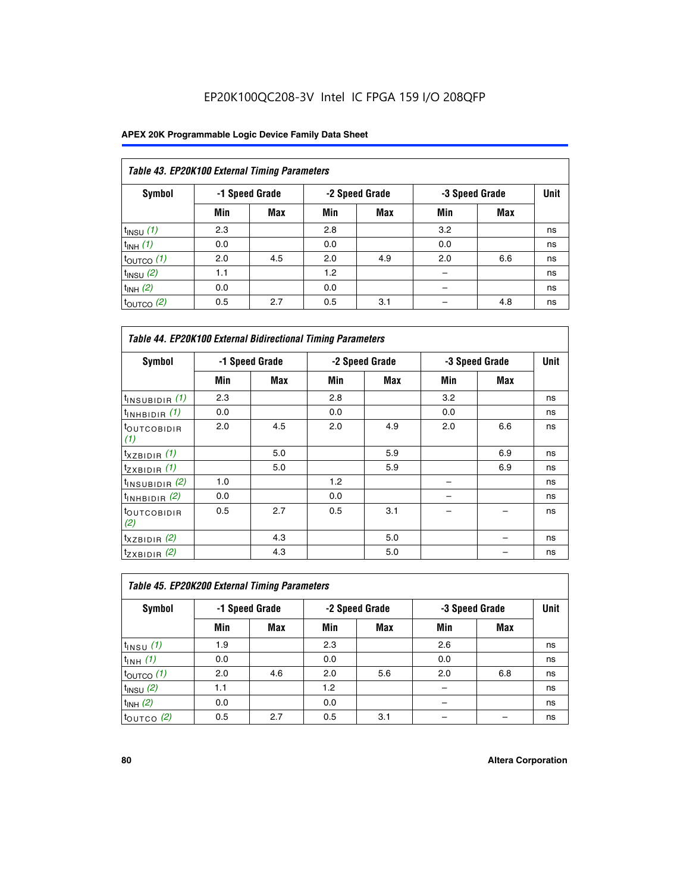EP20K100QC208-3V Intel IC FPGA 159 I/O 208QFP

| Table 43. EP20K100 External Timing Parameters | | | | | | | |
|---|---|---|---|---|---|---|---|
| Symbol | -1 Speed Grade | | -2 Speed Grade | | -3 Speed Grade | | Unit |
| | Min | Max | Min | Max | Min | Max | |
| $t_{INSU}$ *(1)* | 2.3 | | 2.8 | | 3.2 | | ns |
| $t_{INH}$ *(1)* | 0.0 | | 0.0 | | 0.0 | | ns |
| $t_{OUTCO}$ *(1)* | 2.0 | 4.5 | 2.0 | 4.9 | 2.0 | 6.6 | ns |
| $t_{INSU}$ *(2)* | 1.1 | | 1.2 | | – | | ns |
| $t_{INH}$ *(2)* | 0.0 | | 0.0 | | – | | ns |
| $t_{OUTCO}$ *(2)* | 0.5 | 2.7 | 0.5 | 3.1 | – | 4.8 | ns |

| Table 44. EP20K100 External Bidirectional Timing Parameters | | | | | | | |
|---|---|---|---|---|---|---|---|
| Symbol | -1 Speed Grade | | -2 Speed Grade | | -3 Speed Grade | | Unit |
| | Min | Max | Min | Max | Min | Max | |
| $t_{INSUBIDIR}$ *(1)* | 2.3 | | 2.8 | | 3.2 | | ns |
| $t_{INHBIDIR}$ *(1)* | 0.0 | | 0.0 | | 0.0 | | ns |
| $t_{OUTCOBIDIR}$ *(1)* | 2.0 | 4.5 | 2.0 | 4.9 | 2.0 | 6.6 | ns |
| $t_{XZBIDIR}$ *(1)* | | 5.0 | | 5.9 | | 6.9 | ns |
| $t_{ZXBIDIR}$ *(1)* | | 5.0 | | 5.9 | | 6.9 | ns |
| $t_{INSUBIDIR}$ *(2)* | 1.0 | | 1.2 | | – | | ns |
| $t_{INHBIDIR}$ *(2)* | 0.0 | | 0.0 | | – | | ns |
| $t_{OUTCOBIDIR}$ *(2)* | 0.5 | 2.7 | 0.5 | 3.1 | – | – | ns |
| $t_{XZBIDIR}$ *(2)* | | 4.3 | | 5.0 | | – | ns |
| $t_{ZXBIDIR}$ *(2)* | | 4.3 | | 5.0 | | – | ns |

| Table 45. EP20K200 External Timing Parameters | | | | | | | |
|---|---|---|---|---|---|---|---|
| Symbol | -1 Speed Grade | | -2 Speed Grade | | -3 Speed Grade | | Unit |
| | Min | Max | Min | Max | Min | Max | |
| $t_{INSU}$ *(1)* | 1.9 | | 2.3 | | 2.6 | | ns |
| $t_{INH}$ *(1)* | 0.0 | | 0.0 | | 0.0 | | ns |
| $t_{OUTCO}$ *(1)* | 2.0 | 4.6 | 2.0 | 5.6 | 2.0 | 6.8 | ns |
| $t_{INSU}$ *(2)* | 1.1 | | 1.2 | | – | | ns |
| $t_{INH}$ *(2)* | 0.0 | | 0.0 | | – | | ns |
| $t_{OUTCO}$ *(2)* | 0.5 | 2.7 | 0.5 | 3.1 | – | – | ns |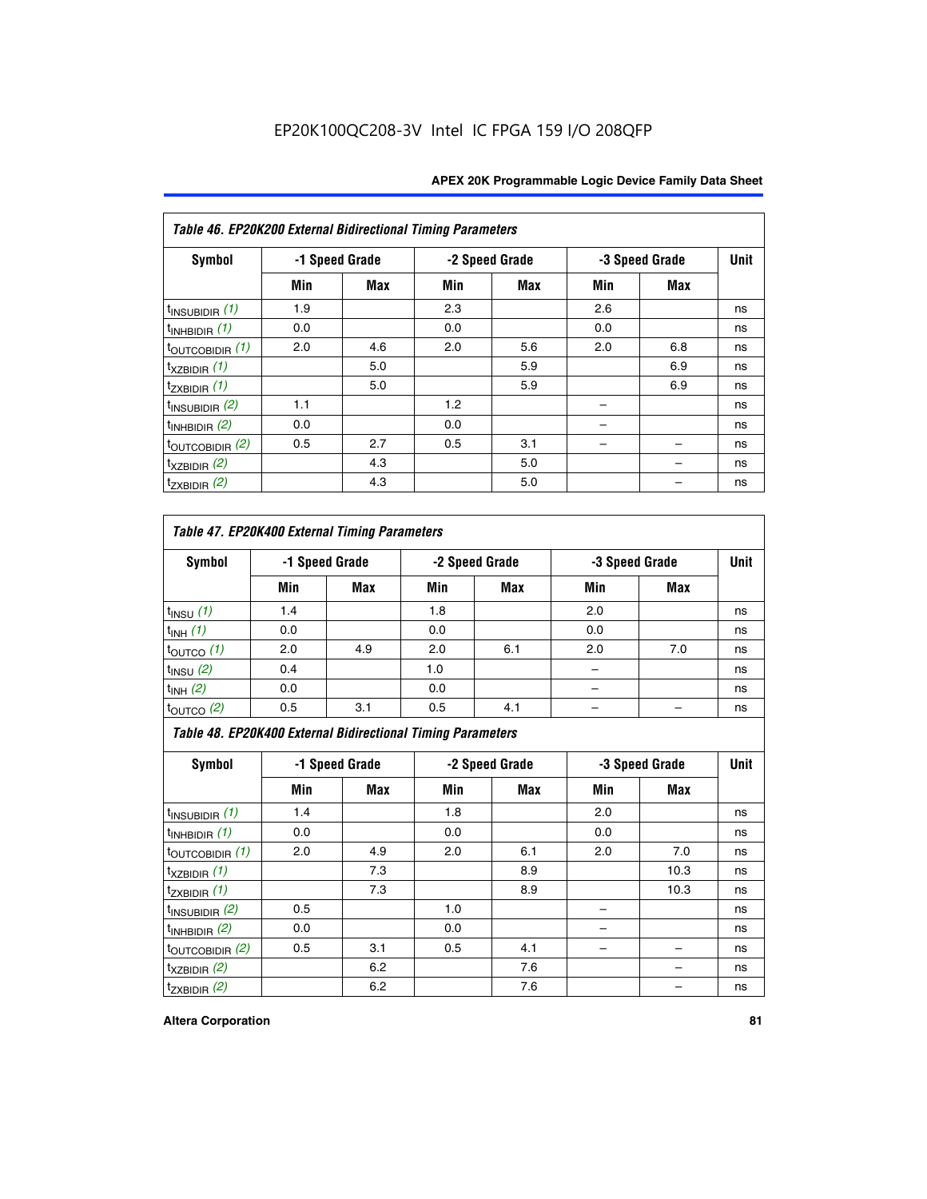EP20K100QC208-3V Intel IC FPGA 159 I/O 208QFP

| Table 46. EP20K200 External Bidirectional Timing Parameters | | | | | | | |
|---|---|---|---|---|---|---|---|
| Symbol | -1 Speed Grade | | -2 Speed Grade | | -3 Speed Grade | | Unit |
| | Min | Max | Min | Max | Min | Max | |
| $t_{INSUBIDIR}$ *(1)* | 1.9 | | 2.3 | | 2.6 | | ns |
| $t_{INHBIDIR}$ *(1)* | 0.0 | | 0.0 | | 0.0 | | ns |
| $t_{OUTCOBIDIR}$ *(1)* | 2.0 | 4.6 | 2.0 | 5.6 | 2.0 | 6.8 | ns |
| $t_{XZBIDIR}$ *(1)* | | 5.0 | | 5.9 | | 6.9 | ns |
| $t_{ZXBIDIR}$ *(1)* | | 5.0 | | 5.9 | | 6.9 | ns |
| $t_{INSUBIDIR}$ *(2)* | 1.1 | | 1.2 | | – | | ns |
| $t_{INHBIDIR}$ *(2)* | 0.0 | | 0.0 | | – | | ns |
| $t_{OUTCOBIDIR}$ *(2)* | 0.5 | 2.7 | 0.5 | 3.1 | – | – | ns |
| $t_{XZBIDIR}$ *(2)* | | 4.3 | | 5.0 | | – | ns |
| $t_{ZXBIDIR}$ *(2)* | | 4.3 | | 5.0 | | – | ns |

| Table 47. EP20K400 External Timing Parameters | | | | | | | |
|---|---|---|---|---|---|---|---|
| Symbol | -1 Speed Grade | | -2 Speed Grade | | -3 Speed Grade | | Unit |
| | Min | Max | Min | Max | Min | Max | |
| $t_{INSU}$ *(1)* | 1.4 | | 1.8 | | 2.0 | | ns |
| $t_{INH}$ *(1)* | 0.0 | | 0.0 | | 0.0 | | ns |
| $t_{OUTCO}$ *(1)* | 2.0 | 4.9 | 2.0 | 6.1 | 2.0 | 7.0 | ns |
| $t_{INSU}$ *(2)* | 0.4 | | 1.0 | | – | | ns |
| $t_{INH}$ *(2)* | 0.0 | | 0.0 | | – | | ns |
| $t_{OUTCO}$ *(2)* | 0.5 | 3.1 | 0.5 | 4.1 | – | – | ns |

| Table 48. EP20K400 External Bidirectional Timing Parameters | | | | | | | |
|---|---|---|---|---|---|---|---|
| Symbol | -1 Speed Grade | | -2 Speed Grade | | -3 Speed Grade | | Unit |
| | Min | Max | Min | Max | Min | Max | |
| $t_{INSUBIDIR}$ *(1)* | 1.4 | | 1.8 | | 2.0 | | ns |
| $t_{INHBIDIR}$ *(1)* | 0.0 | | 0.0 | | 0.0 | | ns |
| $t_{OUTCOBIDIR}$ *(1)* | 2.0 | 4.9 | 2.0 | 6.1 | 2.0 | 7.0 | ns |
| $t_{XZBIDIR}$ *(1)* | | 7.3 | | 8.9 | | 10.3 | ns |
| $t_{ZXBIDIR}$ *(1)* | | 7.3 | | 8.9 | | 10.3 | ns |
| $t_{INSUBIDIR}$ *(2)* | 0.5 | | 1.0 | | – | | ns |
| $t_{INHBIDIR}$ *(2)* | 0.0 | | 0.0 | | – | | ns |
| $t_{OUTCOBIDIR}$ *(2)* | 0.5 | 3.1 | 0.5 | 4.1 | – | – | ns |
| $t_{XZBIDIR}$ *(2)* | | 6.2 | | 7.6 | | – | ns |
| $t_{ZXBIDIR}$ *(2)* | | 6.2 | | 7.6 | | – | ns |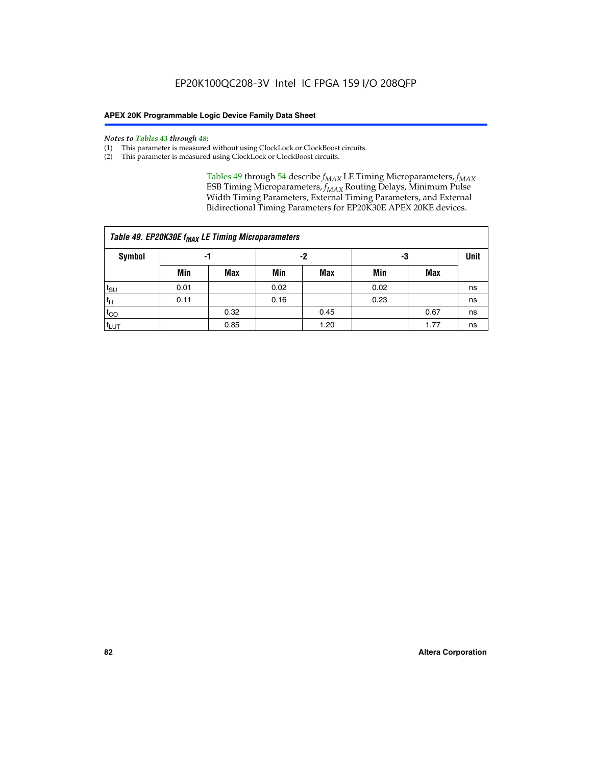*Notes to Tables 43 through 48:*

(1) This parameter is measured without using ClockLock or ClockBoost circuits.
(2) This parameter is measured using ClockLock or ClockBoost circuits.

Tables 49 through 54 describe $f_{MAX}$ LE Timing Microparameters, $f_{MAX}$ ESB Timing Microparameters, $f_{MAX}$ Routing Delays, Minimum Pulse Width Timing Parameters, External Timing Parameters, and External Bidirectional Timing Parameters for EP20K30E APEX 20KE devices.

**Table 49. EP20K30E $f_{MAX}$ LE Timing Microparameters**

| Symbol | -1 | | -2 | | -3 | | Unit |
|---|---|---|---|---|---|---|---|
| | Min | Max | Min | Max | Min | Max | |
| $t_{SU}$ | 0.01 | | 0.02 | | 0.02 | | ns |
| $t_H$ | 0.11 | | 0.16 | | 0.23 | | ns |
| $t_{CO}$ | | 0.32 | | 0.45 | | 0.67 | ns |
| $t_{LUT}$ | | 0.85 | | 1.20 | | 1.77 | ns |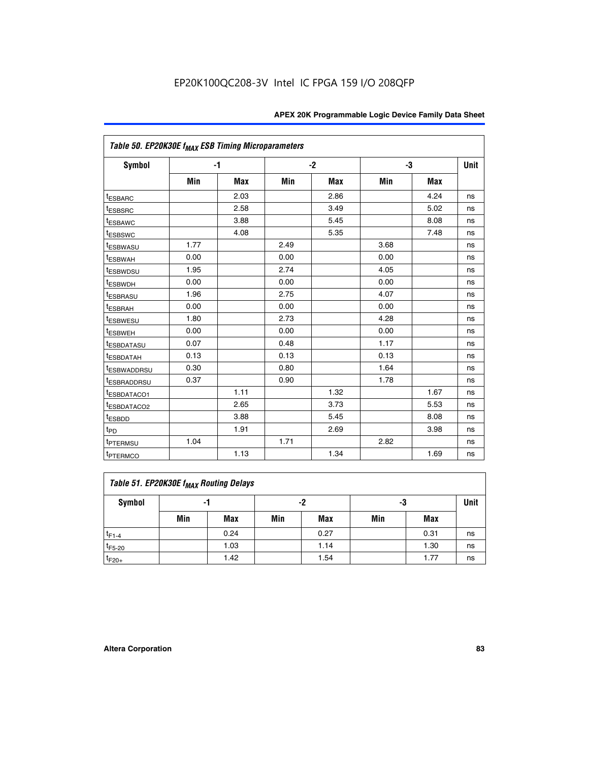| Table 50. EP20K30E $f_{MAX}$ ESB Timing Microparameters | | | | | | | |
|---|---|---|---|---|---|---|---|
| Symbol | -1 | | -2 | | -3 | | Unit |
| | Min | Max | Min | Max | Min | Max | |
| $t_{ESBARC}$ | | 2.03 | | 2.86 | | 4.24 | ns |
| $t_{ESBSRC}$ | | 2.58 | | 3.49 | | 5.02 | ns |
| $t_{ESBAWC}$ | | 3.88 | | 5.45 | | 8.08 | ns |
| $t_{ESBSWC}$ | | 4.08 | | 5.35 | | 7.48 | ns |
| $t_{ESBWASU}$ | 1.77 | | 2.49 | | 3.68 | | ns |
| $t_{ESBWAH}$ | 0.00 | | 0.00 | | 0.00 | | ns |
| $t_{ESBWDSU}$ | 1.95 | | 2.74 | | 4.05 | | ns |
| $t_{ESBWDH}$ | 0.00 | | 0.00 | | 0.00 | | ns |
| $t_{ESBRASU}$ | 1.96 | | 2.75 | | 4.07 | | ns |
| $t_{ESBRAH}$ | 0.00 | | 0.00 | | 0.00 | | ns |
| $t_{ESBWESU}$ | 1.80 | | 2.73 | | 4.28 | | ns |
| $t_{ESBWEH}$ | 0.00 | | 0.00 | | 0.00 | | ns |
| $t_{ESBDATASU}$ | 0.07 | | 0.48 | | 1.17 | | ns |
| $t_{ESBDATAH}$ | 0.13 | | 0.13 | | 0.13 | | ns |
| $t_{ESBWADDRSU}$ | 0.30 | | 0.80 | | 1.64 | | ns |
| $t_{ESBRADDRSU}$ | 0.37 | | 0.90 | | 1.78 | | ns |
| $t_{ESBDATACO1}$ | | 1.11 | | 1.32 | | 1.67 | ns |
| $t_{ESBDATACO2}$ | | 2.65 | | 3.73 | | 5.53 | ns |
| $t_{ESBDD}$ | | 3.88 | | 5.45 | | 8.08 | ns |
| $t_{PD}$ | | 1.91 | | 2.69 | | 3.98 | ns |
| $t_{PTERMSU}$ | 1.04 | | 1.71 | | 2.82 | | ns |
| $t_{PTERMCO}$ | | 1.13 | | 1.34 | | 1.69 | ns |

| Table 51. EP20K30E $f_{MAX}$ Routing Delays | | | | | | | |
|---|---|---|---|---|---|---|---|
| Symbol | -1 | | -2 | | -3 | | Unit |
| | Min | Max | Min | Max | Min | Max | |
| $t_{F1-4}$ | | 0.24 | | 0.27 | | 0.31 | ns |
| $t_{F5-20}$ | | 1.03 | | 1.14 | | 1.30 | ns |
| $t_{F20+}$ | | 1.42 | | 1.54 | | 1.77 | ns |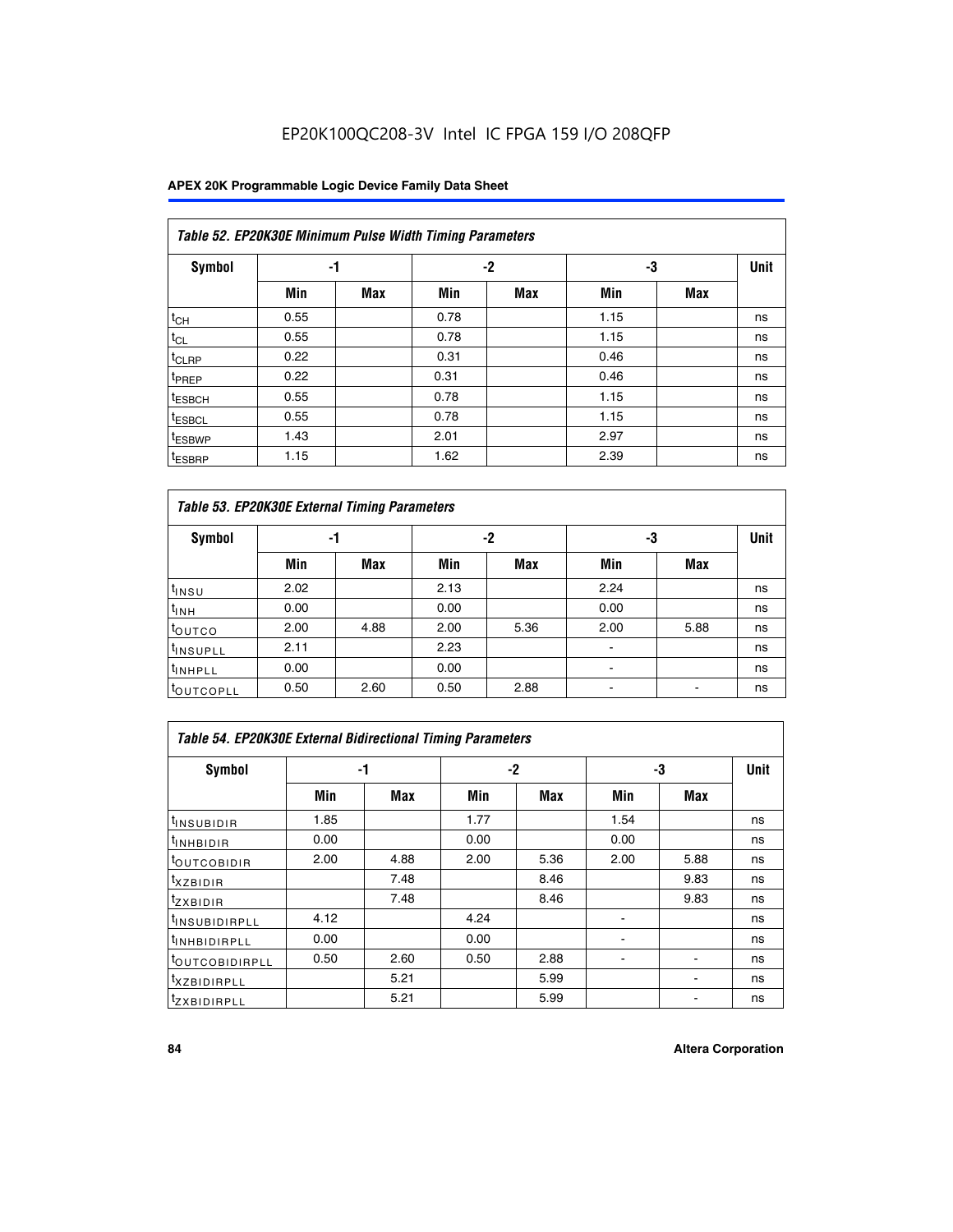### Table 52. EP20K30E Minimum Pulse Width Timing Parameters

| Symbol | -1 | | -2 | | -3 | | Unit |
|---|---|---|---|---|---|---|---|
| | Min | Max | Min | Max | Min | Max | |
| $t_{CH}$ | 0.55 | | 0.78 | | 1.15 | | ns |
| $t_{CL}$ | 0.55 | | 0.78 | | 1.15 | | ns |
| $t_{CLRP}$ | 0.22 | | 0.31 | | 0.46 | | ns |
| $t_{PREP}$ | 0.22 | | 0.31 | | 0.46 | | ns |
| $t_{ESBCH}$ | 0.55 | | 0.78 | | 1.15 | | ns |
| $t_{ESBCL}$ | 0.55 | | 0.78 | | 1.15 | | ns |
| $t_{ESBWP}$ | 1.43 | | 2.01 | | 2.97 | | ns |
| $t_{ESBRP}$ | 1.15 | | 1.62 | | 2.39 | | ns |

### Table 53. EP20K30E External Timing Parameters

| Symbol | -1 | | -2 | | -3 | | Unit |
|---|---|---|---|---|---|---|---|
| | Min | Max | Min | Max | Min | Max | |
| $t_{INSU}$ | 2.02 | | 2.13 | | 2.24 | | ns |
| $t_{INH}$ | 0.00 | | 0.00 | | 0.00 | | ns |
| $t_{OUTCO}$ | 2.00 | 4.88 | 2.00 | 5.36 | 2.00 | 5.88 | ns |
| $t_{INSUPLL}$ | 2.11 | | 2.23 | | - | | ns |
| $t_{INHPLL}$ | 0.00 | | 0.00 | | - | | ns |
| $t_{OUTCOPLL}$ | 0.50 | 2.60 | 0.50 | 2.88 | - | - | ns |

### Table 54. EP20K30E External Bidirectional Timing Parameters

| Symbol | -1 | | -2 | | -3 | | Unit |
|---|---|---|---|---|---|---|---|
| | Min | Max | Min | Max | Min | Max | |
| $t_{INSUBIDIR}$ | 1.85 | | 1.77 | | 1.54 | | ns |
| $t_{INHBIDIR}$ | 0.00 | | 0.00 | | 0.00 | | ns |
| $t_{OUTCOBIDIR}$ | 2.00 | 4.88 | 2.00 | 5.36 | 2.00 | 5.88 | ns |
| $t_{XZBIDIR}$ | | 7.48 | | 8.46 | | 9.83 | ns |
| $t_{ZXBIDIR}$ | | 7.48 | | 8.46 | | 9.83 | ns |
| $t_{INSUBIDIRPLL}$ | 4.12 | | 4.24 | | - | | ns |
| $t_{INHBIDIRPLL}$ | 0.00 | | 0.00 | | - | | ns |
| $t_{OUTCOBIDIRPLL}$ | 0.50 | 2.60 | 0.50 | 2.88 | - | - | ns |
| $t_{XZBIDIRPLL}$ | | 5.21 | | 5.99 | | - | ns |
| $t_{ZXBIDIRPLL}$ | | 5.21 | | 5.99 | | - | ns |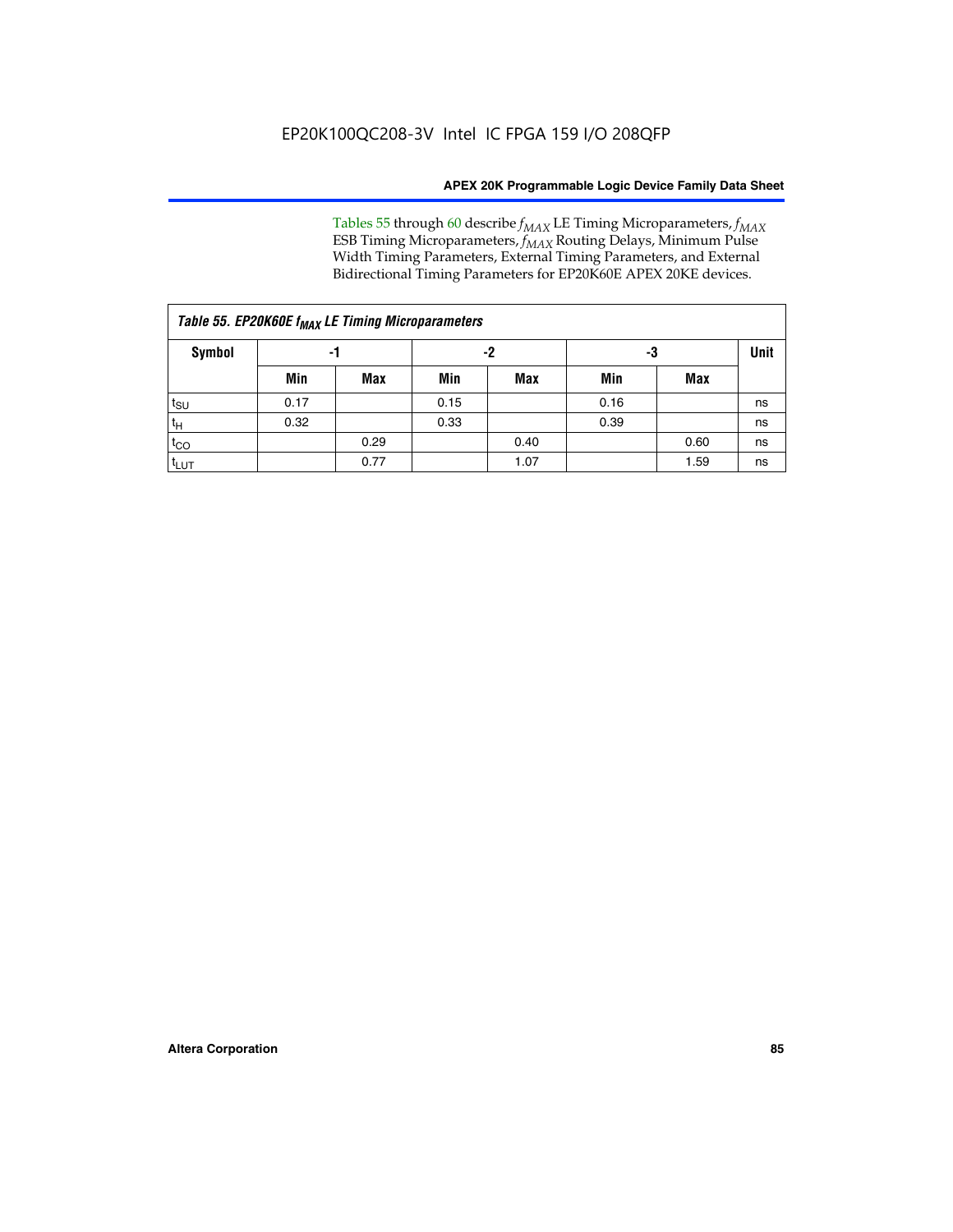Tables 55 through 60 describe $f_{MAX}$ LE Timing Microparameters, $f_{MAX}$ ESB Timing Microparameters, $f_{MAX}$ Routing Delays, Minimum Pulse Width Timing Parameters, External Timing Parameters, and External Bidirectional Timing Parameters for EP20K60E APEX 20KE devices.

| *Table 55. EP20K60E $f_{MAX}$ LE Timing Microparameters* | | | | | | | |
|---|---|---|---|---|---|---|---|
| **Symbol** | **-1** | | **-2** | | **-3** | | **Unit** |
| | **Min** | **Max** | **Min** | **Max** | **Min** | **Max** | |
| $t_{SU}$ | 0.17 | | 0.15 | | 0.16 | | ns |
| $t_H$ | 0.32 | | 0.33 | | 0.39 | | ns |
| $t_{CO}$ | | 0.29 | | 0.40 | | 0.60 | ns |
| $t_{LUT}$ | | 0.77 | | 1.07 | | 1.59 | ns |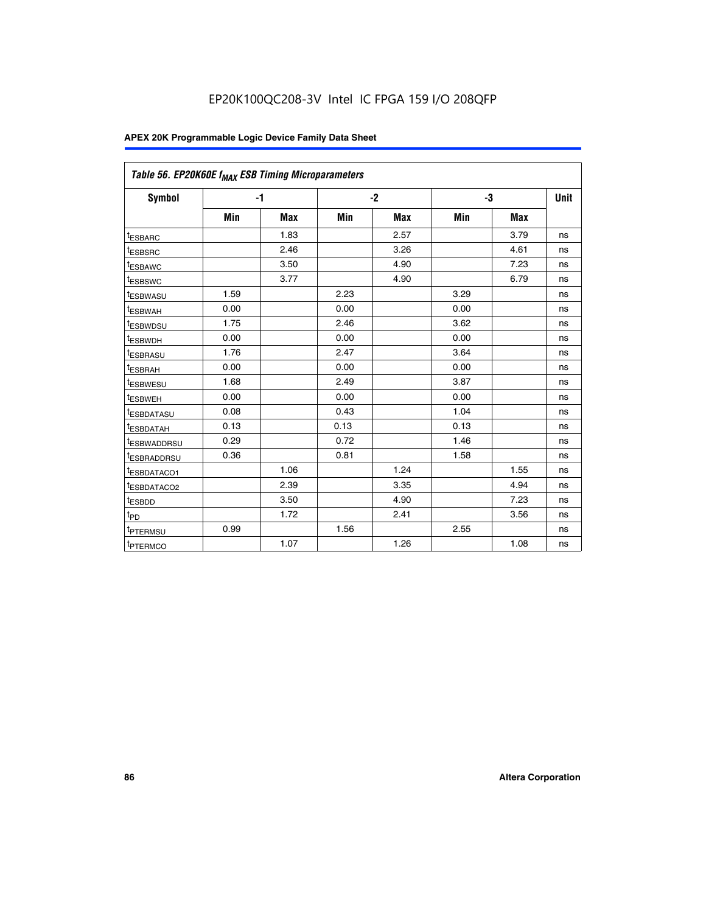EP20K100QC208-3V Intel IC FPGA 159 I/O 208QFP

| Table 56. EP20K60E $f_{MAX}$ ESB Timing Microparameters | | | | | | | |
|---|---|---|---|---|---|---|---|
| Symbol | -1 | | -2 | | -3 | | Unit |
| | Min | Max | Min | Max | Min | Max | |
| $t_{ESBARC}$ | | 1.83 | | 2.57 | | 3.79 | ns |
| $t_{ESBSRC}$ | | 2.46 | | 3.26 | | 4.61 | ns |
| $t_{ESBAWC}$ | | 3.50 | | 4.90 | | 7.23 | ns |
| $t_{ESBSWC}$ | | 3.77 | | 4.90 | | 6.79 | ns |
| $t_{ESBWASU}$ | 1.59 | | 2.23 | | 3.29 | | ns |
| $t_{ESBWAH}$ | 0.00 | | 0.00 | | 0.00 | | ns |
| $t_{ESBWDSU}$ | 1.75 | | 2.46 | | 3.62 | | ns |
| $t_{ESBWDH}$ | 0.00 | | 0.00 | | 0.00 | | ns |
| $t_{ESBRASU}$ | 1.76 | | 2.47 | | 3.64 | | ns |
| $t_{ESBRAH}$ | 0.00 | | 0.00 | | 0.00 | | ns |
| $t_{ESBWESU}$ | 1.68 | | 2.49 | | 3.87 | | ns |
| $t_{ESBWEH}$ | 0.00 | | 0.00 | | 0.00 | | ns |
| $t_{ESBDATASU}$ | 0.08 | | 0.43 | | 1.04 | | ns |
| $t_{ESBDATAH}$ | 0.13 | | 0.13 | | 0.13 | | ns |
| $t_{ESBWADDRSU}$ | 0.29 | | 0.72 | | 1.46 | | ns |
| $t_{ESBRADDRSU}$ | 0.36 | | 0.81 | | 1.58 | | ns |
| $t_{ESBDATACO1}$ | | 1.06 | | 1.24 | | 1.55 | ns |
| $t_{ESBDATACO2}$ | | 2.39 | | 3.35 | | 4.94 | ns |
| $t_{ESBDD}$ | | 3.50 | | 4.90 | | 7.23 | ns |
| $t_{PD}$ | | 1.72 | | 2.41 | | 3.56 | ns |
| $t_{PTERMSU}$ | 0.99 | | 1.56 | | 2.55 | | ns |
| $t_{PTERMCO}$ | | 1.07 | | 1.26 | | 1.08 | ns |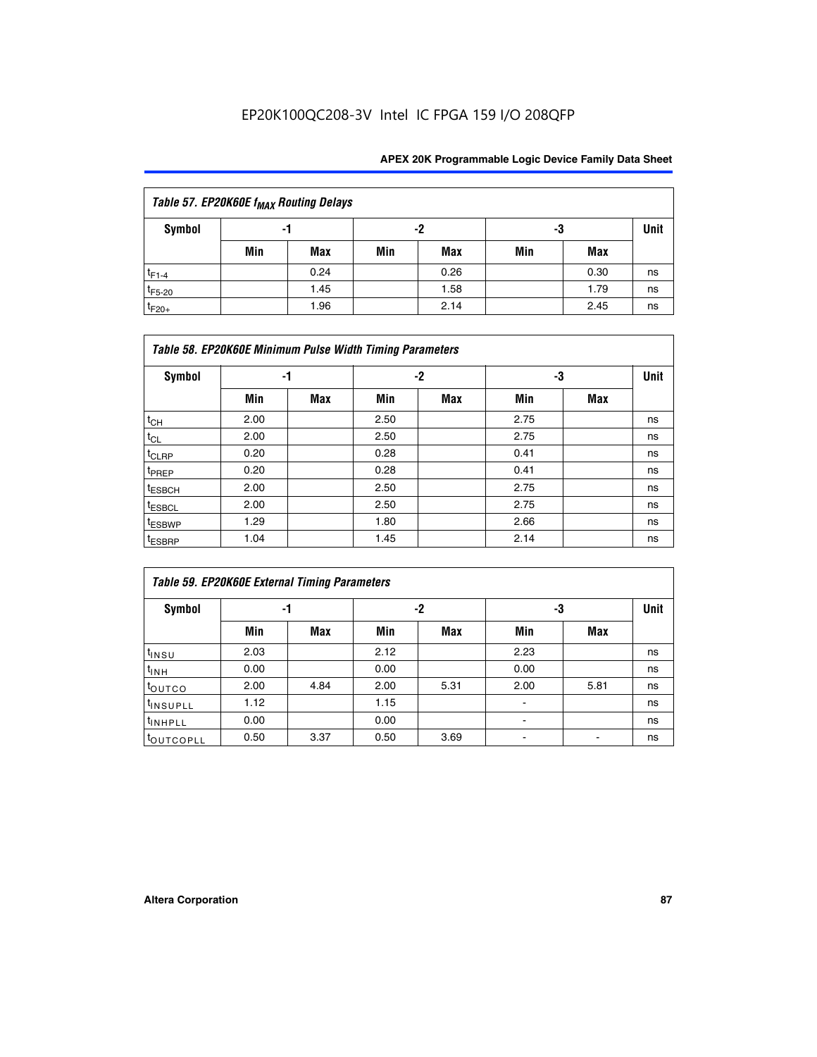*Table 57. EP20K60E $f_{MAX}$ Routing Delays*

| Symbol | -1 | | -2 | | -3 | | Unit |
|---|---|---|---|---|---|---|---|
| | Min | Max | Min | Max | Min | Max | |
| $t_{F1-4}$ | | 0.24 | | 0.26 | | 0.30 | ns |
| $t_{F5-20}$ | | 1.45 | | 1.58 | | 1.79 | ns |
| $t_{F20+}$ | | 1.96 | | 2.14 | | 2.45 | ns |

*Table 58. EP20K60E Minimum Pulse Width Timing Parameters*

| Symbol | -1 | | -2 | | -3 | | Unit |
|---|---|---|---|---|---|---|---|
| | Min | Max | Min | Max | Min | Max | |
| $t_{CH}$ | 2.00 | | 2.50 | | 2.75 | | ns |
| $t_{CL}$ | 2.00 | | 2.50 | | 2.75 | | ns |
| $t_{CLRP}$ | 0.20 | | 0.28 | | 0.41 | | ns |
| $t_{PREP}$ | 0.20 | | 0.28 | | 0.41 | | ns |
| $t_{ESBCH}$ | 2.00 | | 2.50 | | 2.75 | | ns |
| $t_{ESBCL}$ | 2.00 | | 2.50 | | 2.75 | | ns |
| $t_{ESBWP}$ | 1.29 | | 1.80 | | 2.66 | | ns |
| $t_{ESBRP}$ | 1.04 | | 1.45 | | 2.14 | | ns |

*Table 59. EP20K60E External Timing Parameters*

| Symbol | -1 | | -2 | | -3 | | Unit |
|---|---|---|---|---|---|---|---|
| | Min | Max | Min | Max | Min | Max | |
| $t_{INSU}$ | 2.03 | | 2.12 | | 2.23 | | ns |
| $t_{INH}$ | 0.00 | | 0.00 | | 0.00 | | ns |
| $t_{OUTCO}$ | 2.00 | 4.84 | 2.00 | 5.31 | 2.00 | 5.81 | ns |
| $t_{INSUPLL}$ | 1.12 | | 1.15 | | - | | ns |
| $t_{INHPLL}$ | 0.00 | | 0.00 | | - | | ns |
| $t_{OUTCOPLL}$ | 0.50 | 3.37 | 0.50 | 3.69 | - | - | ns |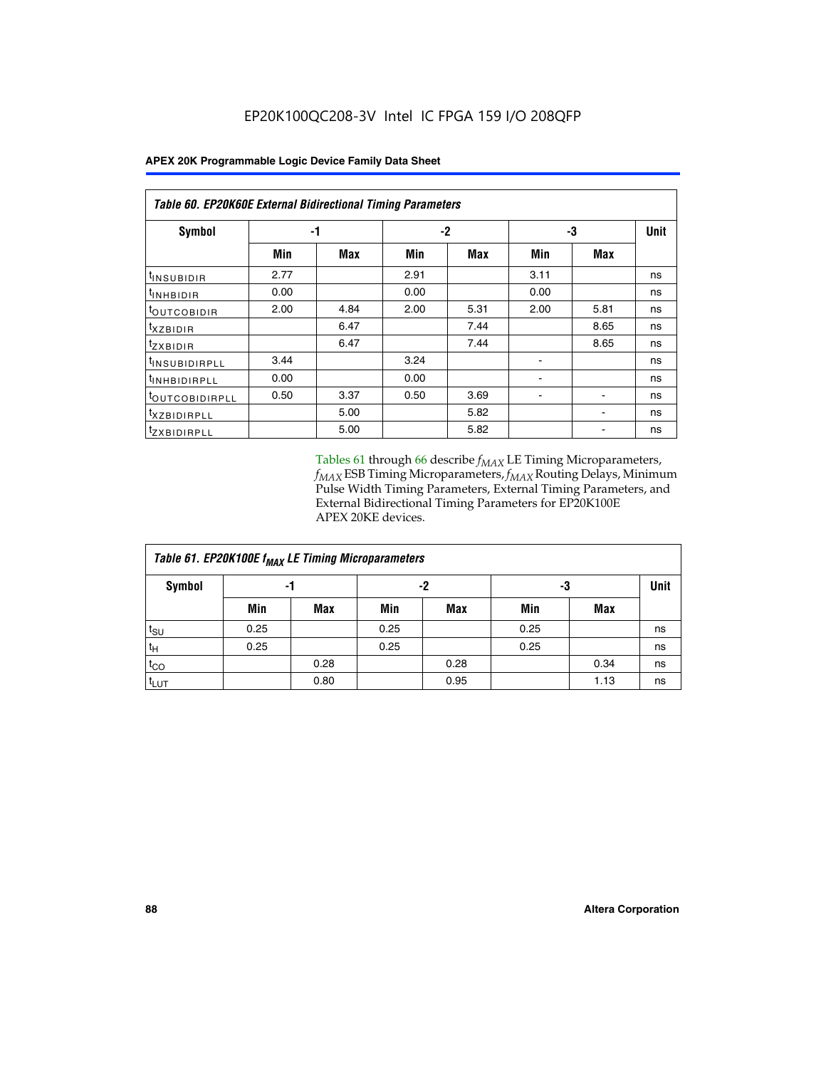EP20K100QC208-3V Intel IC FPGA 159 I/O 208QFP

**Table 60. EP20K60E External Bidirectional Timing Parameters**

| Symbol | -1 | | -2 | | -3 | | Unit |
|---|---|---|---|---|---|---|---|
| | Min | Max | Min | Max | Min | Max | |
| $t_{INSUBIDIR}$ | 2.77 | | 2.91 | | 3.11 | | ns |
| $t_{INHBIDIR}$ | 0.00 | | 0.00 | | 0.00 | | ns |
| $t_{OUTCOBIDIR}$ | 2.00 | 4.84 | 2.00 | 5.31 | 2.00 | 5.81 | ns |
| $t_{XZBIDIR}$ | | 6.47 | | 7.44 | | 8.65 | ns |
| $t_{ZXBIDIR}$ | | 6.47 | | 7.44 | | 8.65 | ns |
| $t_{INSUBIDIRPLL}$ | 3.44 | | 3.24 | | - | | ns |
| $t_{INHBIDIRPLL}$ | 0.00 | | 0.00 | | - | | ns |
| $t_{OUTCOBIDIRPLL}$ | 0.50 | 3.37 | 0.50 | 3.69 | - | - | ns |
| $t_{XZBIDIRPLL}$ | | 5.00 | | 5.82 | | - | ns |
| $t_{ZXBIDIRPLL}$ | | 5.00 | | 5.82 | | - | ns |

Tables 61 through 66 describe $f_{MAX}$ LE Timing Microparameters, $f_{MAX}$ ESB Timing Microparameters, $f_{MAX}$ Routing Delays, Minimum Pulse Width Timing Parameters, External Timing Parameters, and External Bidirectional Timing Parameters for EP20K100E APEX 20KE devices.

**Table 61. EP20K100E $f_{MAX}$ LE Timing Microparameters**

| Symbol | -1 | | -2 | | -3 | | Unit |
|---|---|---|---|---|---|---|---|
| | Min | Max | Min | Max | Min | Max | |
| $t_{SU}$ | 0.25 | | 0.25 | | 0.25 | | ns |
| $t_H$ | 0.25 | | 0.25 | | 0.25 | | ns |
| $t_{CO}$ | | 0.28 | | 0.28 | | 0.34 | ns |
| $t_{LUT}$ | | 0.80 | | 0.95 | | 1.13 | ns |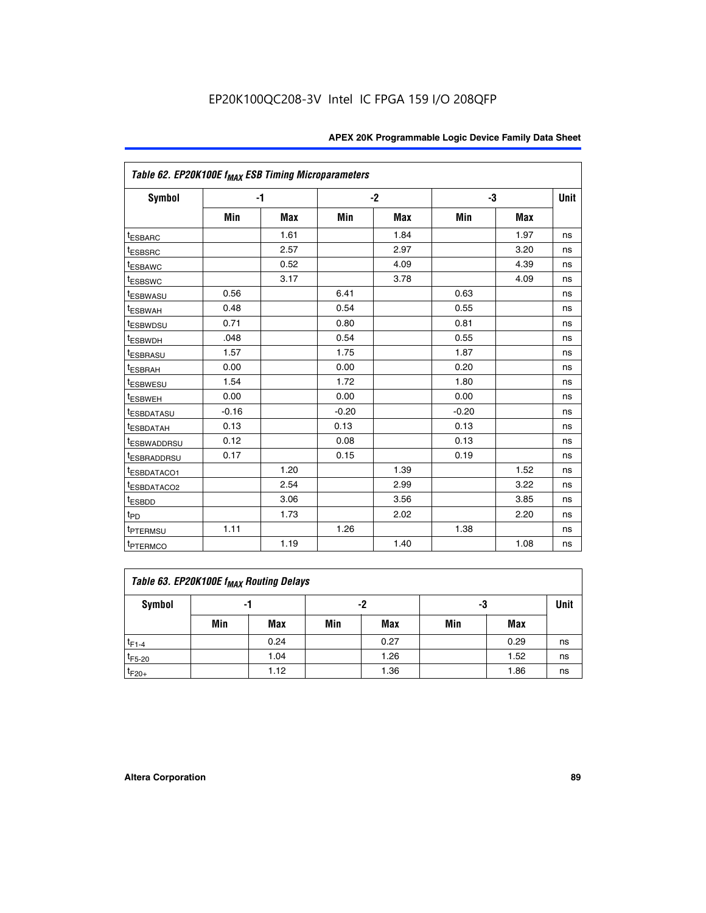Table 62. EP20K100E $f_{MAX}$ ESB Timing Microparameters

| Symbol | -1 | | -2 | | -3 | | Unit |
|---|---|---|---|---|---|---|---|
| | Min | Max | Min | Max | Min | Max | |
| $t_{ESBARC}$ | | 1.61 | | 1.84 | | 1.97 | ns |
| $t_{ESBSRC}$ | | 2.57 | | 2.97 | | 3.20 | ns |
| $t_{ESBAWC}$ | | 0.52 | | 4.09 | | 4.39 | ns |
| $t_{ESBSWC}$ | | 3.17 | | 3.78 | | 4.09 | ns |
| $t_{ESBWASU}$ | 0.56 | | 6.41 | | 0.63 | | ns |
| $t_{ESBWAH}$ | 0.48 | | 0.54 | | 0.55 | | ns |
| $t_{ESBWDSU}$ | 0.71 | | 0.80 | | 0.81 | | ns |
| $t_{ESBWDH}$ | .048 | | 0.54 | | 0.55 | | ns |
| $t_{ESBRASU}$ | 1.57 | | 1.75 | | 1.87 | | ns |
| $t_{ESBRAH}$ | 0.00 | | 0.00 | | 0.20 | | ns |
| $t_{ESBWESU}$ | 1.54 | | 1.72 | | 1.80 | | ns |
| $t_{ESBWEH}$ | 0.00 | | 0.00 | | 0.00 | | ns |
| $t_{ESBDATASU}$ | -0.16 | | -0.20 | | -0.20 | | ns |
| $t_{ESBDATAH}$ | 0.13 | | 0.13 | | 0.13 | | ns |
| $t_{ESBWADDRSU}$ | 0.12 | | 0.08 | | 0.13 | | ns |
| $t_{ESBRADDRSU}$ | 0.17 | | 0.15 | | 0.19 | | ns |
| $t_{ESBDATACO1}$ | | 1.20 | | 1.39 | | 1.52 | ns |
| $t_{ESBDATACO2}$ | | 2.54 | | 2.99 | | 3.22 | ns |
| $t_{ESBDD}$ | | 3.06 | | 3.56 | | 3.85 | ns |
| $t_{PD}$ | | 1.73 | | 2.02 | | 2.20 | ns |
| $t_{PTERMSU}$ | 1.11 | | 1.26 | | 1.38 | | ns |
| $t_{PTERMCO}$ | | 1.19 | | 1.40 | | 1.08 | ns |

Table 63. EP20K100E $f_{MAX}$ Routing Delays

| Symbol | -1 | | -2 | | -3 | | Unit |
|---|---|---|---|---|---|---|---|
| | Min | Max | Min | Max | Min | Max | |
| $t_{F1-4}$ | | 0.24 | | 0.27 | | 0.29 | ns |
| $t_{F5-20}$ | | 1.04 | | 1.26 | | 1.52 | ns |
| $t_{F20+}$ | | 1.12 | | 1.36 | | 1.86 | ns |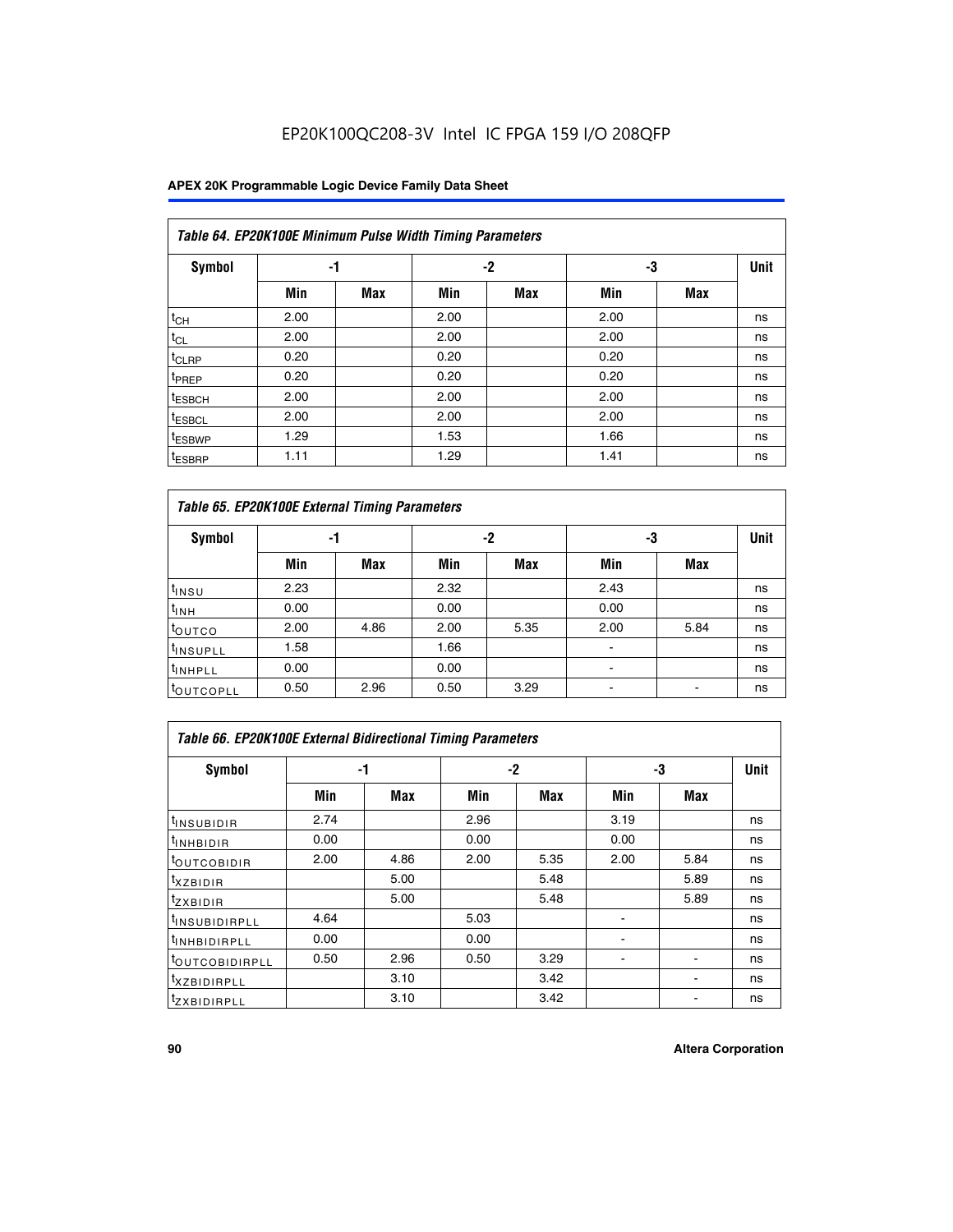**Table 64. EP20K100E Minimum Pulse Width Timing Parameters**

| Symbol | -1 | | -2 | | -3 | | Unit |
|---|---|---|---|---|---|---|---|
| | Min | Max | Min | Max | Min | Max | |
| $t_{CH}$ | 2.00 | | 2.00 | | 2.00 | | ns |
| $t_{CL}$ | 2.00 | | 2.00 | | 2.00 | | ns |
| $t_{CLRP}$ | 0.20 | | 0.20 | | 0.20 | | ns |
| $t_{PREP}$ | 0.20 | | 0.20 | | 0.20 | | ns |
| $t_{ESBCH}$ | 2.00 | | 2.00 | | 2.00 | | ns |
| $t_{ESBCL}$ | 2.00 | | 2.00 | | 2.00 | | ns |
| $t_{ESBWP}$ | 1.29 | | 1.53 | | 1.66 | | ns |
| $t_{ESBRP}$ | 1.11 | | 1.29 | | 1.41 | | ns |

**Table 65. EP20K100E External Timing Parameters**

| Symbol | -1 | | -2 | | -3 | | Unit |
|---|---|---|---|---|---|---|---|
| | Min | Max | Min | Max | Min | Max | |
| $t_{INSU}$ | 2.23 | | 2.32 | | 2.43 | | ns |
| $t_{INH}$ | 0.00 | | 0.00 | | 0.00 | | ns |
| $t_{OUTCO}$ | 2.00 | 4.86 | 2.00 | 5.35 | 2.00 | 5.84 | ns |
| $t_{INSUPLL}$ | 1.58 | | 1.66 | | - | | ns |
| $t_{INHPLL}$ | 0.00 | | 0.00 | | - | | ns |
| $t_{OUTCOPLL}$ | 0.50 | 2.96 | 0.50 | 3.29 | - | - | ns |

**Table 66. EP20K100E External Bidirectional Timing Parameters**

| Symbol | -1 | | -2 | | -3 | | Unit |
|---|---|---|---|---|---|---|---|
| | Min | Max | Min | Max | Min | Max | |
| $t_{INSUBIDIR}$ | 2.74 | | 2.96 | | 3.19 | | ns |
| $t_{INHBIDIR}$ | 0.00 | | 0.00 | | 0.00 | | ns |
| $t_{OUTCOBIDIR}$ | 2.00 | 4.86 | 2.00 | 5.35 | 2.00 | 5.84 | ns |
| $t_{XZBIDIR}$ | | 5.00 | | 5.48 | | 5.89 | ns |
| $t_{ZXBIDIR}$ | | 5.00 | | 5.48 | | 5.89 | ns |
| $t_{INSUBIDIRPLL}$ | 4.64 | | 5.03 | | - | | ns |
| $t_{INHBIDIRPLL}$ | 0.00 | | 0.00 | | - | | ns |
| $t_{OUTCOBIDIRPLL}$ | 0.50 | 2.96 | 0.50 | 3.29 | - | - | ns |
| $t_{XZBIDIRPLL}$ | | 3.10 | | 3.42 | | - | ns |
| $t_{ZXBIDIRPLL}$ | | 3.10 | | 3.42 | | - | ns |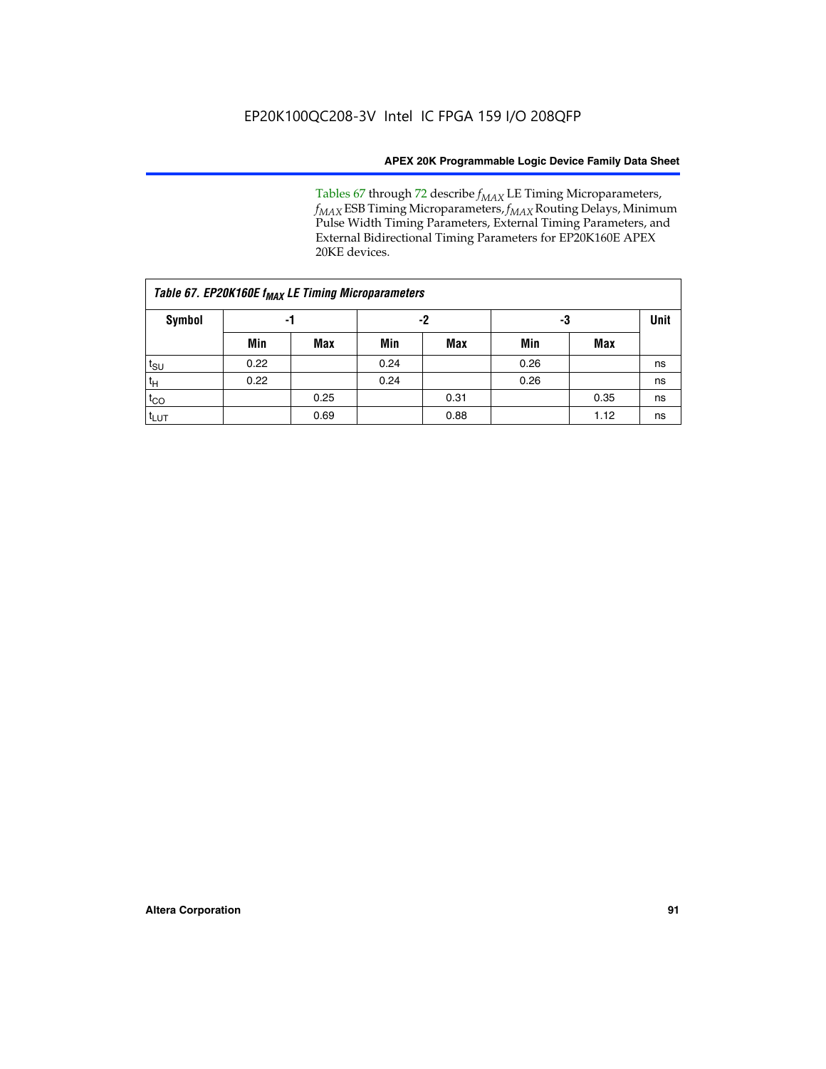Tables 67 through 72 describe $f_{MAX}$ LE Timing Microparameters, $f_{MAX}$ ESB Timing Microparameters, $f_{MAX}$ Routing Delays, Minimum Pulse Width Timing Parameters, External Timing Parameters, and External Bidirectional Timing Parameters for EP20K160E APEX 20KE devices.

*Table 67. EP20K160E $f_{MAX}$ LE Timing Microparameters*

| Symbol | -1 | | -2 | | -3 | | Unit |
|---|---|---|---|---|---|---|---|
| | Min | Max | Min | Max | Min | Max | |
| $t_{SU}$ | 0.22 | | 0.24 | | 0.26 | | ns |
| $t_H$ | 0.22 | | 0.24 | | 0.26 | | ns |
| $t_{CO}$ | | 0.25 | | 0.31 | | 0.35 | ns |
| $t_{LUT}$ | | 0.69 | | 0.88 | | 1.12 | ns |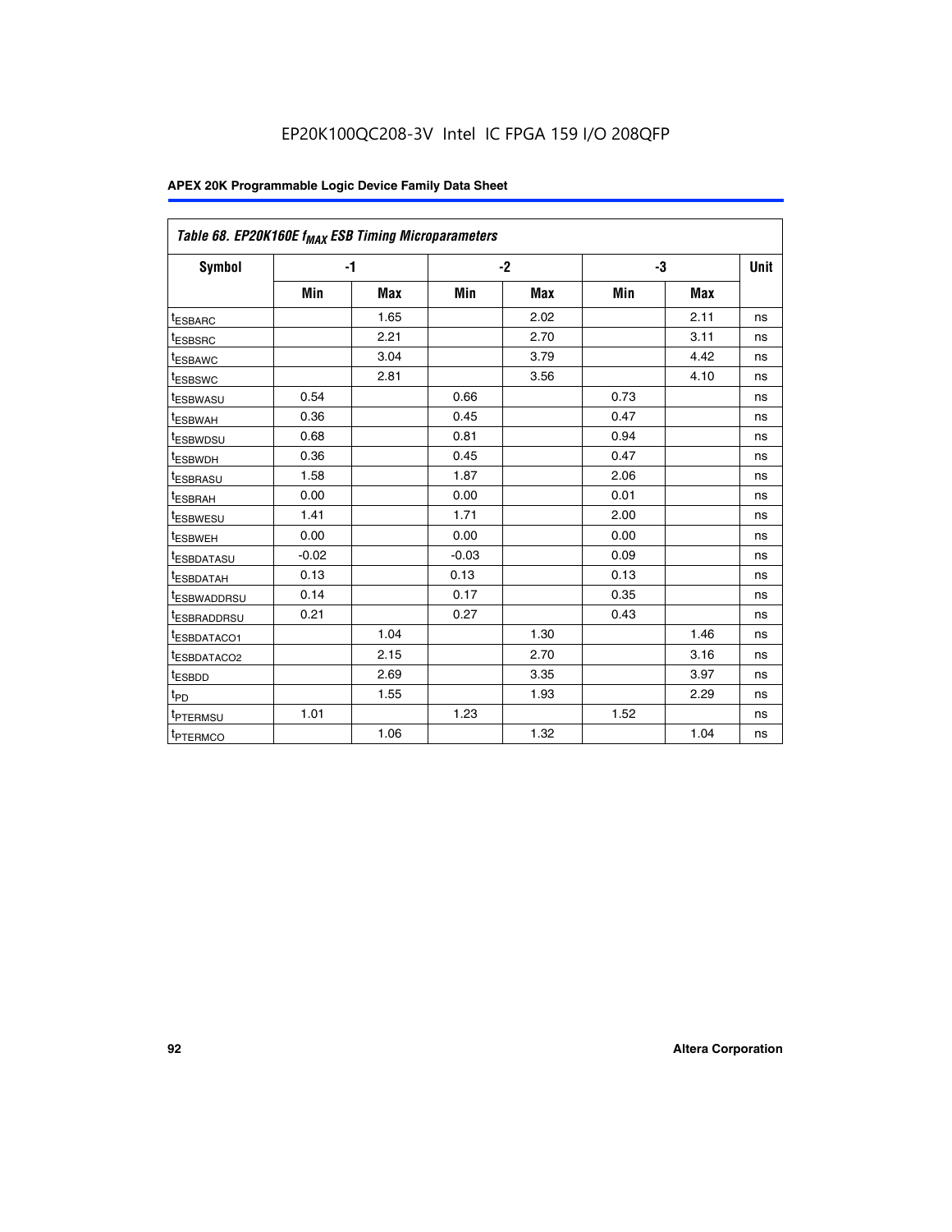EP20K100QC208-3V Intel IC FPGA 159 I/O 208QFP

**APEX 20K Programmable Logic Device Family Data Sheet**

*Table 68. EP20K160E $f_{MAX}$ ESB Timing Microparameters*

| Symbol | -1 | | -2 | | -3 | | Unit |
|---|---|---|---|---|---|---|---|
| | Min | Max | Min | Max | Min | Max | |
| $t_{ESBARC}$ | | 1.65 | | 2.02 | | 2.11 | ns |
| $t_{ESBSRC}$ | | 2.21 | | 2.70 | | 3.11 | ns |
| $t_{ESBAWC}$ | | 3.04 | | 3.79 | | 4.42 | ns |
| $t_{ESBSWC}$ | | 2.81 | | 3.56 | | 4.10 | ns |
| $t_{ESBWASU}$ | 0.54 | | 0.66 | | 0.73 | | ns |
| $t_{ESBWAH}$ | 0.36 | | 0.45 | | 0.47 | | ns |
| $t_{ESBWDSU}$ | 0.68 | | 0.81 | | 0.94 | | ns |
| $t_{ESBWDH}$ | 0.36 | | 0.45 | | 0.47 | | ns |
| $t_{ESBRASU}$ | 1.58 | | 1.87 | | 2.06 | | ns |
| $t_{ESBRAH}$ | 0.00 | | 0.00 | | 0.01 | | ns |
| $t_{ESBWESU}$ | 1.41 | | 1.71 | | 2.00 | | ns |
| $t_{ESBWEH}$ | 0.00 | | 0.00 | | 0.00 | | ns |
| $t_{ESBDATASU}$ | -0.02 | | -0.03 | | 0.09 | | ns |
| $t_{ESBDATAH}$ | 0.13 | | 0.13 | | 0.13 | | ns |
| $t_{ESBWADDRSU}$ | 0.14 | | 0.17 | | 0.35 | | ns |
| $t_{ESBRADDRSU}$ | 0.21 | | 0.27 | | 0.43 | | ns |
| $t_{ESBDATACO1}$ | | 1.04 | | 1.30 | | 1.46 | ns |
| $t_{ESBDATACO2}$ | | 2.15 | | 2.70 | | 3.16 | ns |
| $t_{ESBDD}$ | | 2.69 | | 3.35 | | 3.97 | ns |
| $t_{PD}$ | | 1.55 | | 1.93 | | 2.29 | ns |
| $t_{PTERMSU}$ | 1.01 | | 1.23 | | 1.52 | | ns |
| $t_{PTERMCO}$ | | 1.06 | | 1.32 | | 1.04 | ns |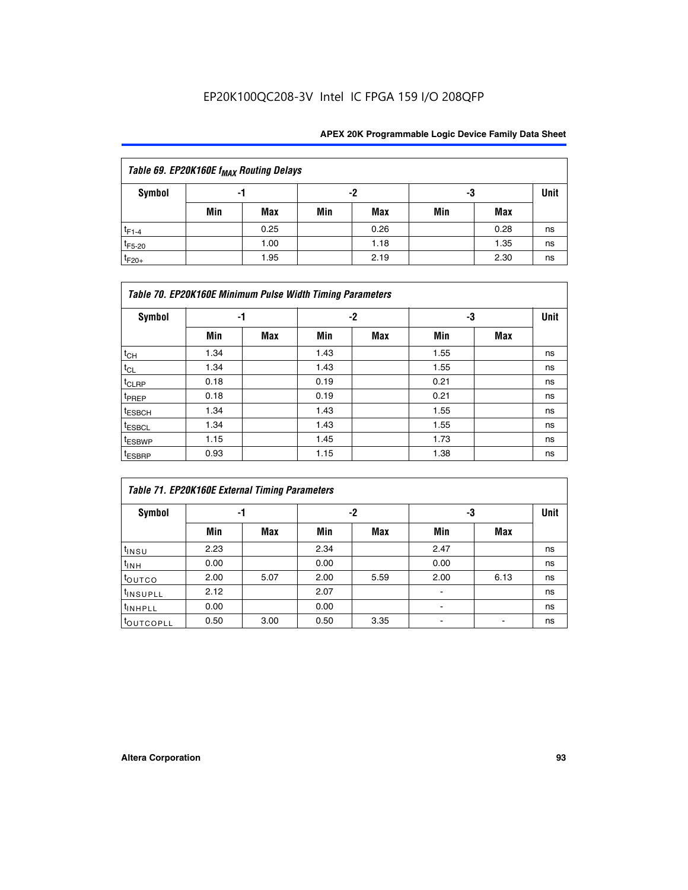| Table 69. EP20K160E $f_{MAX}$ Routing Delays | | | | | | | |
|---|---|---|---|---|---|---|---|
| Symbol | -1 | | -2 | | -3 | | Unit |
| | Min | Max | Min | Max | Min | Max | |
| $t_{F1-4}$ | | 0.25 | | 0.26 | | 0.28 | ns |
| $t_{F5-20}$ | | 1.00 | | 1.18 | | 1.35 | ns |
| $t_{F20+}$ | | 1.95 | | 2.19 | | 2.30 | ns |

| Table 70. EP20K160E Minimum Pulse Width Timing Parameters | | | | | | | |
|---|---|---|---|---|---|---|---|
| Symbol | -1 | | -2 | | -3 | | Unit |
| | Min | Max | Min | Max | Min | Max | |
| $t_{CH}$ | 1.34 | | 1.43 | | 1.55 | | ns |
| $t_{CL}$ | 1.34 | | 1.43 | | 1.55 | | ns |
| $t_{CLRP}$ | 0.18 | | 0.19 | | 0.21 | | ns |
| $t_{PREP}$ | 0.18 | | 0.19 | | 0.21 | | ns |
| $t_{ESBCH}$ | 1.34 | | 1.43 | | 1.55 | | ns |
| $t_{ESBCL}$ | 1.34 | | 1.43 | | 1.55 | | ns |
| $t_{ESBWP}$ | 1.15 | | 1.45 | | 1.73 | | ns |
| $t_{ESBRP}$ | 0.93 | | 1.15 | | 1.38 | | ns |

| Table 71. EP20K160E External Timing Parameters | | | | | | | |
|---|---|---|---|---|---|---|---|
| Symbol | -1 | | -2 | | -3 | | Unit |
| | Min | Max | Min | Max | Min | Max | |
| $t_{INSU}$ | 2.23 | | 2.34 | | 2.47 | | ns |
| $t_{INH}$ | 0.00 | | 0.00 | | 0.00 | | ns |
| $t_{OUTCO}$ | 2.00 | 5.07 | 2.00 | 5.59 | 2.00 | 6.13 | ns |
| $t_{INSUPLL}$ | 2.12 | | 2.07 | | - | | ns |
| $t_{INHPLL}$ | 0.00 | | 0.00 | | - | | ns |
| $t_{OUTCOPLL}$ | 0.50 | 3.00 | 0.50 | 3.35 | - | - | ns |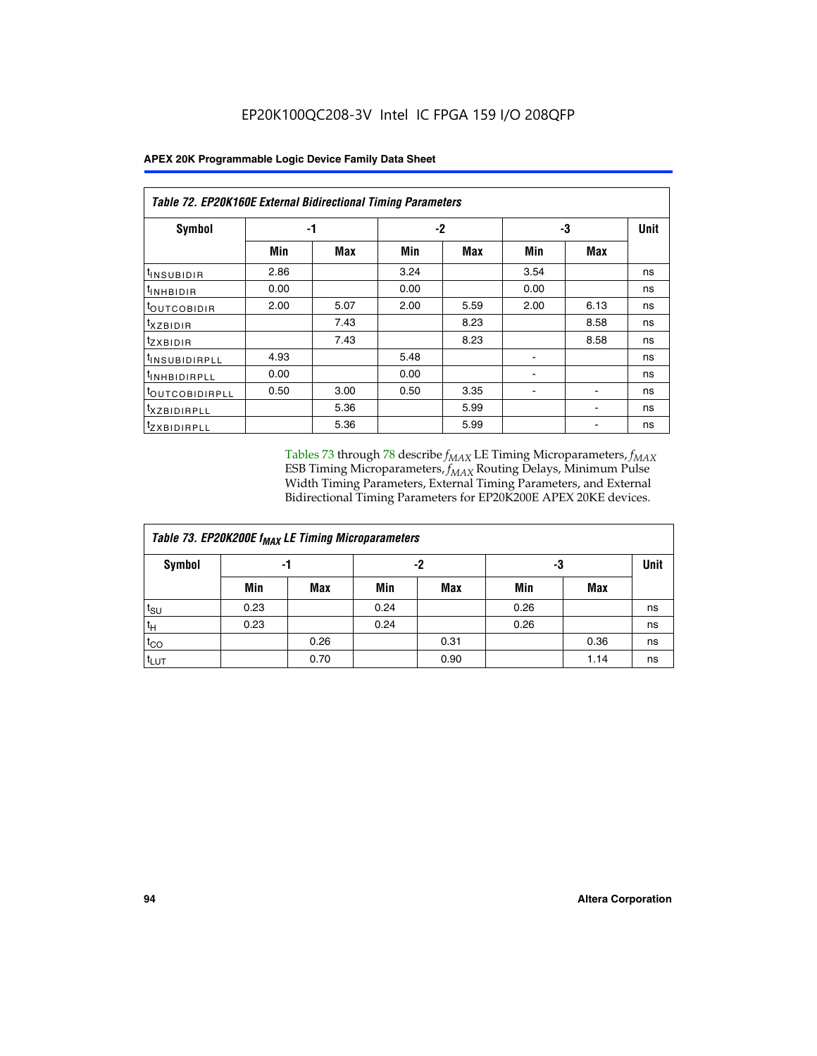**Table 72. EP20K160E External Bidirectional Timing Parameters**

| Symbol | -1 | | -2 | | -3 | | Unit |
|---|---|---|---|---|---|---|---|
| | Min | Max | Min | Max | Min | Max | |
| $t_{INSUBIDIR}$ | 2.86 | | 3.24 | | 3.54 | | ns |
| $t_{INHBIDIR}$ | 0.00 | | 0.00 | | 0.00 | | ns |
| $t_{OUTCOBIDIR}$ | 2.00 | 5.07 | 2.00 | 5.59 | 2.00 | 6.13 | ns |
| $t_{XZBIDIR}$ | | 7.43 | | 8.23 | | 8.58 | ns |
| $t_{ZXBIDIR}$ | | 7.43 | | 8.23 | | 8.58 | ns |
| $t_{INSUBIDIRPLL}$ | 4.93 | | 5.48 | | - | | ns |
| $t_{INHBIDIRPLL}$ | 0.00 | | 0.00 | | - | | ns |
| $t_{OUTCOBIDIRPLL}$ | 0.50 | 3.00 | 0.50 | 3.35 | - | - | ns |
| $t_{XZBIDIRPLL}$ | | 5.36 | | 5.99 | | - | ns |
| $t_{ZXBIDIRPLL}$ | | 5.36 | | 5.99 | | - | ns |

Tables 73 through 78 describe $f_{MAX}$ LE Timing Microparameters, $f_{MAX}$ ESB Timing Microparameters, $f_{MAX}$ Routing Delays, Minimum Pulse Width Timing Parameters, External Timing Parameters, and External Bidirectional Timing Parameters for EP20K200E APEX 20KE devices.

**Table 73. EP20K200E $f_{MAX}$ LE Timing Microparameters**

| Symbol | -1 | | -2 | | -3 | | Unit |
|---|---|---|---|---|---|---|---|
| | Min | Max | Min | Max | Min | Max | |
| $t_{SU}$ | 0.23 | | 0.24 | | 0.26 | | ns |
| $t_H$ | 0.23 | | 0.24 | | 0.26 | | ns |
| $t_{CO}$ | | 0.26 | | 0.31 | | 0.36 | ns |
| $t_{LUT}$ | | 0.70 | | 0.90 | | 1.14 | ns |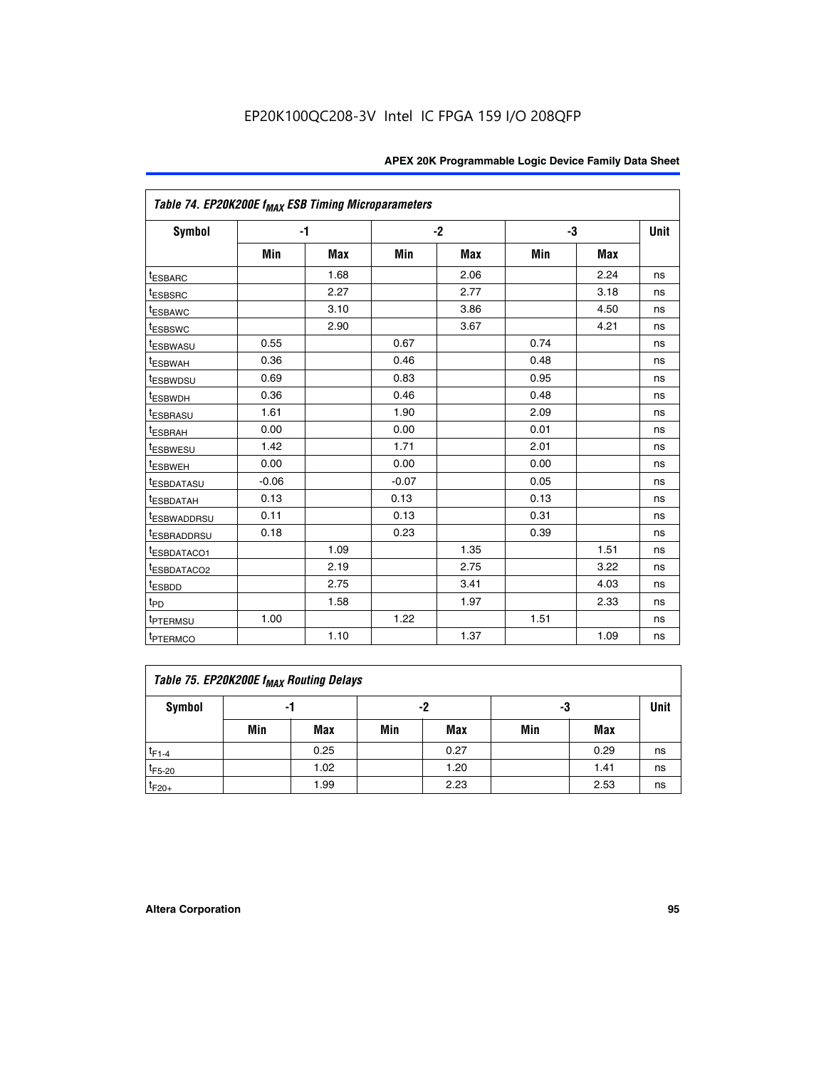Table 74. EP20K200E $f_{MAX}$ ESB Timing Microparameters

| Symbol | -1 | | -2 | | -3 | | Unit |
|---|---|---|---|---|---|---|---|
| | Min | Max | Min | Max | Min | Max | |
| $t_{ESBARC}$ | | 1.68 | | 2.06 | | 2.24 | ns |
| $t_{ESBSRC}$ | | 2.27 | | 2.77 | | 3.18 | ns |
| $t_{ESBAWC}$ | | 3.10 | | 3.86 | | 4.50 | ns |
| $t_{ESBSWC}$ | | 2.90 | | 3.67 | | 4.21 | ns |
| $t_{ESBWASU}$ | 0.55 | | 0.67 | | 0.74 | | ns |
| $t_{ESBWAH}$ | 0.36 | | 0.46 | | 0.48 | | ns |
| $t_{ESBWDSU}$ | 0.69 | | 0.83 | | 0.95 | | ns |
| $t_{ESBWDH}$ | 0.36 | | 0.46 | | 0.48 | | ns |
| $t_{ESBRASU}$ | 1.61 | | 1.90 | | 2.09 | | ns |
| $t_{ESBRAH}$ | 0.00 | | 0.00 | | 0.01 | | ns |
| $t_{ESBWESU}$ | 1.42 | | 1.71 | | 2.01 | | ns |
| $t_{ESBWEH}$ | 0.00 | | 0.00 | | 0.00 | | ns |
| $t_{ESBDATASU}$ | -0.06 | | -0.07 | | 0.05 | | ns |
| $t_{ESBDATAH}$ | 0.13 | | 0.13 | | 0.13 | | ns |
| $t_{ESBWADDRSU}$ | 0.11 | | 0.13 | | 0.31 | | ns |
| $t_{ESBRADDRSU}$ | 0.18 | | 0.23 | | 0.39 | | ns |
| $t_{ESBDATACO1}$ | | 1.09 | | 1.35 | | 1.51 | ns |
| $t_{ESBDATACO2}$ | | 2.19 | | 2.75 | | 3.22 | ns |
| $t_{ESBDD}$ | | 2.75 | | 3.41 | | 4.03 | ns |
| $t_{PD}$ | | 1.58 | | 1.97 | | 2.33 | ns |
| $t_{PTERMSU}$ | 1.00 | | 1.22 | | 1.51 | | ns |
| $t_{PTERMCO}$ | | 1.10 | | 1.37 | | 1.09 | ns |

Table 75. EP20K200E $f_{MAX}$ Routing Delays

| Symbol | -1 | | -2 | | -3 | | Unit |
|---|---|---|---|---|---|---|---|
| | Min | Max | Min | Max | Min | Max | |
| $t_{F1-4}$ | | 0.25 | | 0.27 | | 0.29 | ns |
| $t_{F5-20}$ | | 1.02 | | 1.20 | | 1.41 | ns |
| $t_{F20+}$ | | 1.99 | | 2.23 | | 2.53 | ns |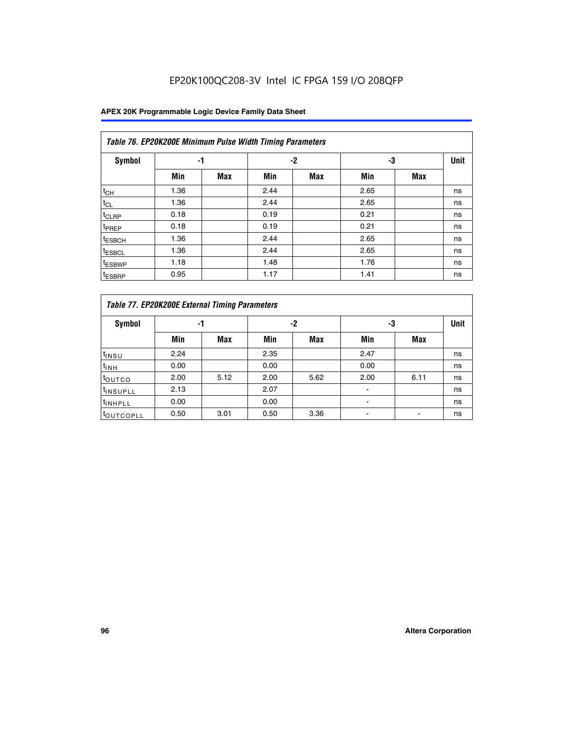| Table 76. EP20K200E Minimum Pulse Width Timing Parameters | | | | | | | |
|---|---|---|---|---|---|---|---|
| Symbol | -1 | | -2 | | -3 | | Unit |
| | Min | Max | Min | Max | Min | Max | |
| $t_{CH}$ | 1.36 | | 2.44 | | 2.65 | | ns |
| $t_{CL}$ | 1.36 | | 2.44 | | 2.65 | | ns |
| $t_{CLRP}$ | 0.18 | | 0.19 | | 0.21 | | ns |
| $t_{PREP}$ | 0.18 | | 0.19 | | 0.21 | | ns |
| $t_{ESBCH}$ | 1.36 | | 2.44 | | 2.65 | | ns |
| $t_{ESBCL}$ | 1.36 | | 2.44 | | 2.65 | | ns |
| $t_{ESBWP}$ | 1.18 | | 1.48 | | 1.76 | | ns |
| $t_{ESBRP}$ | 0.95 | | 1.17 | | 1.41 | | ns |

| Table 77. EP20K200E External Timing Parameters | | | | | | | |
|---|---|---|---|---|---|---|---|
| Symbol | -1 | | -2 | | -3 | | Unit |
| | Min | Max | Min | Max | Min | Max | |
| $t_{INSU}$ | 2.24 | | 2.35 | | 2.47 | | ns |
| $t_{INH}$ | 0.00 | | 0.00 | | 0.00 | | ns |
| $t_{OUTCO}$ | 2.00 | 5.12 | 2.00 | 5.62 | 2.00 | 6.11 | ns |
| $t_{INSUPLL}$ | 2.13 | | 2.07 | | - | | ns |
| $t_{INHPLL}$ | 0.00 | | 0.00 | | - | | ns |
| $t_{OUTCOPLL}$ | 0.50 | 3.01 | 0.50 | 3.36 | - | - | ns |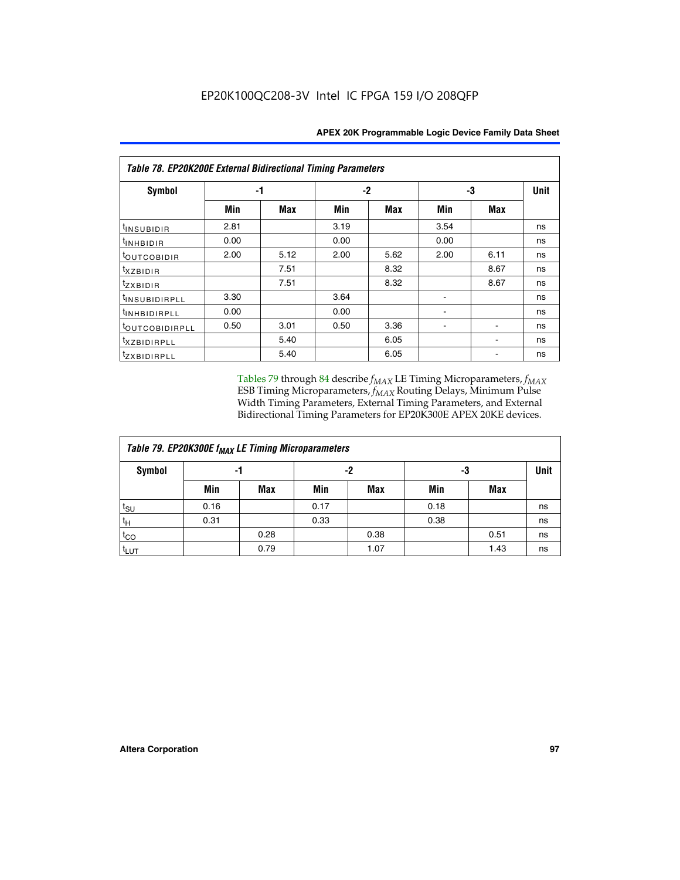EP20K100QC208-3V Intel IC FPGA 159 I/O 208QFP

| Table 78. EP20K200E External Bidirectional Timing Parameters | | | | | | | |
|---|---|---|---|---|---|---|---|
| Symbol | -1 | | -2 | | -3 | | Unit |
| | Min | Max | Min | Max | Min | Max | |
| $t_{INSUBIDIR}$ | 2.81 | | 3.19 | | 3.54 | | ns |
| $t_{INHBIDIR}$ | 0.00 | | 0.00 | | 0.00 | | ns |
| $t_{OUTCOBIDIR}$ | 2.00 | 5.12 | 2.00 | 5.62 | 2.00 | 6.11 | ns |
| $t_{XZBIDIR}$ | | 7.51 | | 8.32 | | 8.67 | ns |
| $t_{ZXBIDIR}$ | | 7.51 | | 8.32 | | 8.67 | ns |
| $t_{INSUBIDIRPLL}$ | 3.30 | | 3.64 | | - | | ns |
| $t_{INHBIDIRPLL}$ | 0.00 | | 0.00 | | - | | ns |
| $t_{OUTCOBIDIRPLL}$ | 0.50 | 3.01 | 0.50 | 3.36 | - | - | ns |
| $t_{XZBIDIRPLL}$ | | 5.40 | | 6.05 | | - | ns |
| $t_{ZXBIDIRPLL}$ | | 5.40 | | 6.05 | | - | ns |

Tables 79 through 84 describe $f_{MAX}$ LE Timing Microparameters, $f_{MAX}$ ESB Timing Microparameters, $f_{MAX}$ Routing Delays, Minimum Pulse Width Timing Parameters, External Timing Parameters, and External Bidirectional Timing Parameters for EP20K300E APEX 20KE devices.

| Table 79. EP20K300E $f_{MAX}$ LE Timing Microparameters | | | | | | | |
|---|---|---|---|---|---|---|---|
| Symbol | -1 | | -2 | | -3 | | Unit |
| | Min | Max | Min | Max | Min | Max | |
| $t_{SU}$ | 0.16 | | 0.17 | | 0.18 | | ns |
| $t_H$ | 0.31 | | 0.33 | | 0.38 | | ns |
| $t_{CO}$ | | 0.28 | | 0.38 | | 0.51 | ns |
| $t_{LUT}$ | | 0.79 | | 1.07 | | 1.43 | ns |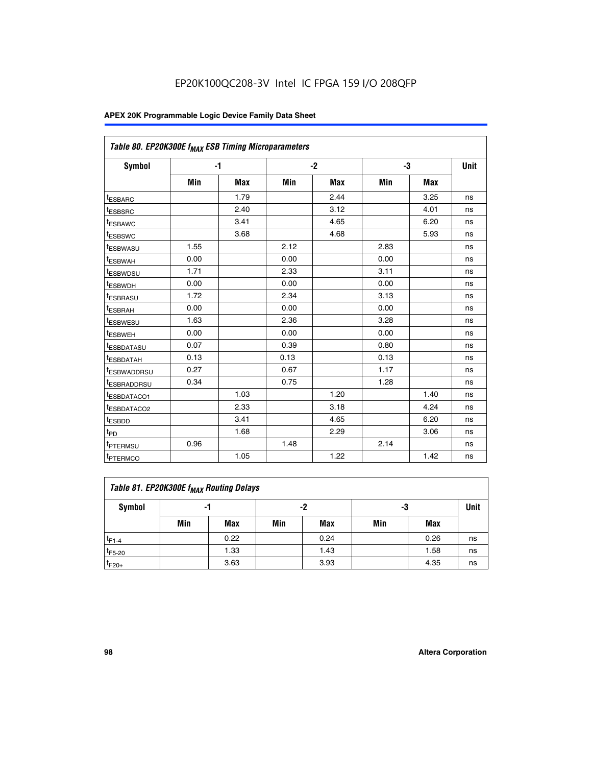EP20K100QC208-3V Intel IC FPGA 159 I/O 208QFP

| Table 80. EP20K300E $f_{MAX}$ ESB Timing Microparameters | | | | | | | |
|---|---|---|---|---|---|---|---|
| Symbol | -1 | | -2 | | -3 | | Unit |
| | Min | Max | Min | Max | Min | Max | |
| $t_{ESBARC}$ | | 1.79 | | 2.44 | | 3.25 | ns |
| $t_{ESBSRC}$ | | 2.40 | | 3.12 | | 4.01 | ns |
| $t_{ESBAWC}$ | | 3.41 | | 4.65 | | 6.20 | ns |
| $t_{ESBSWC}$ | | 3.68 | | 4.68 | | 5.93 | ns |
| $t_{ESBWASU}$ | 1.55 | | 2.12 | | 2.83 | | ns |
| $t_{ESBWAH}$ | 0.00 | | 0.00 | | 0.00 | | ns |
| $t_{ESBWDSU}$ | 1.71 | | 2.33 | | 3.11 | | ns |
| $t_{ESBWDH}$ | 0.00 | | 0.00 | | 0.00 | | ns |
| $t_{ESBRASU}$ | 1.72 | | 2.34 | | 3.13 | | ns |
| $t_{ESBRAH}$ | 0.00 | | 0.00 | | 0.00 | | ns |
| $t_{ESBWESU}$ | 1.63 | | 2.36 | | 3.28 | | ns |
| $t_{ESBWEH}$ | 0.00 | | 0.00 | | 0.00 | | ns |
| $t_{ESBDATASU}$ | 0.07 | | 0.39 | | 0.80 | | ns |
| $t_{ESBDATAH}$ | 0.13 | | 0.13 | | 0.13 | | ns |
| $t_{ESBWADDRSU}$ | 0.27 | | 0.67 | | 1.17 | | ns |
| $t_{ESBRADDRSU}$ | 0.34 | | 0.75 | | 1.28 | | ns |
| $t_{ESBDATACO1}$ | | 1.03 | | 1.20 | | 1.40 | ns |
| $t_{ESBDATACO2}$ | | 2.33 | | 3.18 | | 4.24 | ns |
| $t_{ESBDD}$ | | 3.41 | | 4.65 | | 6.20 | ns |
| $t_{PD}$ | | 1.68 | | 2.29 | | 3.06 | ns |
| $t_{PTERMSU}$ | 0.96 | | 1.48 | | 2.14 | | ns |
| $t_{PTERMCO}$ | | 1.05 | | 1.22 | | 1.42 | ns |

| Table 81. EP20K300E $f_{MAX}$ Routing Delays | | | | | | | |
|---|---|---|---|---|---|---|---|
| Symbol | -1 | | -2 | | -3 | | Unit |
| | Min | Max | Min | Max | Min | Max | |
| $t_{F1-4}$ | | 0.22 | | 0.24 | | 0.26 | ns |
| $t_{F5-20}$ | | 1.33 | | 1.43 | | 1.58 | ns |
| $t_{F20+}$ | | 3.63 | | 3.93 | | 4.35 | ns |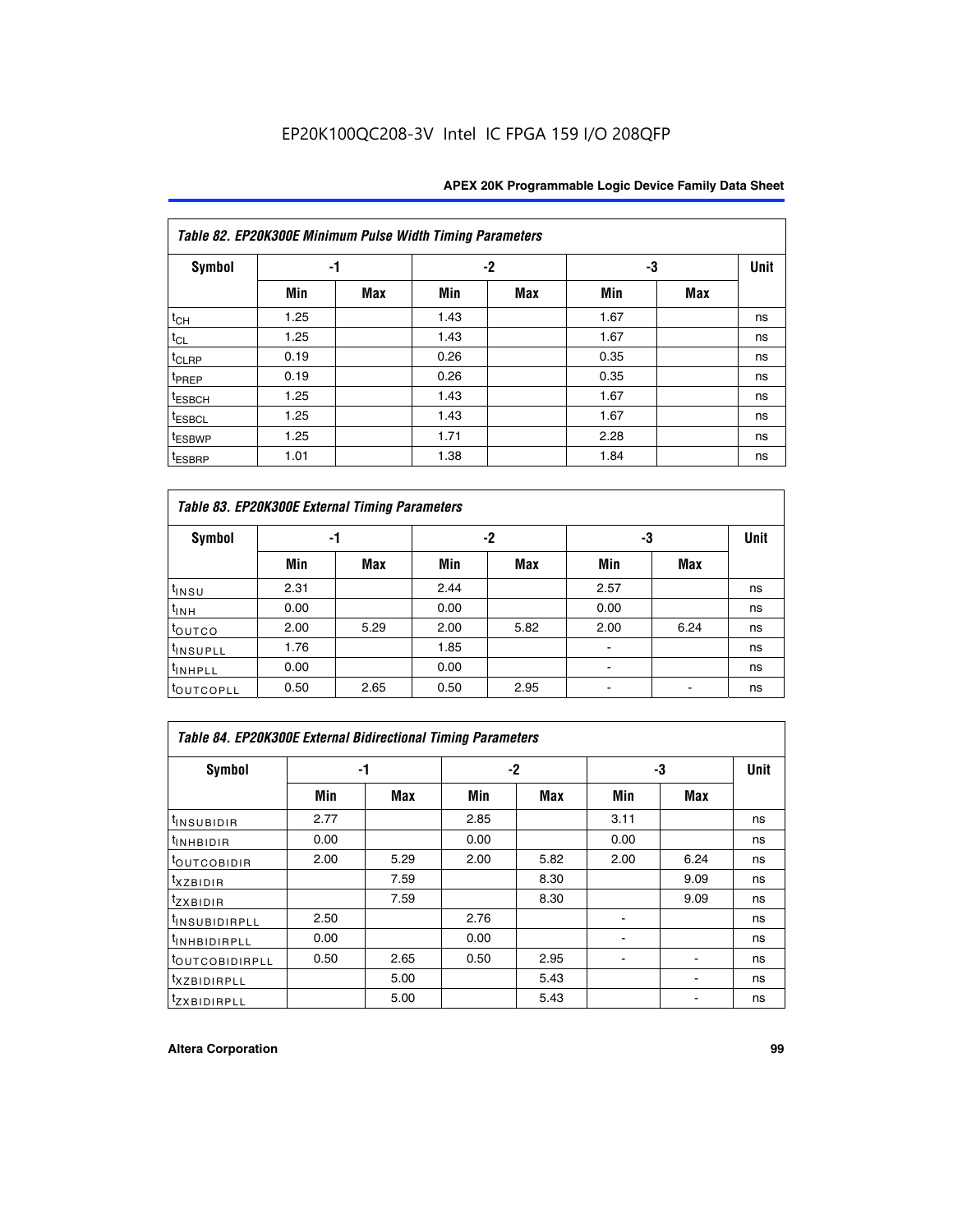EP20K100QC208-3V Intel IC FPGA 159 I/O 208QFP

| Table 82. EP20K300E Minimum Pulse Width Timing Parameters | | | | | | | |
|---|---|---|---|---|---|---|---|
| **Symbol** | **-1** | | **-2** | | **-3** | | **Unit** |
| | **Min** | **Max** | **Min** | **Max** | **Min** | **Max** | |
| $t_{CH}$ | 1.25 | | 1.43 | | 1.67 | | ns |
| $t_{CL}$ | 1.25 | | 1.43 | | 1.67 | | ns |
| $t_{CLRP}$ | 0.19 | | 0.26 | | 0.35 | | ns |
| $t_{PREP}$ | 0.19 | | 0.26 | | 0.35 | | ns |
| $t_{ESBCH}$ | 1.25 | | 1.43 | | 1.67 | | ns |
| $t_{ESBCL}$ | 1.25 | | 1.43 | | 1.67 | | ns |
| $t_{ESBWP}$ | 1.25 | | 1.71 | | 2.28 | | ns |
| $t_{ESBRP}$ | 1.01 | | 1.38 | | 1.84 | | ns |

| Table 83. EP20K300E External Timing Parameters | | | | | | | |
|---|---|---|---|---|---|---|---|
| **Symbol** | **-1** | | **-2** | | **-3** | | **Unit** |
| | **Min** | **Max** | **Min** | **Max** | **Min** | **Max** | |
| $t_{INSU}$ | 2.31 | | 2.44 | | 2.57 | | ns |
| $t_{INH}$ | 0.00 | | 0.00 | | 0.00 | | ns |
| $t_{OUTCO}$ | 2.00 | 5.29 | 2.00 | 5.82 | 2.00 | 6.24 | ns |
| $t_{INSUPLL}$ | 1.76 | | 1.85 | | - | | ns |
| $t_{INHPLL}$ | 0.00 | | 0.00 | | - | | ns |
| $t_{OUTCOPLL}$ | 0.50 | 2.65 | 0.50 | 2.95 | - | - | ns |

| Table 84. EP20K300E External Bidirectional Timing Parameters | | | | | | | |
|---|---|---|---|---|---|---|---|
| **Symbol** | **-1** | | **-2** | | **-3** | | **Unit** |
| | **Min** | **Max** | **Min** | **Max** | **Min** | **Max** | |
| $t_{INSUBIDIR}$ | 2.77 | | 2.85 | | 3.11 | | ns |
| $t_{INHBIDIR}$ | 0.00 | | 0.00 | | 0.00 | | ns |
| $t_{OUTCOBIDIR}$ | 2.00 | 5.29 | 2.00 | 5.82 | 2.00 | 6.24 | ns |
| $t_{XZBIDIR}$ | | 7.59 | | 8.30 | | 9.09 | ns |
| $t_{ZXBIDIR}$ | | 7.59 | | 8.30 | | 9.09 | ns |
| $t_{INSUBIDIRPLL}$ | 2.50 | | 2.76 | | - | | ns |
| $t_{INHBIDIRPLL}$ | 0.00 | | 0.00 | | - | | ns |
| $t_{OUTCOBIDIRPLL}$ | 0.50 | 2.65 | 0.50 | 2.95 | - | - | ns |
| $t_{XZBIDIRPLL}$ | | 5.00 | | 5.43 | | - | ns |
| $t_{ZXBIDIRPLL}$ | | 5.00 | | 5.43 | | - | ns |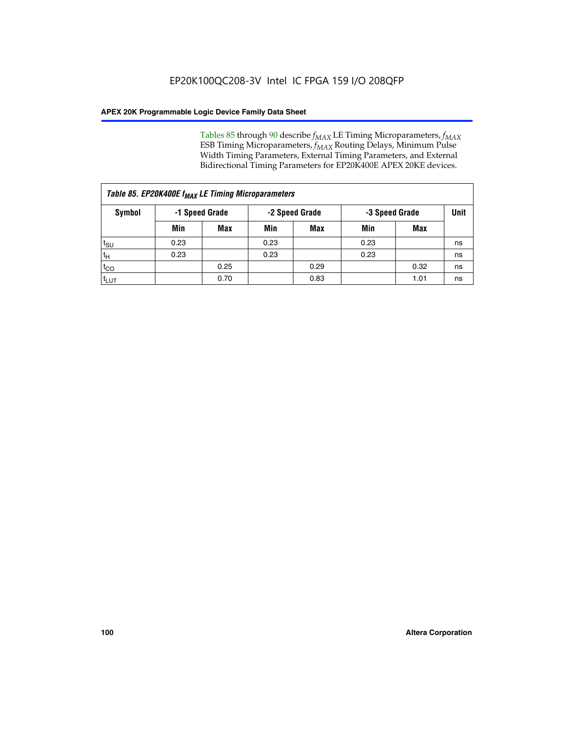Tables 85 through 90 describe $f_{MAX}$ LE Timing Microparameters, $f_{MAX}$ ESB Timing Microparameters, $f_{MAX}$ Routing Delays, Minimum Pulse Width Timing Parameters, External Timing Parameters, and External Bidirectional Timing Parameters for EP20K400E APEX 20KE devices.

| *Table 85. EP20K400E $f_{MAX}$ LE Timing Microparameters* | | | | | | | |
|---|---|---|---|---|---|---|---|
| **Symbol** | **-1 Speed Grade** | | **-2 Speed Grade** | | **-3 Speed Grade** | | **Unit** |
| | **Min** | **Max** | **Min** | **Max** | **Min** | **Max** | |
| $t_{SU}$ | 0.23 | | 0.23 | | 0.23 | | ns |
| $t_H$ | 0.23 | | 0.23 | | 0.23 | | ns |
| $t_{CO}$ | | 0.25 | | 0.29 | | 0.32 | ns |
| $t_{LUT}$ | | 0.70 | | 0.83 | | 1.01 | ns |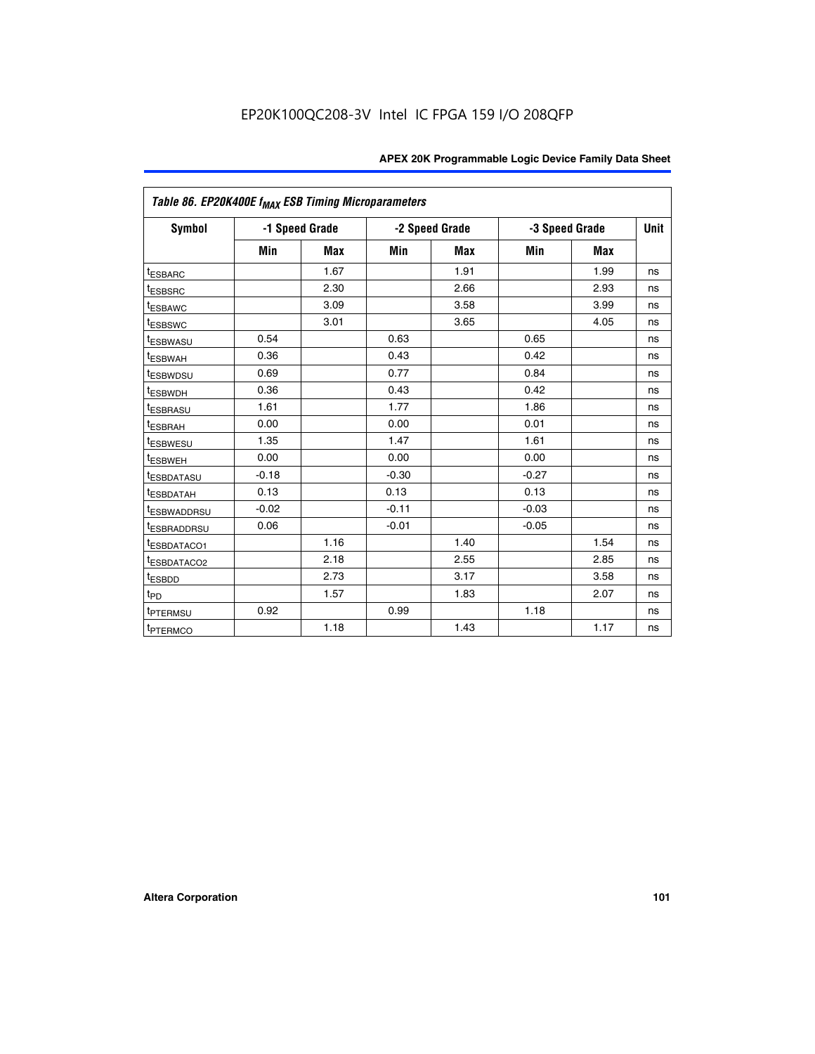EP20K100QC208-3V Intel IC FPGA 159 I/O 208QFP

| *Table 86. EP20K400E $f_{MAX}$ ESB Timing Microparameters* | | | | | | | |
|---|---|---|---|---|---|---|---|
| **Symbol** | **-1 Speed Grade** | | **-2 Speed Grade** | | **-3 Speed Grade** | | **Unit** |
| | **Min** | **Max** | **Min** | **Max** | **Min** | **Max** | |
| $t_{ESBARC}$ | | 1.67 | | 1.91 | | 1.99 | ns |
| $t_{ESBSRC}$ | | 2.30 | | 2.66 | | 2.93 | ns |
| $t_{ESBAWC}$ | | 3.09 | | 3.58 | | 3.99 | ns |
| $t_{ESBSWC}$ | | 3.01 | | 3.65 | | 4.05 | ns |
| $t_{ESBWASU}$ | 0.54 | | 0.63 | | 0.65 | | ns |
| $t_{ESBWAH}$ | 0.36 | | 0.43 | | 0.42 | | ns |
| $t_{ESBWDSU}$ | 0.69 | | 0.77 | | 0.84 | | ns |
| $t_{ESBWDH}$ | 0.36 | | 0.43 | | 0.42 | | ns |
| $t_{ESBRASU}$ | 1.61 | | 1.77 | | 1.86 | | ns |
| $t_{ESBRAH}$ | 0.00 | | 0.00 | | 0.01 | | ns |
| $t_{ESBWESU}$ | 1.35 | | 1.47 | | 1.61 | | ns |
| $t_{ESBWEH}$ | 0.00 | | 0.00 | | 0.00 | | ns |
| $t_{ESBDATASU}$ | -0.18 | | -0.30 | | -0.27 | | ns |
| $t_{ESBDATAH}$ | 0.13 | | 0.13 | | 0.13 | | ns |
| $t_{ESBWADDRSU}$ | -0.02 | | -0.11 | | -0.03 | | ns |
| $t_{ESBRADDRSU}$ | 0.06 | | -0.01 | | -0.05 | | ns |
| $t_{ESBDATACO1}$ | | 1.16 | | 1.40 | | 1.54 | ns |
| $t_{ESBDATACO2}$ | | 2.18 | | 2.55 | | 2.85 | ns |
| $t_{ESBDD}$ | | 2.73 | | 3.17 | | 3.58 | ns |
| $t_{PD}$ | | 1.57 | | 1.83 | | 2.07 | ns |
| $t_{PTERMSU}$ | 0.92 | | 0.99 | | 1.18 | | ns |
| $t_{PTERMCO}$ | | 1.18 | | 1.43 | | 1.17 | ns |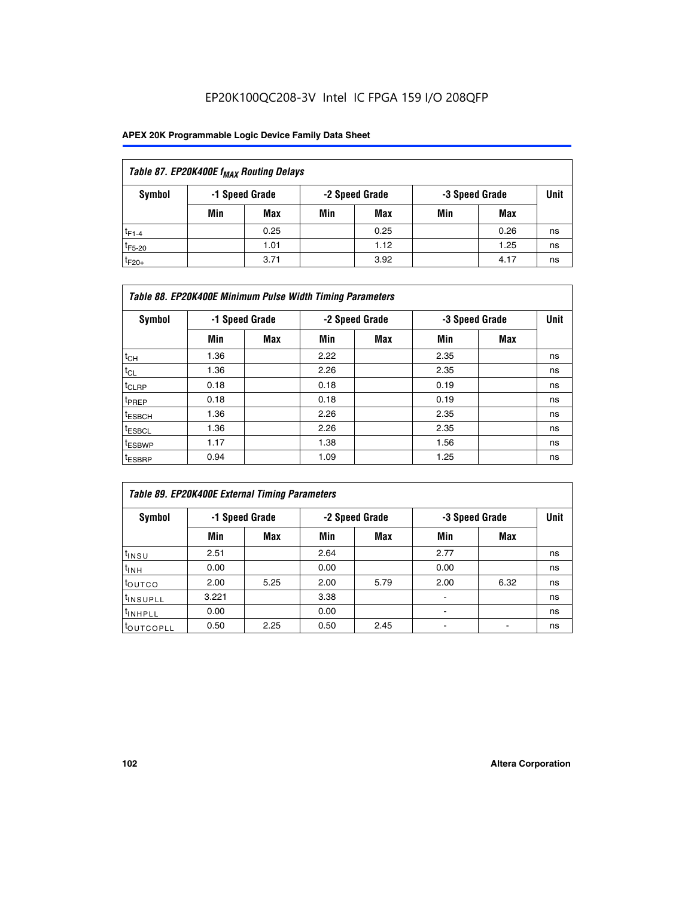EP20K100QC208-3V Intel IC FPGA 159 I/O 208QFP

| Table 87. EP20K400E $f_{MAX}$ Routing Delays | | | | | | | |
|---|---|---|---|---|---|---|---|
| Symbol | -1 Speed Grade | | -2 Speed Grade | | -3 Speed Grade | | Unit |
| | Min | Max | Min | Max | Min | Max | |
| $t_{F1-4}$ | | 0.25 | | 0.25 | | 0.26 | ns |
| $t_{F5-20}$ | | 1.01 | | 1.12 | | 1.25 | ns |
| $t_{F20+}$ | | 3.71 | | 3.92 | | 4.17 | ns |

| Table 88. EP20K400E Minimum Pulse Width Timing Parameters | | | | | | | |
|---|---|---|---|---|---|---|---|
| Symbol | -1 Speed Grade | | -2 Speed Grade | | -3 Speed Grade | | Unit |
| | Min | Max | Min | Max | Min | Max | |
| $t_{CH}$ | 1.36 | | 2.22 | | 2.35 | | ns |
| $t_{CL}$ | 1.36 | | 2.26 | | 2.35 | | ns |
| $t_{CLRP}$ | 0.18 | | 0.18 | | 0.19 | | ns |
| $t_{PREP}$ | 0.18 | | 0.18 | | 0.19 | | ns |
| $t_{ESBCH}$ | 1.36 | | 2.26 | | 2.35 | | ns |
| $t_{ESBCL}$ | 1.36 | | 2.26 | | 2.35 | | ns |
| $t_{ESBWP}$ | 1.17 | | 1.38 | | 1.56 | | ns |
| $t_{ESBRP}$ | 0.94 | | 1.09 | | 1.25 | | ns |

| Table 89. EP20K400E External Timing Parameters | | | | | | | |
|---|---|---|---|---|---|---|---|
| Symbol | -1 Speed Grade | | -2 Speed Grade | | -3 Speed Grade | | Unit |
| | Min | Max | Min | Max | Min | Max | |
| $t_{INSU}$ | 2.51 | | 2.64 | | 2.77 | | ns |
| $t_{INH}$ | 0.00 | | 0.00 | | 0.00 | | ns |
| $t_{OUTCO}$ | 2.00 | 5.25 | 2.00 | 5.79 | 2.00 | 6.32 | ns |
| $t_{INSUPLL}$ | 3.221 | | 3.38 | | - | | ns |
| $t_{INHPLL}$ | 0.00 | | 0.00 | | - | | ns |
| $t_{OUTCOPLL}$ | 0.50 | 2.25 | 0.50 | 2.45 | - | - | ns |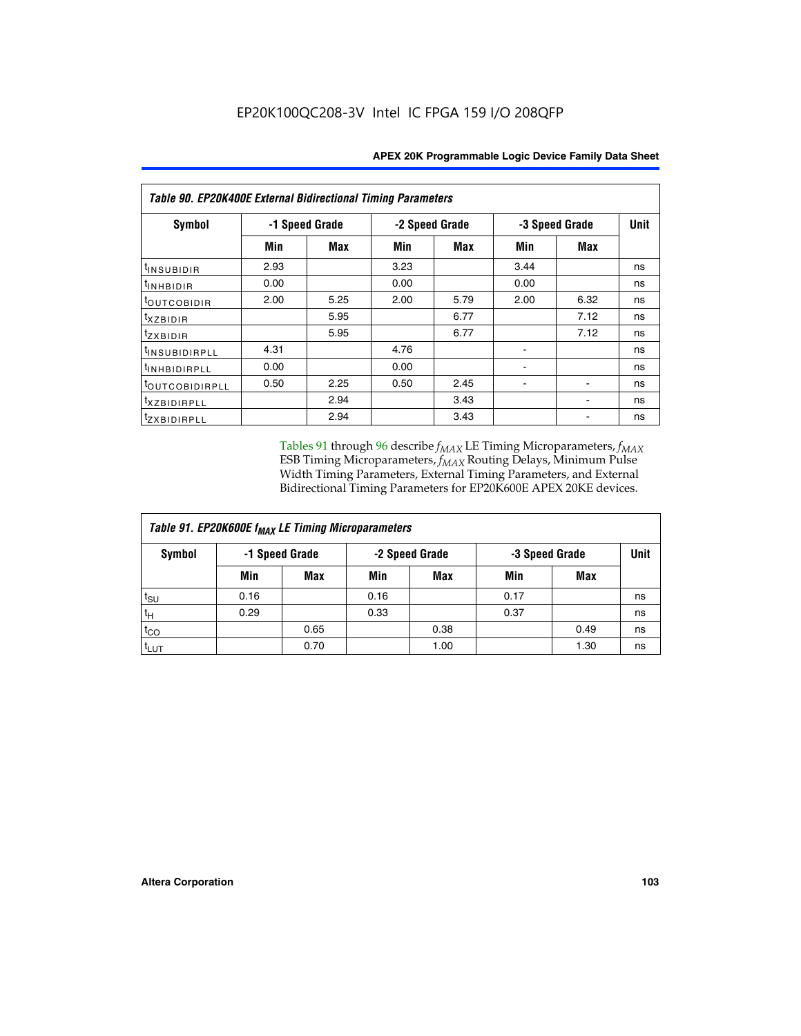EP20K100QC208-3V Intel IC FPGA 159 I/O 208QFP

| Table 90. EP20K400E External Bidirectional Timing Parameters | | | | | | | |
|---|---|---|---|---|---|---|---|
| Symbol | -1 Speed Grade | | -2 Speed Grade | | -3 Speed Grade | | Unit |
| | Min | Max | Min | Max | Min | Max | |
| $t_{INSUBIDIR}$ | 2.93 | | 3.23 | | 3.44 | | ns |
| $t_{INHBIDIR}$ | 0.00 | | 0.00 | | 0.00 | | ns |
| $t_{OUTCOBIDIR}$ | 2.00 | 5.25 | 2.00 | 5.79 | 2.00 | 6.32 | ns |
| $t_{XZBIDIR}$ | | 5.95 | | 6.77 | | 7.12 | ns |
| $t_{ZXBIDIR}$ | | 5.95 | | 6.77 | | 7.12 | ns |
| $t_{INSUBIDIRPLL}$ | 4.31 | | 4.76 | | - | | ns |
| $t_{INHBIDIRPLL}$ | 0.00 | | 0.00 | | - | | ns |
| $t_{OUTCOBIDIRPLL}$ | 0.50 | 2.25 | 0.50 | 2.45 | - | - | ns |
| $t_{XZBIDIRPLL}$ | | 2.94 | | 3.43 | | - | ns |
| $t_{ZXBIDIRPLL}$ | | 2.94 | | 3.43 | | - | ns |

Tables 91 through 96 describe $f_{MAX}$ LE Timing Microparameters, $f_{MAX}$ ESB Timing Microparameters, $f_{MAX}$ Routing Delays, Minimum Pulse Width Timing Parameters, External Timing Parameters, and External Bidirectional Timing Parameters for EP20K600E APEX 20KE devices.

| Table 91. EP20K600E $f_{MAX}$ LE Timing Microparameters | | | | | | | |
|---|---|---|---|---|---|---|---|
| Symbol | -1 Speed Grade | | -2 Speed Grade | | -3 Speed Grade | | Unit |
| | Min | Max | Min | Max | Min | Max | |
| $t_{SU}$ | 0.16 | | 0.16 | | 0.17 | | ns |
| $t_H$ | 0.29 | | 0.33 | | 0.37 | | ns |
| $t_{CO}$ | | 0.65 | | 0.38 | | 0.49 | ns |
| $t_{LUT}$ | | 0.70 | | 1.00 | | 1.30 | ns |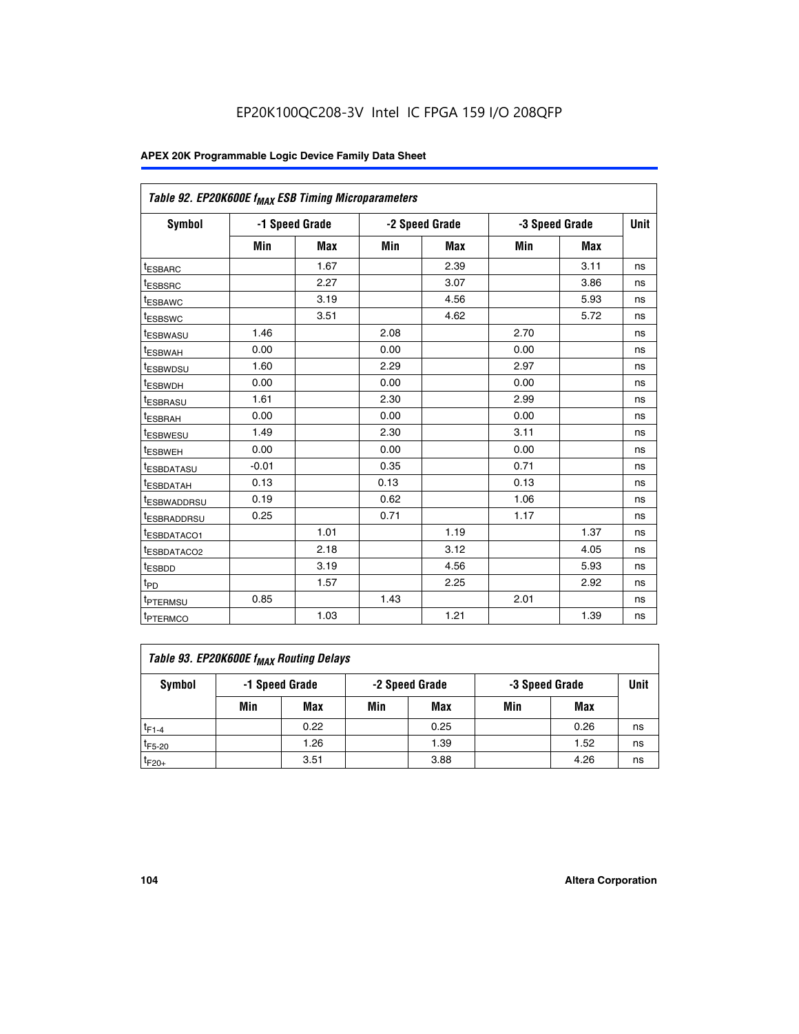EP20K100QC208-3V Intel IC FPGA 159 I/O 208QFP

| Table 92. EP20K600E $f_{MAX}$ ESB Timing Microparameters | | | | | | | |
|---|---|---|---|---|---|---|---|
| Symbol | -1 Speed Grade | | -2 Speed Grade | | -3 Speed Grade | | Unit |
| | Min | Max | Min | Max | Min | Max | |
| $t_{ESBARC}$ | | 1.67 | | 2.39 | | 3.11 | ns |
| $t_{ESBSRC}$ | | 2.27 | | 3.07 | | 3.86 | ns |
| $t_{ESBAWC}$ | | 3.19 | | 4.56 | | 5.93 | ns |
| $t_{ESBSWC}$ | | 3.51 | | 4.62 | | 5.72 | ns |
| $t_{ESBWASU}$ | 1.46 | | 2.08 | | 2.70 | | ns |
| $t_{ESBWAH}$ | 0.00 | | 0.00 | | 0.00 | | ns |
| $t_{ESBWDSU}$ | 1.60 | | 2.29 | | 2.97 | | ns |
| $t_{ESBWDH}$ | 0.00 | | 0.00 | | 0.00 | | ns |
| $t_{ESBRASU}$ | 1.61 | | 2.30 | | 2.99 | | ns |
| $t_{ESBRAH}$ | 0.00 | | 0.00 | | 0.00 | | ns |
| $t_{ESBWESU}$ | 1.49 | | 2.30 | | 3.11 | | ns |
| $t_{ESBWEH}$ | 0.00 | | 0.00 | | 0.00 | | ns |
| $t_{ESBDATASU}$ | -0.01 | | 0.35 | | 0.71 | | ns |
| $t_{ESBDATAH}$ | 0.13 | | 0.13 | | 0.13 | | ns |
| $t_{ESBWADDRSU}$ | 0.19 | | 0.62 | | 1.06 | | ns |
| $t_{ESBRADDRSU}$ | 0.25 | | 0.71 | | 1.17 | | ns |
| $t_{ESBDATACO1}$ | | 1.01 | | 1.19 | | 1.37 | ns |
| $t_{ESBDATACO2}$ | | 2.18 | | 3.12 | | 4.05 | ns |
| $t_{ESBDD}$ | | 3.19 | | 4.56 | | 5.93 | ns |
| $t_{PD}$ | | 1.57 | | 2.25 | | 2.92 | ns |
| $t_{PTERMSU}$ | 0.85 | | 1.43 | | 2.01 | | ns |
| $t_{PTERMCO}$ | | 1.03 | | 1.21 | | 1.39 | ns |

| Table 93. EP20K600E $f_{MAX}$ Routing Delays | | | | | | | |
|---|---|---|---|---|---|---|---|
| Symbol | -1 Speed Grade | | -2 Speed Grade | | -3 Speed Grade | | Unit |
| | Min | Max | Min | Max | Min | Max | |
| $t_{F1-4}$ | | 0.22 | | 0.25 | | 0.26 | ns |
| $t_{F5-20}$ | | 1.26 | | 1.39 | | 1.52 | ns |
| $t_{F20+}$ | | 3.51 | | 3.88 | | 4.26 | ns |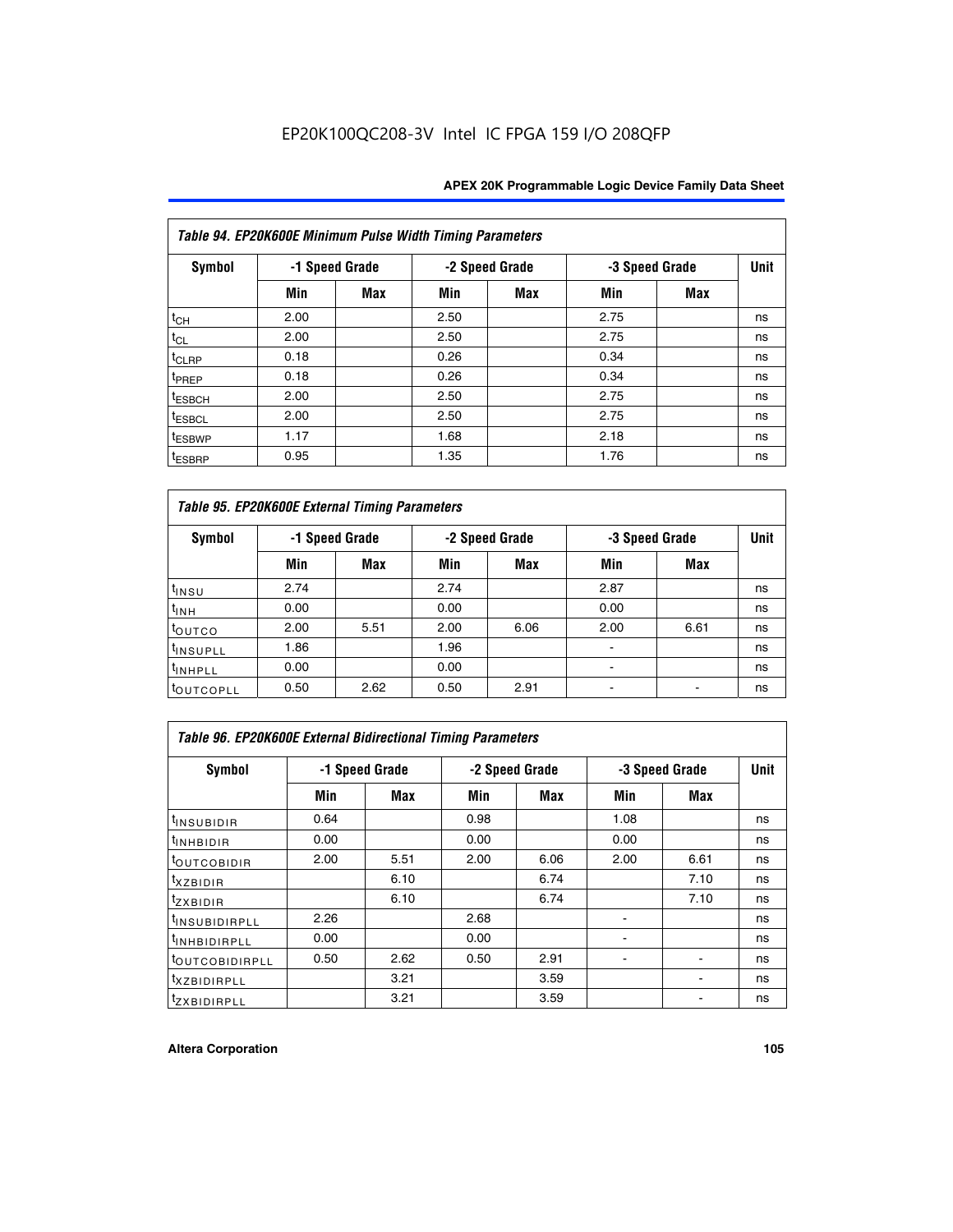EP20K100QC208-3V Intel IC FPGA 159 I/O 208QFP

| Table 94. EP20K600E Minimum Pulse Width Timing Parameters | | | | | | | |
|---|---|---|---|---|---|---|---|
| Symbol | -1 Speed Grade | | -2 Speed Grade | | -3 Speed Grade | | Unit |
| | Min | Max | Min | Max | Min | Max | |
| $t_{CH}$ | 2.00 | | 2.50 | | 2.75 | | ns |
| $t_{CL}$ | 2.00 | | 2.50 | | 2.75 | | ns |
| $t_{CLRP}$ | 0.18 | | 0.26 | | 0.34 | | ns |
| $t_{PREP}$ | 0.18 | | 0.26 | | 0.34 | | ns |
| $t_{ESBCH}$ | 2.00 | | 2.50 | | 2.75 | | ns |
| $t_{ESBCL}$ | 2.00 | | 2.50 | | 2.75 | | ns |
| $t_{ESBWP}$ | 1.17 | | 1.68 | | 2.18 | | ns |
| $t_{ESBRP}$ | 0.95 | | 1.35 | | 1.76 | | ns |

| Table 95. EP20K600E External Timing Parameters | | | | | | | |
|---|---|---|---|---|---|---|---|
| Symbol | -1 Speed Grade | | -2 Speed Grade | | -3 Speed Grade | | Unit |
| | Min | Max | Min | Max | Min | Max | |
| $t_{INSU}$ | 2.74 | | 2.74 | | 2.87 | | ns |
| $t_{INH}$ | 0.00 | | 0.00 | | 0.00 | | ns |
| $t_{OUTCO}$ | 2.00 | 5.51 | 2.00 | 6.06 | 2.00 | 6.61 | ns |
| $t_{INSUPLL}$ | 1.86 | | 1.96 | | - | | ns |
| $t_{INHPLL}$ | 0.00 | | 0.00 | | - | | ns |
| $t_{OUTCOPLL}$ | 0.50 | 2.62 | 0.50 | 2.91 | - | - | ns |

| Table 96. EP20K600E External Bidirectional Timing Parameters | | | | | | | |
|---|---|---|---|---|---|---|---|
| Symbol | -1 Speed Grade | | -2 Speed Grade | | -3 Speed Grade | | Unit |
| | Min | Max | Min | Max | Min | Max | |
| $t_{INSUBIDIR}$ | 0.64 | | 0.98 | | 1.08 | | ns |
| $t_{INHBIDIR}$ | 0.00 | | 0.00 | | 0.00 | | ns |
| $t_{OUTCOBIDIR}$ | 2.00 | 5.51 | 2.00 | 6.06 | 2.00 | 6.61 | ns |
| $t_{XZBIDIR}$ | | 6.10 | | 6.74 | | 7.10 | ns |
| $t_{ZXBIDIR}$ | | 6.10 | | 6.74 | | 7.10 | ns |
| $t_{INSUBIDIRPLL}$ | 2.26 | | 2.68 | | - | | ns |
| $t_{INHBIDIRPLL}$ | 0.00 | | 0.00 | | - | | ns |
| $t_{OUTCOBIDIRPLL}$ | 0.50 | 2.62 | 0.50 | 2.91 | - | - | ns |
| $t_{XZBIDIRPLL}$ | | 3.21 | | 3.59 | | - | ns |
| $t_{ZXBIDIRPLL}$ | | 3.21 | | 3.59 | | - | ns |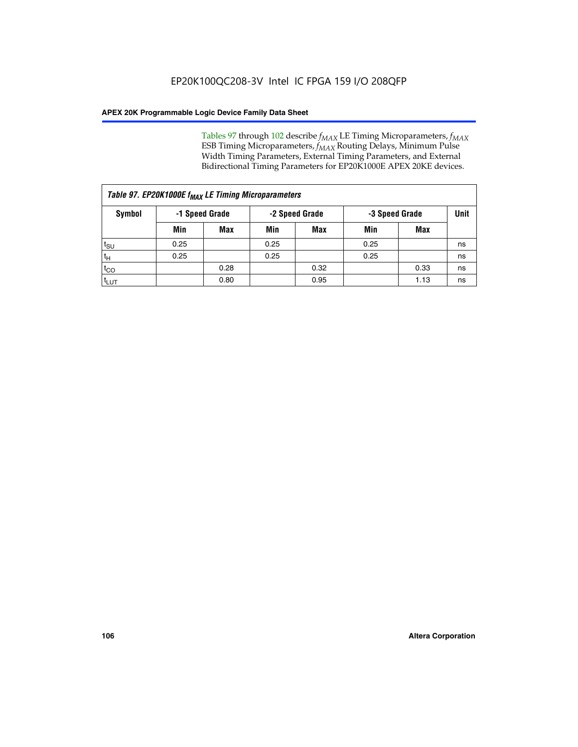Tables 97 through 102 describe $f_{MAX}$ LE Timing Microparameters, $f_{MAX}$ ESB Timing Microparameters, $f_{MAX}$ Routing Delays, Minimum Pulse Width Timing Parameters, External Timing Parameters, and External Bidirectional Timing Parameters for EP20K1000E APEX 20KE devices.

| *Table 97. EP20K1000E $f_{MAX}$ LE Timing Microparameters* | | | | | | | |
|---|---|---|---|---|---|---|---|
| **Symbol** | **-1 Speed Grade** | | **-2 Speed Grade** | | **-3 Speed Grade** | | **Unit** |
| | **Min** | **Max** | **Min** | **Max** | **Min** | **Max** | |
| $t_{SU}$ | 0.25 | | 0.25 | | 0.25 | | ns |
| $t_H$ | 0.25 | | 0.25 | | 0.25 | | ns |
| $t_{CO}$ | | 0.28 | | 0.32 | | 0.33 | ns |
| $t_{LUT}$ | | 0.80 | | 0.95 | | 1.13 | ns |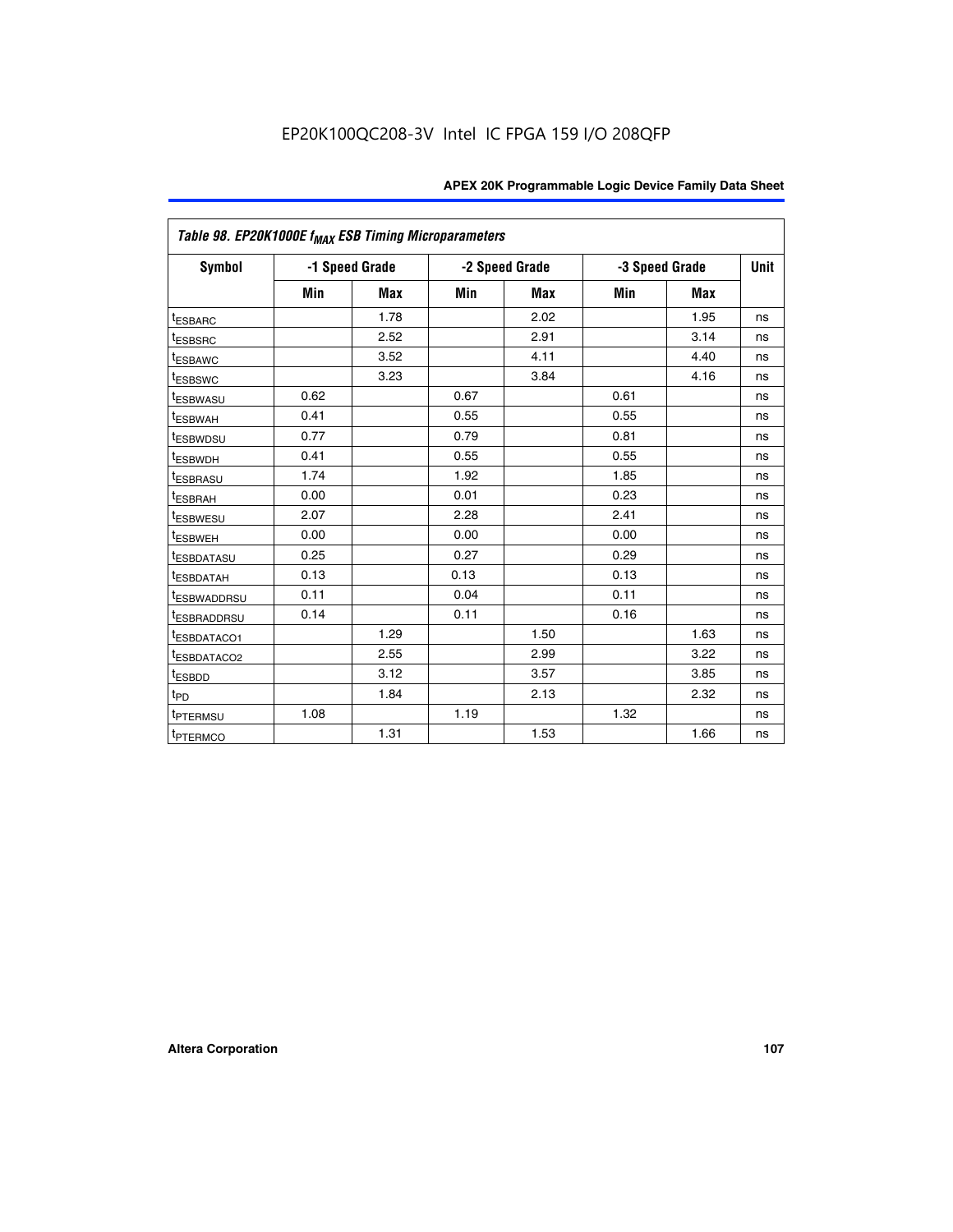### Table 98. EP20K1000E $f_{MAX}$ ESB Timing Microparameters

| Symbol | -1 Speed Grade | | -2 Speed Grade | | -3 Speed Grade | | Unit |
|---|---|---|---|---|---|---|---|
| | Min | Max | Min | Max | Min | Max | |
| $t_{ESBARC}$ | | 1.78 | | 2.02 | | 1.95 | ns |
| $t_{ESBSRC}$ | | 2.52 | | 2.91 | | 3.14 | ns |
| $t_{ESBAWC}$ | | 3.52 | | 4.11 | | 4.40 | ns |
| $t_{ESBSWC}$ | | 3.23 | | 3.84 | | 4.16 | ns |
| $t_{ESBWASU}$ | 0.62 | | 0.67 | | 0.61 | | ns |
| $t_{ESBWAH}$ | 0.41 | | 0.55 | | 0.55 | | ns |
| $t_{ESBWDSU}$ | 0.77 | | 0.79 | | 0.81 | | ns |
| $t_{ESBWDH}$ | 0.41 | | 0.55 | | 0.55 | | ns |
| $t_{ESBRASU}$ | 1.74 | | 1.92 | | 1.85 | | ns |
| $t_{ESBRAH}$ | 0.00 | | 0.01 | | 0.23 | | ns |
| $t_{ESBWESU}$ | 2.07 | | 2.28 | | 2.41 | | ns |
| $t_{ESBWEH}$ | 0.00 | | 0.00 | | 0.00 | | ns |
| $t_{ESBDATASU}$ | 0.25 | | 0.27 | | 0.29 | | ns |
| $t_{ESBDATAH}$ | 0.13 | | 0.13 | | 0.13 | | ns |
| $t_{ESBWADDRSU}$ | 0.11 | | 0.04 | | 0.11 | | ns |
| $t_{ESBRADDRSU}$ | 0.14 | | 0.11 | | 0.16 | | ns |
| $t_{ESBDATACO1}$ | | 1.29 | | 1.50 | | 1.63 | ns |
| $t_{ESBDATACO2}$ | | 2.55 | | 2.99 | | 3.22 | ns |
| $t_{ESBDD}$ | | 3.12 | | 3.57 | | 3.85 | ns |
| $t_{PD}$ | | 1.84 | | 2.13 | | 2.32 | ns |
| $t_{PTERMSU}$ | 1.08 | | 1.19 | | 1.32 | | ns |
| $t_{PTERMCO}$ | | 1.31 | | 1.53 | | 1.66 | ns |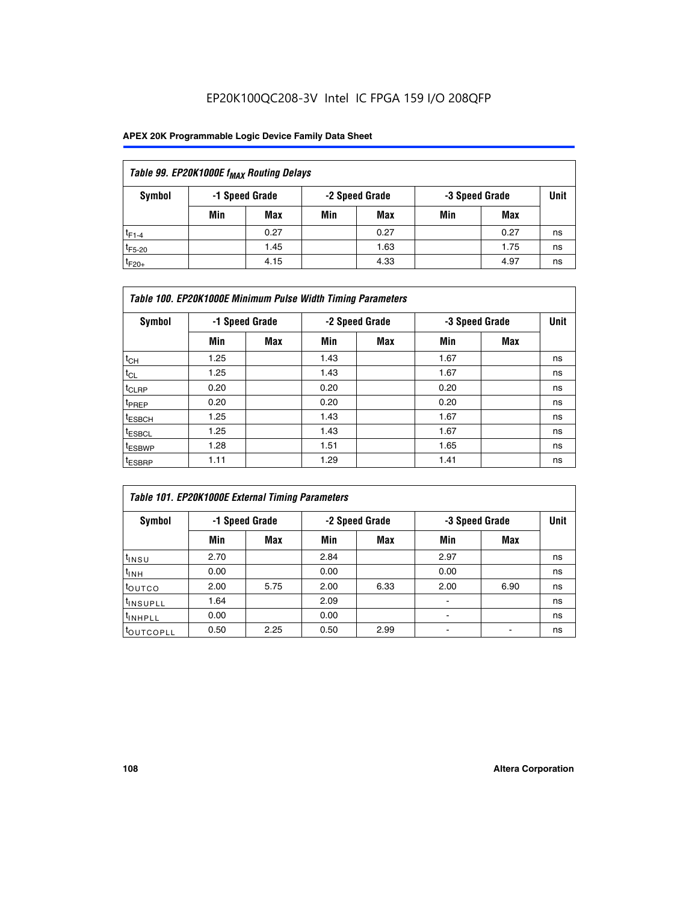EP20K100QC208-3V Intel IC FPGA 159 I/O 208QFP

| Table 99. EP20K1000E $f_{MAX}$ Routing Delays | | | | | | | |
|---|---|---|---|---|---|---|---|
| Symbol | -1 Speed Grade | | -2 Speed Grade | | -3 Speed Grade | | Unit |
| | Min | Max | Min | Max | Min | Max | |
| $t_{F1-4}$ | | 0.27 | | 0.27 | | 0.27 | ns |
| $t_{F5-20}$ | | 1.45 | | 1.63 | | 1.75 | ns |
| $t_{F20+}$ | | 4.15 | | 4.33 | | 4.97 | ns |

| Table 100. EP20K1000E Minimum Pulse Width Timing Parameters | | | | | | | |
|---|---|---|---|---|---|---|---|
| Symbol | -1 Speed Grade | | -2 Speed Grade | | -3 Speed Grade | | Unit |
| | Min | Max | Min | Max | Min | Max | |
| $t_{CH}$ | 1.25 | | 1.43 | | 1.67 | | ns |
| $t_{CL}$ | 1.25 | | 1.43 | | 1.67 | | ns |
| $t_{CLRP}$ | 0.20 | | 0.20 | | 0.20 | | ns |
| $t_{PREP}$ | 0.20 | | 0.20 | | 0.20 | | ns |
| $t_{ESBCH}$ | 1.25 | | 1.43 | | 1.67 | | ns |
| $t_{ESBCL}$ | 1.25 | | 1.43 | | 1.67 | | ns |
| $t_{ESBWP}$ | 1.28 | | 1.51 | | 1.65 | | ns |
| $t_{ESBRP}$ | 1.11 | | 1.29 | | 1.41 | | ns |

| Table 101. EP20K1000E External Timing Parameters | | | | | | | |
|---|---|---|---|---|---|---|---|
| Symbol | -1 Speed Grade | | -2 Speed Grade | | -3 Speed Grade | | Unit |
| | Min | Max | Min | Max | Min | Max | |
| $t_{INSU}$ | 2.70 | | 2.84 | | 2.97 | | ns |
| $t_{INH}$ | 0.00 | | 0.00 | | 0.00 | | ns |
| $t_{OUTCO}$ | 2.00 | 5.75 | 2.00 | 6.33 | 2.00 | 6.90 | ns |
| $t_{INSUPLL}$ | 1.64 | | 2.09 | | - | | ns |
| $t_{INHPLL}$ | 0.00 | | 0.00 | | - | | ns |
| $t_{OUTCOPLL}$ | 0.50 | 2.25 | 0.50 | 2.99 | - | - | ns |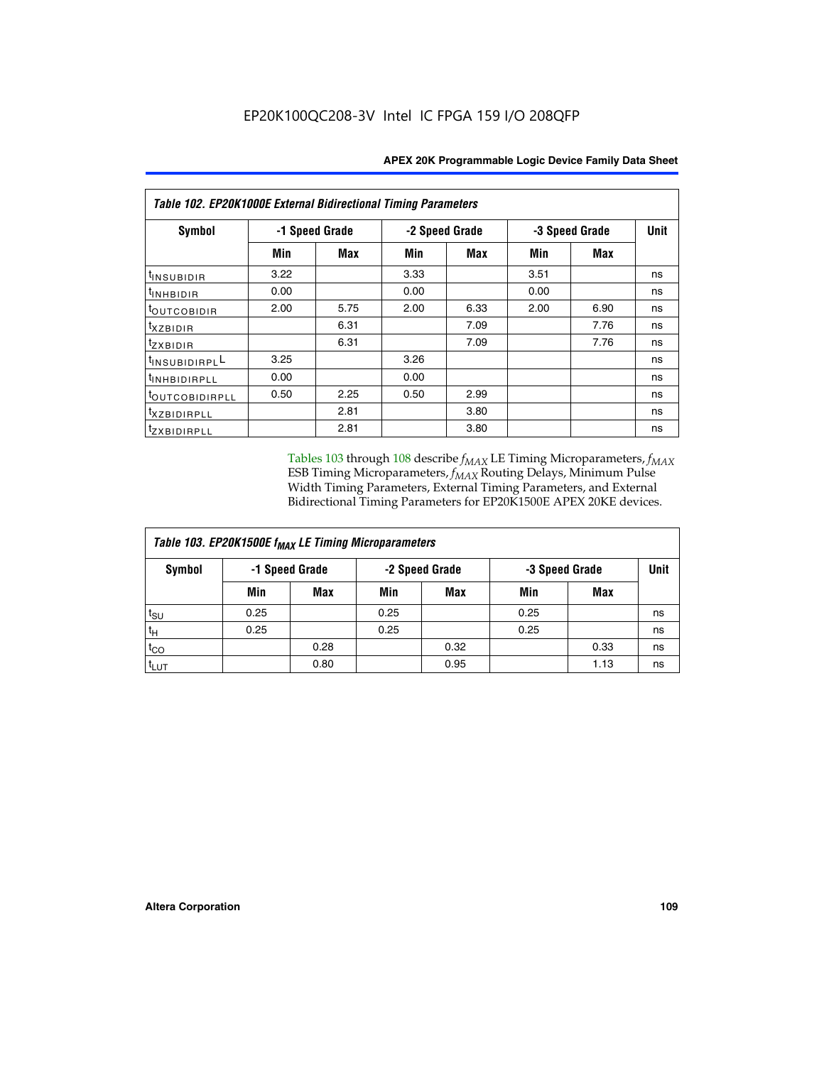EP20K100QC208-3V Intel IC FPGA 159 I/O 208QFP

| Table 102. EP20K1000E External Bidirectional Timing Parameters | | | | | | | |
|---|---|---|---|---|---|---|---|
| Symbol | -1 Speed Grade | | -2 Speed Grade | | -3 Speed Grade | | Unit |
| | Min | Max | Min | Max | Min | Max | |
| $t_{INSUBIDIR}$ | 3.22 | | 3.33 | | 3.51 | | ns |
| $t_{INHBIDIR}$ | 0.00 | | 0.00 | | 0.00 | | ns |
| $t_{OUTCOBIDIR}$ | 2.00 | 5.75 | 2.00 | 6.33 | 2.00 | 6.90 | ns |
| $t_{XZBIDIR}$ | | 6.31 | | 7.09 | | 7.76 | ns |
| $t_{ZXBIDIR}$ | | 6.31 | | 7.09 | | 7.76 | ns |
| $t_{INSUBIDIRPLL}$ | 3.25 | | 3.26 | | | | ns |
| $t_{INHBIDIRPLL}$ | 0.00 | | 0.00 | | | | ns |
| $t_{OUTCOBIDIRPLL}$ | 0.50 | 2.25 | 0.50 | 2.99 | | | ns |
| $t_{XZBIDIRPLL}$ | | 2.81 | | 3.80 | | | ns |
| $t_{ZXBIDIRPLL}$ | | 2.81 | | 3.80 | | | ns |

Tables 103 through 108 describe $f_{MAX}$ LE Timing Microparameters, $f_{MAX}$ ESB Timing Microparameters, $f_{MAX}$ Routing Delays, Minimum Pulse Width Timing Parameters, External Timing Parameters, and External Bidirectional Timing Parameters for EP20K1500E APEX 20KE devices.

| Table 103. EP20K1500E $f_{MAX}$ LE Timing Microparameters | | | | | | | |
|---|---|---|---|---|---|---|---|
| Symbol | -1 Speed Grade | | -2 Speed Grade | | -3 Speed Grade | | Unit |
| | Min | Max | Min | Max | Min | Max | |
| $t_{SU}$ | 0.25 | | 0.25 | | 0.25 | | ns |
| $t_H$ | 0.25 | | 0.25 | | 0.25 | | ns |
| $t_{CO}$ | | 0.28 | | 0.32 | | 0.33 | ns |
| $t_{LUT}$ | | 0.80 | | 0.95 | | 1.13 | ns |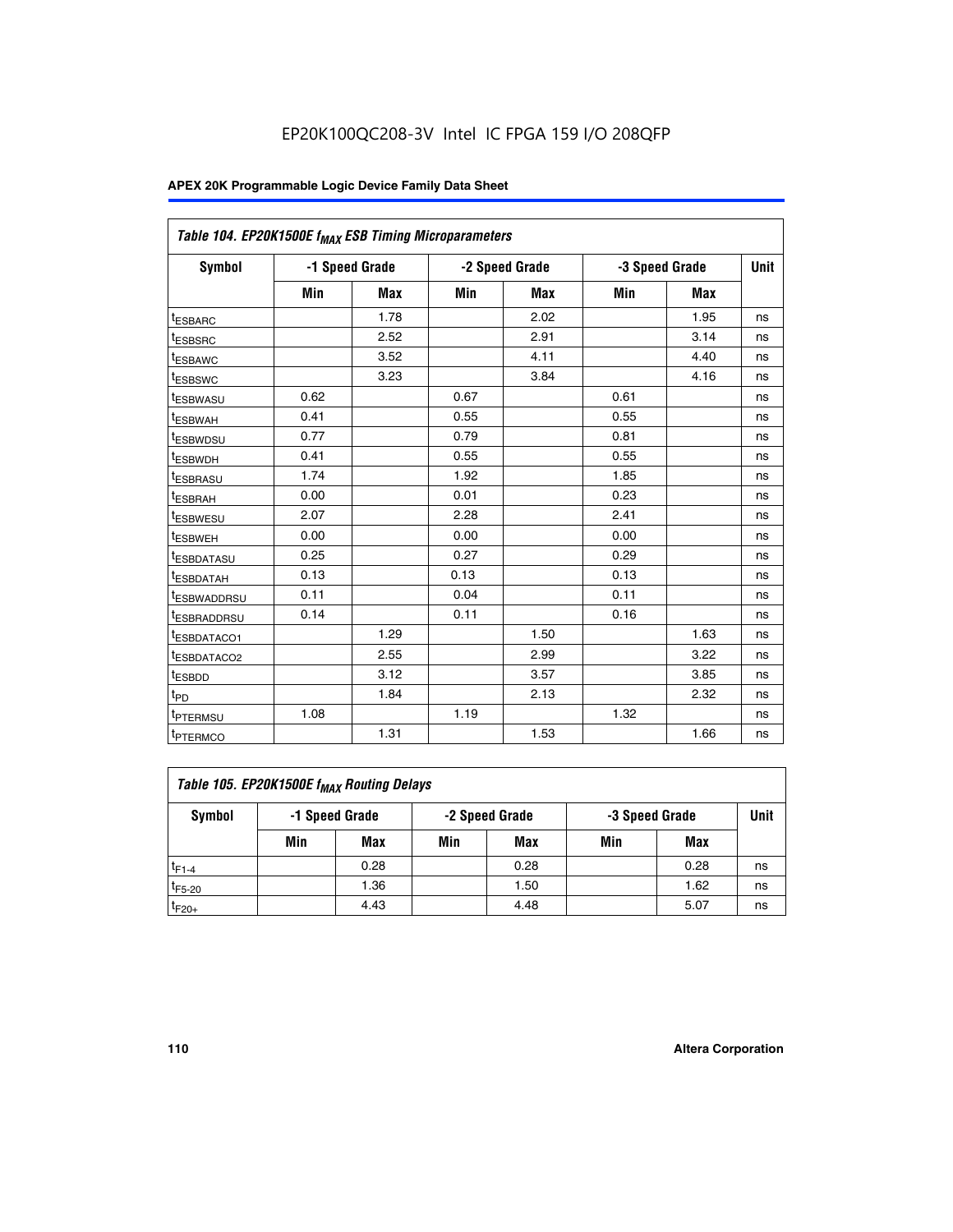EP20K100QC208-3V Intel IC FPGA 159 I/O 208QFP

| Table 104. EP20K1500E $f_{MAX}$ ESB Timing Microparameters | | | | | | | |
|---|---|---|---|---|---|---|---|
| Symbol | -1 Speed Grade | | -2 Speed Grade | | -3 Speed Grade | | Unit |
| | Min | Max | Min | Max | Min | Max | |
| $t_{ESBARC}$ | | 1.78 | | 2.02 | | 1.95 | ns |
| $t_{ESBSRC}$ | | 2.52 | | 2.91 | | 3.14 | ns |
| $t_{ESBAWC}$ | | 3.52 | | 4.11 | | 4.40 | ns |
| $t_{ESBSWC}$ | | 3.23 | | 3.84 | | 4.16 | ns |
| $t_{ESBWASU}$ | 0.62 | | 0.67 | | 0.61 | | ns |
| $t_{ESBWAH}$ | 0.41 | | 0.55 | | 0.55 | | ns |
| $t_{ESBWDSU}$ | 0.77 | | 0.79 | | 0.81 | | ns |
| $t_{ESBWDH}$ | 0.41 | | 0.55 | | 0.55 | | ns |
| $t_{ESBRASU}$ | 1.74 | | 1.92 | | 1.85 | | ns |
| $t_{ESBRAH}$ | 0.00 | | 0.01 | | 0.23 | | ns |
| $t_{ESBWESU}$ | 2.07 | | 2.28 | | 2.41 | | ns |
| $t_{ESBWEH}$ | 0.00 | | 0.00 | | 0.00 | | ns |
| $t_{ESBDATASU}$ | 0.25 | | 0.27 | | 0.29 | | ns |
| $t_{ESBDATAH}$ | 0.13 | | 0.13 | | 0.13 | | ns |
| $t_{ESBWADDRSU}$ | 0.11 | | 0.04 | | 0.11 | | ns |
| $t_{ESBRADDRSU}$ | 0.14 | | 0.11 | | 0.16 | | ns |
| $t_{ESBDATACO1}$ | | 1.29 | | 1.50 | | 1.63 | ns |
| $t_{ESBDATACO2}$ | | 2.55 | | 2.99 | | 3.22 | ns |
| $t_{ESBDD}$ | | 3.12 | | 3.57 | | 3.85 | ns |
| $t_{PD}$ | | 1.84 | | 2.13 | | 2.32 | ns |
| $t_{PTERMSU}$ | 1.08 | | 1.19 | | 1.32 | | ns |
| $t_{PTERMCO}$ | | 1.31 | | 1.53 | | 1.66 | ns |

| Table 105. EP20K1500E $f_{MAX}$ Routing Delays | | | | | | | |
|---|---|---|---|---|---|---|---|
| Symbol | -1 Speed Grade | | -2 Speed Grade | | -3 Speed Grade | | Unit |
| | Min | Max | Min | Max | Min | Max | |
| $t_{F1-4}$ | | 0.28 | | 0.28 | | 0.28 | ns |
| $t_{F5-20}$ | | 1.36 | | 1.50 | | 1.62 | ns |
| $t_{F20+}$ | | 4.43 | | 4.48 | | 5.07 | ns |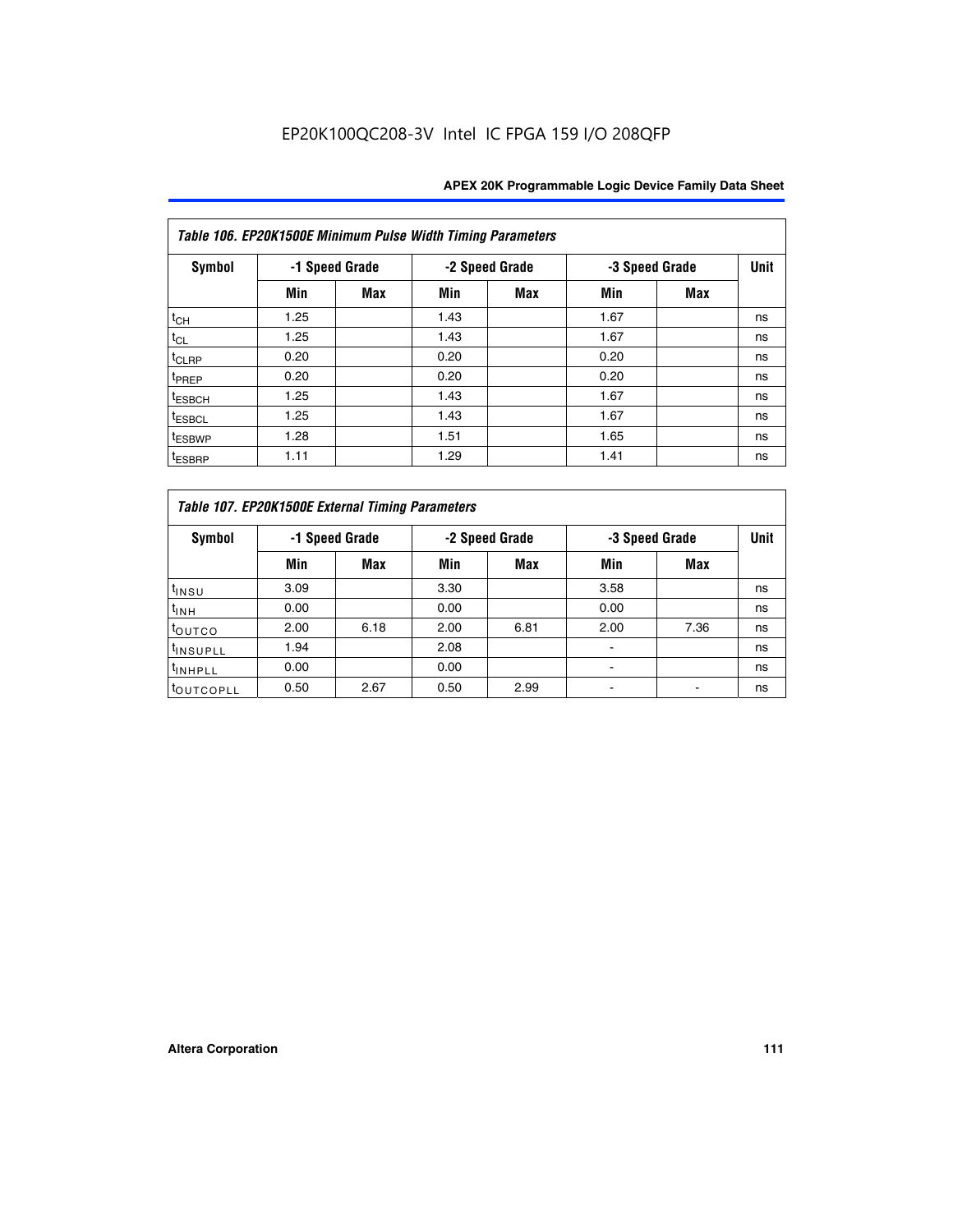Table 106. EP20K1500E Minimum Pulse Width Timing Parameters

| Symbol | -1 Speed Grade | | -2 Speed Grade | | -3 Speed Grade | | Unit |
|---|---|---|---|---|---|---|---|
| | Min | Max | Min | Max | Min | Max | |
| $t_{CH}$ | 1.25 | | 1.43 | | 1.67 | | ns |
| $t_{CL}$ | 1.25 | | 1.43 | | 1.67 | | ns |
| $t_{CLRP}$ | 0.20 | | 0.20 | | 0.20 | | ns |
| $t_{PREP}$ | 0.20 | | 0.20 | | 0.20 | | ns |
| $t_{ESBCH}$ | 1.25 | | 1.43 | | 1.67 | | ns |
| $t_{ESBCL}$ | 1.25 | | 1.43 | | 1.67 | | ns |
| $t_{ESBWP}$ | 1.28 | | 1.51 | | 1.65 | | ns |
| $t_{ESBRP}$ | 1.11 | | 1.29 | | 1.41 | | ns |

Table 107. EP20K1500E External Timing Parameters

| Symbol | -1 Speed Grade | | -2 Speed Grade | | -3 Speed Grade | | Unit |
|---|---|---|---|---|---|---|---|
| | Min | Max | Min | Max | Min | Max | |
| $t_{INSU}$ | 3.09 | | 3.30 | | 3.58 | | ns |
| $t_{INH}$ | 0.00 | | 0.00 | | 0.00 | | ns |
| $t_{OUTCO}$ | 2.00 | 6.18 | 2.00 | 6.81 | 2.00 | 7.36 | ns |
| $t_{INSUPLL}$ | 1.94 | | 2.08 | | - | | ns |
| $t_{INHPLL}$ | 0.00 | | 0.00 | | - | | ns |
| $t_{OUTCOPLL}$ | 0.50 | 2.67 | 0.50 | 2.99 | - | - | ns |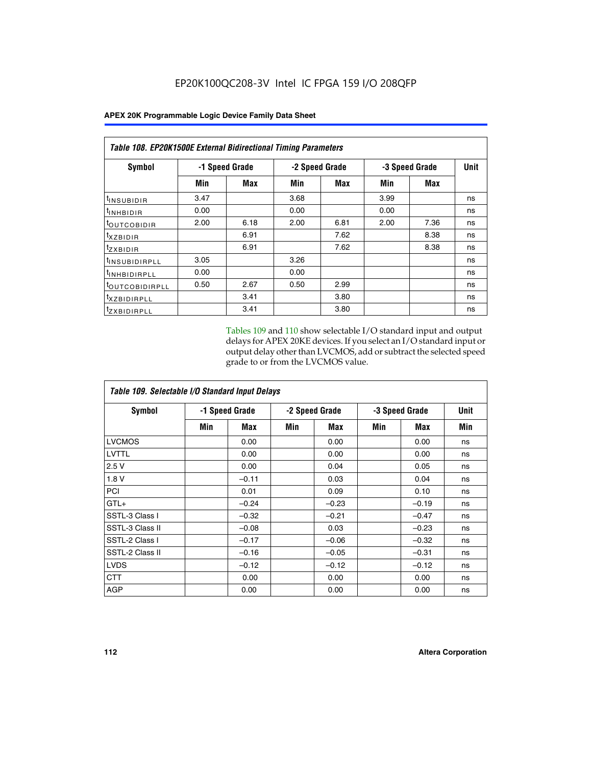EP20K100QC208-3V Intel IC FPGA 159 I/O 208QFP

| Table 108. EP20K1500E External Bidirectional Timing Parameters | | | | | | | |
|---|---|---|---|---|---|---|---|
| Symbol | -1 Speed Grade | | -2 Speed Grade | | -3 Speed Grade | | Unit |
| | Min | Max | Min | Max | Min | Max | |
| $t_{INSUBIDIR}$ | 3.47 | | 3.68 | | 3.99 | | ns |
| $t_{INHBIDIR}$ | 0.00 | | 0.00 | | 0.00 | | ns |
| $t_{OUTCOBIDIR}$ | 2.00 | 6.18 | 2.00 | 6.81 | 2.00 | 7.36 | ns |
| $t_{XZBIDIR}$ | | 6.91 | | 7.62 | | 8.38 | ns |
| $t_{ZXBIDIR}$ | | 6.91 | | 7.62 | | 8.38 | ns |
| $t_{INSUBIDIRPLL}$ | 3.05 | | 3.26 | | | | ns |
| $t_{INHBIDIRPLL}$ | 0.00 | | 0.00 | | | | ns |
| $t_{OUTCOBIDIRPLL}$ | 0.50 | 2.67 | 0.50 | 2.99 | | | ns |
| $t_{XZBIDIRPLL}$ | | 3.41 | | 3.80 | | | ns |
| $t_{ZXBIDIRPLL}$ | | 3.41 | | 3.80 | | | ns |

Tables 109 and 110 show selectable I/O standard input and output delays for APEX 20KE devices. If you select an I/O standard input or output delay other than LVCMOS, add or subtract the selected speed grade to or from the LVCMOS value.

| Table 109. Selectable I/O Standard Input Delays | | | | | | | |
|---|---|---|---|---|---|---|---|
| Symbol | -1 Speed Grade | | -2 Speed Grade | | -3 Speed Grade | | Unit |
| | Min | Max | Min | Max | Min | Max | Min |
| LVCMOS | | 0.00 | | 0.00 | | 0.00 | ns |
| LVTTL | | 0.00 | | 0.00 | | 0.00 | ns |
| 2.5 V | | 0.00 | | 0.04 | | 0.05 | ns |
| 1.8 V | | –0.11 | | 0.03 | | 0.04 | ns |
| PCI | | 0.01 | | 0.09 | | 0.10 | ns |
| GTL+ | | –0.24 | | –0.23 | | –0.19 | ns |
| SSTL-3 Class I | | –0.32 | | –0.21 | | –0.47 | ns |
| SSTL-3 Class II | | –0.08 | | 0.03 | | –0.23 | ns |
| SSTL-2 Class I | | –0.17 | | –0.06 | | –0.32 | ns |
| SSTL-2 Class II | | –0.16 | | –0.05 | | –0.31 | ns |
| LVDS | | –0.12 | | –0.12 | | –0.12 | ns |
| CTT | | 0.00 | | 0.00 | | 0.00 | ns |
| AGP | | 0.00 | | 0.00 | | 0.00 | ns |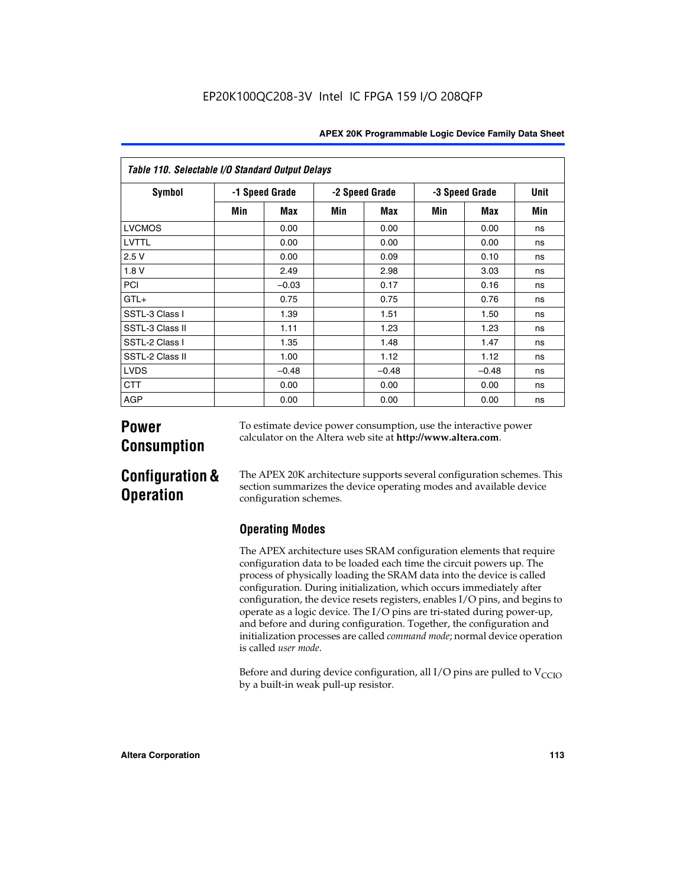**Table 110. Selectable I/O Standard Output Delays**

| Symbol | -1 Speed Grade | | -2 Speed Grade | | -3 Speed Grade | | Unit |
|---|---|---|---|---|---|---|---|
| | Min | Max | Min | Max | Min | Max | Min |
| LVCMOS | | 0.00 | | 0.00 | | 0.00 | ns |
| LVTTL | | 0.00 | | 0.00 | | 0.00 | ns |
| 2.5 V | | 0.00 | | 0.09 | | 0.10 | ns |
| 1.8 V | | 2.49 | | 2.98 | | 3.03 | ns |
| PCI | | –0.03 | | 0.17 | | 0.16 | ns |
| GTL+ | | 0.75 | | 0.75 | | 0.76 | ns |
| SSTL-3 Class I | | 1.39 | | 1.51 | | 1.50 | ns |
| SSTL-3 Class II | | 1.11 | | 1.23 | | 1.23 | ns |
| SSTL-2 Class I | | 1.35 | | 1.48 | | 1.47 | ns |
| SSTL-2 Class II | | 1.00 | | 1.12 | | 1.12 | ns |
| LVDS | | –0.48 | | –0.48 | | –0.48 | ns |
| CTT | | 0.00 | | 0.00 | | 0.00 | ns |
| AGP | | 0.00 | | 0.00 | | 0.00 | ns |

# Power Consumption

To estimate device power consumption, use the interactive power calculator on the Altera web site at **http://www.altera.com**.

# Configuration & Operation

The APEX 20K architecture supports several configuration schemes. This section summarizes the device operating modes and available device configuration schemes.

## Operating Modes

The APEX architecture uses SRAM configuration elements that require configuration data to be loaded each time the circuit powers up. The process of physically loading the SRAM data into the device is called configuration. During initialization, which occurs immediately after configuration, the device resets registers, enables I/O pins, and begins to operate as a logic device. The I/O pins are tri-stated during power-up, and before and during configuration. Together, the configuration and initialization processes are called *command mode*; normal device operation is called *user mode*.

Before and during device configuration, all I/O pins are pulled to $V_{CCIO}$ by a built-in weak pull-up resistor.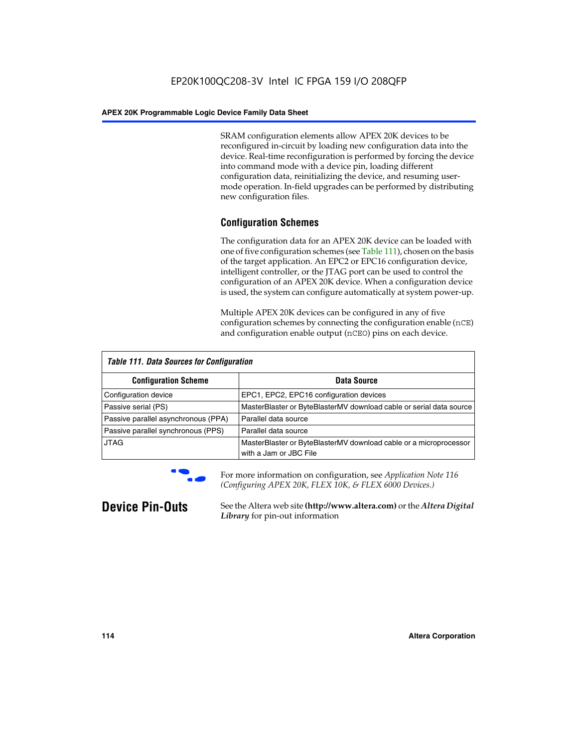SRAM configuration elements allow APEX 20K devices to be reconfigured in-circuit by loading new configuration data into the device. Real-time reconfiguration is performed by forcing the device into command mode with a device pin, loading different configuration data, reinitializing the device, and resuming user-mode operation. In-field upgrades can be performed by distributing new configuration files.

### Configuration Schemes

The configuration data for an APEX 20K device can be loaded with one of five configuration schemes (see Table 111), chosen on the basis of the target application. An EPC2 or EPC16 configuration device, intelligent controller, or the JTAG port can be used to control the configuration of an APEX 20K device. When a configuration device is used, the system can configure automatically at system power-up.

Multiple APEX 20K devices can be configured in any of five configuration schemes by connecting the configuration enable (`nCE`) and configuration enable output (`nCEO`) pins on each device.

*Table 111. Data Sources for Configuration*

| Configuration Scheme | Data Source |
| --- | --- |
| Configuration device | EPC1, EPC2, EPC16 configuration devices |
| Passive serial (PS) | MasterBlaster or ByteBlasterMV download cable or serial data source |
| Passive parallel asynchronous (PPA) | Parallel data source |
| Passive parallel synchronous (PPS) | Parallel data source |
| JTAG | MasterBlaster or ByteBlasterMV download cable or a microprocessor with a Jam or JBC File |

For more information on configuration, see *Application Note 116 (Configuring APEX 20K, FLEX 10K, & FLEX 6000 Devices.)*

## Device Pin-Outs

See the Altera web site **(http://www.altera.com)** or the ***Altera Digital Library*** for pin-out information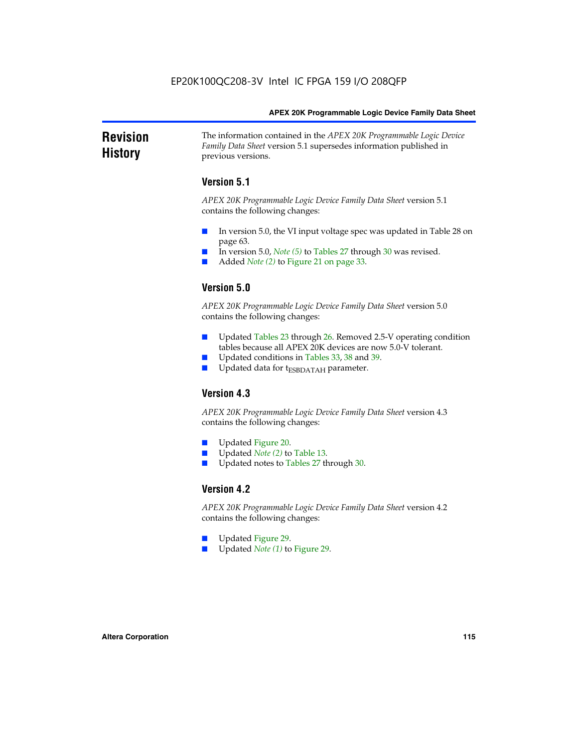## Revision History

The information contained in the *APEX 20K Programmable Logic Device Family Data Sheet* version 5.1 supersedes information published in previous versions.

### Version 5.1

*APEX 20K Programmable Logic Device Family Data Sheet* version 5.1 contains the following changes:

- In version 5.0, the VI input voltage spec was updated in Table 28 on page 63.
- In version 5.0, *Note (5)* to Tables 27 through 30 was revised.
- Added *Note (2)* to Figure 21 on page 33.

### Version 5.0

*APEX 20K Programmable Logic Device Family Data Sheet* version 5.0 contains the following changes:

- Updated Tables 23 through 26. Removed 2.5-V operating condition tables because all APEX 20K devices are now 5.0-V tolerant.
- Updated conditions in Tables 33, 38 and 39.
- Updated data for $t_{ESBDATAH}$ parameter.

### Version 4.3

*APEX 20K Programmable Logic Device Family Data Sheet* version 4.3 contains the following changes:

- Updated Figure 20.
- Updated *Note (2)* to Table 13.
- Updated notes to Tables 27 through 30.

### Version 4.2

*APEX 20K Programmable Logic Device Family Data Sheet* version 4.2 contains the following changes:

- Updated Figure 29.
- Updated *Note (1)* to Figure 29.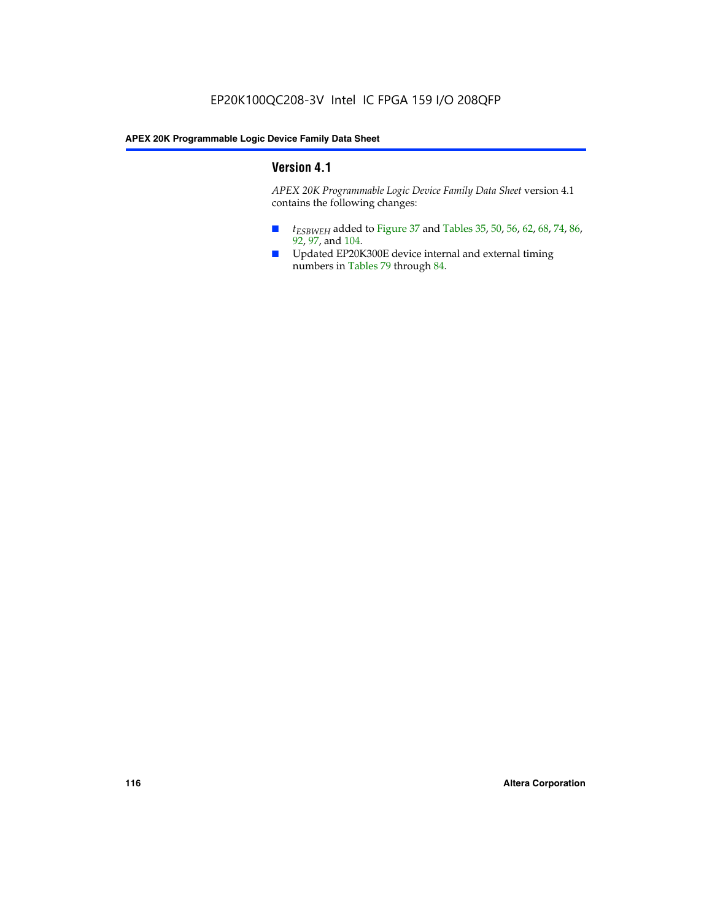## Version 4.1

*APEX 20K Programmable Logic Device Family Data Sheet* version 4.1 contains the following changes:

- $t_{ESBWEH}$ added to Figure 37 and Tables 35, 50, 56, 62, 68, 74, 86, 92, 97, and 104.
- Updated EP20K300E device internal and external timing numbers in Tables 79 through 84.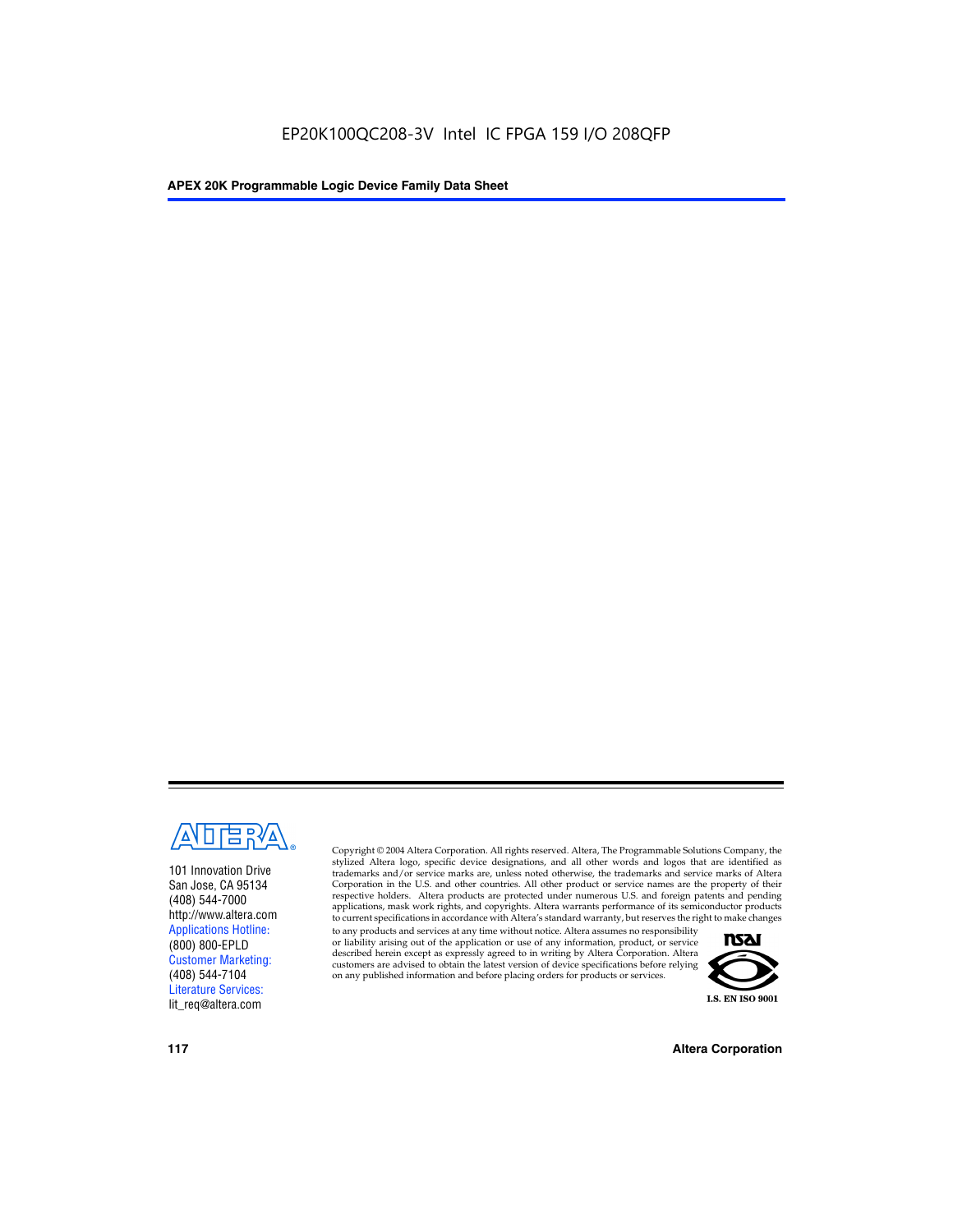101 Innovation Drive
San Jose, CA 95134
(408) 544-7000
http://www.altera.com
Applications Hotline:
(800) 800-EPLD
Customer Marketing:
(408) 544-7104
Literature Services:
lit_req@altera.com

Copyright © 2004 Altera Corporation. All rights reserved. Altera, The Programmable Solutions Company, the stylized Altera logo, specific device designations, and all other words and logos that are identified as trademarks and/or service marks are, unless noted otherwise, the trademarks and service marks of Altera Corporation in the U.S. and other countries. All other product or service names are the property of their respective holders. Altera products are protected under numerous U.S. and foreign patents and pending applications, mask work rights, and copyrights. Altera warrants performance of its semiconductor products to current specifications in accordance with Altera's standard warranty, but reserves the right to make changes to any products and services at any time without notice. Altera assumes no responsibility or liability arising out of the application or use of any information, product, or service described herein except as expressly agreed to in writing by Altera Corporation. Altera customers are advised to obtain the latest version of device specifications before relying on any published information and before placing orders for products or services.

I.S. EN ISO 9001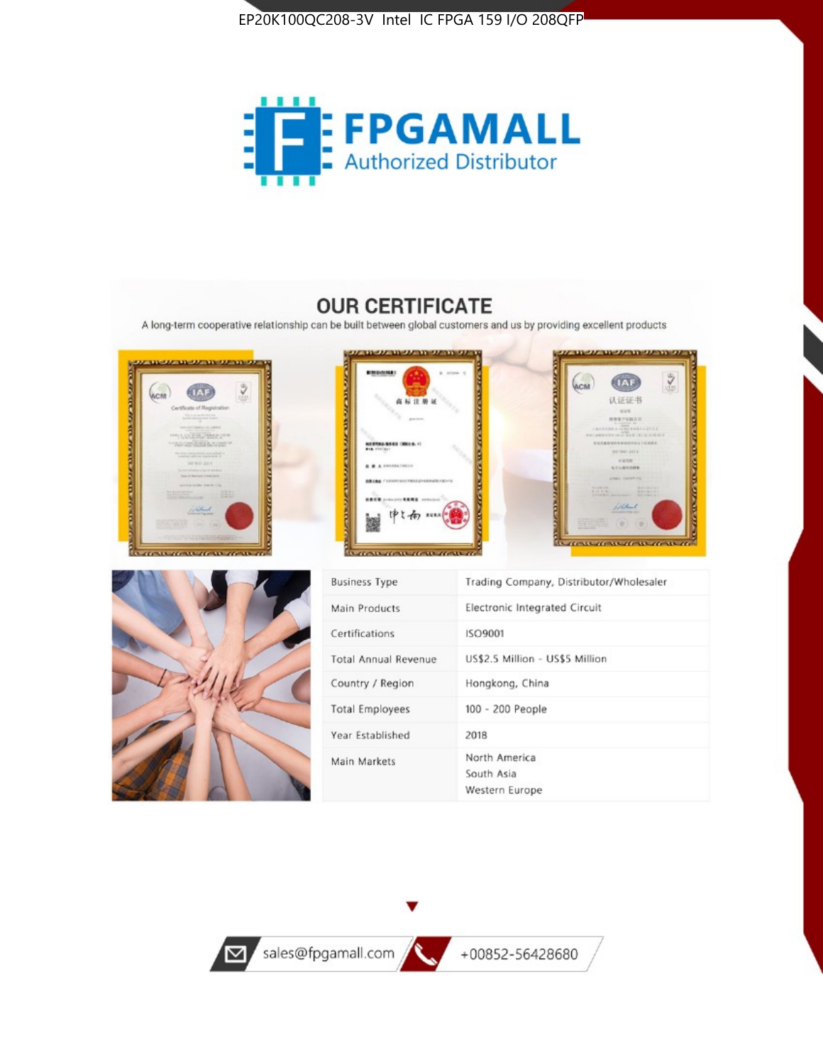FPGAMALL
Authorized Distributor

## OUR CERTIFICATE

A long-term cooperative relationship can be built between global customers and us by providing excellent products

| | |
|---|---|
| Business Type | Trading Company, Distributor/Wholesaler |
| Main Products | Electronic Integrated Circuit |
| Certifications | ISO9001 |
| Total Annual Revenue | US$2.5 Million - US$5 Million |
| Country / Region | Hongkong, China |
| Total Employees | 100 - 200 People |
| Year Established | 2018 |
| Main Markets | North America<br>South Asia<br>Western Europe |

sales@fpgamall.com

+00852-56428680